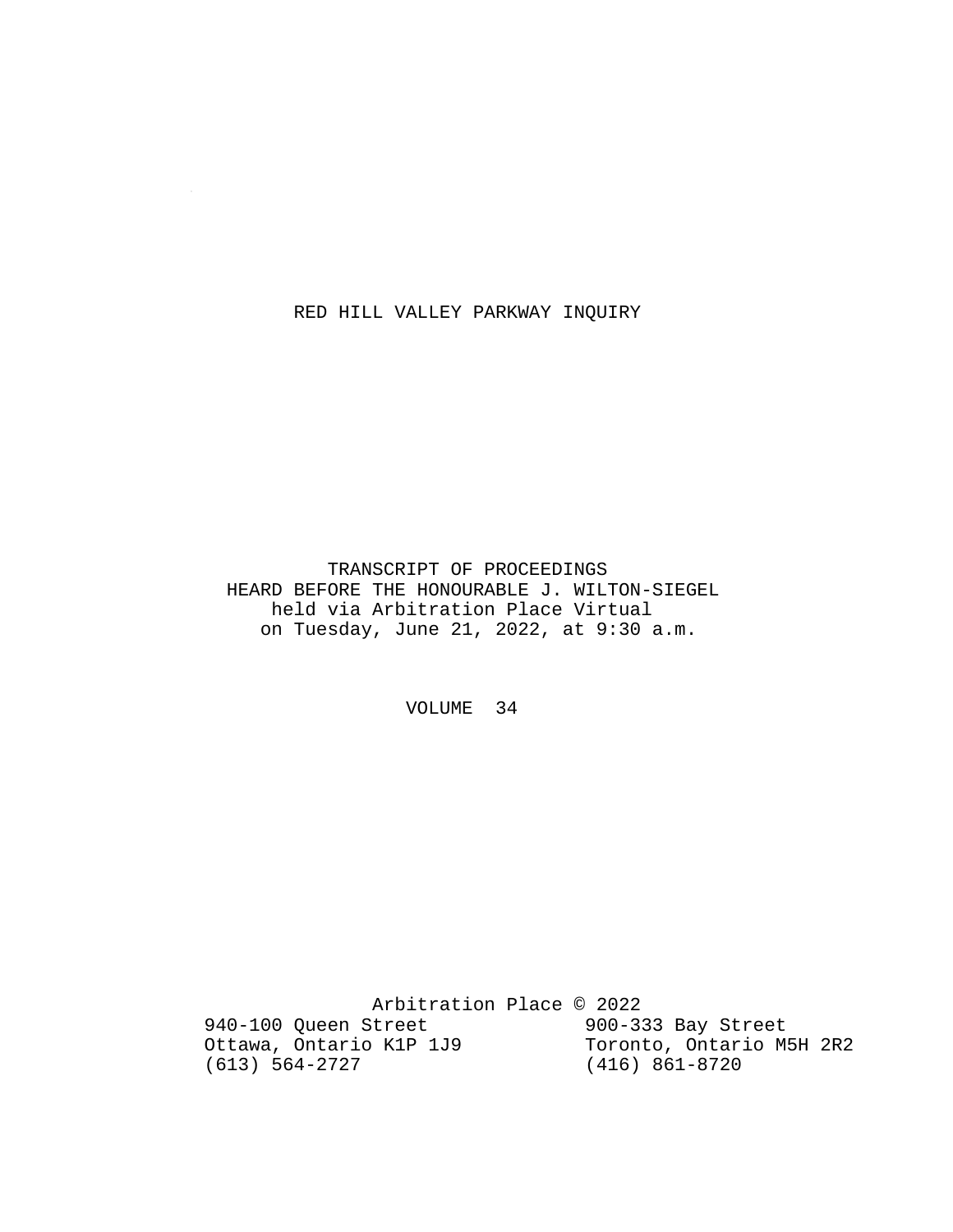# RED HILL VALLEY PARKWAY INQUIRY

TRANSCRIPT OF PROCEEDINGS
HEARD BEFORE THE HONOURABLE J. WILTON-SIEGEL
held via Arbitration Place Virtual
on Tuesday, June 21, 2022, at 9:30 a.m.

VOLUME 34

Arbitration Place © 2022

940-100 Queen Street
Ottawa, Ontario K1P 1J9
(613) 564-2727

900-333 Bay Street
Toronto, Ontario M5H 2R2
(416) 861-8720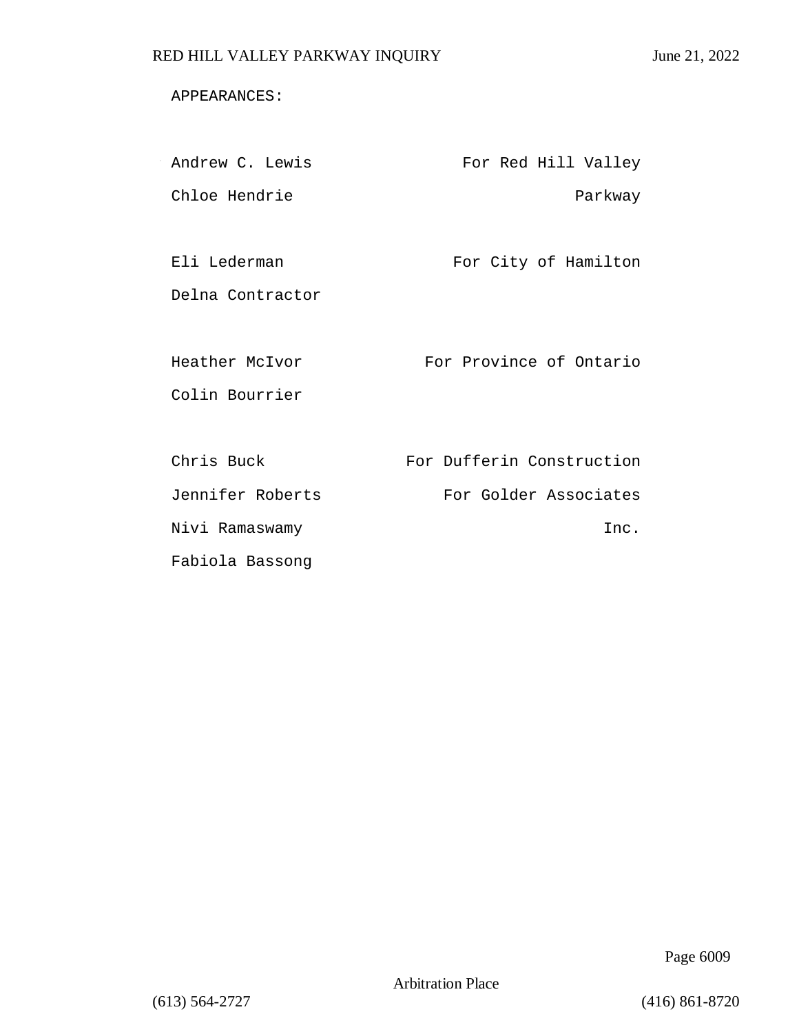APPEARANCES:

| | |
|---|---|
| Andrew C. Lewis | For Red Hill Valley |
| Chloe Hendrie | Parkway |
| | |
| Eli Lederman | For City of Hamilton |
| Delna Contractor | |
| | |
| Heather McIvor | For Province of Ontario |
| Colin Bourrier | |
| | |
| Chris Buck | For Dufferin Construction |
| Jennifer Roberts | For Golder Associates |
| Nivi Ramaswamy | Inc. |
| Fabiola Bassong | |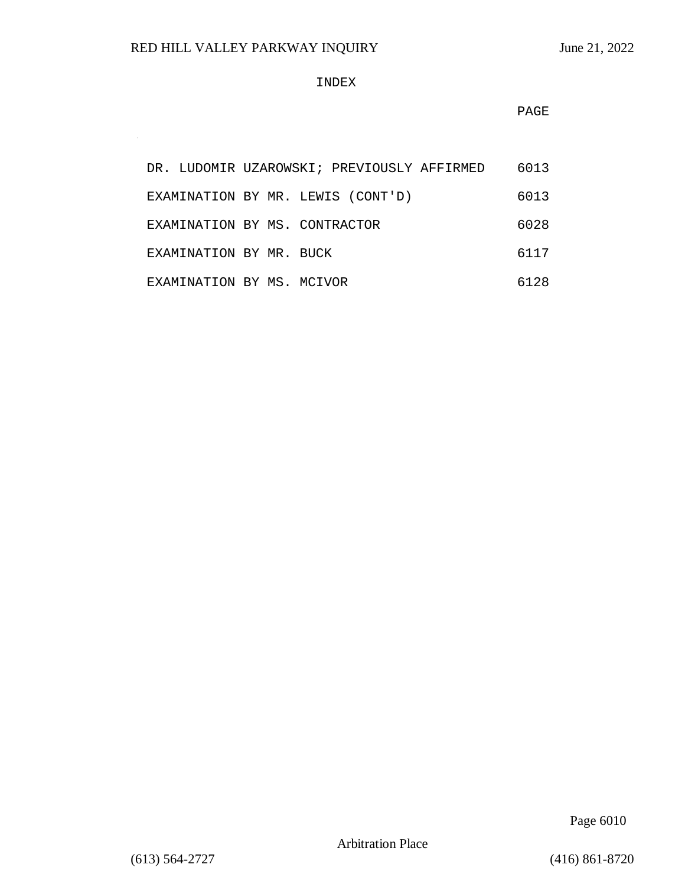# INDEX

| | PAGE |
|---|---|
| DR. LUDOMIR UZAROWSKI; PREVIOUSLY AFFIRMED | 6013 |
| EXAMINATION BY MR. LEWIS (CONT'D) | 6013 |
| EXAMINATION BY MS. CONTRACTOR | 6028 |
| EXAMINATION BY MR. BUCK | 6117 |
| EXAMINATION BY MS. MCIVOR | 6128 |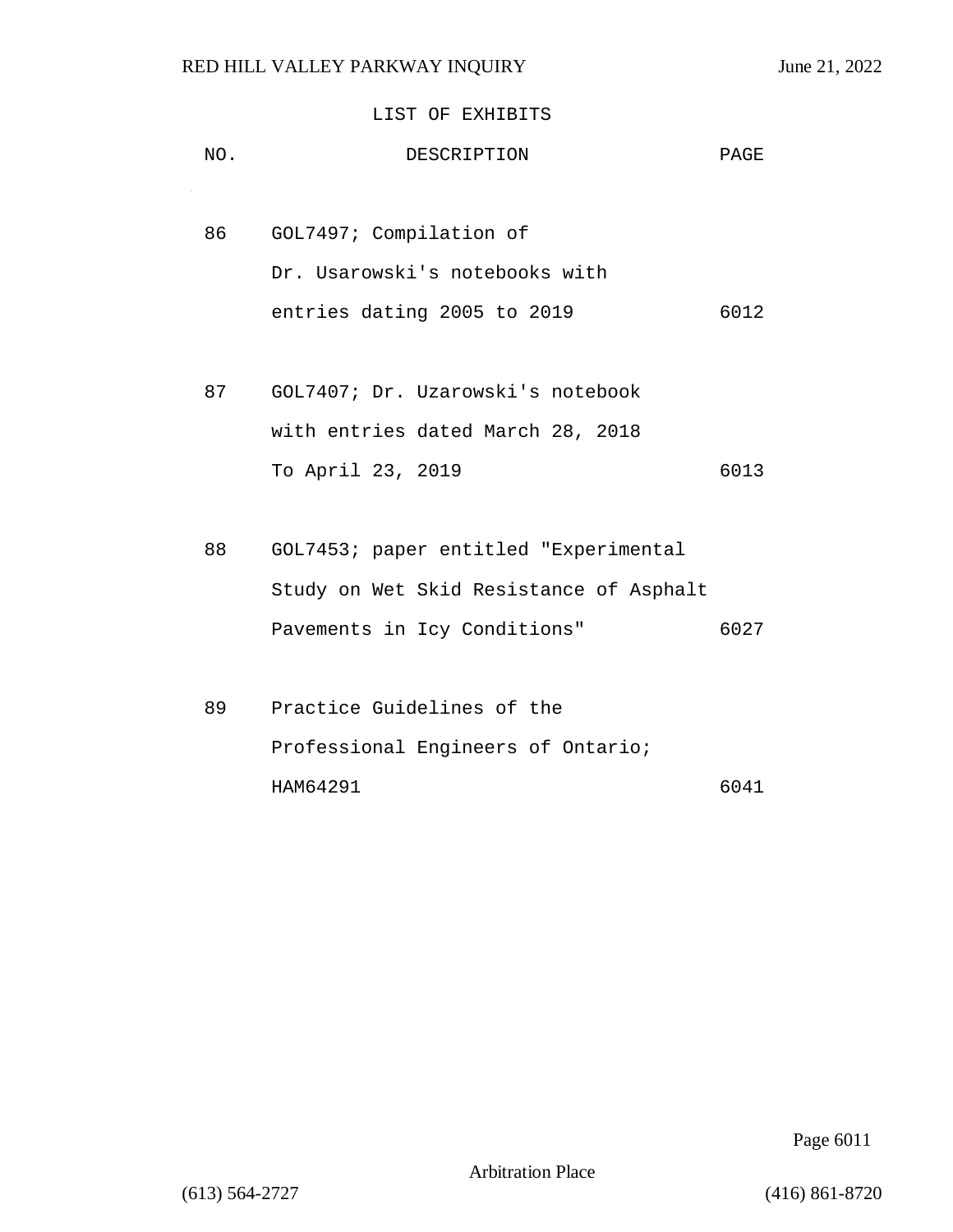## LIST OF EXHIBITS

| NO. | DESCRIPTION | PAGE |
|---|---|---|
| 86 | GOL7497; Compilation of Dr. Usarowski's notebooks with entries dating 2005 to 2019 | 6012 |
| 87 | GOL7407; Dr. Uzarowski's notebook with entries dated March 28, 2018 To April 23, 2019 | 6013 |
| 88 | GOL7453; paper entitled "Experimental Study on Wet Skid Resistance of Asphalt Pavements in Icy Conditions" | 6027 |
| 89 | Practice Guidelines of the Professional Engineers of Ontario; HAM64291 | 6041 |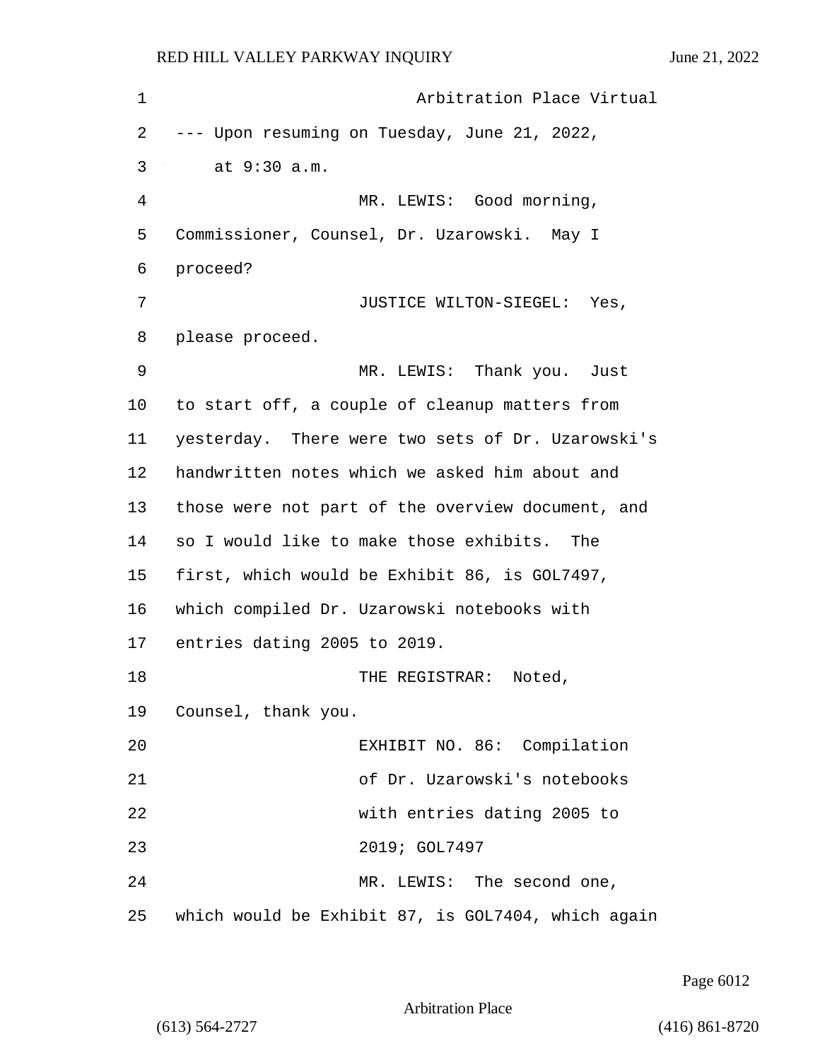Arbitration Place Virtual

--- Upon resuming on Tuesday, June 21, 2022, at 9:30 a.m.

MR. LEWIS: Good morning, Commissioner, Counsel, Dr. Uzarowski. May I proceed?

JUSTICE WILTON-SIEGEL: Yes, please proceed.

MR. LEWIS: Thank you. Just to start off, a couple of cleanup matters from yesterday. There were two sets of Dr. Uzarowski's handwritten notes which we asked him about and those were not part of the overview document, and so I would like to make those exhibits. The first, which would be Exhibit 86, is GOL7497, which compiled Dr. Uzarowski notebooks with entries dating 2005 to 2019.

THE REGISTRAR: Noted, Counsel, thank you.

EXHIBIT NO. 86: Compilation of Dr. Uzarowski's notebooks with entries dating 2005 to 2019; GOL7497

MR. LEWIS: The second one, which would be Exhibit 87, is GOL7404, which again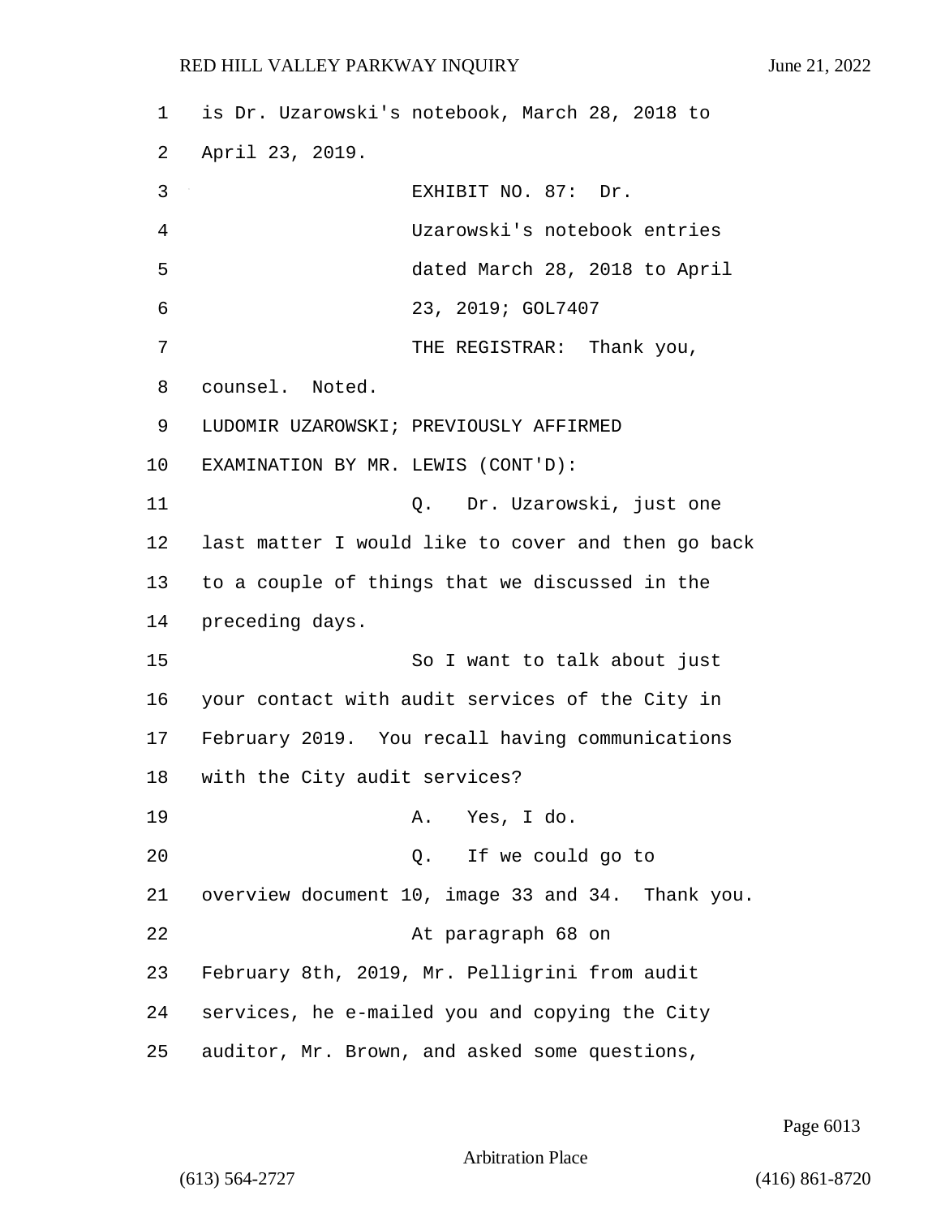is Dr. Uzarowski's notebook, March 28, 2018 to April 23, 2019.

EXHIBIT NO. 87: Dr. Uzarowski's notebook entries dated March 28, 2018 to April 23, 2019; GOL7407

THE REGISTRAR: Thank you, counsel. Noted.

LUDOMIR UZAROWSKI; PREVIOUSLY AFFIRMED

EXAMINATION BY MR. LEWIS (CONT'D):

Q. Dr. Uzarowski, just one last matter I would like to cover and then go back to a couple of things that we discussed in the preceding days.

So I want to talk about just your contact with audit services of the City in February 2019. You recall having communications with the City audit services?

A. Yes, I do.

Q. If we could go to overview document 10, image 33 and 34. Thank you.

At paragraph 68 on February 8th, 2019, Mr. Pelligrini from audit services, he e-mailed you and copying the City auditor, Mr. Brown, and asked some questions,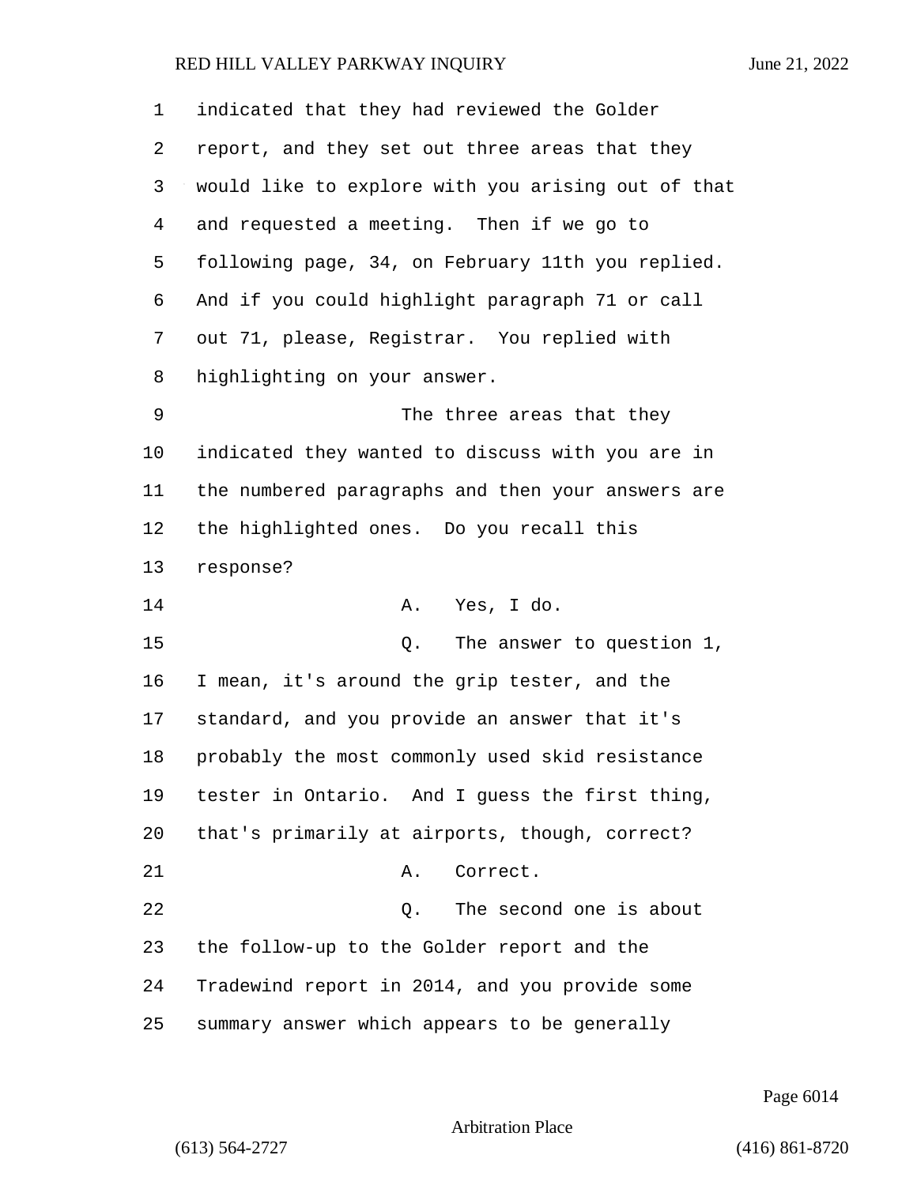indicated that they had reviewed the Golder report, and they set out three areas that they would like to explore with you arising out of that and requested a meeting. Then if we go to following page, 34, on February 11th you replied. And if you could highlight paragraph 71 or call out 71, please, Registrar. You replied with highlighting on your answer.

The three areas that they indicated they wanted to discuss with you are in the numbered paragraphs and then your answers are the highlighted ones. Do you recall this response?

A. Yes, I do.

Q. The answer to question 1, I mean, it's around the grip tester, and the standard, and you provide an answer that it's probably the most commonly used skid resistance tester in Ontario. And I guess the first thing, that's primarily at airports, though, correct?

A. Correct.

Q. The second one is about the follow-up to the Golder report and the Tradewind report in 2014, and you provide some summary answer which appears to be generally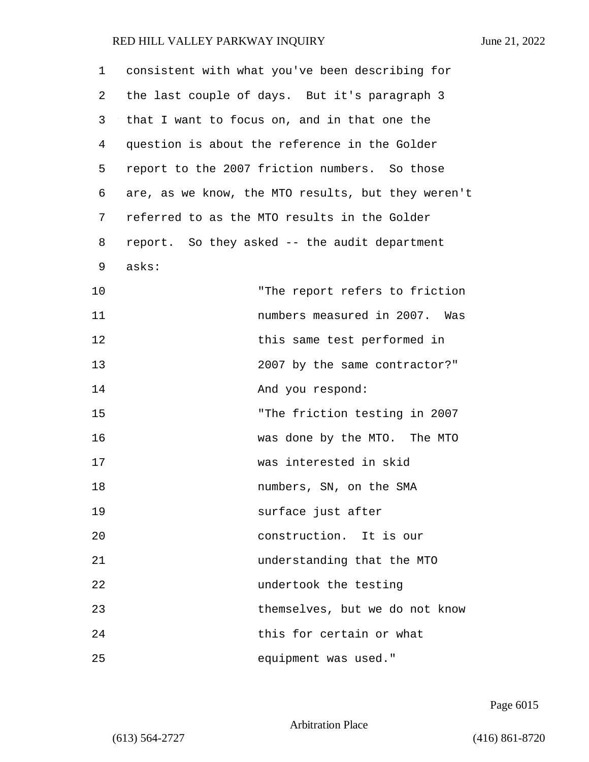consistent with what you've been describing for the last couple of days. But it's paragraph 3 that I want to focus on, and in that one the question is about the reference in the Golder report to the 2007 friction numbers. So those are, as we know, the MTO results, but they weren't referred to as the MTO results in the Golder report. So they asked -- the audit department asks:

> "The report refers to friction numbers measured in 2007. Was this same test performed in 2007 by the same contractor?"

And you respond:

> "The friction testing in 2007 was done by the MTO. The MTO was interested in skid numbers, SN, on the SMA surface just after construction. It is our understanding that the MTO undertook the testing themselves, but we do not know this for certain or what equipment was used."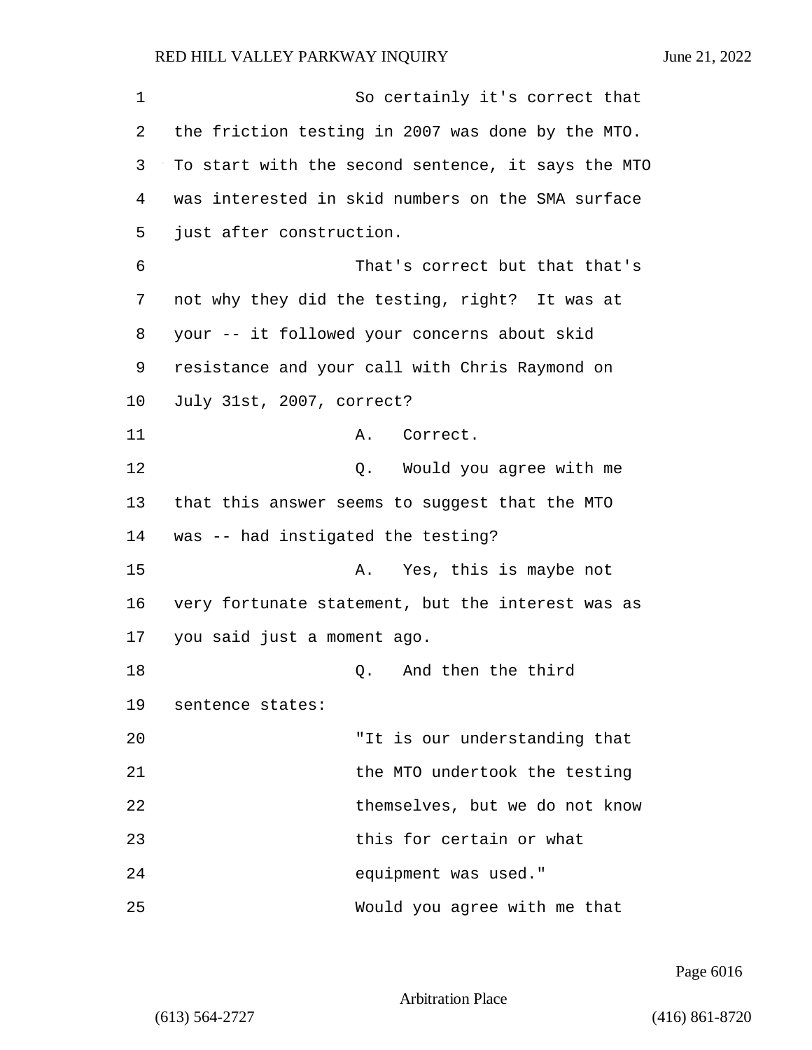So certainly it's correct that the friction testing in 2007 was done by the MTO. To start with the second sentence, it says the MTO was interested in skid numbers on the SMA surface just after construction.

That's correct but that that's not why they did the testing, right? It was at your -- it followed your concerns about skid resistance and your call with Chris Raymond on July 31st, 2007, correct?

A. Correct.

Q. Would you agree with me that this answer seems to suggest that the MTO was -- had instigated the testing?

A. Yes, this is maybe not very fortunate statement, but the interest was as you said just a moment ago.

Q. And then the third sentence states:

"It is our understanding that the MTO undertook the testing themselves, but we do not know this for certain or what equipment was used."

Would you agree with me that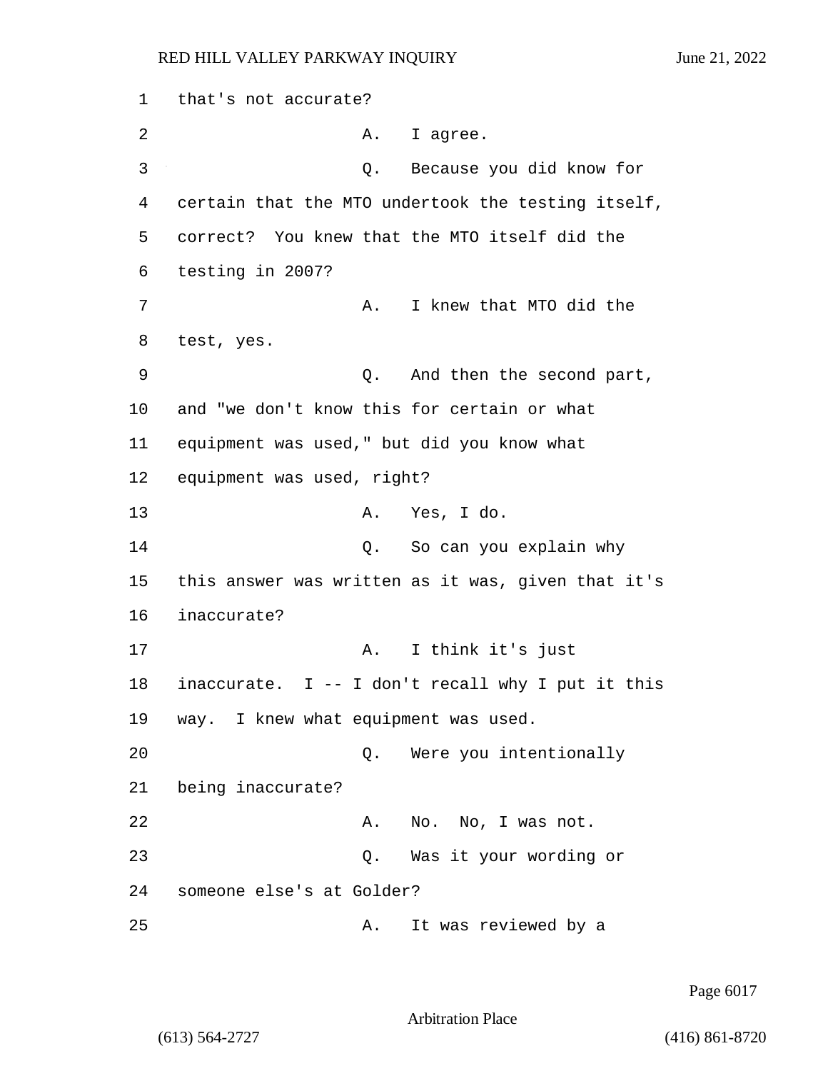that's not accurate?

A. I agree.

Q. Because you did know for certain that the MTO undertook the testing itself, correct? You knew that the MTO itself did the testing in 2007?

A. I knew that MTO did the test, yes.

Q. And then the second part, and "we don't know this for certain or what equipment was used," but did you know what equipment was used, right?

A. Yes, I do.

Q. So can you explain why this answer was written as it was, given that it's inaccurate?

A. I think it's just inaccurate. I -- I don't recall why I put it this way. I knew what equipment was used.

Q. Were you intentionally being inaccurate?

A. No. No, I was not.

Q. Was it your wording or someone else's at Golder?

A. It was reviewed by a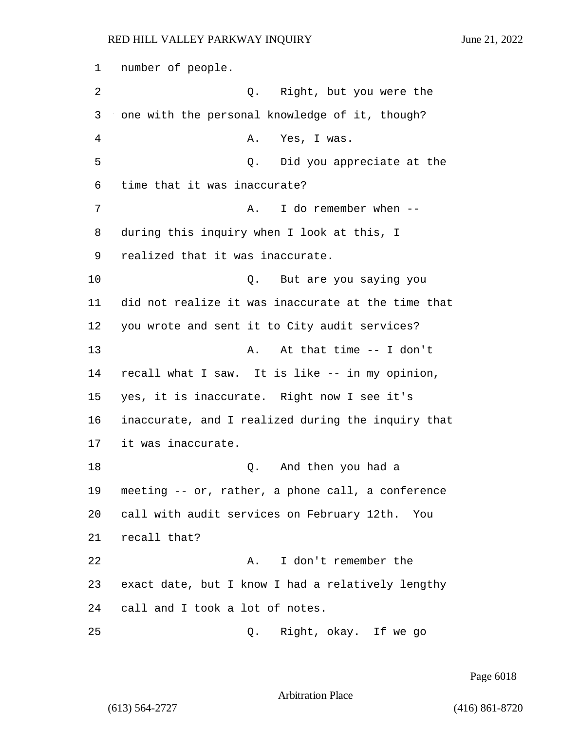number of people.

Q. Right, but you were the one with the personal knowledge of it, though?

A. Yes, I was.

Q. Did you appreciate at the time that it was inaccurate?

A. I do remember when -- during this inquiry when I look at this, I realized that it was inaccurate.

Q. But are you saying you did not realize it was inaccurate at the time that you wrote and sent it to City audit services?

A. At that time -- I don't recall what I saw. It is like -- in my opinion, yes, it is inaccurate. Right now I see it's inaccurate, and I realized during the inquiry that it was inaccurate.

Q. And then you had a meeting -- or, rather, a phone call, a conference call with audit services on February 12th. You recall that?

A. I don't remember the exact date, but I know I had a relatively lengthy call and I took a lot of notes.

Q. Right, okay. If we go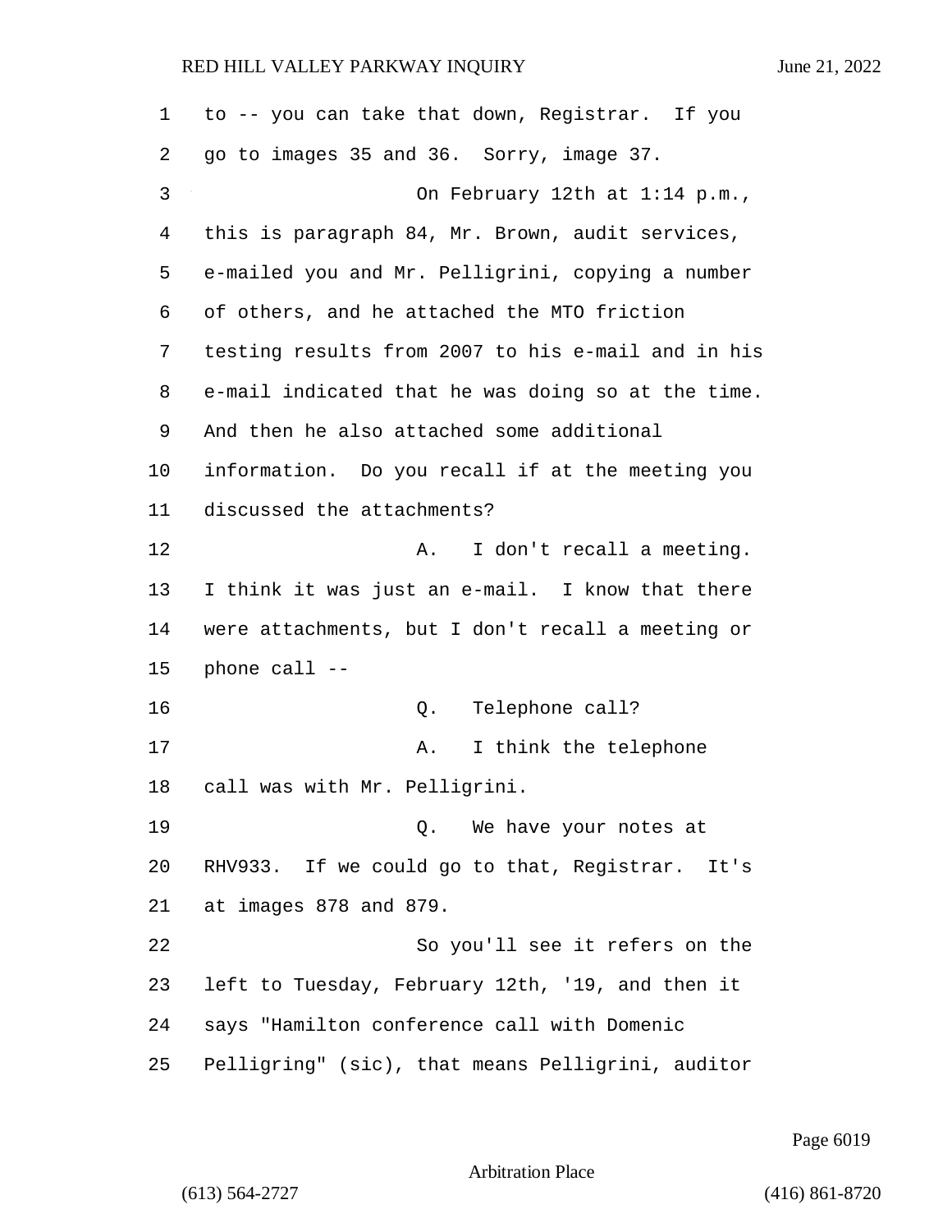to -- you can take that down, Registrar. If you go to images 35 and 36. Sorry, image 37.

On February 12th at 1:14 p.m., this is paragraph 84, Mr. Brown, audit services, e-mailed you and Mr. Pelligrini, copying a number of others, and he attached the MTO friction testing results from 2007 to his e-mail and in his e-mail indicated that he was doing so at the time. And then he also attached some additional information. Do you recall if at the meeting you discussed the attachments?

A. I don't recall a meeting. I think it was just an e-mail. I know that there were attachments, but I don't recall a meeting or phone call --

Q. Telephone call?

A. I think the telephone call was with Mr. Pelligrini.

Q. We have your notes at RHV933. If we could go to that, Registrar. It's at images 878 and 879.

So you'll see it refers on the left to Tuesday, February 12th, '19, and then it says "Hamilton conference call with Domenic Pelligring" (sic), that means Pelligrini, auditor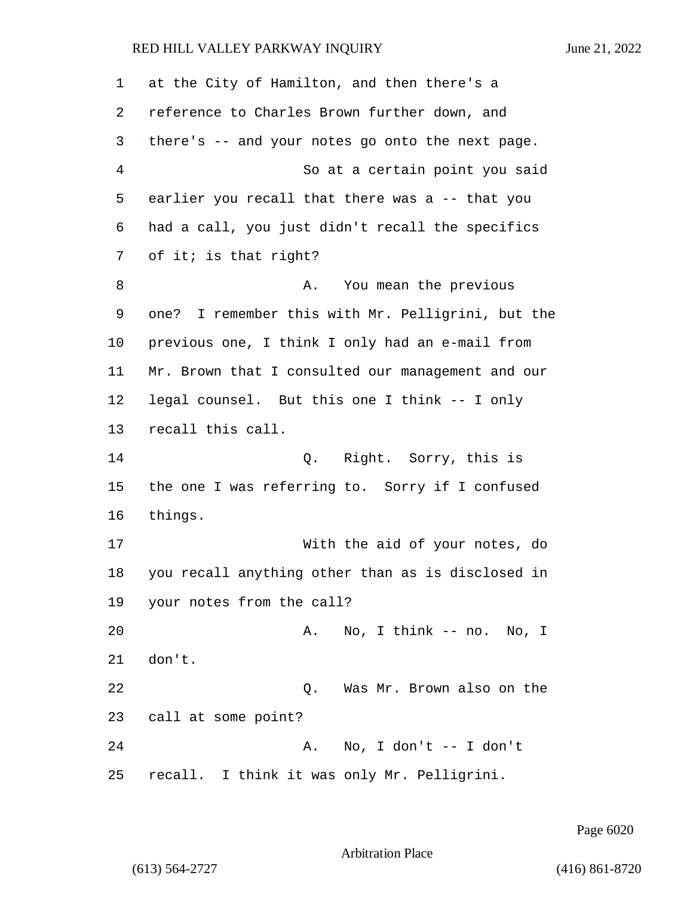at the City of Hamilton, and then there's a reference to Charles Brown further down, and there's -- and your notes go onto the next page.

So at a certain point you said earlier you recall that there was a -- that you had a call, you just didn't recall the specifics of it; is that right?

A. You mean the previous one? I remember this with Mr. Pelligrini, but the previous one, I think I only had an e-mail from Mr. Brown that I consulted our management and our legal counsel. But this one I think -- I only recall this call.

Q. Right. Sorry, this is the one I was referring to. Sorry if I confused things.

With the aid of your notes, do you recall anything other than as is disclosed in your notes from the call?

A. No, I think -- no. No, I don't.

Q. Was Mr. Brown also on the call at some point?

A. No, I don't -- I don't recall. I think it was only Mr. Pelligrini.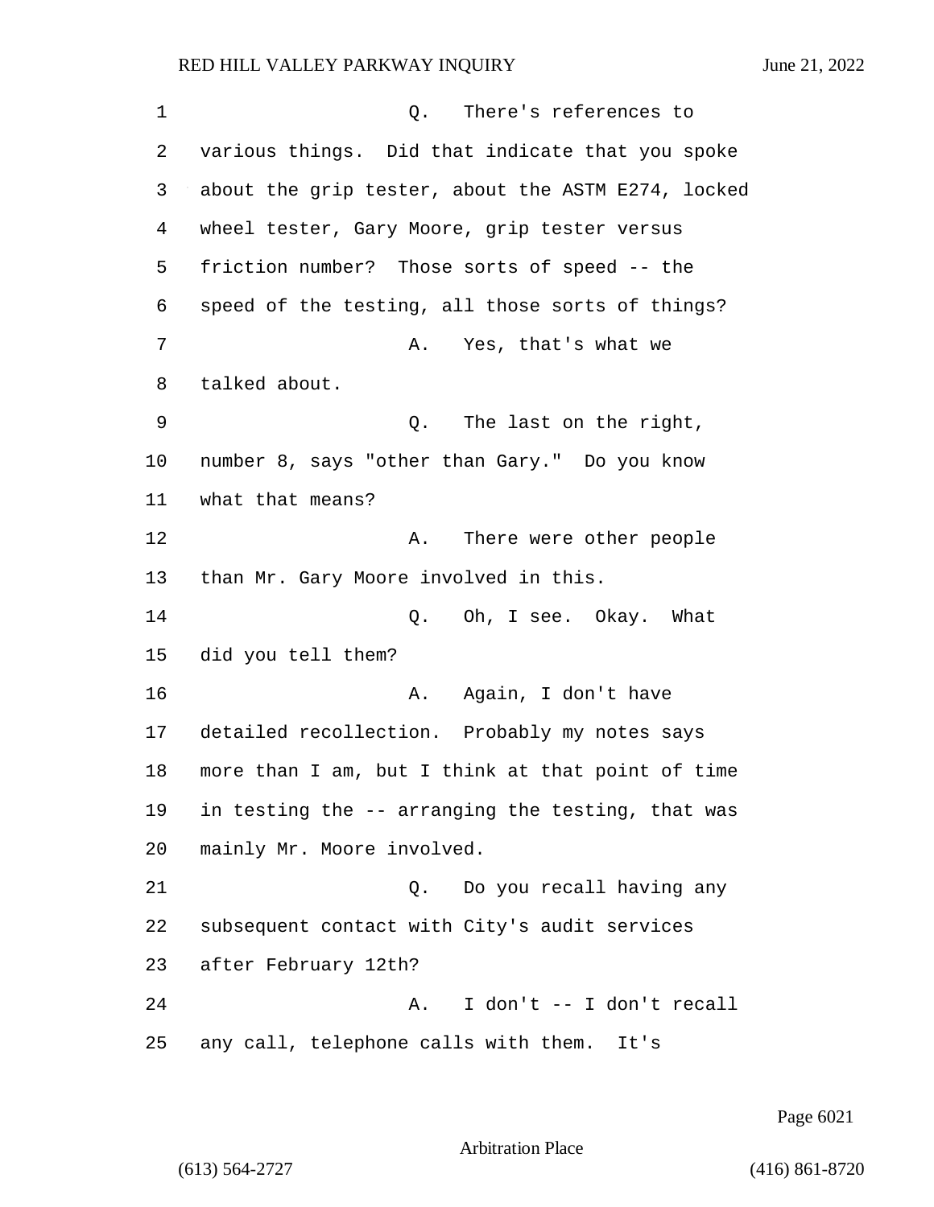Q. There's references to various things. Did that indicate that you spoke about the grip tester, about the ASTM E274, locked wheel tester, Gary Moore, grip tester versus friction number? Those sorts of speed -- the speed of the testing, all those sorts of things?

A. Yes, that's what we talked about.

Q. The last on the right, number 8, says "other than Gary." Do you know what that means?

A. There were other people than Mr. Gary Moore involved in this.

Q. Oh, I see. Okay. What did you tell them?

A. Again, I don't have detailed recollection. Probably my notes says more than I am, but I think at that point of time in testing the -- arranging the testing, that was mainly Mr. Moore involved.

Q. Do you recall having any subsequent contact with City's audit services after February 12th?

A. I don't -- I don't recall any call, telephone calls with them. It's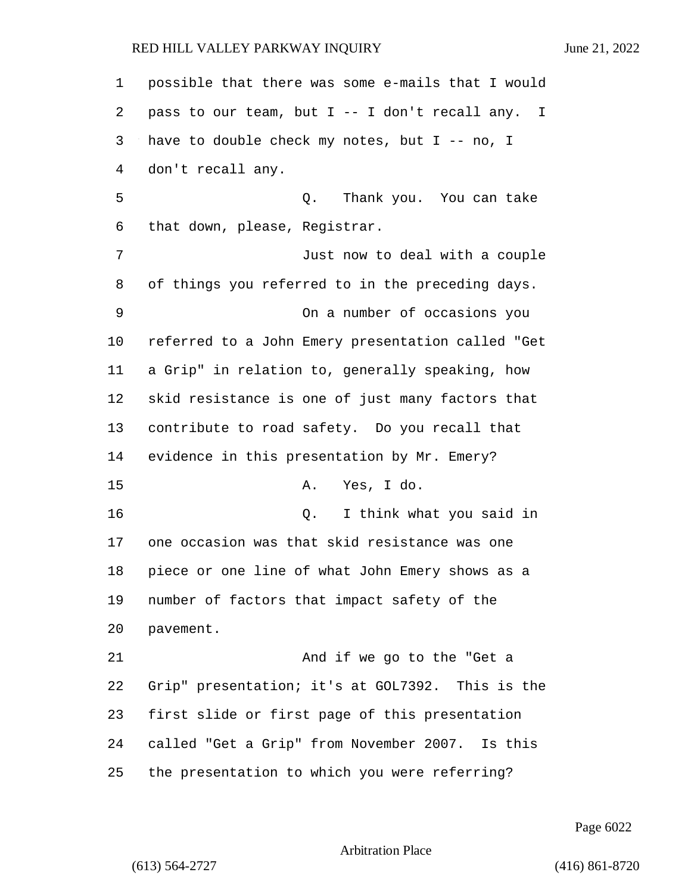possible that there was some e-mails that I would pass to our team, but I -- I don't recall any. I have to double check my notes, but I -- no, I don't recall any.

Q. Thank you. You can take that down, please, Registrar.

Just now to deal with a couple of things you referred to in the preceding days.

On a number of occasions you referred to a John Emery presentation called "Get a Grip" in relation to, generally speaking, how skid resistance is one of just many factors that contribute to road safety. Do you recall that evidence in this presentation by Mr. Emery?

A. Yes, I do.

Q. I think what you said in one occasion was that skid resistance was one piece or one line of what John Emery shows as a number of factors that impact safety of the pavement.

And if we go to the "Get a Grip" presentation; it's at GOL7392. This is the first slide or first page of this presentation called "Get a Grip" from November 2007. Is this the presentation to which you were referring?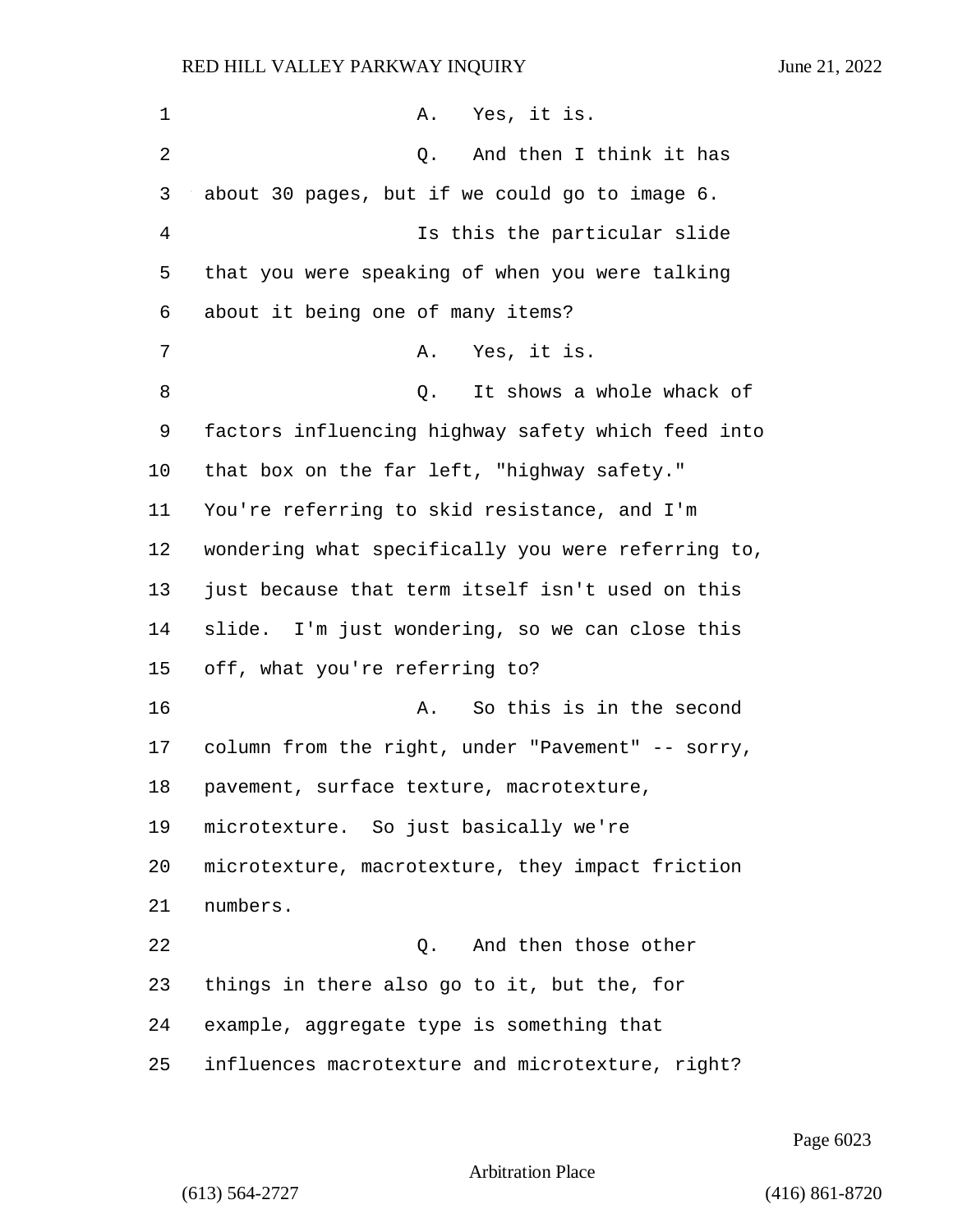A. Yes, it is.

Q. And then I think it has about 30 pages, but if we could go to image 6.

Is this the particular slide that you were speaking of when you were talking about it being one of many items?

A. Yes, it is.

Q. It shows a whole whack of factors influencing highway safety which feed into that box on the far left, "highway safety." You're referring to skid resistance, and I'm wondering what specifically you were referring to, just because that term itself isn't used on this slide. I'm just wondering, so we can close this off, what you're referring to?

A. So this is in the second column from the right, under "Pavement" -- sorry, pavement, surface texture, macrotexture, microtexture. So just basically we're microtexture, macrotexture, they impact friction numbers.

Q. And then those other things in there also go to it, but the, for example, aggregate type is something that influences macrotexture and microtexture, right?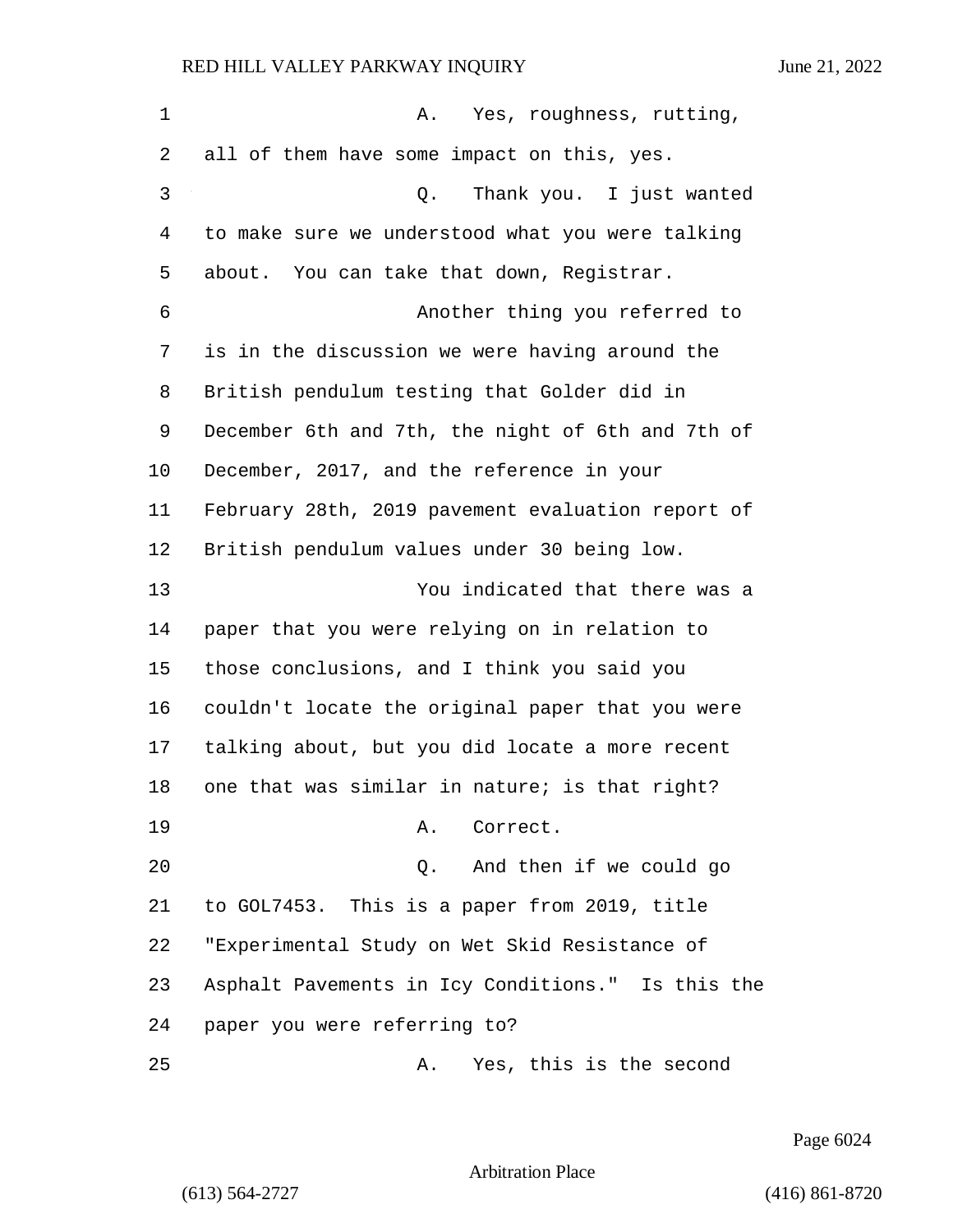A. Yes, roughness, rutting, all of them have some impact on this, yes.

Q. Thank you. I just wanted to make sure we understood what you were talking about. You can take that down, Registrar.

Another thing you referred to is in the discussion we were having around the British pendulum testing that Golder did in December 6th and 7th, the night of 6th and 7th of December, 2017, and the reference in your February 28th, 2019 pavement evaluation report of British pendulum values under 30 being low.

You indicated that there was a paper that you were relying on in relation to those conclusions, and I think you said you couldn't locate the original paper that you were talking about, but you did locate a more recent one that was similar in nature; is that right?

A. Correct.

Q. And then if we could go to GOL7453. This is a paper from 2019, title "Experimental Study on Wet Skid Resistance of Asphalt Pavements in Icy Conditions." Is this the paper you were referring to?

A. Yes, this is the second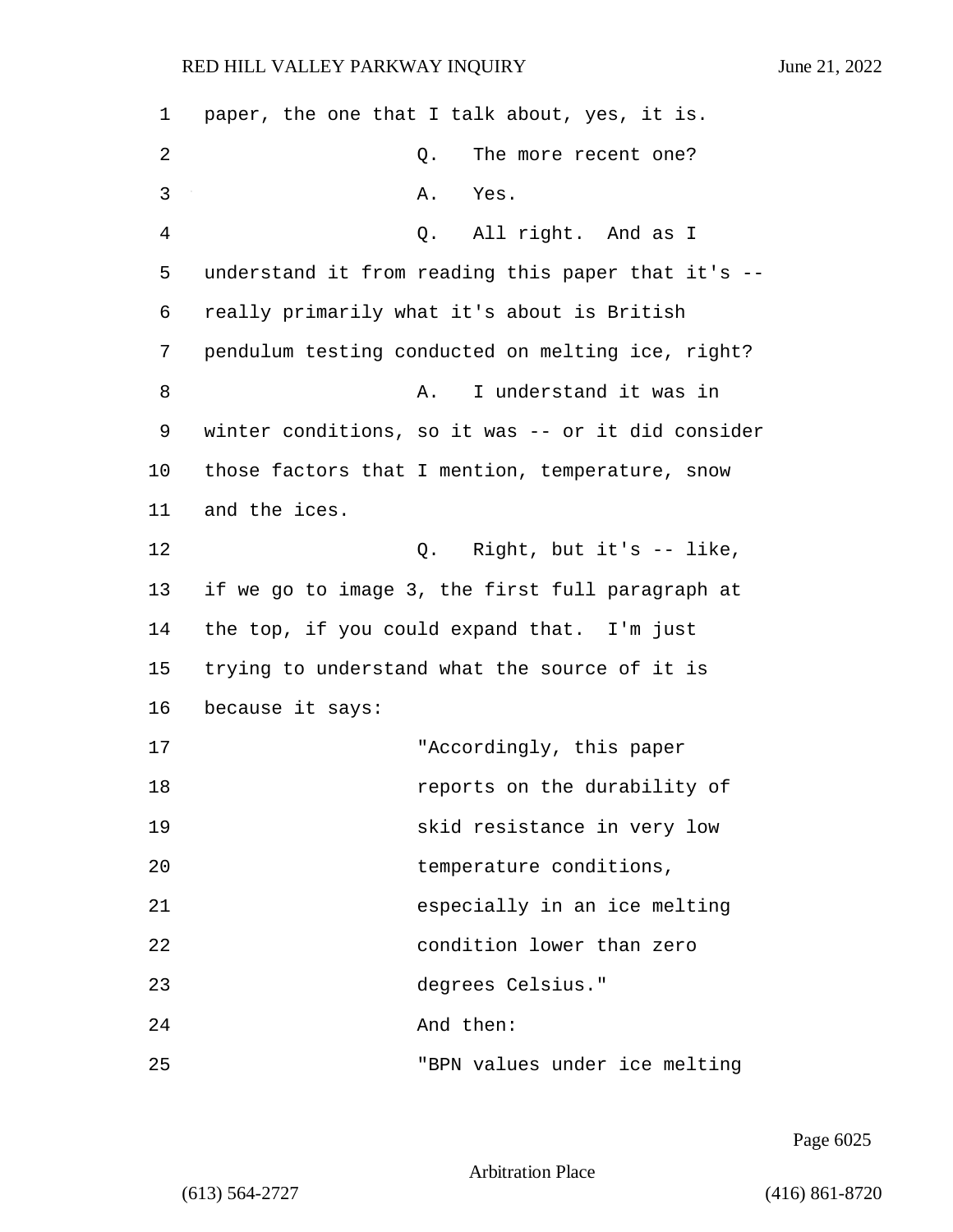paper, the one that I talk about, yes, it is.

Q. The more recent one?

A. Yes.

Q. All right. And as I understand it from reading this paper that it's -- really primarily what it's about is British pendulum testing conducted on melting ice, right?

A. I understand it was in winter conditions, so it was -- or it did consider those factors that I mention, temperature, snow and the ices.

Q. Right, but it's -- like, if we go to image 3, the first full paragraph at the top, if you could expand that. I'm just trying to understand what the source of it is because it says:

> "Accordingly, this paper reports on the durability of skid resistance in very low temperature conditions, especially in an ice melting condition lower than zero degrees Celsius."

And then:

> "BPN values under ice melting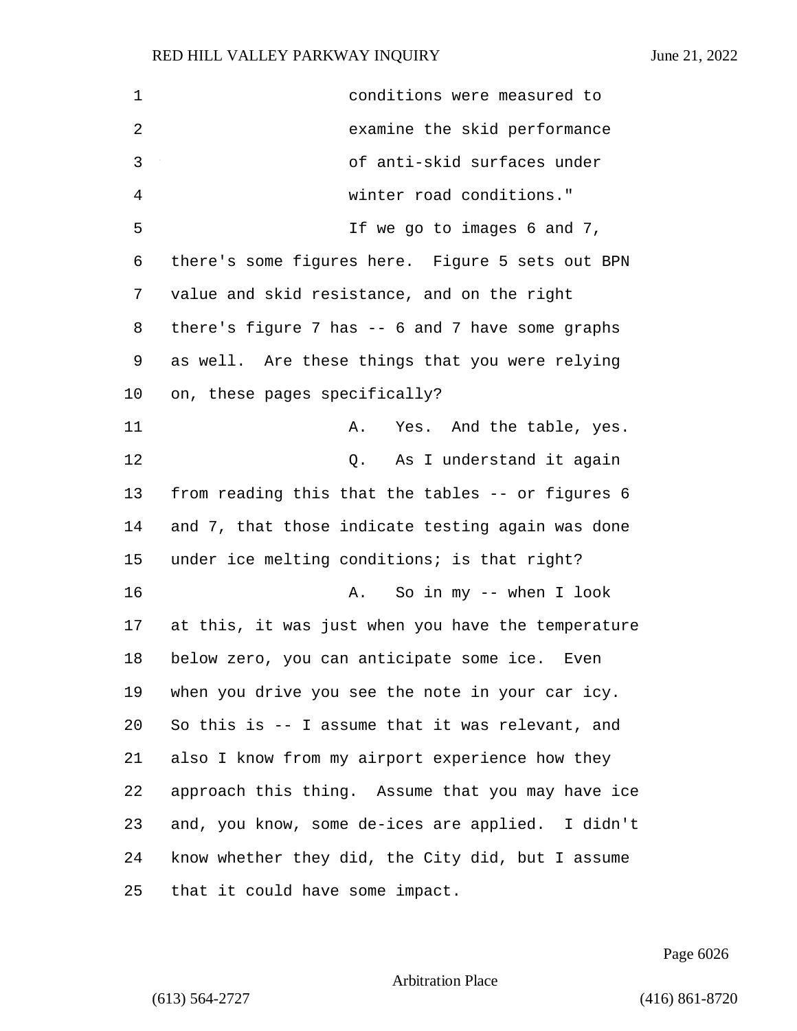conditions were measured to examine the skid performance of anti-skid surfaces under winter road conditions."

If we go to images 6 and 7, there's some figures here. Figure 5 sets out BPN value and skid resistance, and on the right there's figure 7 has -- 6 and 7 have some graphs as well. Are these things that you were relying on, these pages specifically?

A. Yes. And the table, yes.

Q. As I understand it again from reading this that the tables -- or figures 6 and 7, that those indicate testing again was done under ice melting conditions; is that right?

A. So in my -- when I look at this, it was just when you have the temperature below zero, you can anticipate some ice. Even when you drive you see the note in your car icy. So this is -- I assume that it was relevant, and also I know from my airport experience how they approach this thing. Assume that you may have ice and, you know, some de-ices are applied. I didn't know whether they did, the City did, but I assume that it could have some impact.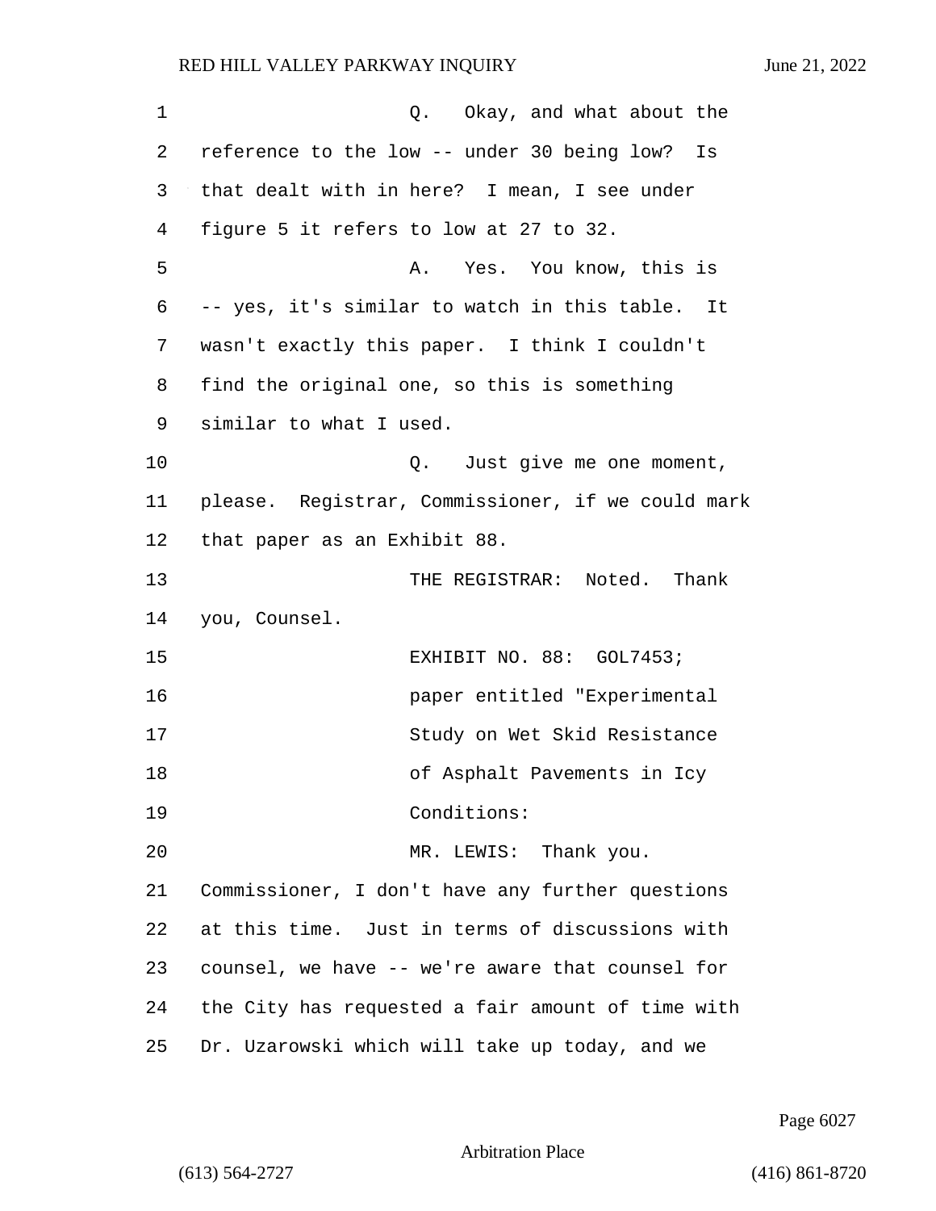Q. Okay, and what about the reference to the low -- under 30 being low? Is that dealt with in here? I mean, I see under figure 5 it refers to low at 27 to 32.

A. Yes. You know, this is -- yes, it's similar to watch in this table. It wasn't exactly this paper. I think I couldn't find the original one, so this is something similar to what I used.

Q. Just give me one moment, please. Registrar, Commissioner, if we could mark that paper as an Exhibit 88.

THE REGISTRAR: Noted. Thank you, Counsel.

EXHIBIT NO. 88: GOL7453; paper entitled "Experimental Study on Wet Skid Resistance of Asphalt Pavements in Icy Conditions:

MR. LEWIS: Thank you. Commissioner, I don't have any further questions at this time. Just in terms of discussions with counsel, we have -- we're aware that counsel for the City has requested a fair amount of time with Dr. Uzarowski which will take up today, and we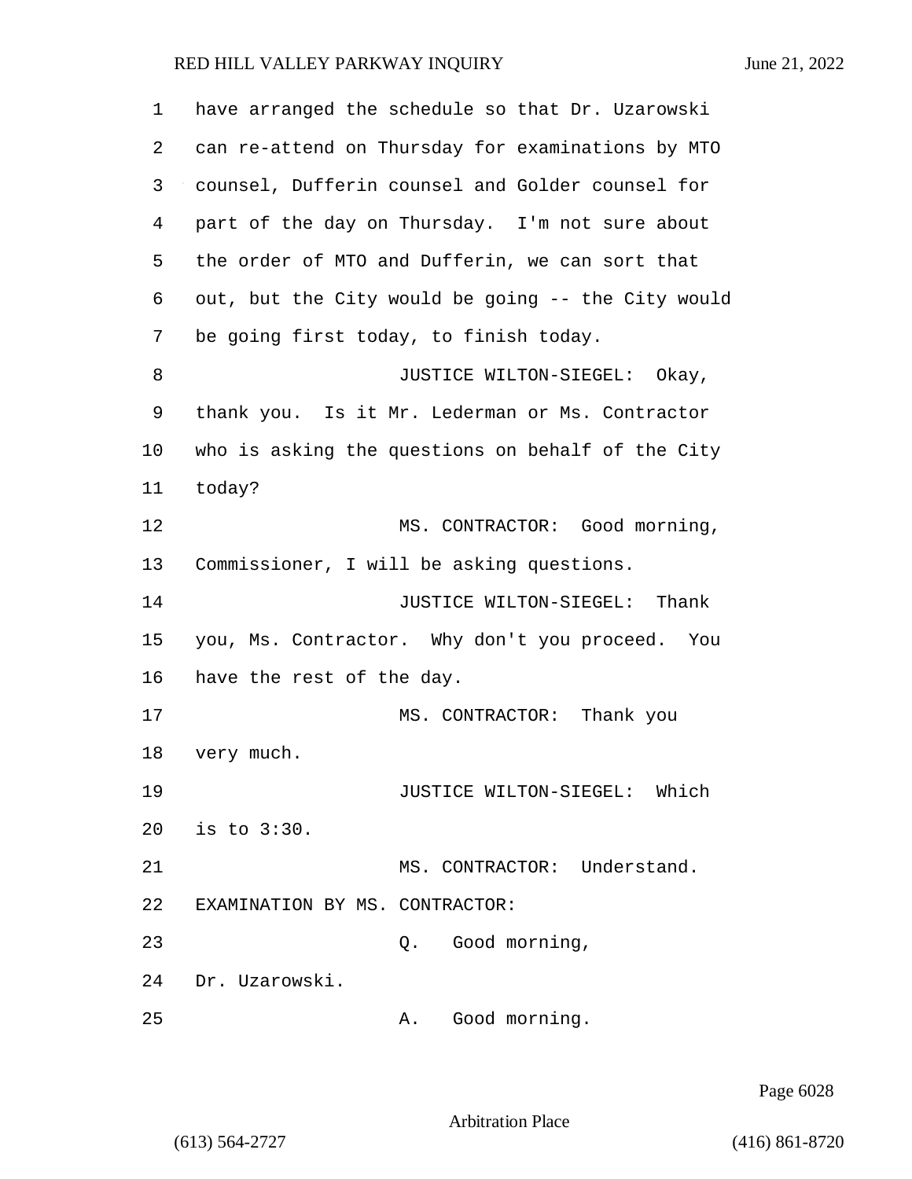have arranged the schedule so that Dr. Uzarowski can re-attend on Thursday for examinations by MTO counsel, Dufferin counsel and Golder counsel for part of the day on Thursday. I'm not sure about the order of MTO and Dufferin, we can sort that out, but the City would be going -- the City would be going first today, to finish today.

JUSTICE WILTON-SIEGEL: Okay, thank you. Is it Mr. Lederman or Ms. Contractor who is asking the questions on behalf of the City today?

MS. CONTRACTOR: Good morning, Commissioner, I will be asking questions.

JUSTICE WILTON-SIEGEL: Thank you, Ms. Contractor. Why don't you proceed. You have the rest of the day.

MS. CONTRACTOR: Thank you very much.

JUSTICE WILTON-SIEGEL: Which is to 3:30.

MS. CONTRACTOR: Understand.

EXAMINATION BY MS. CONTRACTOR:

Q. Good morning, Dr. Uzarowski.

A. Good morning.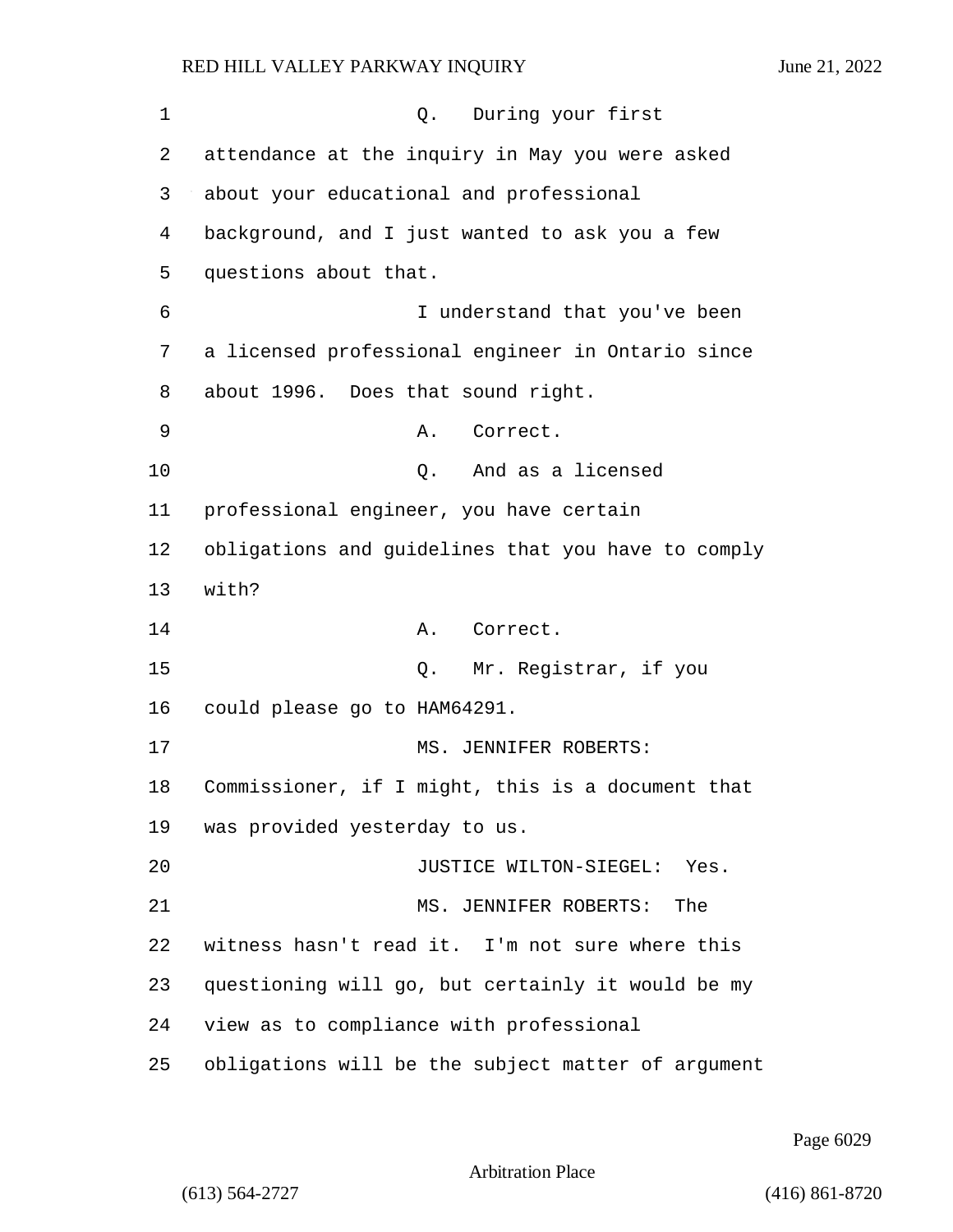Q. During your first attendance at the inquiry in May you were asked about your educational and professional background, and I just wanted to ask you a few questions about that.

I understand that you've been a licensed professional engineer in Ontario since about 1996. Does that sound right.

A. Correct.

Q. And as a licensed professional engineer, you have certain obligations and guidelines that you have to comply with?

A. Correct.

Q. Mr. Registrar, if you could please go to HAM64291.

MS. JENNIFER ROBERTS: Commissioner, if I might, this is a document that was provided yesterday to us.

JUSTICE WILTON-SIEGEL: Yes.

MS. JENNIFER ROBERTS: The witness hasn't read it. I'm not sure where this questioning will go, but certainly it would be my view as to compliance with professional obligations will be the subject matter of argument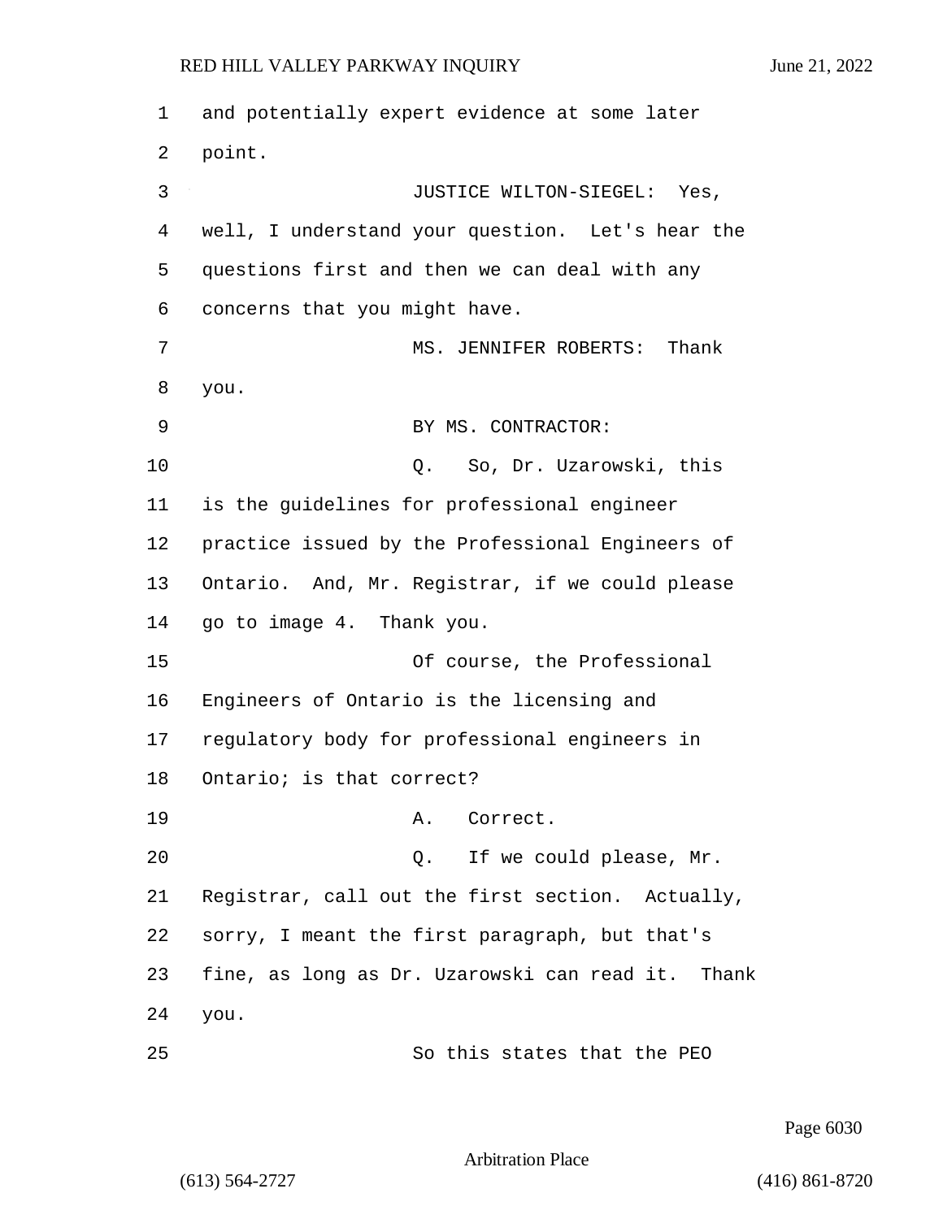and potentially expert evidence at some later point.

JUSTICE WILTON-SIEGEL: Yes, well, I understand your question. Let's hear the questions first and then we can deal with any concerns that you might have.

MS. JENNIFER ROBERTS: Thank you.

BY MS. CONTRACTOR:

Q. So, Dr. Uzarowski, this is the guidelines for professional engineer practice issued by the Professional Engineers of Ontario. And, Mr. Registrar, if we could please go to image 4. Thank you.

Of course, the Professional Engineers of Ontario is the licensing and regulatory body for professional engineers in Ontario; is that correct?

A. Correct.

Q. If we could please, Mr. Registrar, call out the first section. Actually, sorry, I meant the first paragraph, but that's fine, as long as Dr. Uzarowski can read it. Thank you.

So this states that the PEO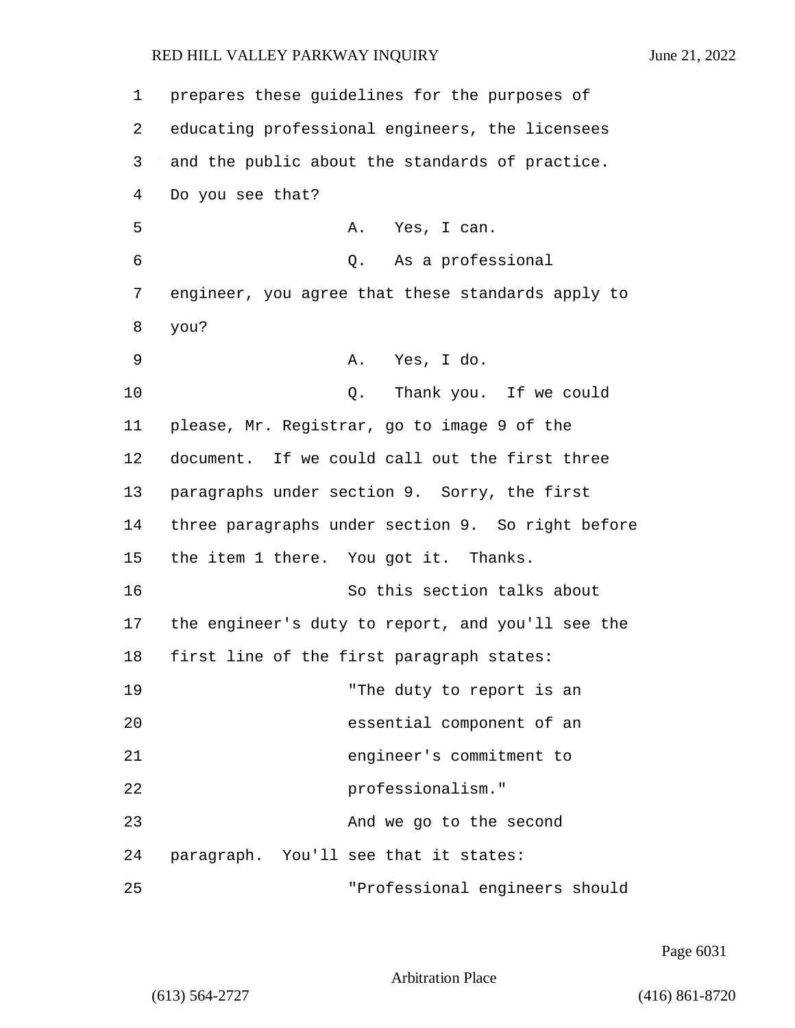prepares these guidelines for the purposes of educating professional engineers, the licensees and the public about the standards of practice. Do you see that?

A. Yes, I can.

Q. As a professional engineer, you agree that these standards apply to you?

A. Yes, I do.

Q. Thank you. If we could please, Mr. Registrar, go to image 9 of the document. If we could call out the first three paragraphs under section 9. Sorry, the first three paragraphs under section 9. So right before the item 1 there. You got it. Thanks.

So this section talks about the engineer's duty to report, and you'll see the first line of the first paragraph states:

> "The duty to report is an essential component of an engineer's commitment to professionalism."

And we go to the second paragraph. You'll see that it states:

> "Professional engineers should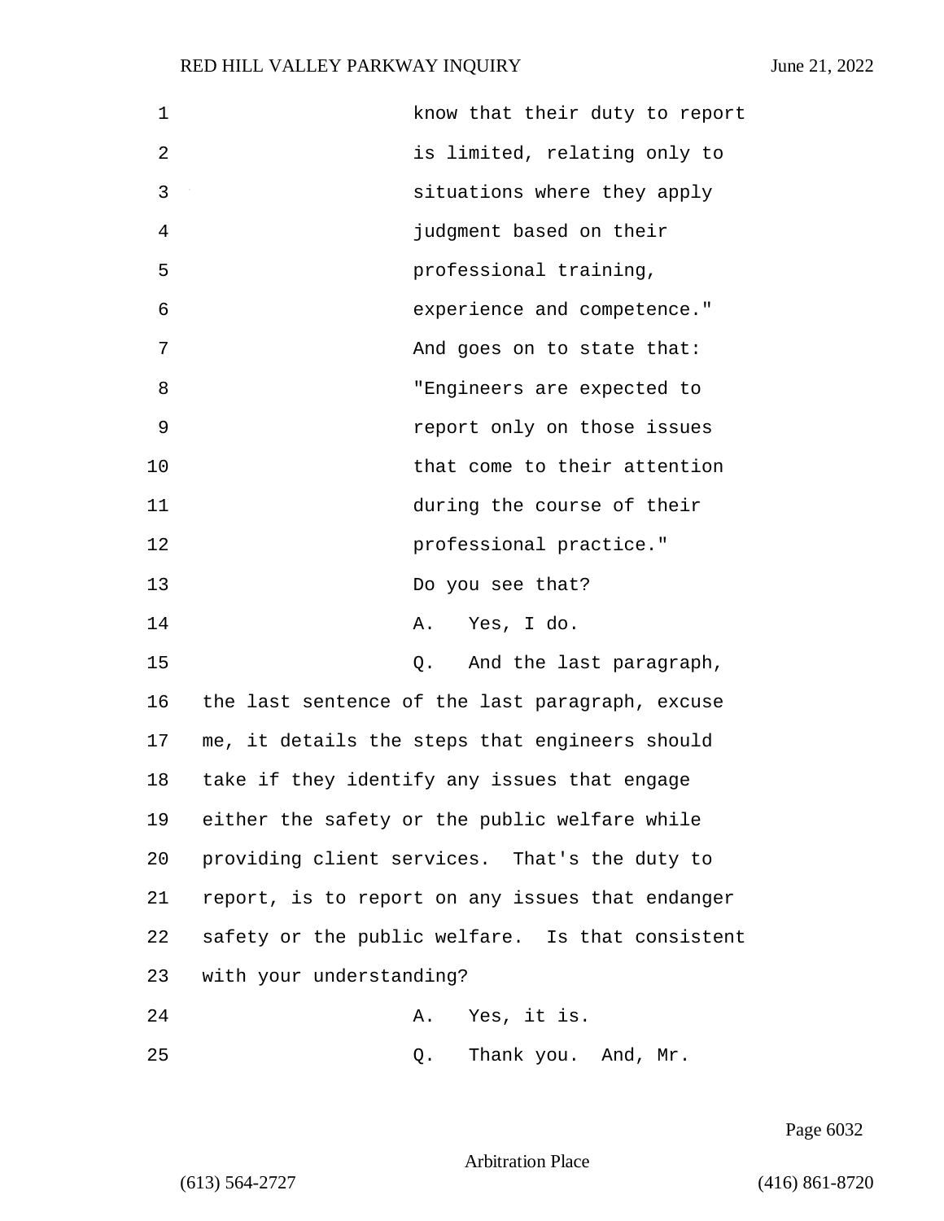know that their duty to report is limited, relating only to situations where they apply judgment based on their professional training, experience and competence."

And goes on to state that:

"Engineers are expected to report only on those issues that come to their attention during the course of their professional practice."

Do you see that?

A. Yes, I do.

Q. And the last paragraph, the last sentence of the last paragraph, excuse me, it details the steps that engineers should take if they identify any issues that engage either the safety or the public welfare while providing client services. That's the duty to report, is to report on any issues that endanger safety or the public welfare. Is that consistent with your understanding?

A. Yes, it is.

Q. Thank you. And, Mr.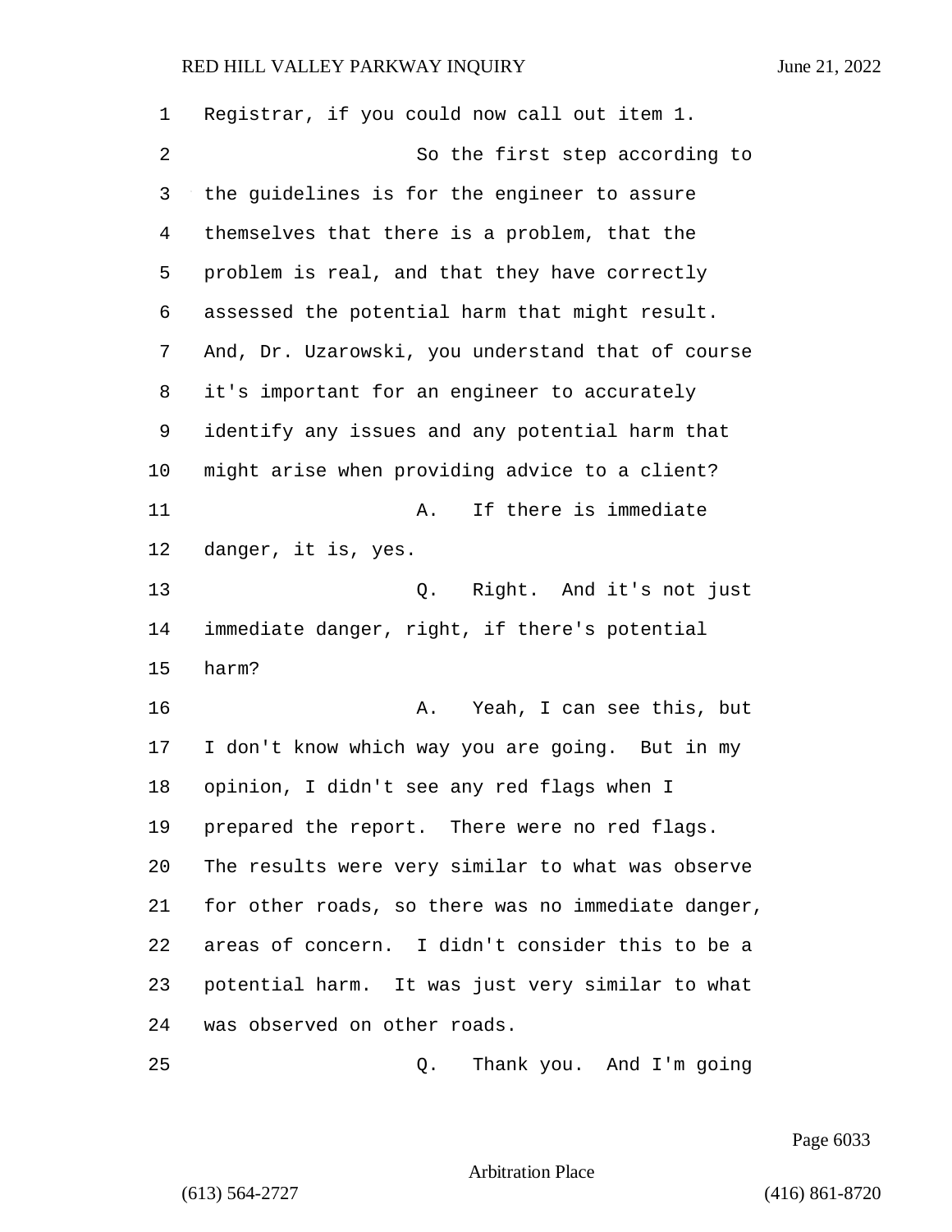Registrar, if you could now call out item 1.

So the first step according to the guidelines is for the engineer to assure themselves that there is a problem, that the problem is real, and that they have correctly assessed the potential harm that might result. And, Dr. Uzarowski, you understand that of course it's important for an engineer to accurately identify any issues and any potential harm that might arise when providing advice to a client?

A. If there is immediate danger, it is, yes.

Q. Right. And it's not just immediate danger, right, if there's potential harm?

A. Yeah, I can see this, but I don't know which way you are going. But in my opinion, I didn't see any red flags when I prepared the report. There were no red flags. The results were very similar to what was observe for other roads, so there was no immediate danger, areas of concern. I didn't consider this to be a potential harm. It was just very similar to what was observed on other roads.

Q. Thank you. And I'm going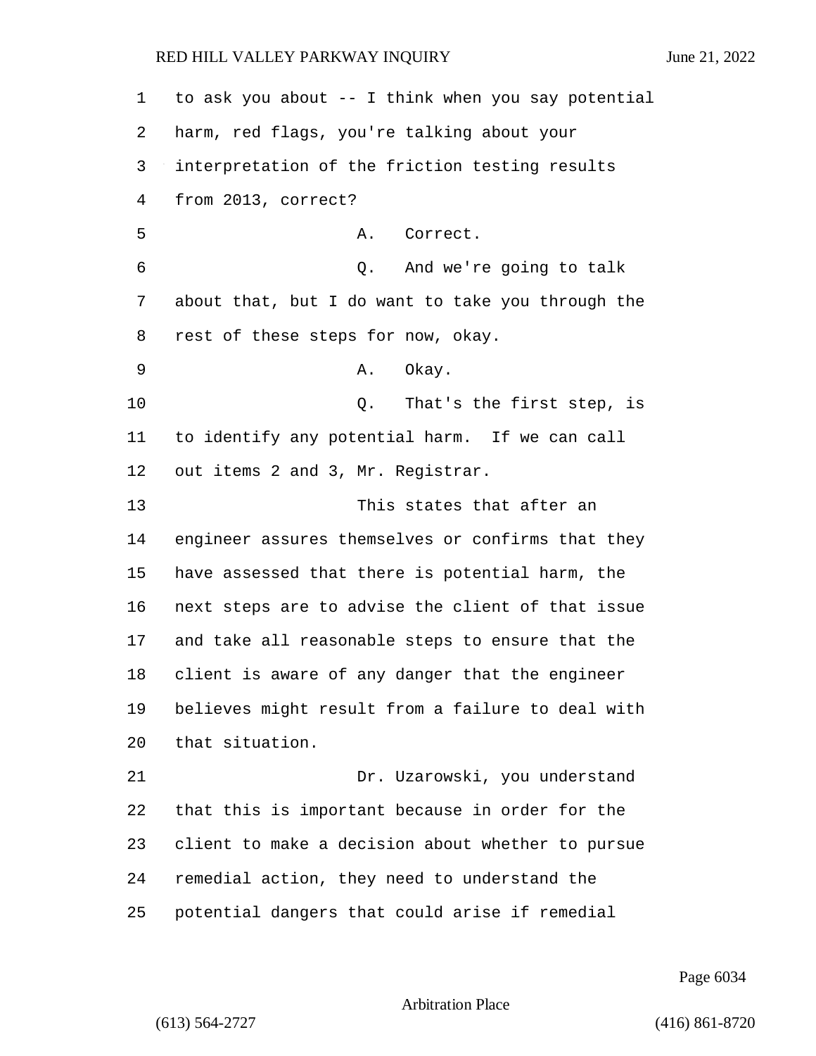to ask you about -- I think when you say potential harm, red flags, you're talking about your interpretation of the friction testing results from 2013, correct?

A. Correct.

Q. And we're going to talk about that, but I do want to take you through the rest of these steps for now, okay.

A. Okay.

Q. That's the first step, is to identify any potential harm. If we can call out items 2 and 3, Mr. Registrar.

This states that after an engineer assures themselves or confirms that they have assessed that there is potential harm, the next steps are to advise the client of that issue and take all reasonable steps to ensure that the client is aware of any danger that the engineer believes might result from a failure to deal with that situation.

Dr. Uzarowski, you understand that this is important because in order for the client to make a decision about whether to pursue remedial action, they need to understand the potential dangers that could arise if remedial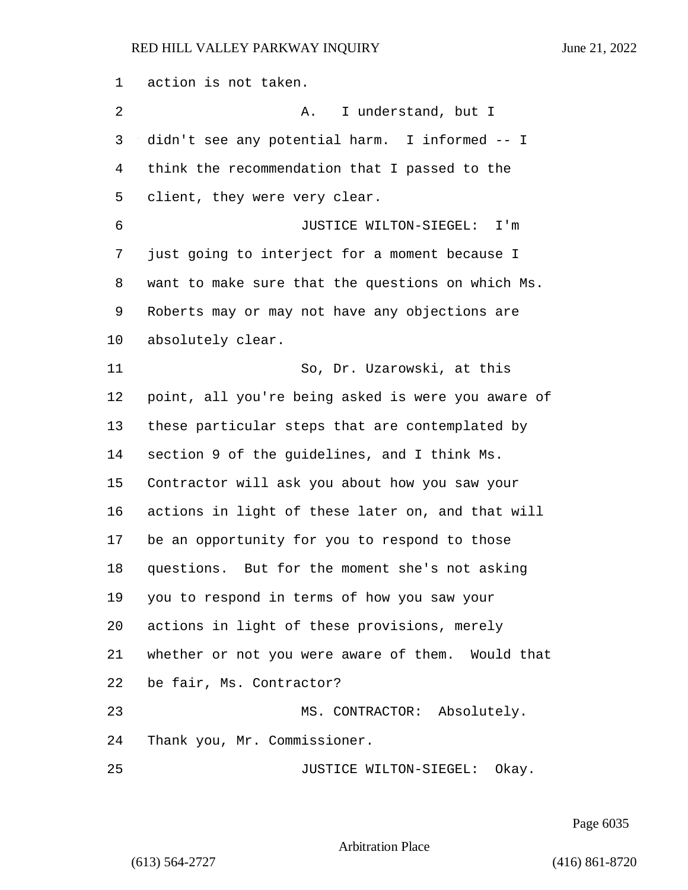action is not taken.

A. I understand, but I didn't see any potential harm. I informed -- I think the recommendation that I passed to the client, they were very clear.

JUSTICE WILTON-SIEGEL: I'm just going to interject for a moment because I want to make sure that the questions on which Ms. Roberts may or may not have any objections are absolutely clear.

So, Dr. Uzarowski, at this point, all you're being asked is were you aware of these particular steps that are contemplated by section 9 of the guidelines, and I think Ms. Contractor will ask you about how you saw your actions in light of these later on, and that will be an opportunity for you to respond to those questions. But for the moment she's not asking you to respond in terms of how you saw your actions in light of these provisions, merely whether or not you were aware of them. Would that be fair, Ms. Contractor?

MS. CONTRACTOR: Absolutely. Thank you, Mr. Commissioner.

JUSTICE WILTON-SIEGEL: Okay.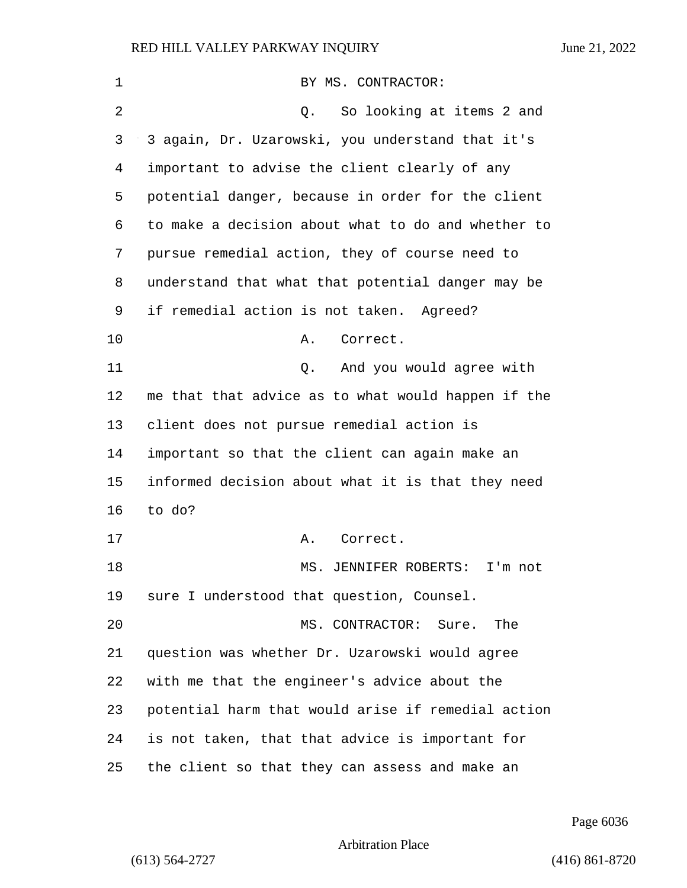BY MS. CONTRACTOR:

Q. So looking at items 2 and 3 again, Dr. Uzarowski, you understand that it's important to advise the client clearly of any potential danger, because in order for the client to make a decision about what to do and whether to pursue remedial action, they of course need to understand that what that potential danger may be if remedial action is not taken. Agreed?

A. Correct.

Q. And you would agree with me that that advice as to what would happen if the client does not pursue remedial action is important so that the client can again make an informed decision about what it is that they need to do?

A. Correct.

MS. JENNIFER ROBERTS: I'm not sure I understood that question, Counsel.

MS. CONTRACTOR: Sure. The question was whether Dr. Uzarowski would agree with me that the engineer's advice about the potential harm that would arise if remedial action is not taken, that that advice is important for the client so that they can assess and make an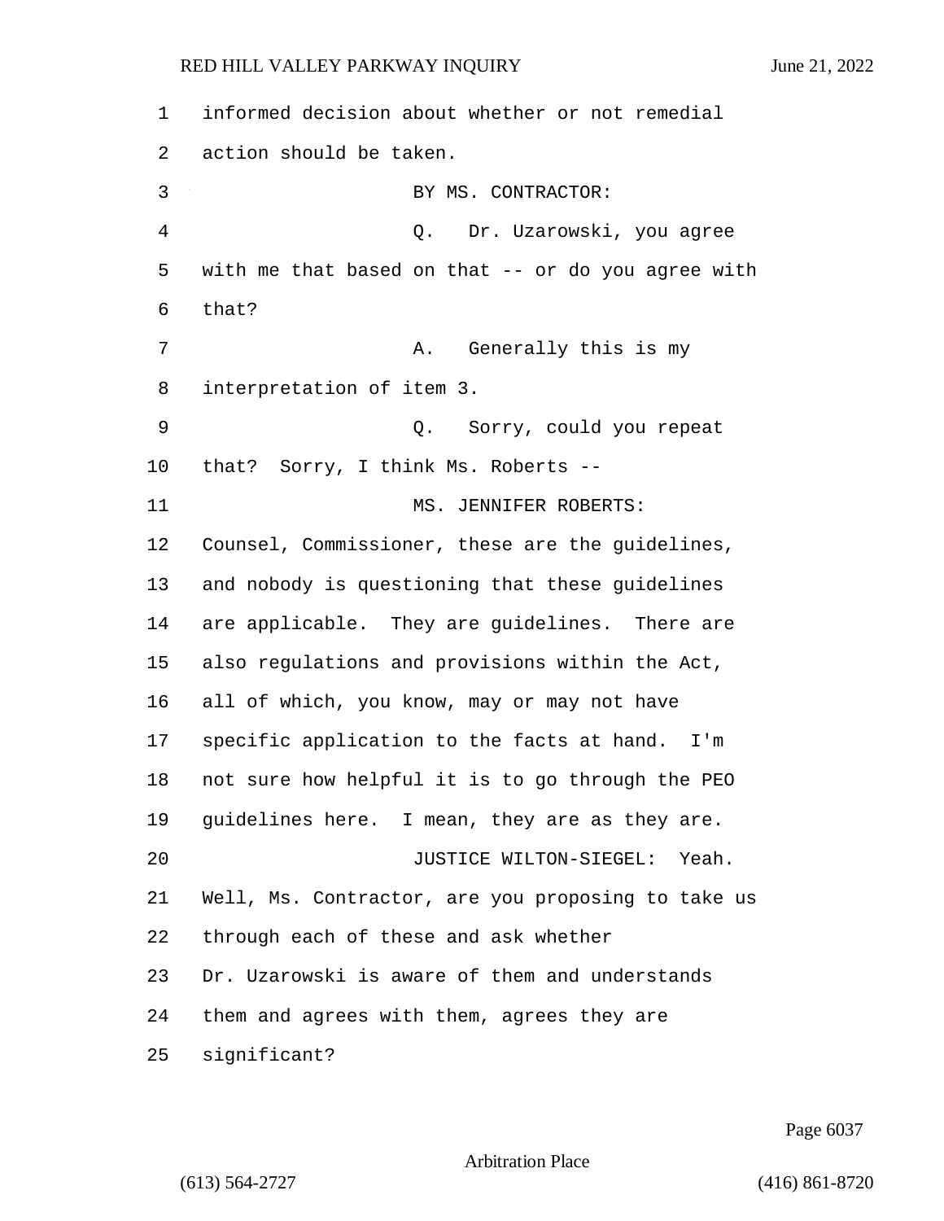informed decision about whether or not remedial action should be taken.

BY MS. CONTRACTOR:

Q. Dr. Uzarowski, you agree with me that based on that -- or do you agree with that?

A. Generally this is my interpretation of item 3.

Q. Sorry, could you repeat that? Sorry, I think Ms. Roberts --

MS. JENNIFER ROBERTS: Counsel, Commissioner, these are the guidelines, and nobody is questioning that these guidelines are applicable. They are guidelines. There are also regulations and provisions within the Act, all of which, you know, may or may not have specific application to the facts at hand. I'm not sure how helpful it is to go through the PEO guidelines here. I mean, they are as they are.

JUSTICE WILTON-SIEGEL: Yeah. Well, Ms. Contractor, are you proposing to take us through each of these and ask whether Dr. Uzarowski is aware of them and understands them and agrees with them, agrees they are significant?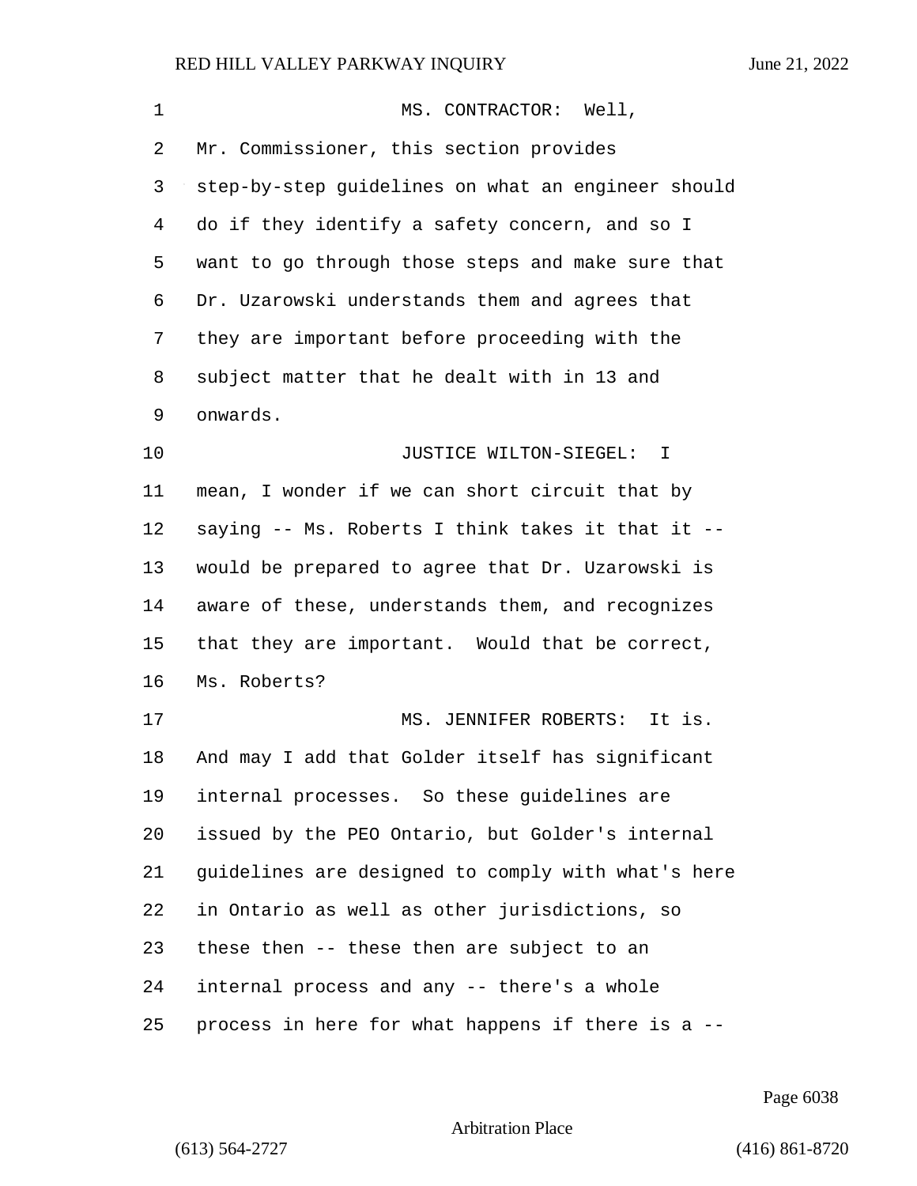MS. CONTRACTOR: Well, Mr. Commissioner, this section provides step-by-step guidelines on what an engineer should do if they identify a safety concern, and so I want to go through those steps and make sure that Dr. Uzarowski understands them and agrees that they are important before proceeding with the subject matter that he dealt with in 13 and onwards.

JUSTICE WILTON-SIEGEL: I mean, I wonder if we can short circuit that by saying -- Ms. Roberts I think takes it that it -- would be prepared to agree that Dr. Uzarowski is aware of these, understands them, and recognizes that they are important. Would that be correct, Ms. Roberts?

MS. JENNIFER ROBERTS: It is. And may I add that Golder itself has significant internal processes. So these guidelines are issued by the PEO Ontario, but Golder's internal guidelines are designed to comply with what's here in Ontario as well as other jurisdictions, so these then -- these then are subject to an internal process and any -- there's a whole process in here for what happens if there is a --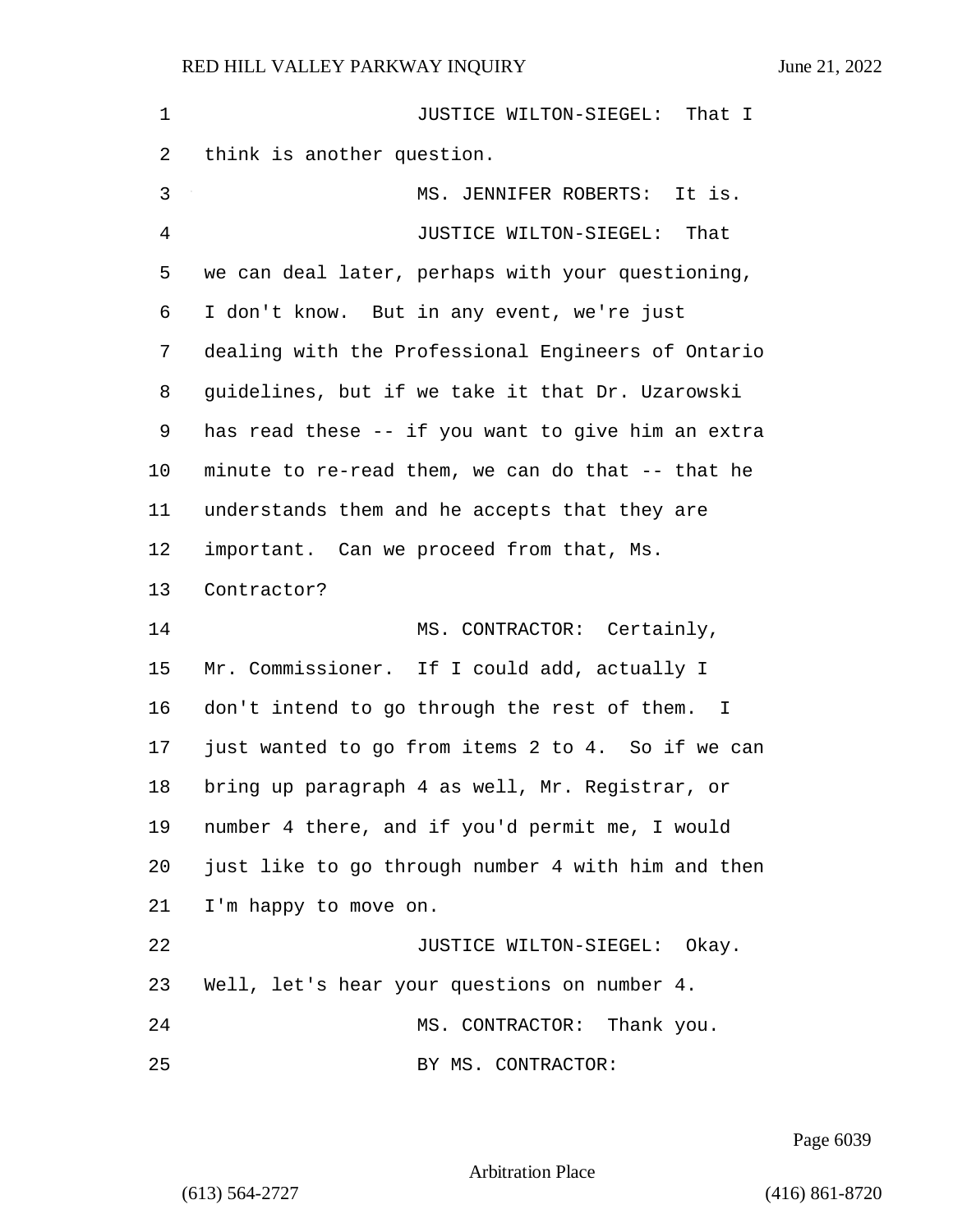JUSTICE WILTON-SIEGEL: That I think is another question.

MS. JENNIFER ROBERTS: It is.

JUSTICE WILTON-SIEGEL: That we can deal later, perhaps with your questioning, I don't know. But in any event, we're just dealing with the Professional Engineers of Ontario guidelines, but if we take it that Dr. Uzarowski has read these -- if you want to give him an extra minute to re-read them, we can do that -- that he understands them and he accepts that they are important. Can we proceed from that, Ms. Contractor?

MS. CONTRACTOR: Certainly, Mr. Commissioner. If I could add, actually I don't intend to go through the rest of them. I just wanted to go from items 2 to 4. So if we can bring up paragraph 4 as well, Mr. Registrar, or number 4 there, and if you'd permit me, I would just like to go through number 4 with him and then I'm happy to move on.

JUSTICE WILTON-SIEGEL: Okay. Well, let's hear your questions on number 4.

MS. CONTRACTOR: Thank you.

BY MS. CONTRACTOR: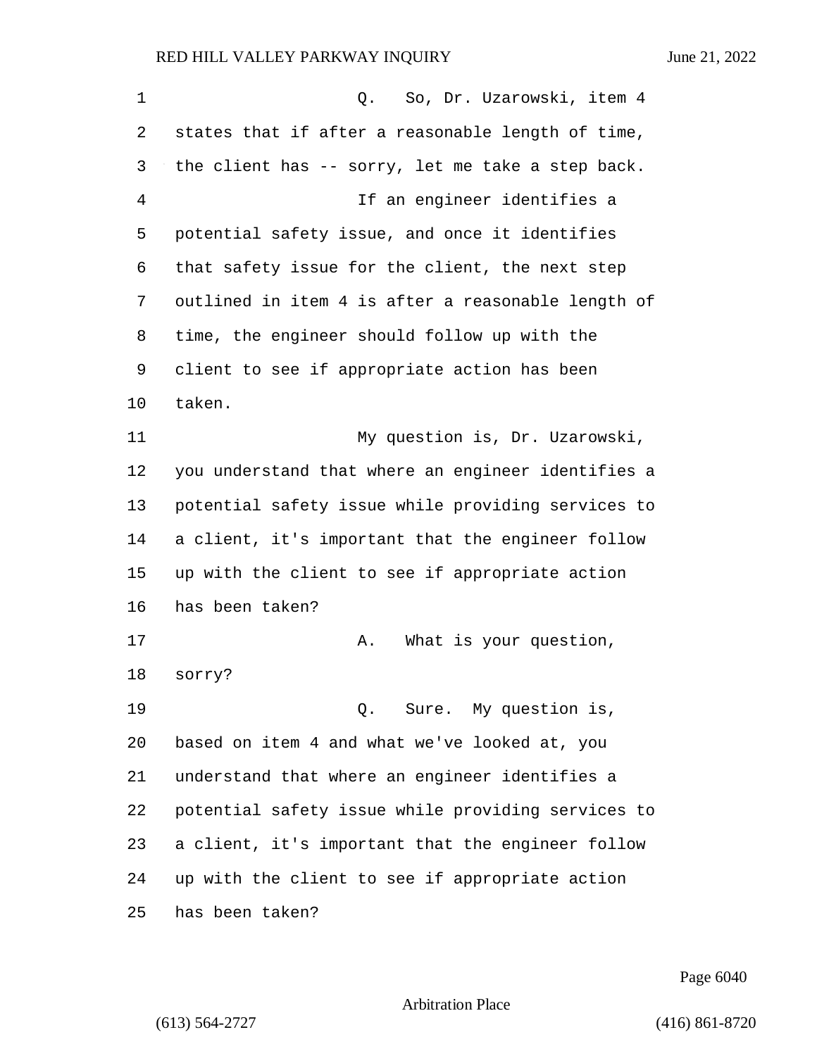Q. So, Dr. Uzarowski, item 4 states that if after a reasonable length of time, the client has -- sorry, let me take a step back.

If an engineer identifies a potential safety issue, and once it identifies that safety issue for the client, the next step outlined in item 4 is after a reasonable length of time, the engineer should follow up with the client to see if appropriate action has been taken.

My question is, Dr. Uzarowski, you understand that where an engineer identifies a potential safety issue while providing services to a client, it's important that the engineer follow up with the client to see if appropriate action has been taken?

A. What is your question, sorry?

Q. Sure. My question is, based on item 4 and what we've looked at, you understand that where an engineer identifies a potential safety issue while providing services to a client, it's important that the engineer follow up with the client to see if appropriate action has been taken?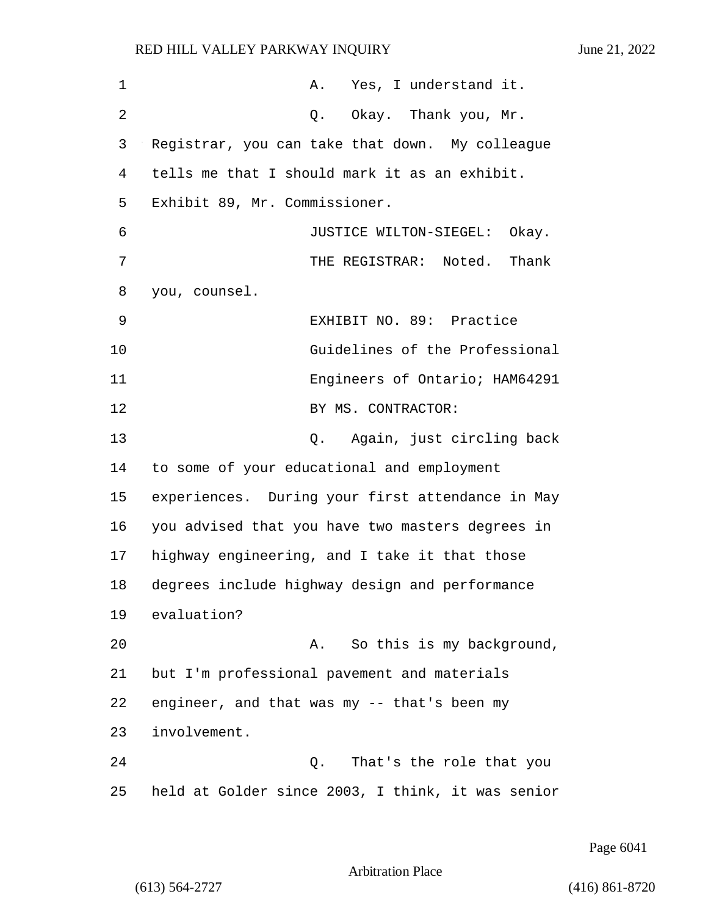A. Yes, I understand it.

Q. Okay. Thank you, Mr. Registrar, you can take that down. My colleague tells me that I should mark it as an exhibit. Exhibit 89, Mr. Commissioner.

JUSTICE WILTON-SIEGEL: Okay.

THE REGISTRAR: Noted. Thank you, counsel.

EXHIBIT NO. 89: Practice Guidelines of the Professional Engineers of Ontario; HAM64291

BY MS. CONTRACTOR:

Q. Again, just circling back to some of your educational and employment experiences. During your first attendance in May you advised that you have two masters degrees in highway engineering, and I take it that those degrees include highway design and performance evaluation?

A. So this is my background, but I'm professional pavement and materials engineer, and that was my -- that's been my involvement.

Q. That's the role that you held at Golder since 2003, I think, it was senior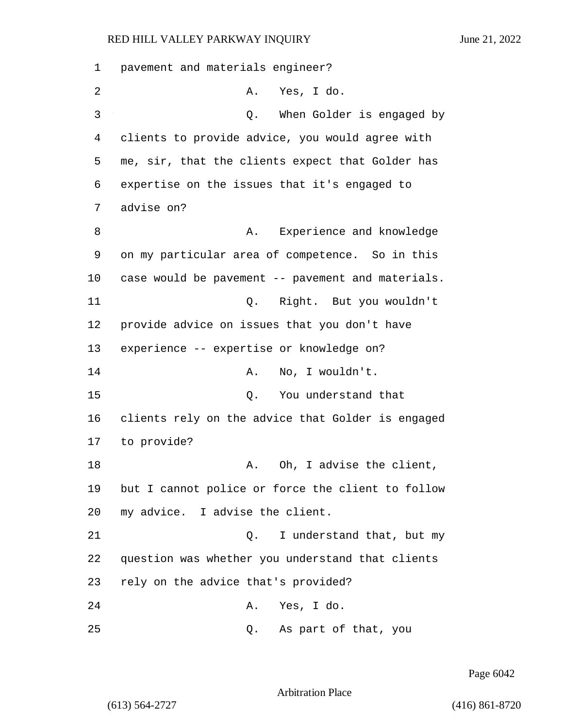pavement and materials engineer?

A. Yes, I do.

Q. When Golder is engaged by clients to provide advice, you would agree with me, sir, that the clients expect that Golder has expertise on the issues that it's engaged to advise on?

A. Experience and knowledge on my particular area of competence. So in this case would be pavement -- pavement and materials.

Q. Right. But you wouldn't provide advice on issues that you don't have experience -- expertise or knowledge on?

A. No, I wouldn't.

Q. You understand that clients rely on the advice that Golder is engaged to provide?

A. Oh, I advise the client, but I cannot police or force the client to follow my advice. I advise the client.

Q. I understand that, but my question was whether you understand that clients rely on the advice that's provided?

A. Yes, I do.

Q. As part of that, you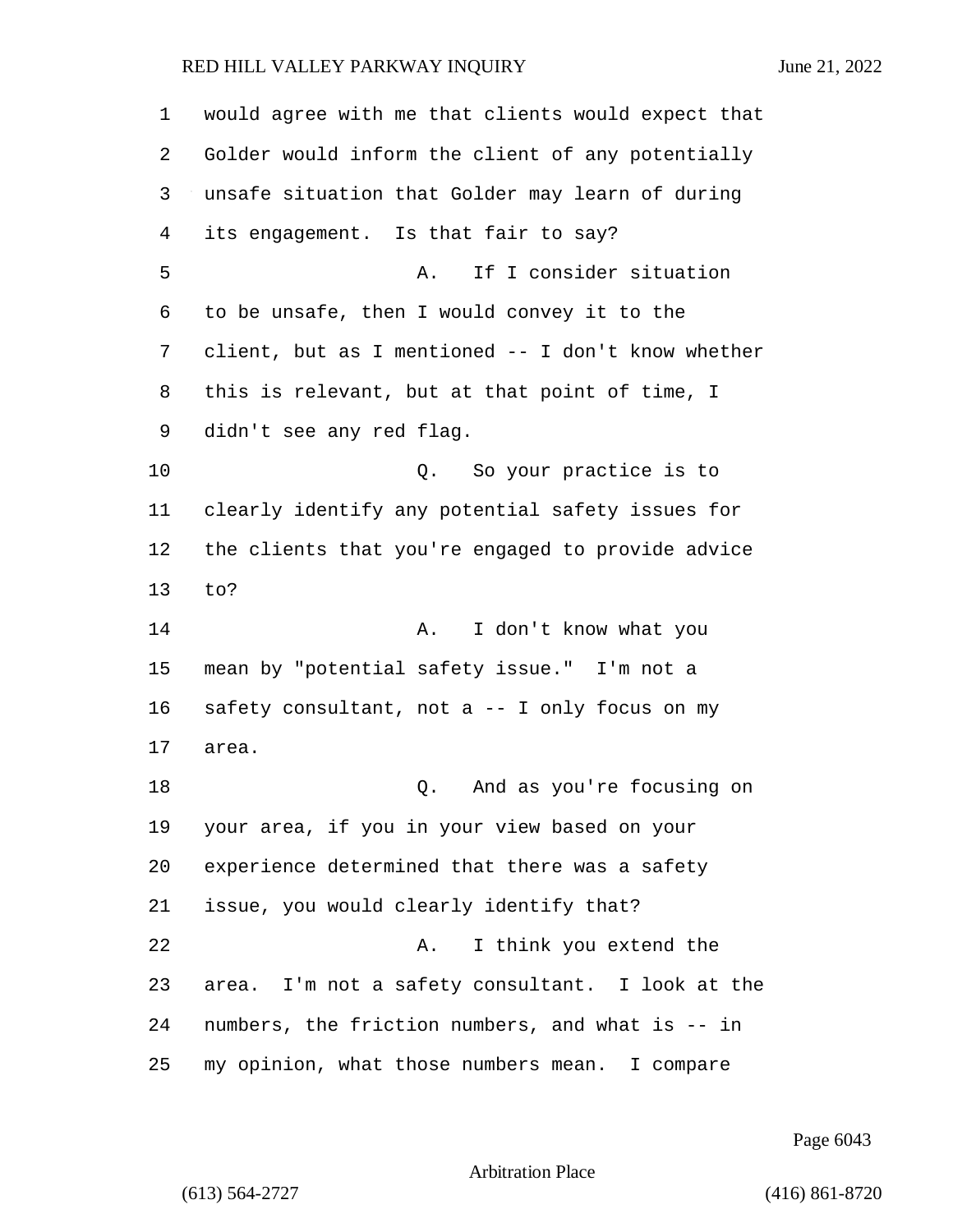would agree with me that clients would expect that Golder would inform the client of any potentially unsafe situation that Golder may learn of during its engagement. Is that fair to say?

A. If I consider situation to be unsafe, then I would convey it to the client, but as I mentioned -- I don't know whether this is relevant, but at that point of time, I didn't see any red flag.

Q. So your practice is to clearly identify any potential safety issues for the clients that you're engaged to provide advice to?

A. I don't know what you mean by "potential safety issue." I'm not a safety consultant, not a -- I only focus on my area.

Q. And as you're focusing on your area, if you in your view based on your experience determined that there was a safety issue, you would clearly identify that?

A. I think you extend the area. I'm not a safety consultant. I look at the numbers, the friction numbers, and what is -- in my opinion, what those numbers mean. I compare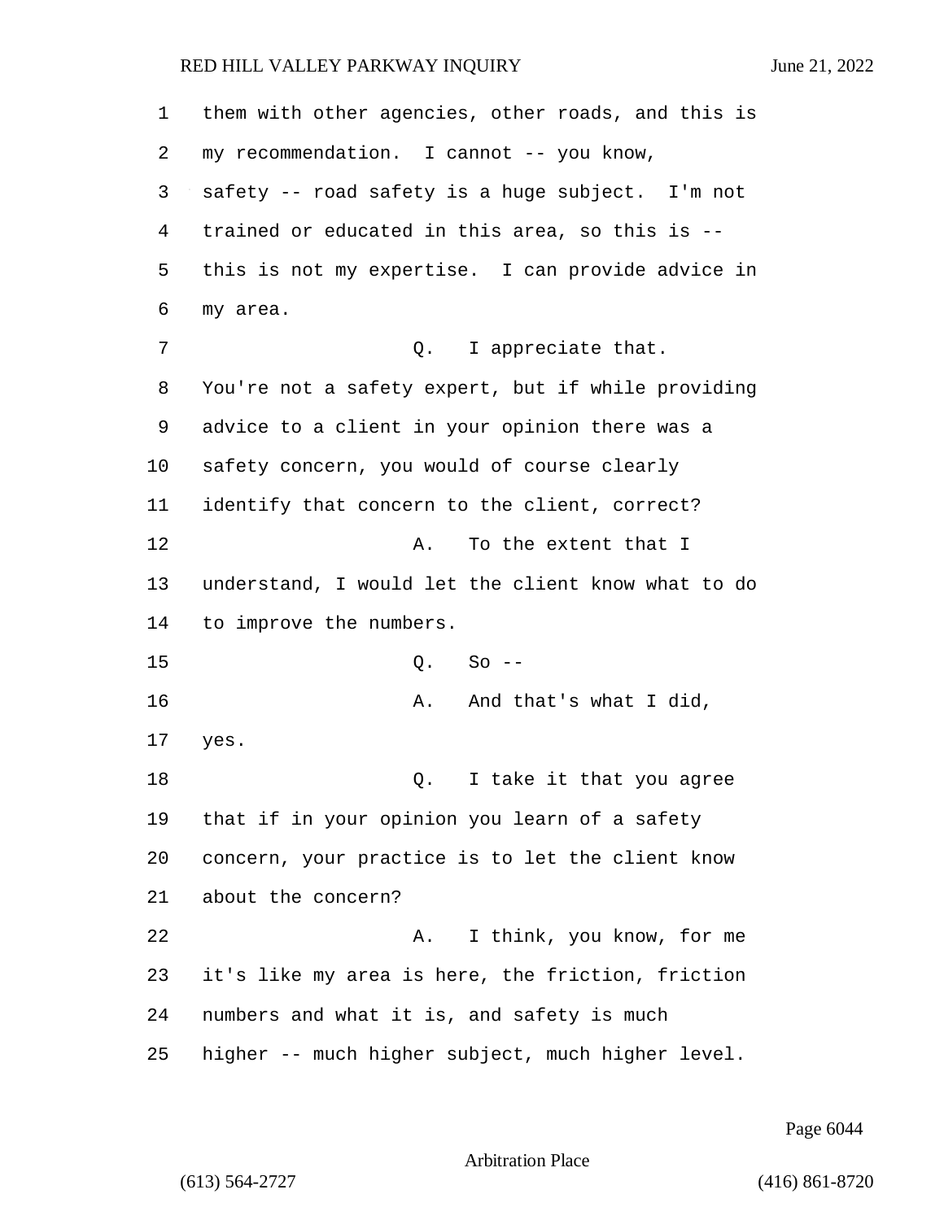them with other agencies, other roads, and this is my recommendation. I cannot -- you know, safety -- road safety is a huge subject. I'm not trained or educated in this area, so this is -- this is not my expertise. I can provide advice in my area.

Q. I appreciate that. You're not a safety expert, but if while providing advice to a client in your opinion there was a safety concern, you would of course clearly identify that concern to the client, correct?

A. To the extent that I understand, I would let the client know what to do to improve the numbers.

Q. So --

A. And that's what I did, yes.

Q. I take it that you agree that if in your opinion you learn of a safety concern, your practice is to let the client know about the concern?

A. I think, you know, for me it's like my area is here, the friction, friction numbers and what it is, and safety is much higher -- much higher subject, much higher level.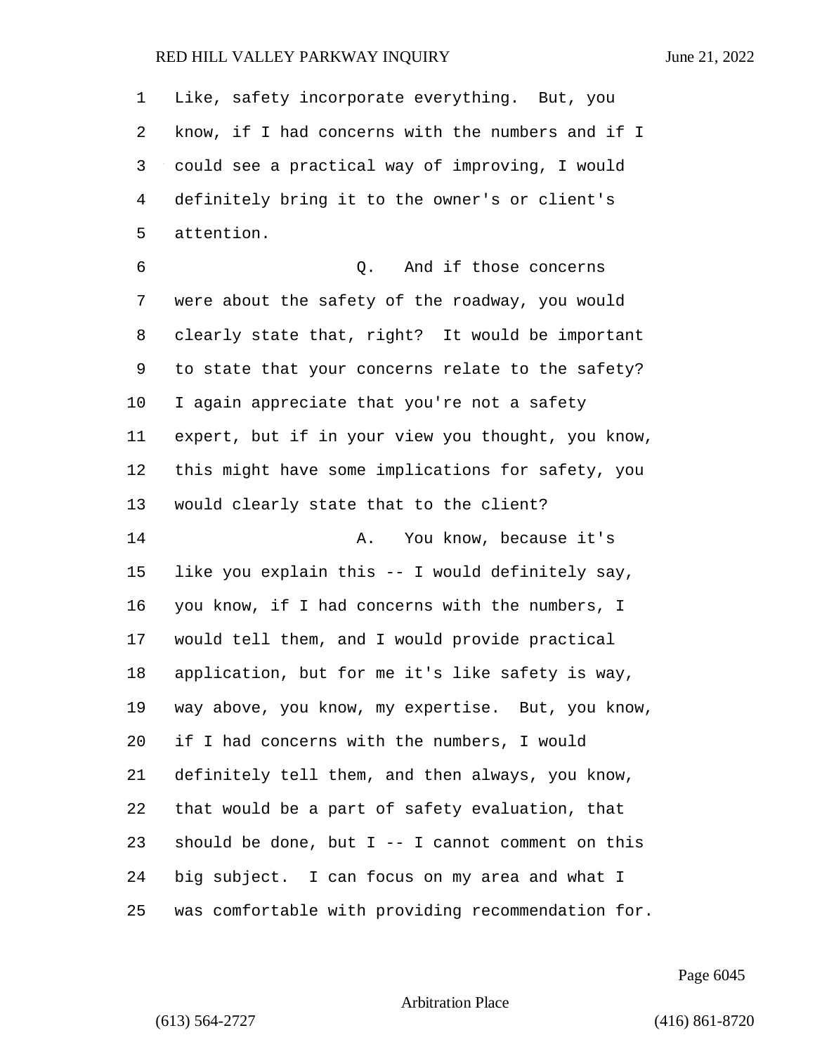Like, safety incorporate everything. But, you know, if I had concerns with the numbers and if I could see a practical way of improving, I would definitely bring it to the owner's or client's attention.

Q. And if those concerns were about the safety of the roadway, you would clearly state that, right? It would be important to state that your concerns relate to the safety? I again appreciate that you're not a safety expert, but if in your view you thought, you know, this might have some implications for safety, you would clearly state that to the client?

A. You know, because it's like you explain this -- I would definitely say, you know, if I had concerns with the numbers, I would tell them, and I would provide practical application, but for me it's like safety is way, way above, you know, my expertise. But, you know, if I had concerns with the numbers, I would definitely tell them, and then always, you know, that would be a part of safety evaluation, that should be done, but I -- I cannot comment on this big subject. I can focus on my area and what I was comfortable with providing recommendation for.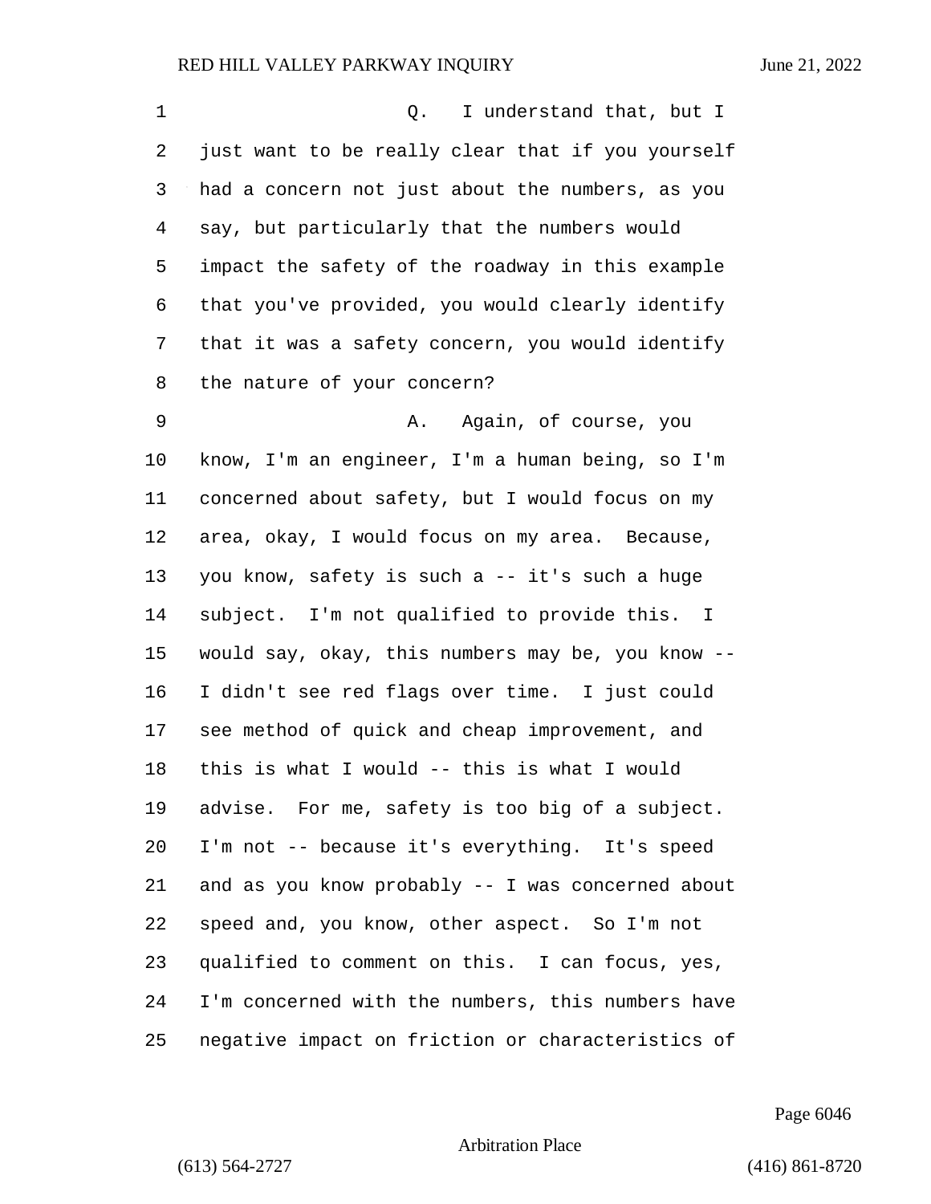Q. I understand that, but I just want to be really clear that if you yourself had a concern not just about the numbers, as you say, but particularly that the numbers would impact the safety of the roadway in this example that you've provided, you would clearly identify that it was a safety concern, you would identify the nature of your concern?

A. Again, of course, you know, I'm an engineer, I'm a human being, so I'm concerned about safety, but I would focus on my area, okay, I would focus on my area. Because, you know, safety is such a -- it's such a huge subject. I'm not qualified to provide this. I would say, okay, this numbers may be, you know -- I didn't see red flags over time. I just could see method of quick and cheap improvement, and this is what I would -- this is what I would advise. For me, safety is too big of a subject. I'm not -- because it's everything. It's speed and as you know probably -- I was concerned about speed and, you know, other aspect. So I'm not qualified to comment on this. I can focus, yes, I'm concerned with the numbers, this numbers have negative impact on friction or characteristics of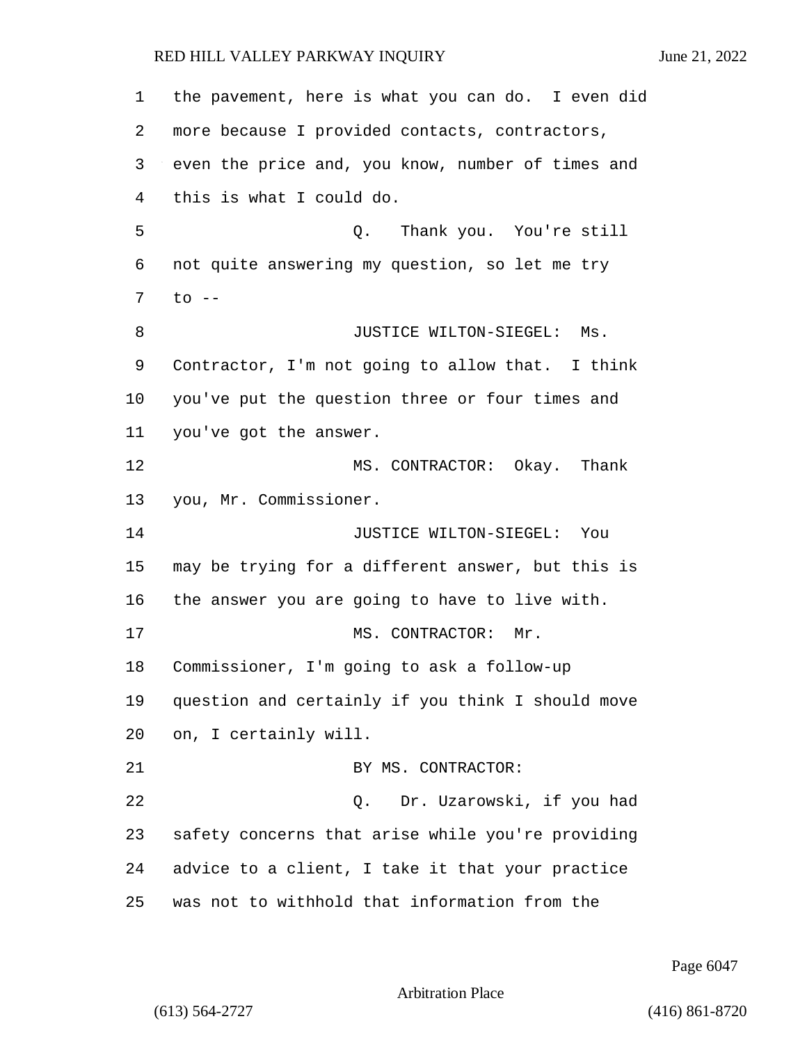the pavement, here is what you can do. I even did more because I provided contacts, contractors, even the price and, you know, number of times and this is what I could do.

Q. Thank you. You're still not quite answering my question, so let me try to --

JUSTICE WILTON-SIEGEL: Ms. Contractor, I'm not going to allow that. I think you've put the question three or four times and you've got the answer.

MS. CONTRACTOR: Okay. Thank you, Mr. Commissioner.

JUSTICE WILTON-SIEGEL: You may be trying for a different answer, but this is the answer you are going to have to live with.

MS. CONTRACTOR: Mr. Commissioner, I'm going to ask a follow-up question and certainly if you think I should move on, I certainly will.

BY MS. CONTRACTOR:

Q. Dr. Uzarowski, if you had safety concerns that arise while you're providing advice to a client, I take it that your practice was not to withhold that information from the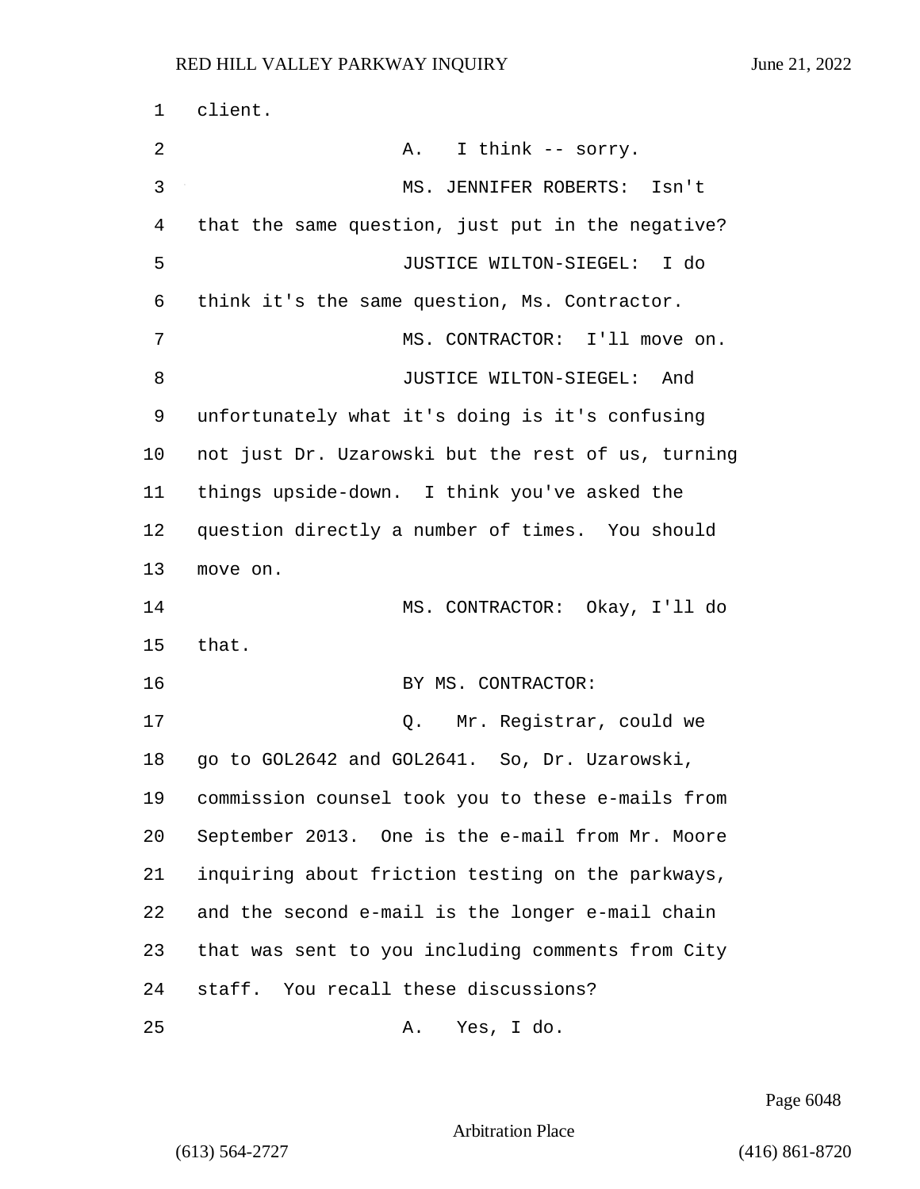client.

A. I think -- sorry.

MS. JENNIFER ROBERTS: Isn't that the same question, just put in the negative?

JUSTICE WILTON-SIEGEL: I do think it's the same question, Ms. Contractor.

MS. CONTRACTOR: I'll move on.

JUSTICE WILTON-SIEGEL: And unfortunately what it's doing is it's confusing not just Dr. Uzarowski but the rest of us, turning things upside-down. I think you've asked the question directly a number of times. You should move on.

MS. CONTRACTOR: Okay, I'll do that.

BY MS. CONTRACTOR:

Q. Mr. Registrar, could we go to GOL2642 and GOL2641. So, Dr. Uzarowski, commission counsel took you to these e-mails from September 2013. One is the e-mail from Mr. Moore inquiring about friction testing on the parkways, and the second e-mail is the longer e-mail chain that was sent to you including comments from City staff. You recall these discussions?

A. Yes, I do.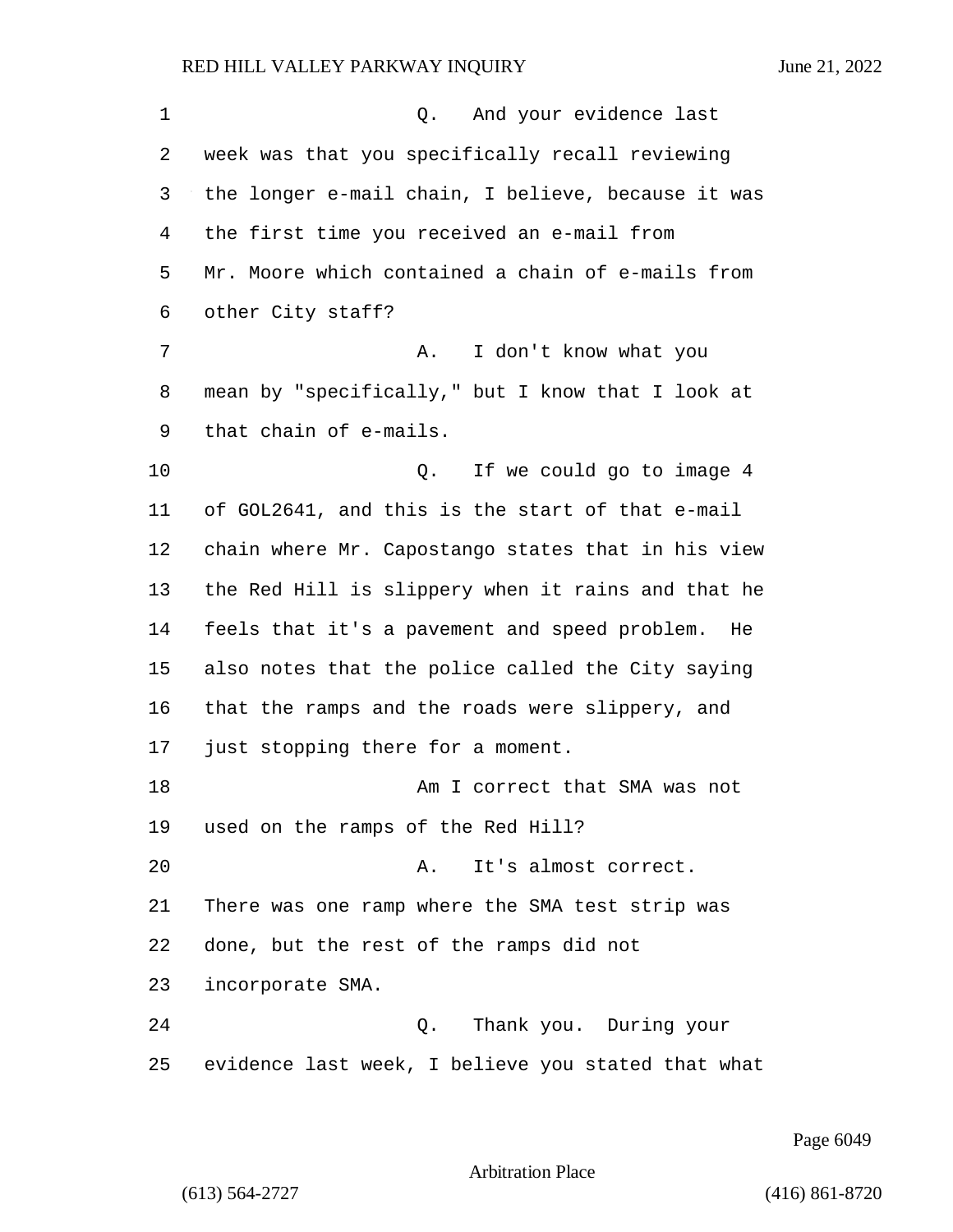Q. And your evidence last week was that you specifically recall reviewing the longer e-mail chain, I believe, because it was the first time you received an e-mail from Mr. Moore which contained a chain of e-mails from other City staff?

A. I don't know what you mean by "specifically," but I know that I look at that chain of e-mails.

Q. If we could go to image 4 of GOL2641, and this is the start of that e-mail chain where Mr. Capostango states that in his view the Red Hill is slippery when it rains and that he feels that it's a pavement and speed problem. He also notes that the police called the City saying that the ramps and the roads were slippery, and just stopping there for a moment.

Am I correct that SMA was not used on the ramps of the Red Hill?

A. It's almost correct. There was one ramp where the SMA test strip was done, but the rest of the ramps did not incorporate SMA.

Q. Thank you. During your evidence last week, I believe you stated that what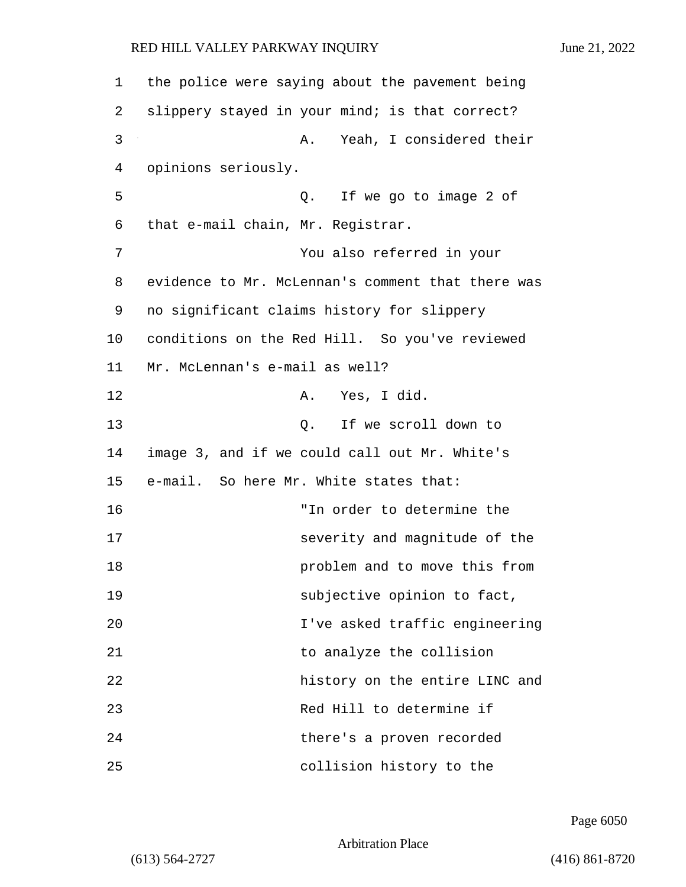the police were saying about the pavement being slippery stayed in your mind; is that correct?

A. Yeah, I considered their opinions seriously.

Q. If we go to image 2 of that e-mail chain, Mr. Registrar.

You also referred in your evidence to Mr. McLennan's comment that there was no significant claims history for slippery conditions on the Red Hill. So you've reviewed Mr. McLennan's e-mail as well?

A. Yes, I did.

Q. If we scroll down to image 3, and if we could call out Mr. White's e-mail. So here Mr. White states that:

> "In order to determine the severity and magnitude of the problem and to move this from subjective opinion to fact, I've asked traffic engineering to analyze the collision history on the entire LINC and Red Hill to determine if there's a proven recorded collision history to the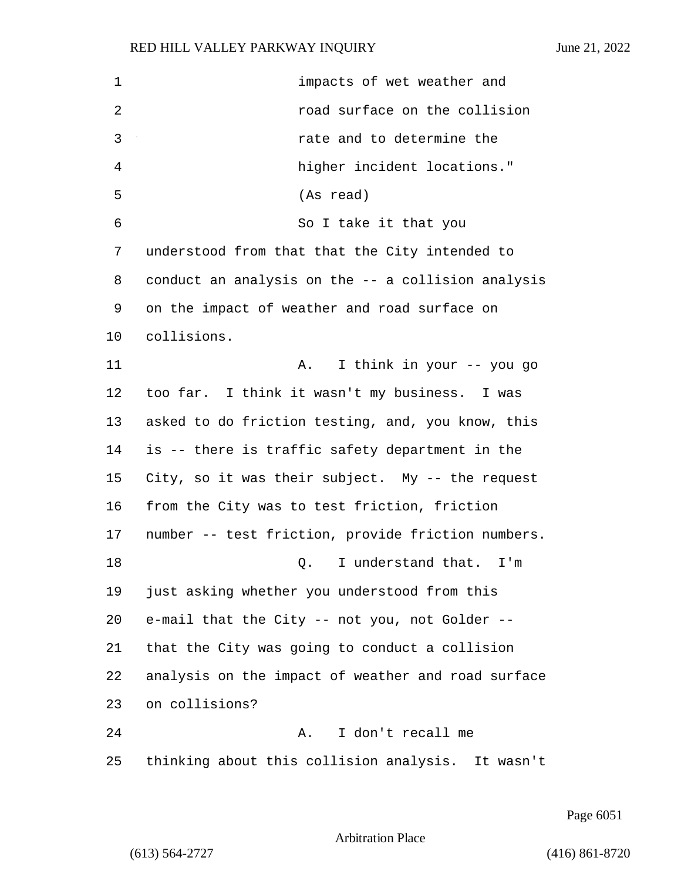impacts of wet weather and road surface on the collision rate and to determine the higher incident locations." (As read)

So I take it that you understood from that that the City intended to conduct an analysis on the -- a collision analysis on the impact of weather and road surface on collisions.

A. I think in your -- you go too far. I think it wasn't my business. I was asked to do friction testing, and, you know, this is -- there is traffic safety department in the City, so it was their subject. My -- the request from the City was to test friction, friction number -- test friction, provide friction numbers.

Q. I understand that. I'm just asking whether you understood from this e-mail that the City -- not you, not Golder -- that the City was going to conduct a collision analysis on the impact of weather and road surface on collisions?

A. I don't recall me thinking about this collision analysis. It wasn't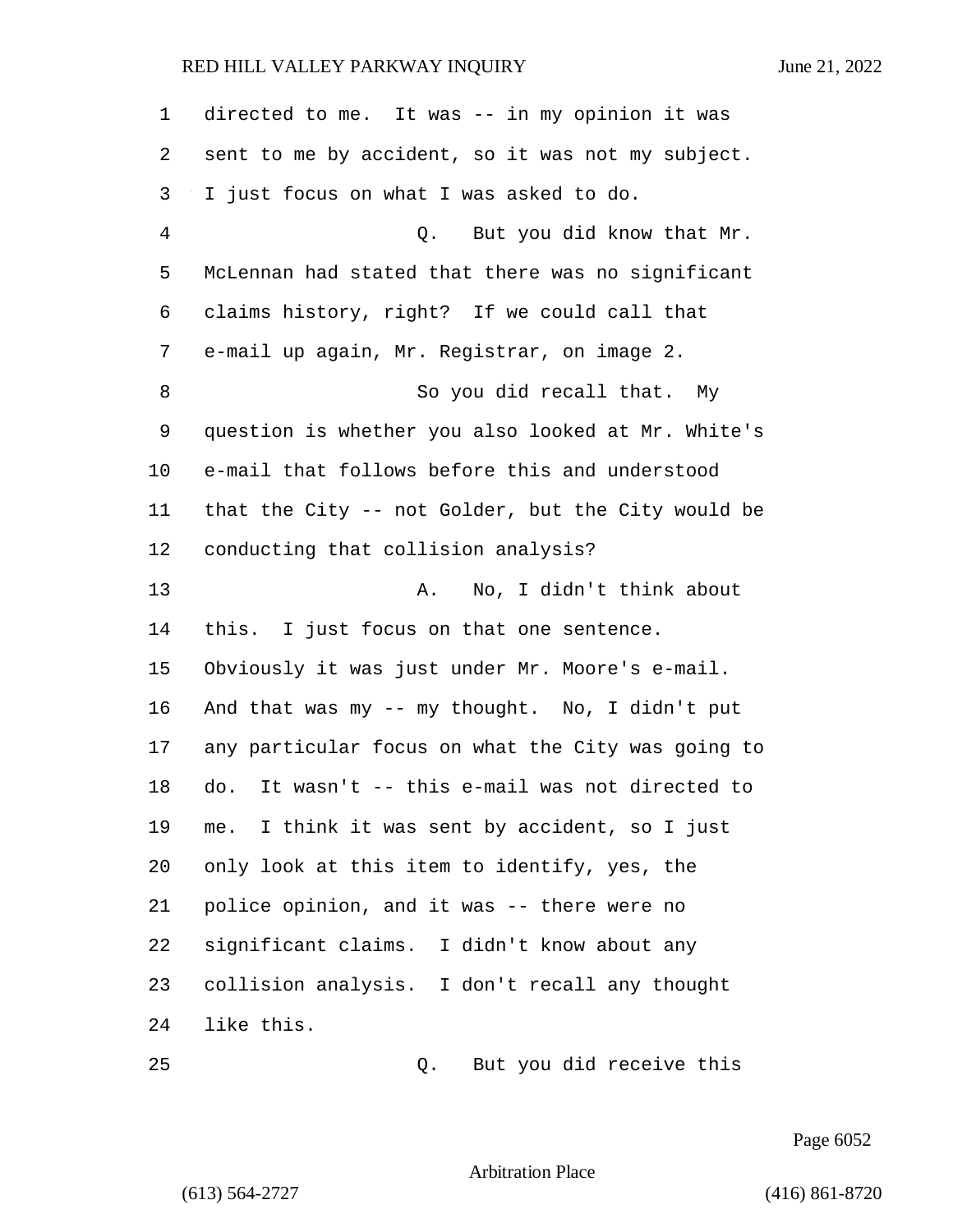directed to me. It was -- in my opinion it was sent to me by accident, so it was not my subject. I just focus on what I was asked to do.

Q. But you did know that Mr. McLennan had stated that there was no significant claims history, right? If we could call that e-mail up again, Mr. Registrar, on image 2.

So you did recall that. My question is whether you also looked at Mr. White's e-mail that follows before this and understood that the City -- not Golder, but the City would be conducting that collision analysis?

A. No, I didn't think about this. I just focus on that one sentence. Obviously it was just under Mr. Moore's e-mail. And that was my -- my thought. No, I didn't put any particular focus on what the City was going to do. It wasn't -- this e-mail was not directed to me. I think it was sent by accident, so I just only look at this item to identify, yes, the police opinion, and it was -- there were no significant claims. I didn't know about any collision analysis. I don't recall any thought like this.

Q. But you did receive this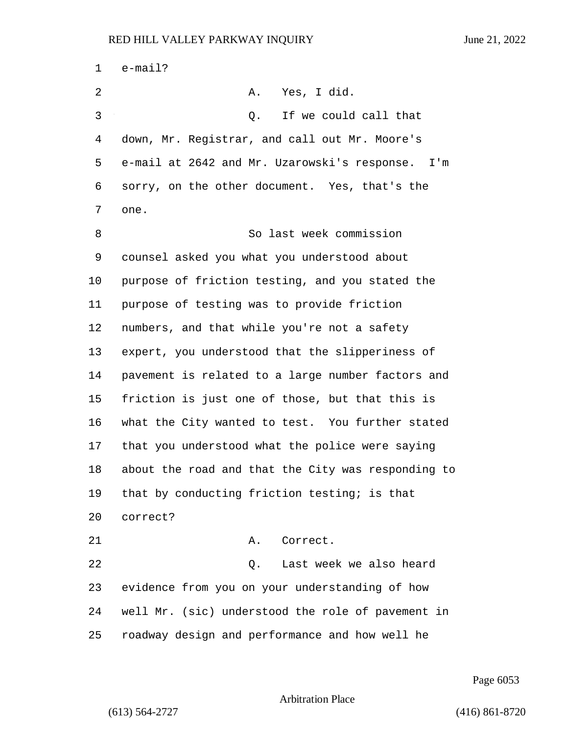e-mail?

A. Yes, I did.

Q. If we could call that down, Mr. Registrar, and call out Mr. Moore's e-mail at 2642 and Mr. Uzarowski's response. I'm sorry, on the other document. Yes, that's the one.

So last week commission counsel asked you what you understood about purpose of friction testing, and you stated the purpose of testing was to provide friction numbers, and that while you're not a safety expert, you understood that the slipperiness of pavement is related to a large number factors and friction is just one of those, but that this is what the City wanted to test. You further stated that you understood what the police were saying about the road and that the City was responding to that by conducting friction testing; is that correct?

A. Correct.

Q. Last week we also heard evidence from you on your understanding of how well Mr. (sic) understood the role of pavement in roadway design and performance and how well he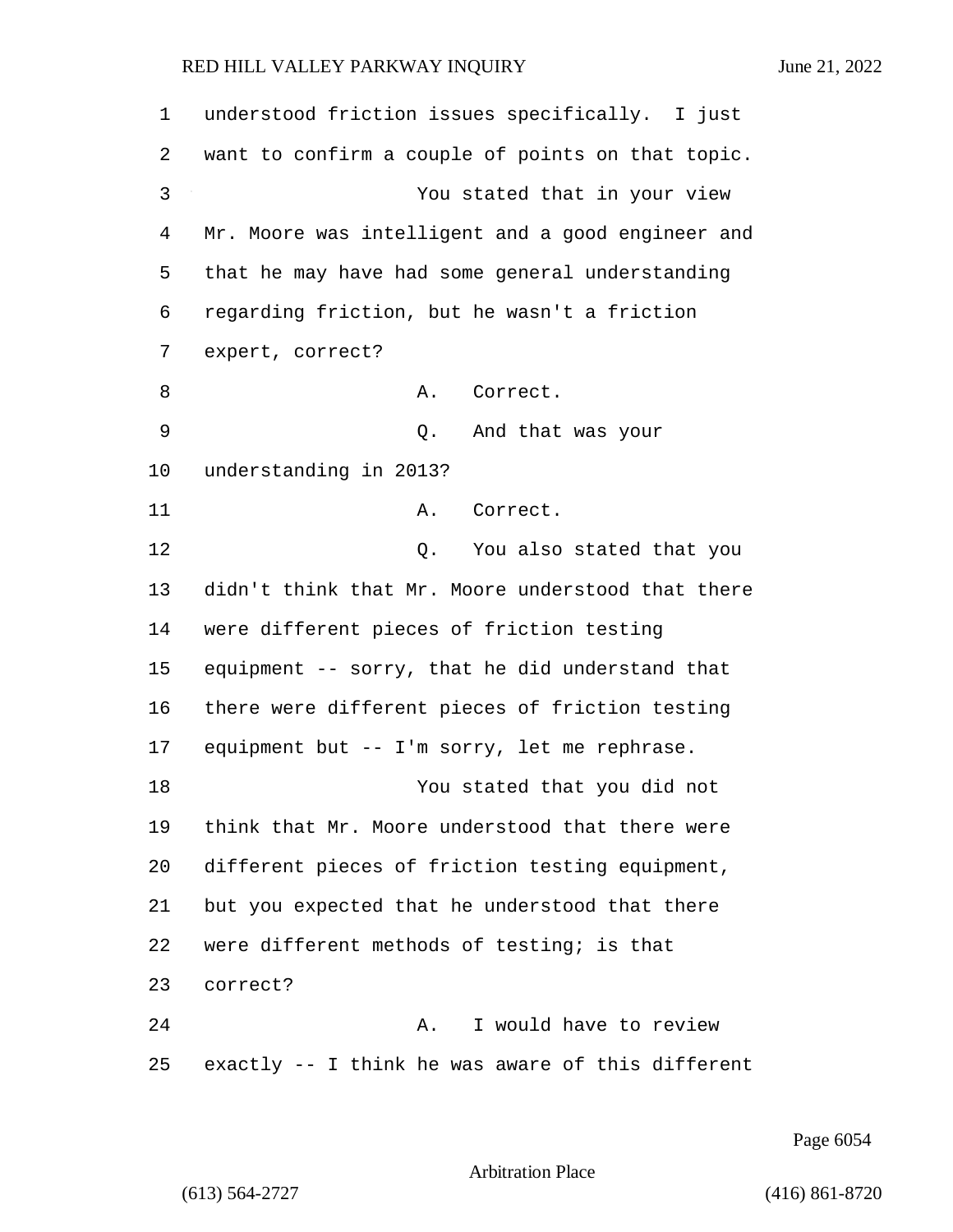understood friction issues specifically. I just want to confirm a couple of points on that topic.

You stated that in your view Mr. Moore was intelligent and a good engineer and that he may have had some general understanding regarding friction, but he wasn't a friction expert, correct?

A. Correct.

Q. And that was your understanding in 2013?

A. Correct.

Q. You also stated that you didn't think that Mr. Moore understood that there were different pieces of friction testing equipment -- sorry, that he did understand that there were different pieces of friction testing equipment but -- I'm sorry, let me rephrase.

You stated that you did not think that Mr. Moore understood that there were different pieces of friction testing equipment, but you expected that he understood that there were different methods of testing; is that correct?

A. I would have to review exactly -- I think he was aware of this different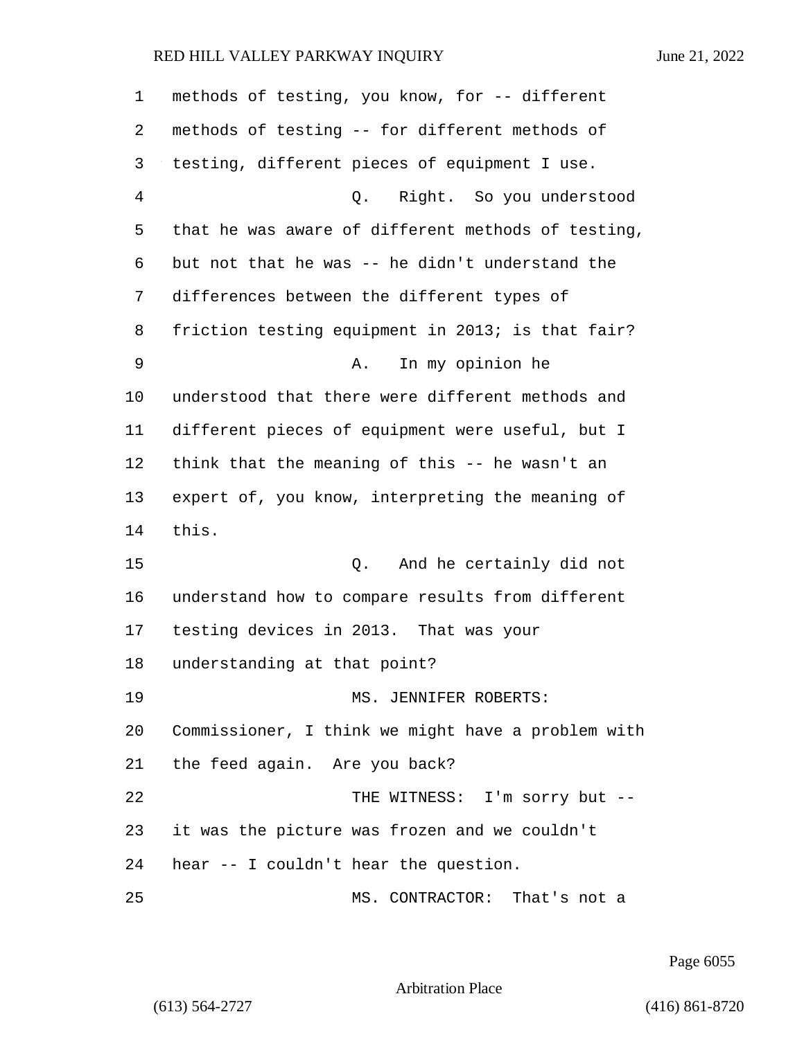methods of testing, you know, for -- different methods of testing -- for different methods of testing, different pieces of equipment I use.

Q. Right. So you understood that he was aware of different methods of testing, but not that he was -- he didn't understand the differences between the different types of friction testing equipment in 2013; is that fair?

A. In my opinion he understood that there were different methods and different pieces of equipment were useful, but I think that the meaning of this -- he wasn't an expert of, you know, interpreting the meaning of this.

Q. And he certainly did not understand how to compare results from different testing devices in 2013. That was your understanding at that point?

MS. JENNIFER ROBERTS: Commissioner, I think we might have a problem with the feed again. Are you back?

THE WITNESS: I'm sorry but -- it was the picture was frozen and we couldn't hear -- I couldn't hear the question.

MS. CONTRACTOR: That's not a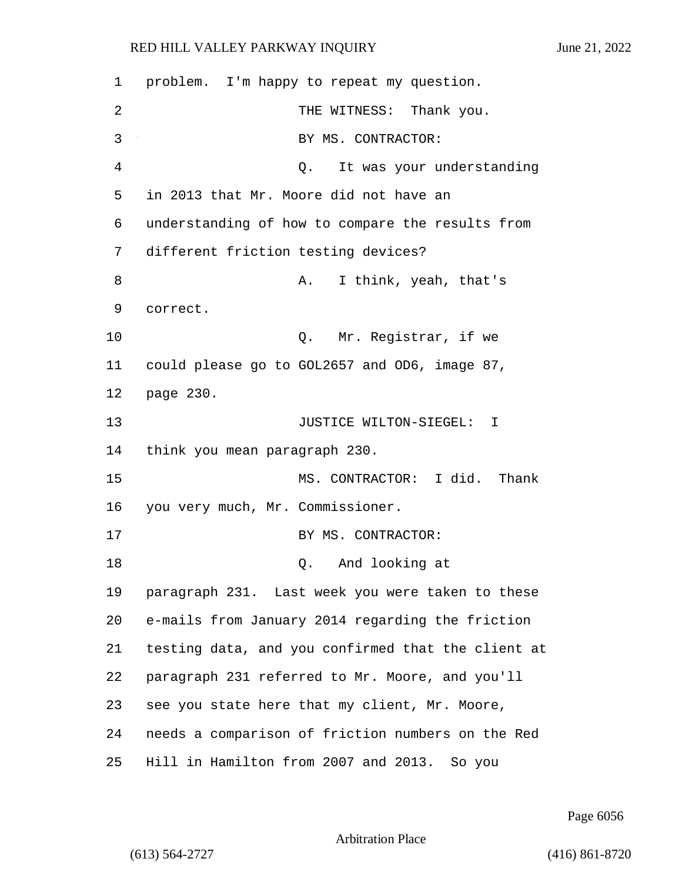problem. I'm happy to repeat my question.

THE WITNESS: Thank you.

BY MS. CONTRACTOR:

Q. It was your understanding in 2013 that Mr. Moore did not have an understanding of how to compare the results from different friction testing devices?

A. I think, yeah, that's correct.

Q. Mr. Registrar, if we could please go to GOL2657 and OD6, image 87, page 230.

JUSTICE WILTON-SIEGEL: I think you mean paragraph 230.

MS. CONTRACTOR: I did. Thank you very much, Mr. Commissioner.

BY MS. CONTRACTOR:

Q. And looking at paragraph 231. Last week you were taken to these e-mails from January 2014 regarding the friction testing data, and you confirmed that the client at paragraph 231 referred to Mr. Moore, and you'll see you state here that my client, Mr. Moore, needs a comparison of friction numbers on the Red Hill in Hamilton from 2007 and 2013. So you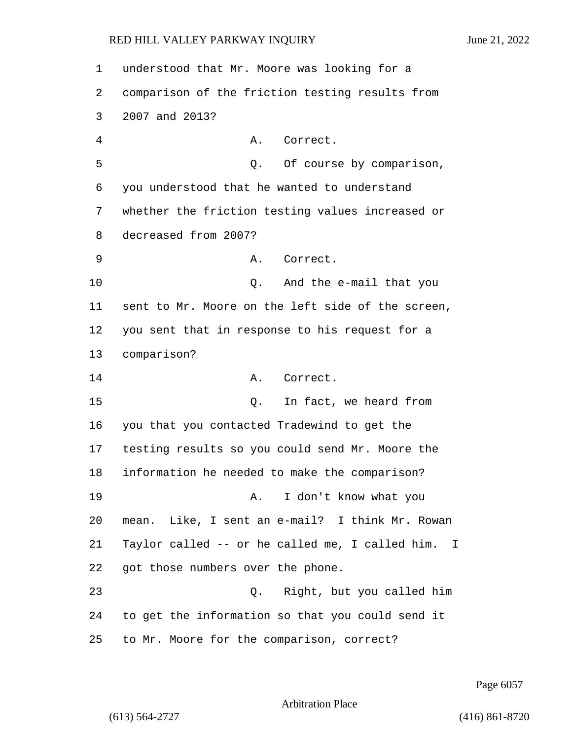understood that Mr. Moore was looking for a comparison of the friction testing results from 2007 and 2013?

A. Correct.

Q. Of course by comparison, you understood that he wanted to understand whether the friction testing values increased or decreased from 2007?

A. Correct.

Q. And the e-mail that you sent to Mr. Moore on the left side of the screen, you sent that in response to his request for a comparison?

A. Correct.

Q. In fact, we heard from you that you contacted Tradewind to get the testing results so you could send Mr. Moore the information he needed to make the comparison?

A. I don't know what you mean. Like, I sent an e-mail? I think Mr. Rowan Taylor called -- or he called me, I called him. I got those numbers over the phone.

Q. Right, but you called him to get the information so that you could send it to Mr. Moore for the comparison, correct?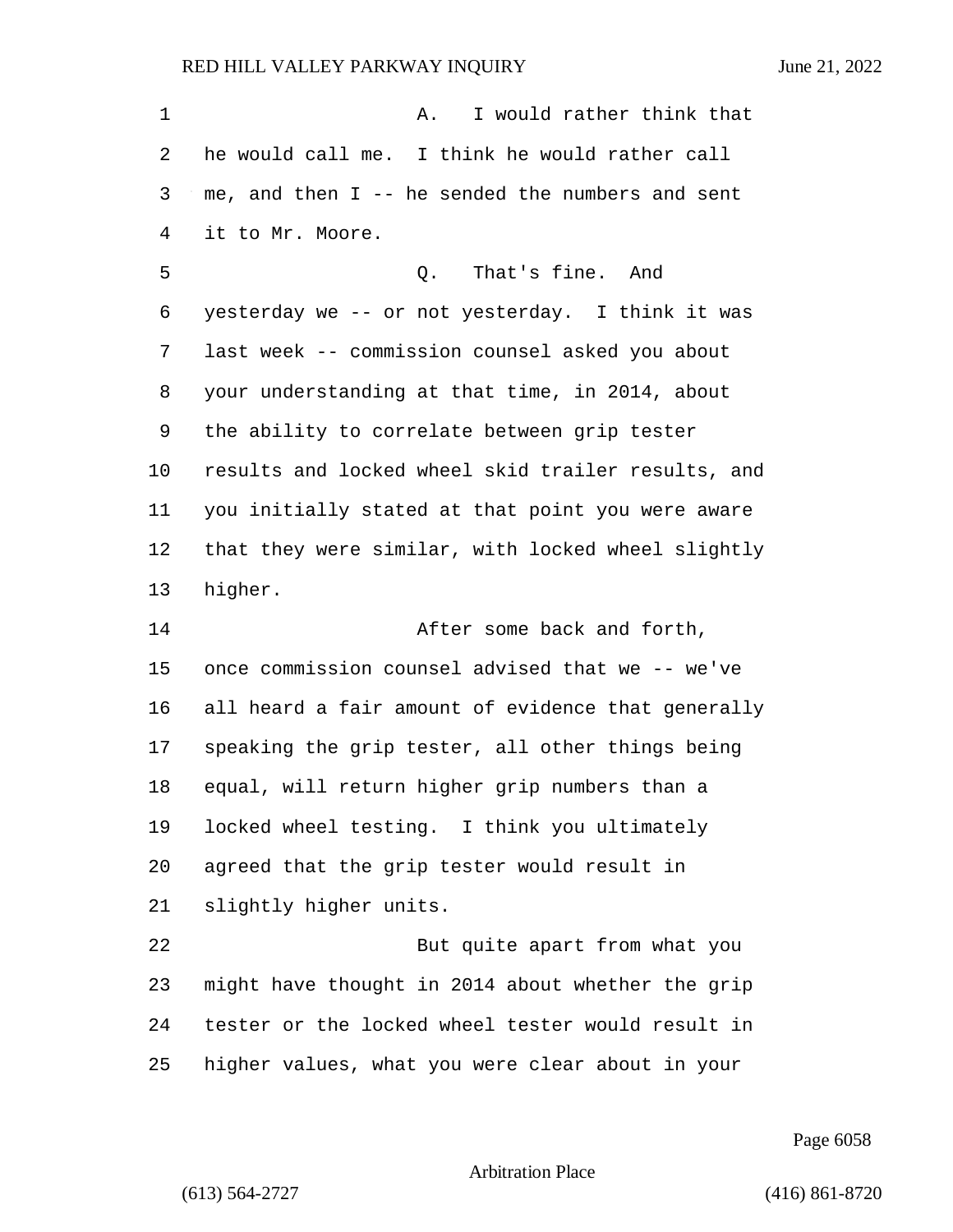A. I would rather think that he would call me. I think he would rather call me, and then I -- he sended the numbers and sent it to Mr. Moore.

Q. That's fine. And yesterday we -- or not yesterday. I think it was last week -- commission counsel asked you about your understanding at that time, in 2014, about the ability to correlate between grip tester results and locked wheel skid trailer results, and you initially stated at that point you were aware that they were similar, with locked wheel slightly higher.

After some back and forth, once commission counsel advised that we -- we've all heard a fair amount of evidence that generally speaking the grip tester, all other things being equal, will return higher grip numbers than a locked wheel testing. I think you ultimately agreed that the grip tester would result in slightly higher units.

But quite apart from what you might have thought in 2014 about whether the grip tester or the locked wheel tester would result in higher values, what you were clear about in your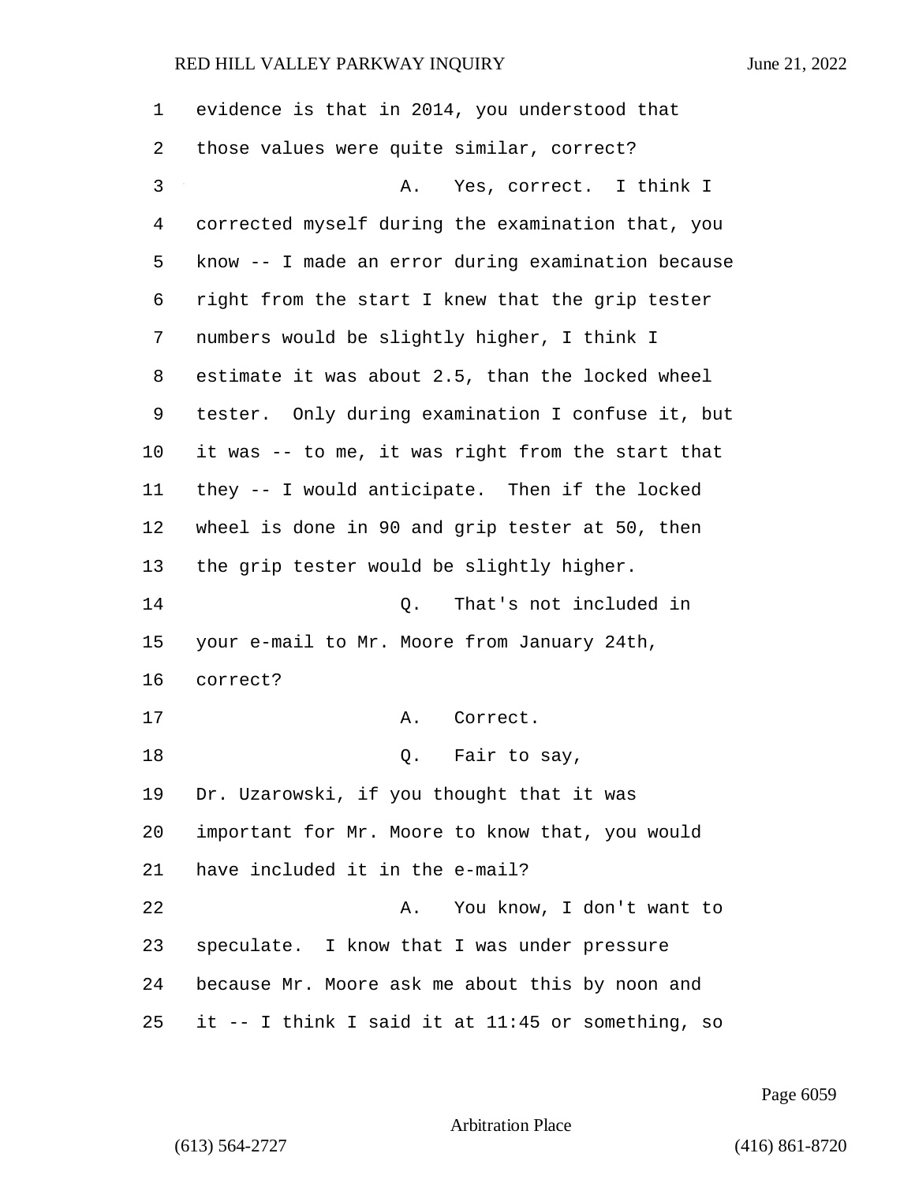evidence is that in 2014, you understood that those values were quite similar, correct?

A. Yes, correct. I think I corrected myself during the examination that, you know -- I made an error during examination because right from the start I knew that the grip tester numbers would be slightly higher, I think I estimate it was about 2.5, than the locked wheel tester. Only during examination I confuse it, but it was -- to me, it was right from the start that they -- I would anticipate. Then if the locked wheel is done in 90 and grip tester at 50, then the grip tester would be slightly higher.

Q. That's not included in your e-mail to Mr. Moore from January 24th, correct?

A. Correct.

Q. Fair to say, Dr. Uzarowski, if you thought that it was important for Mr. Moore to know that, you would have included it in the e-mail?

A. You know, I don't want to speculate. I know that I was under pressure because Mr. Moore ask me about this by noon and it -- I think I said it at 11:45 or something, so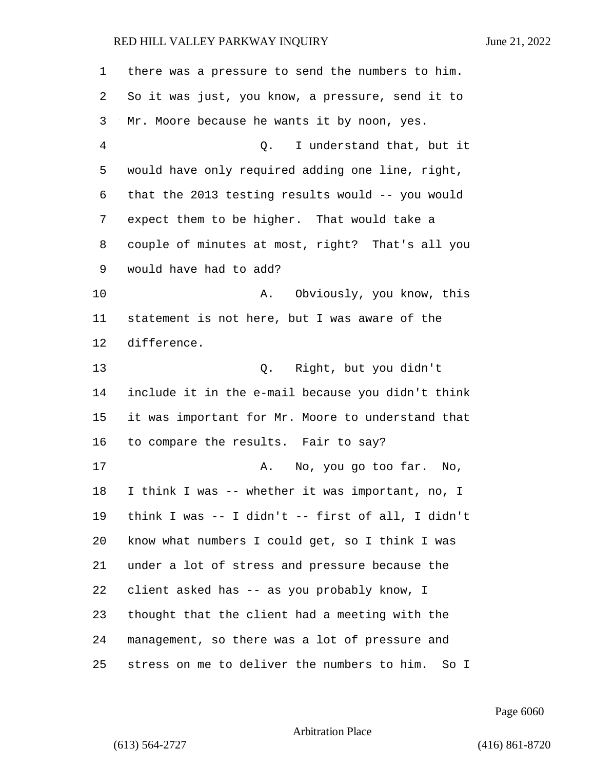there was a pressure to send the numbers to him. So it was just, you know, a pressure, send it to Mr. Moore because he wants it by noon, yes.

Q. I understand that, but it would have only required adding one line, right, that the 2013 testing results would -- you would expect them to be higher. That would take a couple of minutes at most, right? That's all you would have had to add?

A. Obviously, you know, this statement is not here, but I was aware of the difference.

Q. Right, but you didn't include it in the e-mail because you didn't think it was important for Mr. Moore to understand that to compare the results. Fair to say?

A. No, you go too far. No, I think I was -- whether it was important, no, I think I was -- I didn't -- first of all, I didn't know what numbers I could get, so I think I was under a lot of stress and pressure because the client asked has -- as you probably know, I thought that the client had a meeting with the management, so there was a lot of pressure and stress on me to deliver the numbers to him. So I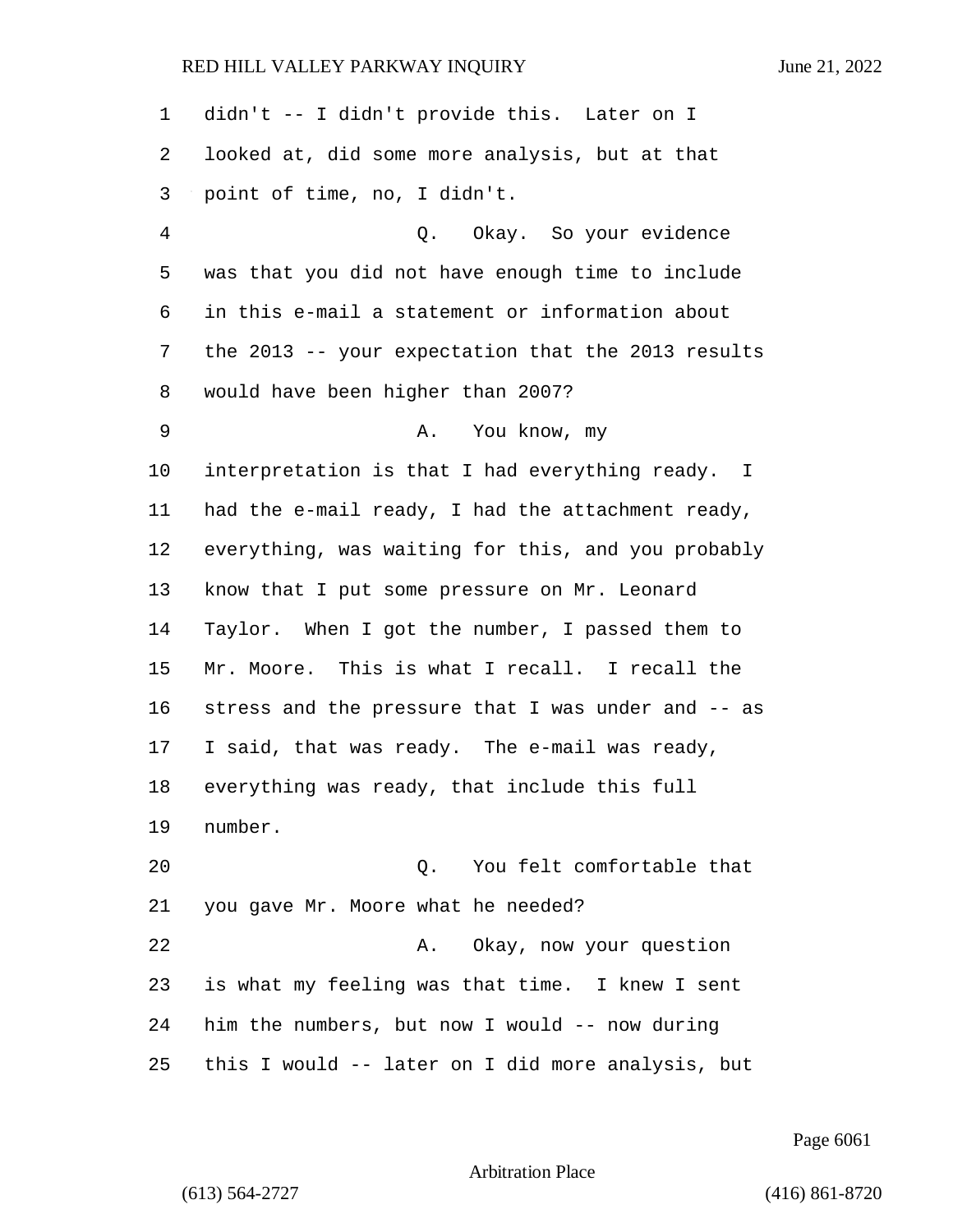didn't -- I didn't provide this. Later on I looked at, did some more analysis, but at that point of time, no, I didn't.

Q. Okay. So your evidence was that you did not have enough time to include in this e-mail a statement or information about the 2013 -- your expectation that the 2013 results would have been higher than 2007?

A. You know, my interpretation is that I had everything ready. I had the e-mail ready, I had the attachment ready, everything, was waiting for this, and you probably know that I put some pressure on Mr. Leonard Taylor. When I got the number, I passed them to Mr. Moore. This is what I recall. I recall the stress and the pressure that I was under and -- as I said, that was ready. The e-mail was ready, everything was ready, that include this full number.

Q. You felt comfortable that you gave Mr. Moore what he needed?

A. Okay, now your question is what my feeling was that time. I knew I sent him the numbers, but now I would -- now during this I would -- later on I did more analysis, but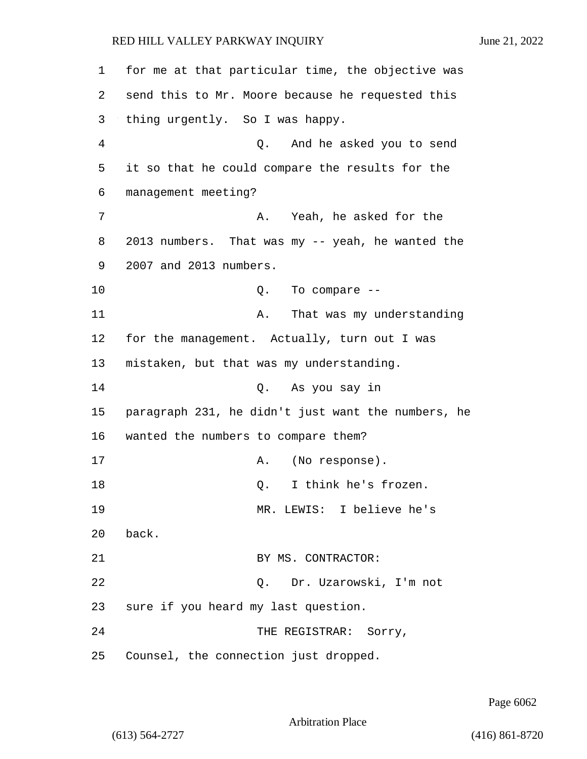for me at that particular time, the objective was send this to Mr. Moore because he requested this thing urgently. So I was happy.

Q. And he asked you to send it so that he could compare the results for the management meeting?

A. Yeah, he asked for the 2013 numbers. That was my -- yeah, he wanted the 2007 and 2013 numbers.

Q. To compare --

A. That was my understanding for the management. Actually, turn out I was mistaken, but that was my understanding.

Q. As you say in paragraph 231, he didn't just want the numbers, he wanted the numbers to compare them?

A. (No response).

Q. I think he's frozen.

MR. LEWIS: I believe he's back.

BY MS. CONTRACTOR:

Q. Dr. Uzarowski, I'm not sure if you heard my last question.

THE REGISTRAR: Sorry, Counsel, the connection just dropped.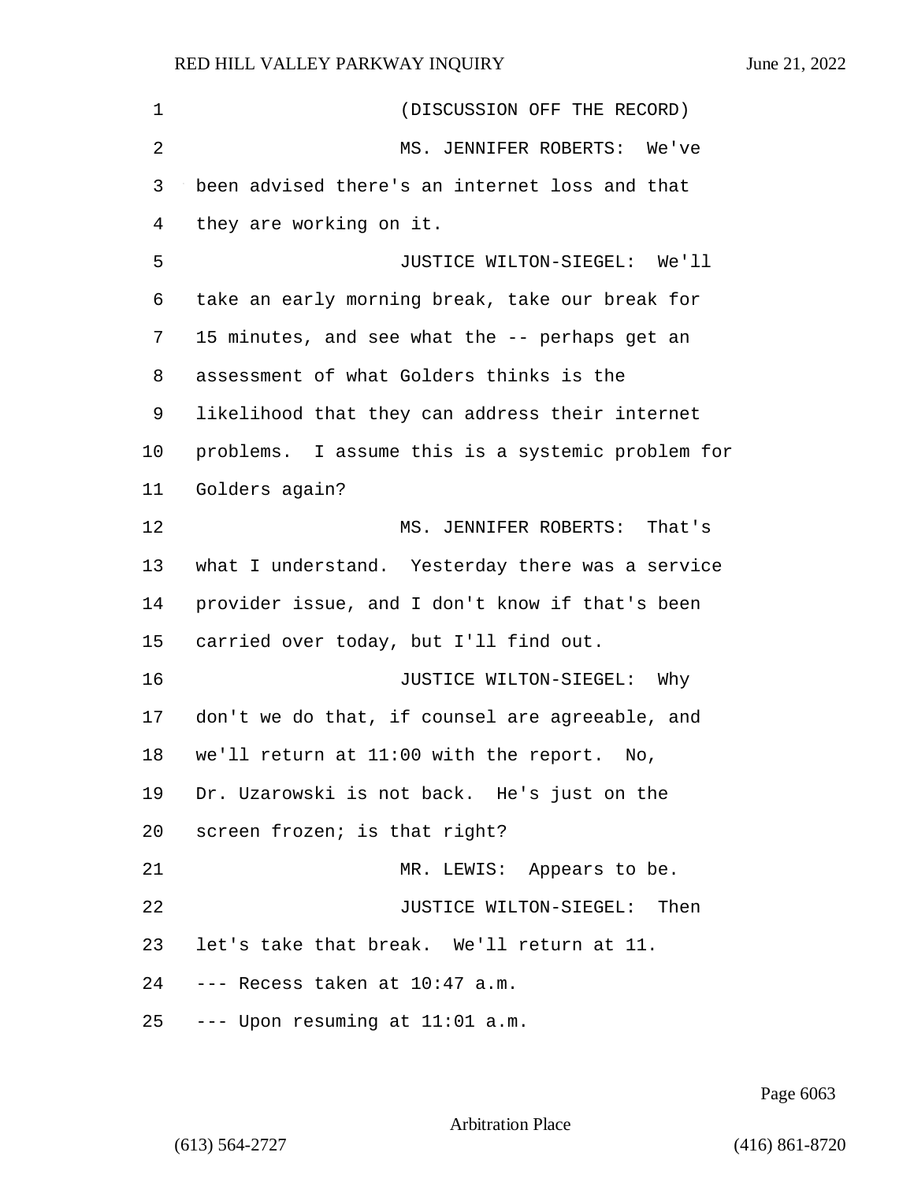(DISCUSSION OFF THE RECORD)

MS. JENNIFER ROBERTS: We've been advised there's an internet loss and that they are working on it.

JUSTICE WILTON-SIEGEL: We'll take an early morning break, take our break for 15 minutes, and see what the -- perhaps get an assessment of what Golders thinks is the likelihood that they can address their internet problems. I assume this is a systemic problem for Golders again?

MS. JENNIFER ROBERTS: That's what I understand. Yesterday there was a service provider issue, and I don't know if that's been carried over today, but I'll find out.

JUSTICE WILTON-SIEGEL: Why don't we do that, if counsel are agreeable, and we'll return at 11:00 with the report. No, Dr. Uzarowski is not back. He's just on the screen frozen; is that right?

MR. LEWIS: Appears to be.

JUSTICE WILTON-SIEGEL: Then let's take that break. We'll return at 11.

--- Recess taken at 10:47 a.m.

--- Upon resuming at 11:01 a.m.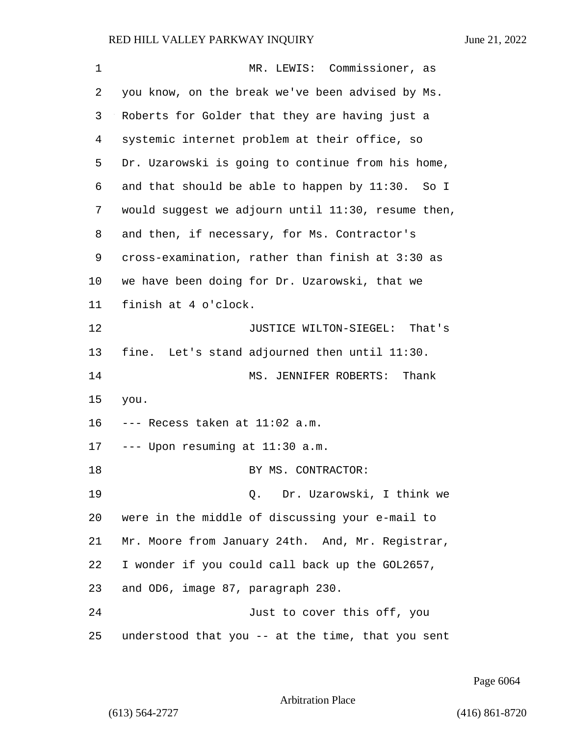MR. LEWIS: Commissioner, as you know, on the break we've been advised by Ms. Roberts for Golder that they are having just a systemic internet problem at their office, so Dr. Uzarowski is going to continue from his home, and that should be able to happen by 11:30. So I would suggest we adjourn until 11:30, resume then, and then, if necessary, for Ms. Contractor's cross-examination, rather than finish at 3:30 as we have been doing for Dr. Uzarowski, that we finish at 4 o'clock.

JUSTICE WILTON-SIEGEL: That's fine. Let's stand adjourned then until 11:30.

MS. JENNIFER ROBERTS: Thank you.

--- Recess taken at 11:02 a.m.

--- Upon resuming at 11:30 a.m.

BY MS. CONTRACTOR:

Q. Dr. Uzarowski, I think we were in the middle of discussing your e-mail to Mr. Moore from January 24th. And, Mr. Registrar, I wonder if you could call back up the GOL2657, and OD6, image 87, paragraph 230.

Just to cover this off, you understood that you -- at the time, that you sent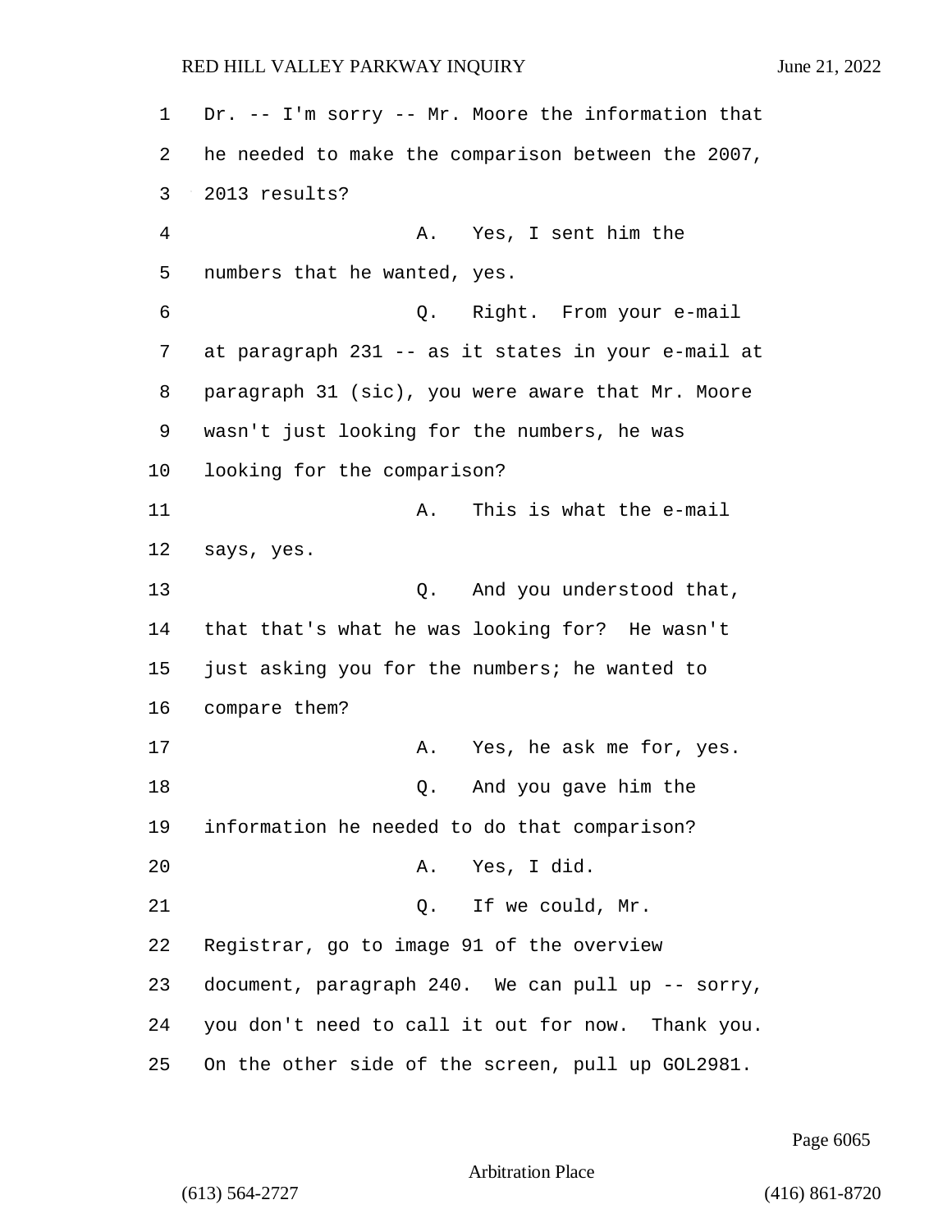Dr. -- I'm sorry -- Mr. Moore the information that he needed to make the comparison between the 2007, 2013 results?

A. Yes, I sent him the numbers that he wanted, yes.

Q. Right. From your e-mail at paragraph 231 -- as it states in your e-mail at paragraph 31 (sic), you were aware that Mr. Moore wasn't just looking for the numbers, he was looking for the comparison?

A. This is what the e-mail says, yes.

Q. And you understood that, that that's what he was looking for? He wasn't just asking you for the numbers; he wanted to compare them?

A. Yes, he ask me for, yes.

Q. And you gave him the information he needed to do that comparison?

A. Yes, I did.

Q. If we could, Mr. Registrar, go to image 91 of the overview document, paragraph 240. We can pull up -- sorry, you don't need to call it out for now. Thank you. On the other side of the screen, pull up GOL2981.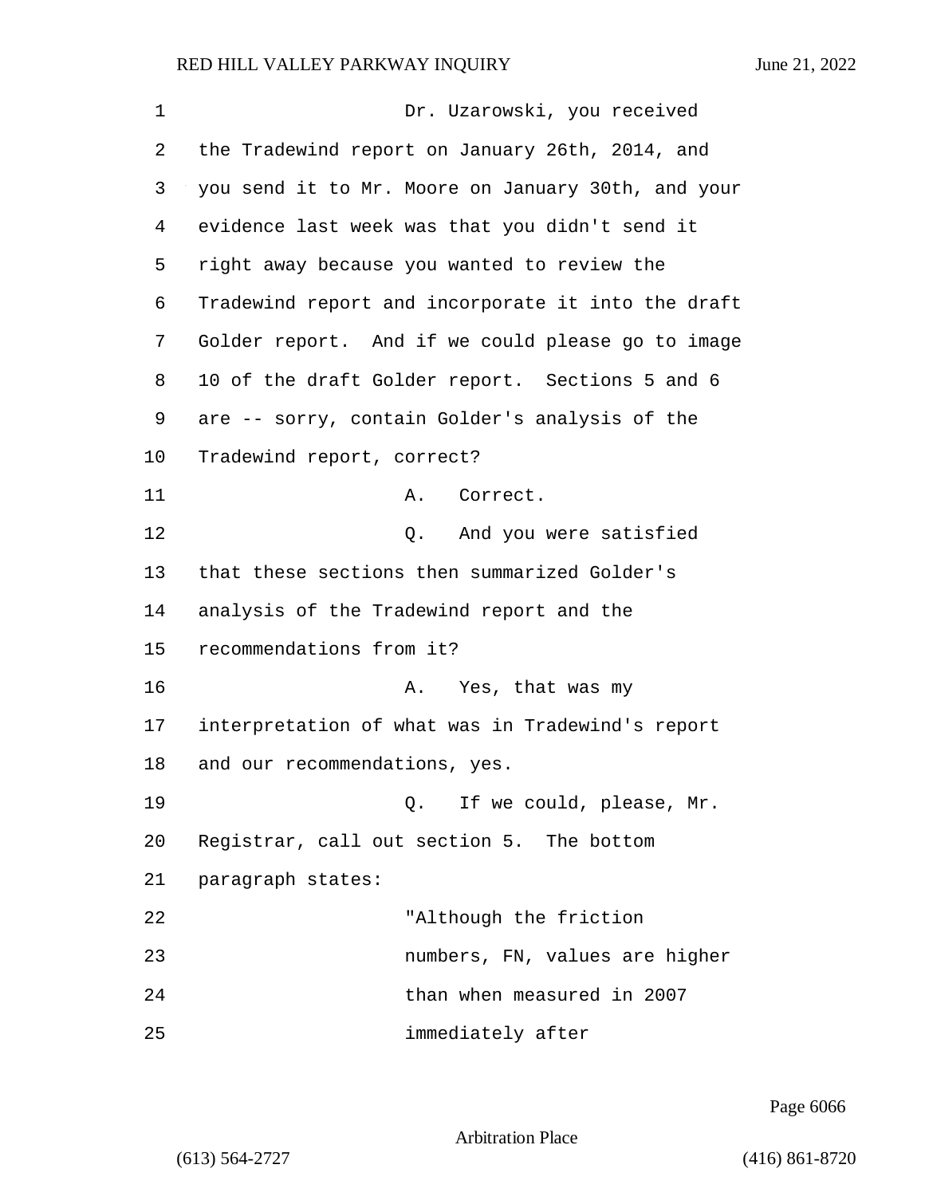Dr. Uzarowski, you received the Tradewind report on January 26th, 2014, and you send it to Mr. Moore on January 30th, and your evidence last week was that you didn't send it right away because you wanted to review the Tradewind report and incorporate it into the draft Golder report. And if we could please go to image 10 of the draft Golder report. Sections 5 and 6 are -- sorry, contain Golder's analysis of the Tradewind report, correct?

A. Correct.

Q. And you were satisfied that these sections then summarized Golder's analysis of the Tradewind report and the recommendations from it?

A. Yes, that was my interpretation of what was in Tradewind's report and our recommendations, yes.

Q. If we could, please, Mr. Registrar, call out section 5. The bottom paragraph states:

"Although the friction numbers, FN, values are higher than when measured in 2007 immediately after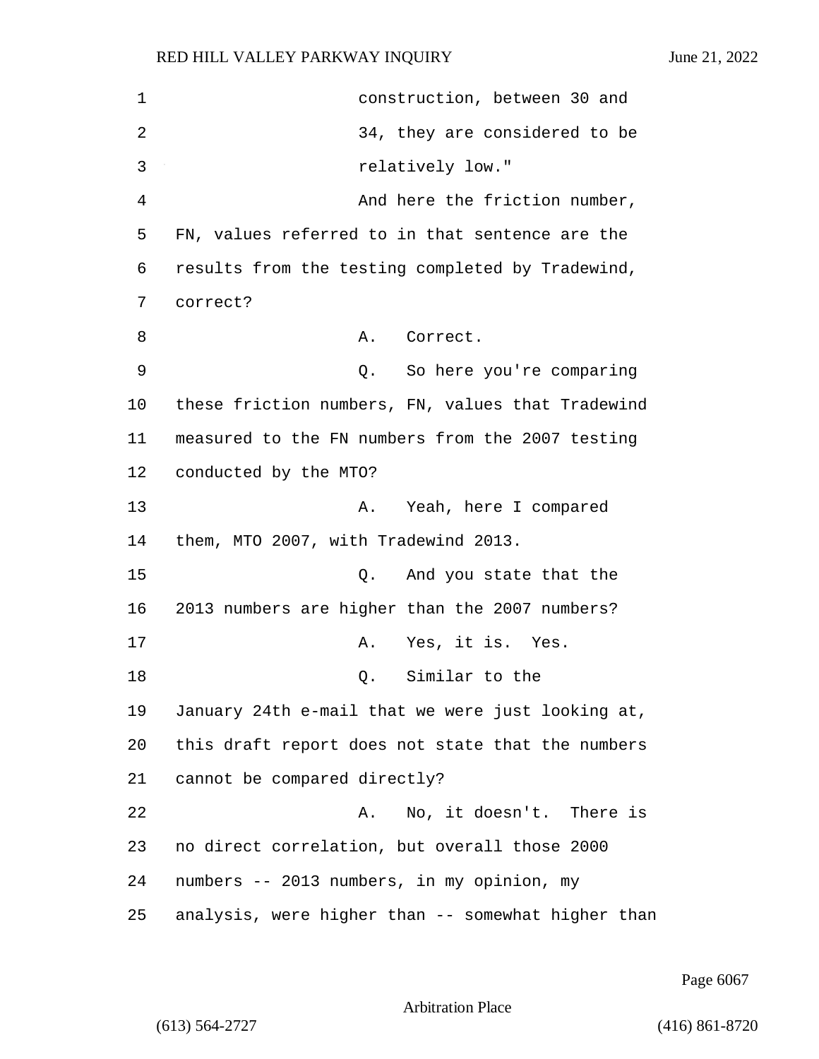construction, between 30 and 34, they are considered to be relatively low."

And here the friction number, FN, values referred to in that sentence are the results from the testing completed by Tradewind, correct?

A. Correct.

Q. So here you're comparing these friction numbers, FN, values that Tradewind measured to the FN numbers from the 2007 testing conducted by the MTO?

A. Yeah, here I compared them, MTO 2007, with Tradewind 2013.

Q. And you state that the 2013 numbers are higher than the 2007 numbers?

A. Yes, it is. Yes.

Q. Similar to the January 24th e-mail that we were just looking at, this draft report does not state that the numbers cannot be compared directly?

A. No, it doesn't. There is no direct correlation, but overall those 2000 numbers -- 2013 numbers, in my opinion, my analysis, were higher than -- somewhat higher than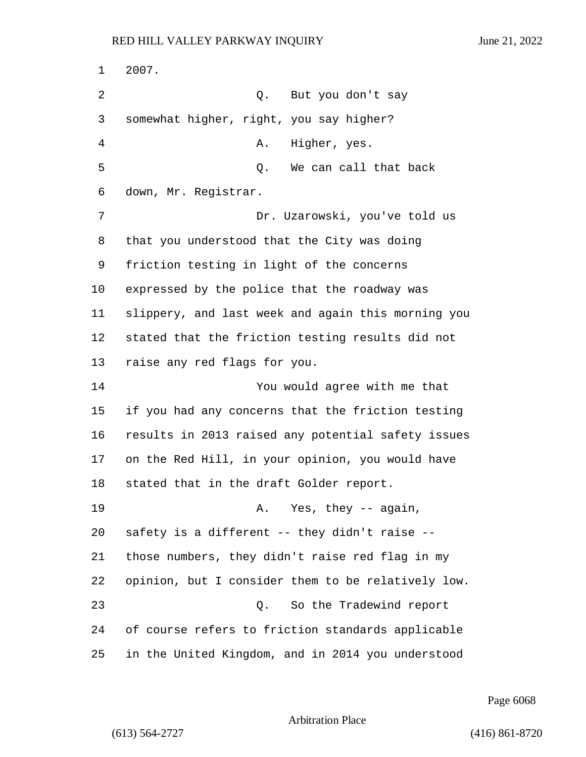2007.

Q. But you don't say somewhat higher, right, you say higher?

A. Higher, yes.

Q. We can call that back down, Mr. Registrar.

Dr. Uzarowski, you've told us that you understood that the City was doing friction testing in light of the concerns expressed by the police that the roadway was slippery, and last week and again this morning you stated that the friction testing results did not raise any red flags for you.

You would agree with me that if you had any concerns that the friction testing results in 2013 raised any potential safety issues on the Red Hill, in your opinion, you would have stated that in the draft Golder report.

A. Yes, they -- again, safety is a different -- they didn't raise -- those numbers, they didn't raise red flag in my opinion, but I consider them to be relatively low.

Q. So the Tradewind report of course refers to friction standards applicable in the United Kingdom, and in 2014 you understood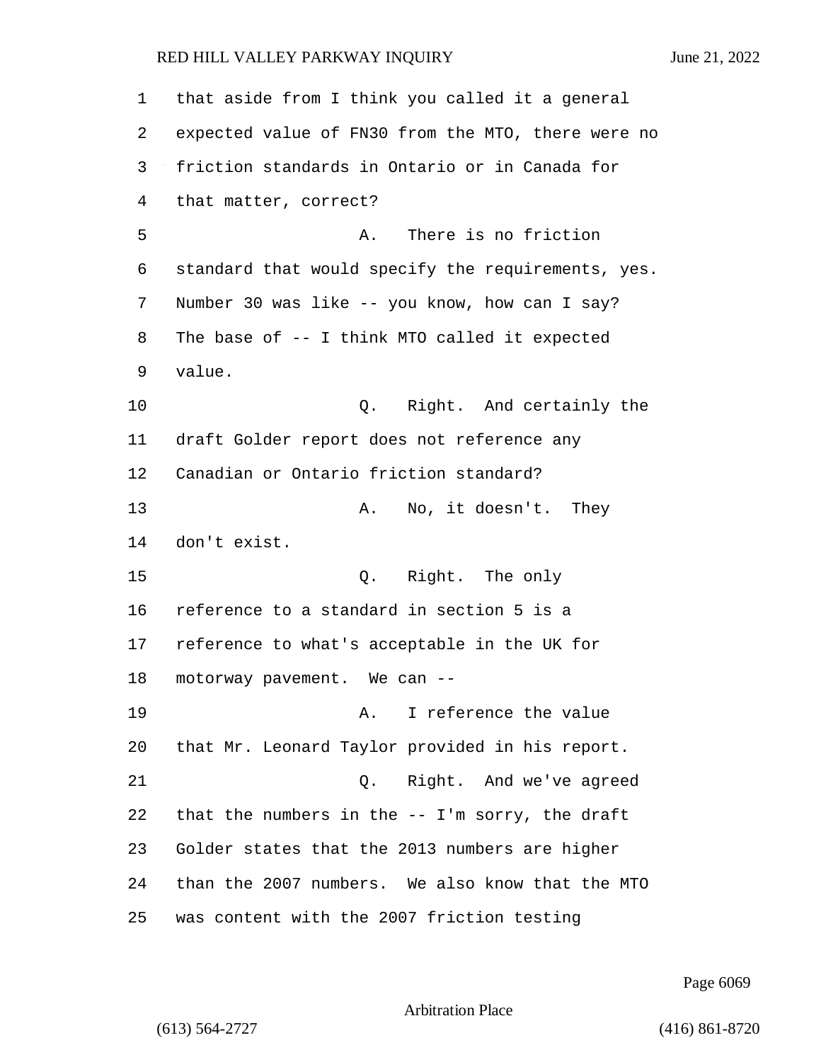1 that aside from I think you called it a general
2 expected value of FN30 from the MTO, there were no
3 friction standards in Ontario or in Canada for
4 that matter, correct?
5 A. There is no friction
6 standard that would specify the requirements, yes.
7 Number 30 was like -- you know, how can I say?
8 The base of -- I think MTO called it expected
9 value.
10 Q. Right. And certainly the
11 draft Golder report does not reference any
12 Canadian or Ontario friction standard?
13 A. No, it doesn't. They
14 don't exist.
15 Q. Right. The only
16 reference to a standard in section 5 is a
17 reference to what's acceptable in the UK for
18 motorway pavement. We can --
19 A. I reference the value
20 that Mr. Leonard Taylor provided in his report.
21 Q. Right. And we've agreed
22 that the numbers in the -- I'm sorry, the draft
23 Golder states that the 2013 numbers are higher
24 than the 2007 numbers. We also know that the MTO
25 was content with the 2007 friction testing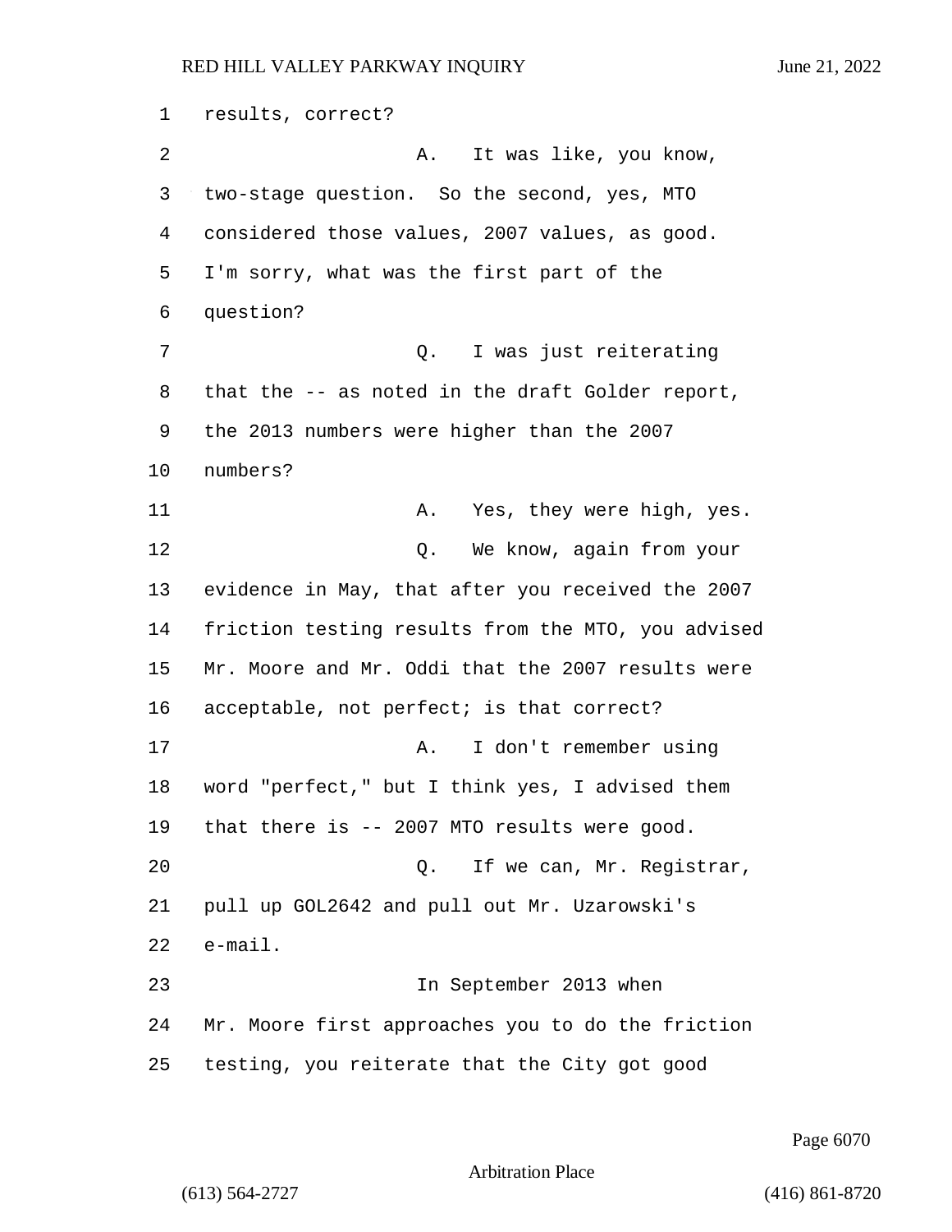results, correct?

A. It was like, you know, two-stage question. So the second, yes, MTO considered those values, 2007 values, as good. I'm sorry, what was the first part of the question?

Q. I was just reiterating that the -- as noted in the draft Golder report, the 2013 numbers were higher than the 2007 numbers?

A. Yes, they were high, yes.

Q. We know, again from your evidence in May, that after you received the 2007 friction testing results from the MTO, you advised Mr. Moore and Mr. Oddi that the 2007 results were acceptable, not perfect; is that correct?

A. I don't remember using word "perfect," but I think yes, I advised them that there is -- 2007 MTO results were good.

Q. If we can, Mr. Registrar, pull up GOL2642 and pull out Mr. Uzarowski's e-mail.

In September 2013 when Mr. Moore first approaches you to do the friction testing, you reiterate that the City got good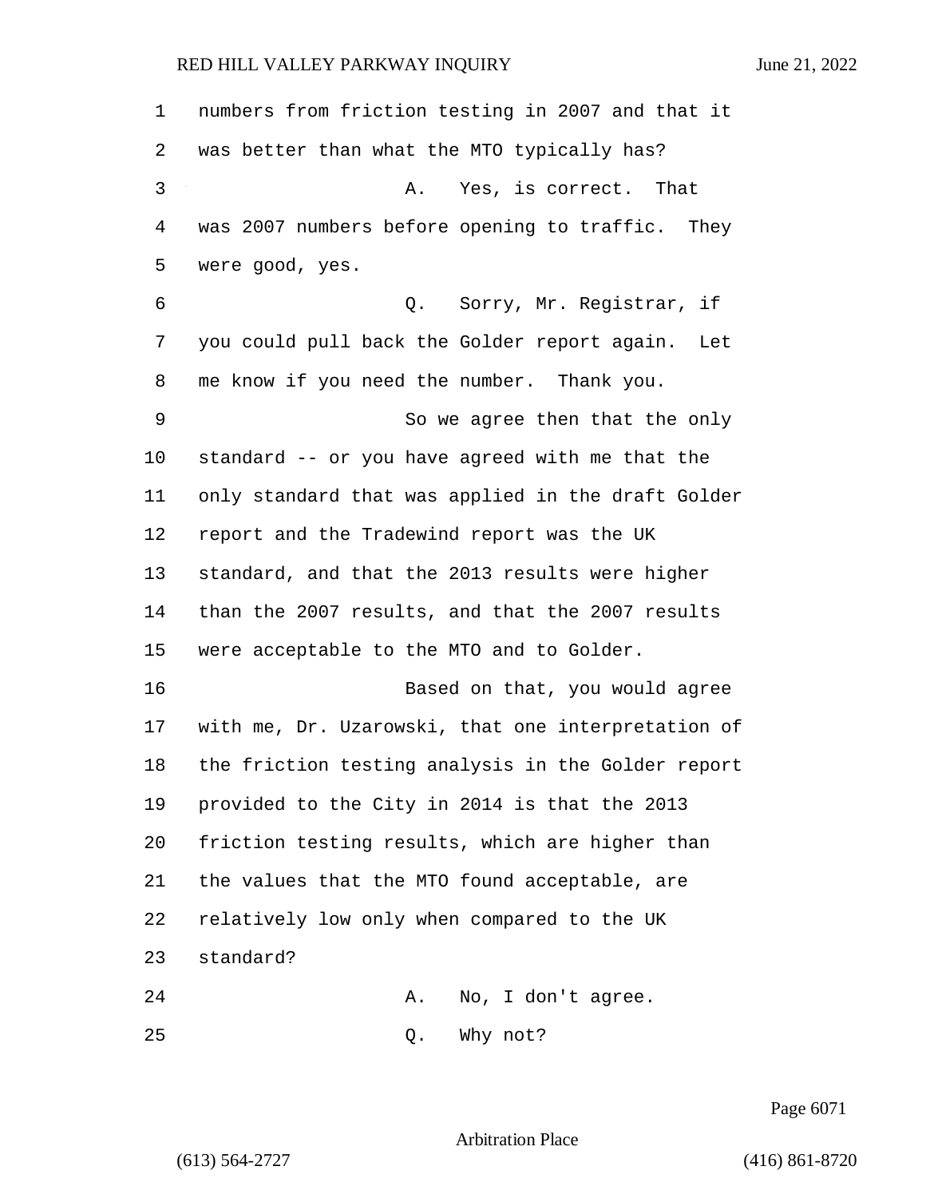numbers from friction testing in 2007 and that it was better than what the MTO typically has?

A. Yes, is correct. That was 2007 numbers before opening to traffic. They were good, yes.

Q. Sorry, Mr. Registrar, if you could pull back the Golder report again. Let me know if you need the number. Thank you.

So we agree then that the only standard -- or you have agreed with me that the only standard that was applied in the draft Golder report and the Tradewind report was the UK standard, and that the 2013 results were higher than the 2007 results, and that the 2007 results were acceptable to the MTO and to Golder.

Based on that, you would agree with me, Dr. Uzarowski, that one interpretation of the friction testing analysis in the Golder report provided to the City in 2014 is that the 2013 friction testing results, which are higher than the values that the MTO found acceptable, are relatively low only when compared to the UK standard?

A. No, I don't agree.

Q. Why not?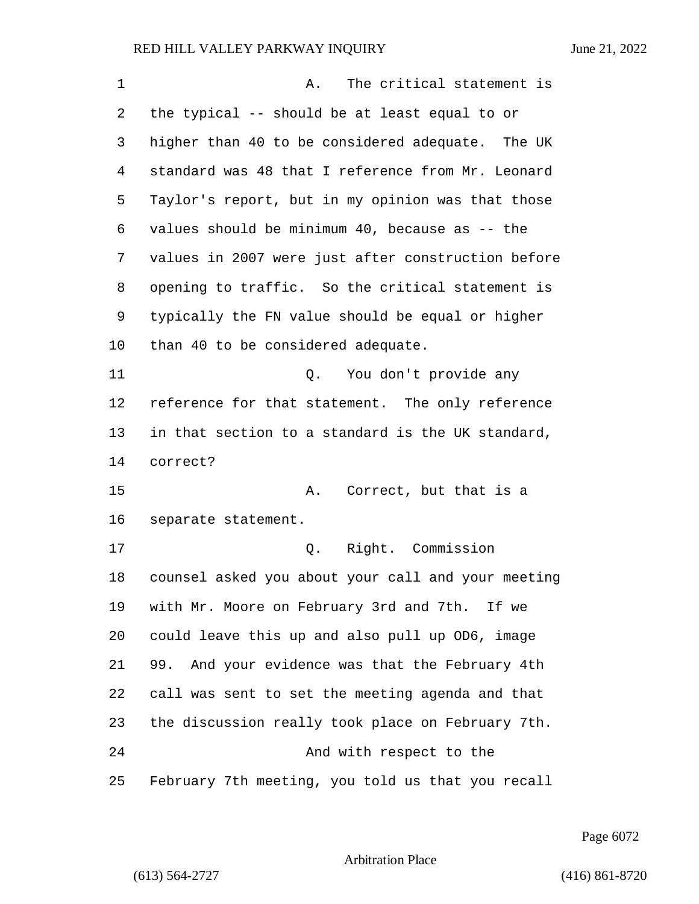A. The critical statement is the typical -- should be at least equal to or higher than 40 to be considered adequate. The UK standard was 48 that I reference from Mr. Leonard Taylor's report, but in my opinion was that those values should be minimum 40, because as -- the values in 2007 were just after construction before opening to traffic. So the critical statement is typically the FN value should be equal or higher than 40 to be considered adequate.

Q. You don't provide any reference for that statement. The only reference in that section to a standard is the UK standard, correct?

A. Correct, but that is a separate statement.

Q. Right. Commission counsel asked you about your call and your meeting with Mr. Moore on February 3rd and 7th. If we could leave this up and also pull up OD6, image 99. And your evidence was that the February 4th call was sent to set the meeting agenda and that the discussion really took place on February 7th.

And with respect to the February 7th meeting, you told us that you recall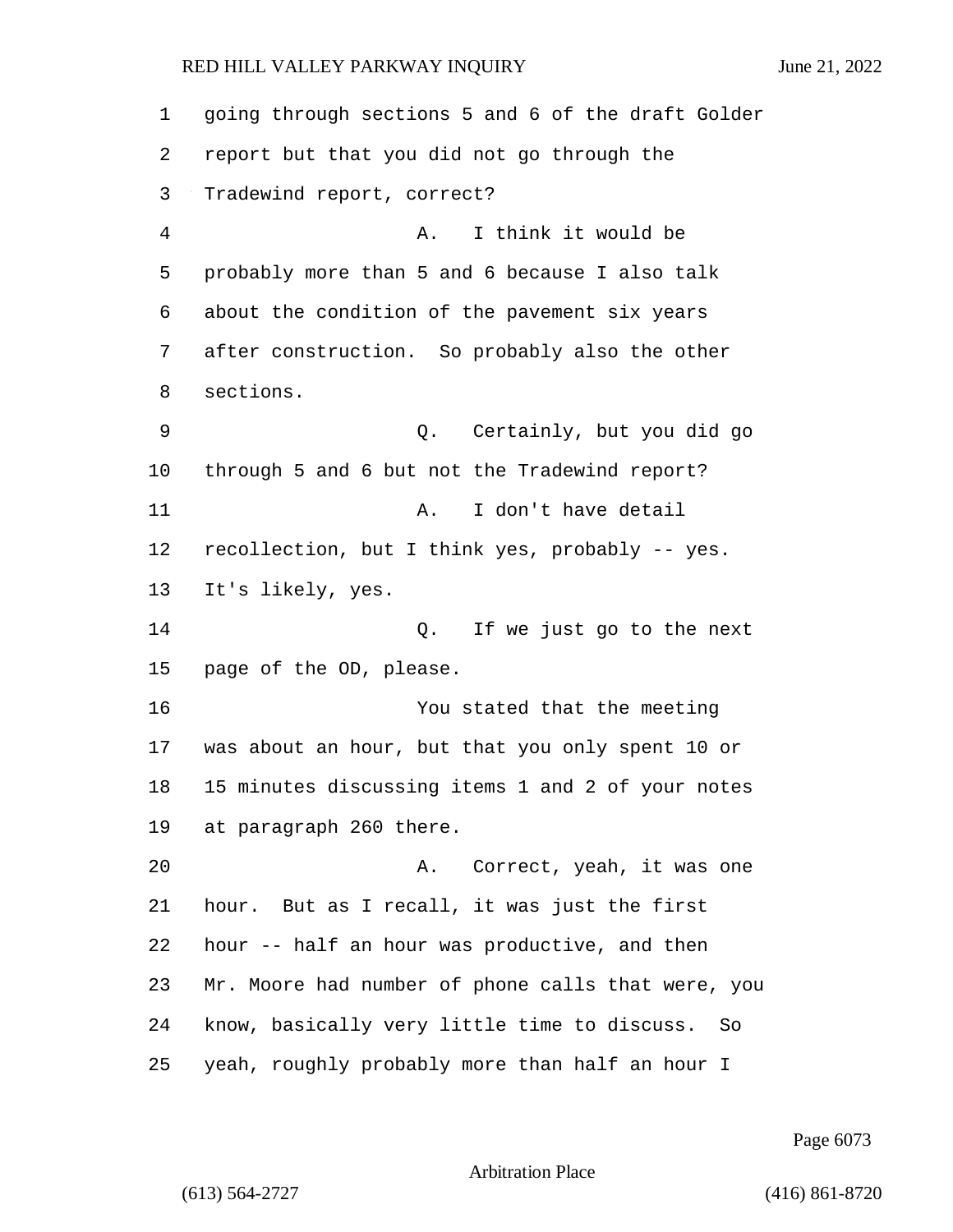going through sections 5 and 6 of the draft Golder report but that you did not go through the Tradewind report, correct?

A. I think it would be probably more than 5 and 6 because I also talk about the condition of the pavement six years after construction. So probably also the other sections.

Q. Certainly, but you did go through 5 and 6 but not the Tradewind report?

A. I don't have detail recollection, but I think yes, probably -- yes. It's likely, yes.

Q. If we just go to the next page of the OD, please.

You stated that the meeting was about an hour, but that you only spent 10 or 15 minutes discussing items 1 and 2 of your notes at paragraph 260 there.

A. Correct, yeah, it was one hour. But as I recall, it was just the first hour -- half an hour was productive, and then Mr. Moore had number of phone calls that were, you know, basically very little time to discuss. So yeah, roughly probably more than half an hour I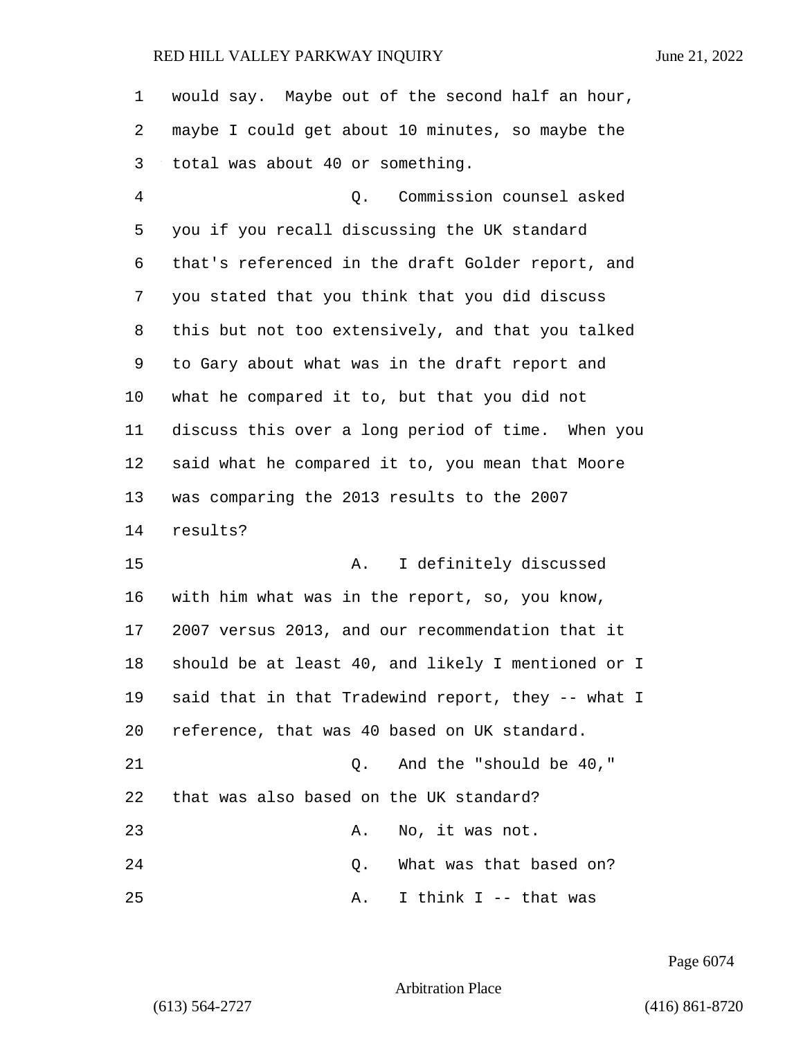1 would say. Maybe out of the second half an hour,
2 maybe I could get about 10 minutes, so maybe the
3 total was about 40 or something.

4 Q. Commission counsel asked
5 you if you recall discussing the UK standard
6 that's referenced in the draft Golder report, and
7 you stated that you think that you did discuss
8 this but not too extensively, and that you talked
9 to Gary about what was in the draft report and
10 what he compared it to, but that you did not
11 discuss this over a long period of time. When you
12 said what he compared it to, you mean that Moore
13 was comparing the 2013 results to the 2007
14 results?

15 A. I definitely discussed
16 with him what was in the report, so, you know,
17 2007 versus 2013, and our recommendation that it
18 should be at least 40, and likely I mentioned or I
19 said that in that Tradewind report, they -- what I
20 reference, that was 40 based on UK standard.

21 Q. And the "should be 40,"
22 that was also based on the UK standard?

23 A. No, it was not.

24 Q. What was that based on?

25 A. I think I -- that was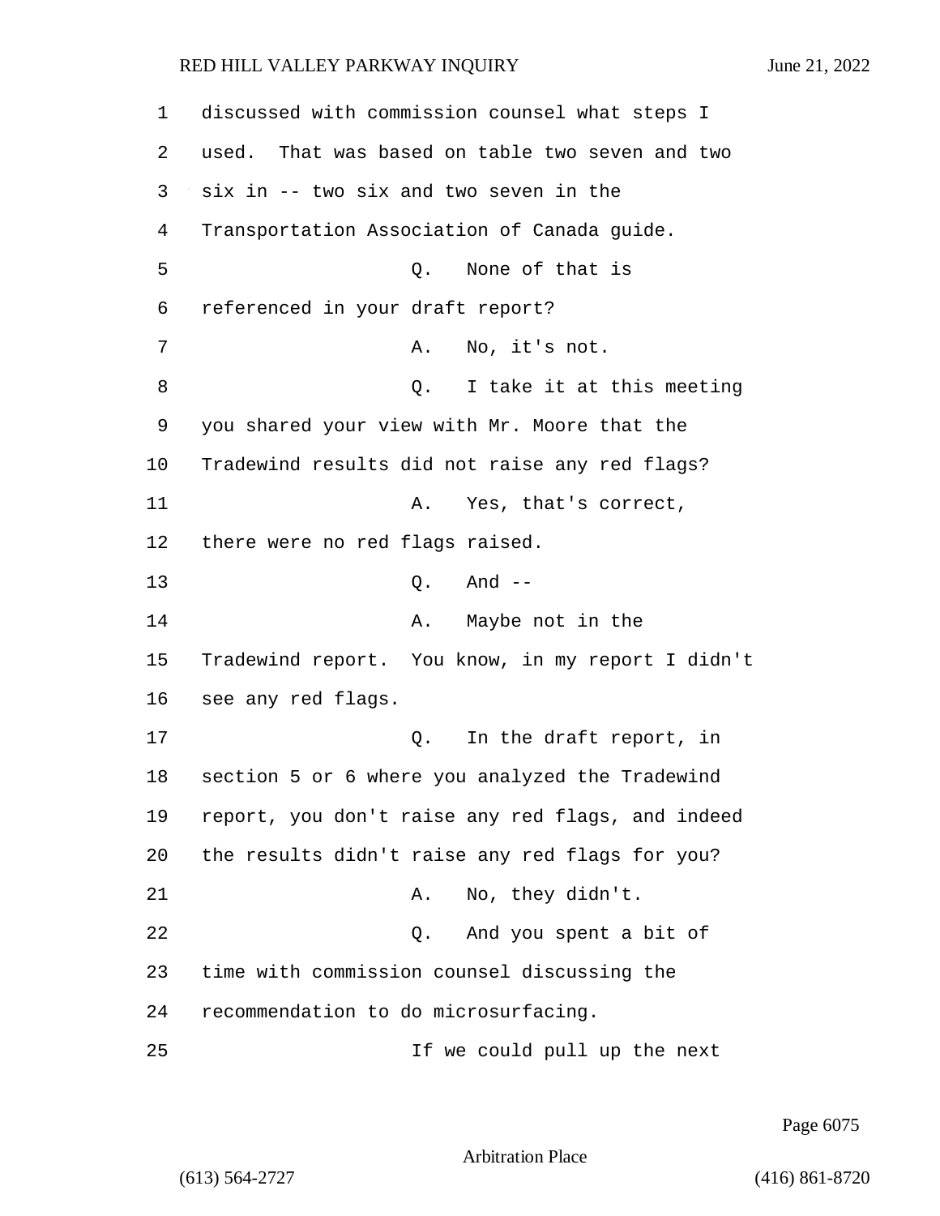discussed with commission counsel what steps I used. That was based on table two seven and two six in -- two six and two seven in the Transportation Association of Canada guide.

Q. None of that is referenced in your draft report?

A. No, it's not.

Q. I take it at this meeting you shared your view with Mr. Moore that the Tradewind results did not raise any red flags?

A. Yes, that's correct, there were no red flags raised.

Q. And --

A. Maybe not in the Tradewind report. You know, in my report I didn't see any red flags.

Q. In the draft report, in section 5 or 6 where you analyzed the Tradewind report, you don't raise any red flags, and indeed the results didn't raise any red flags for you?

A. No, they didn't.

Q. And you spent a bit of time with commission counsel discussing the recommendation to do microsurfacing.

If we could pull up the next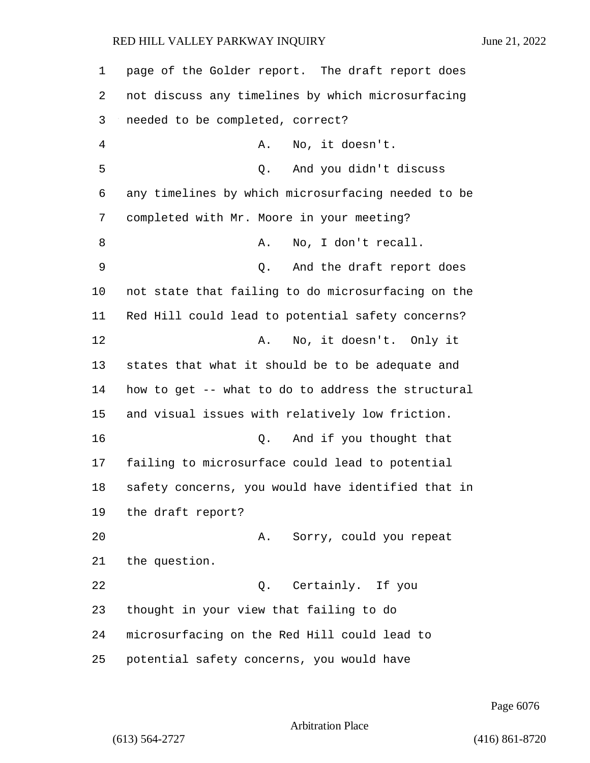page of the Golder report. The draft report does not discuss any timelines by which microsurfacing needed to be completed, correct?

A. No, it doesn't.

Q. And you didn't discuss any timelines by which microsurfacing needed to be completed with Mr. Moore in your meeting?

A. No, I don't recall.

Q. And the draft report does not state that failing to do microsurfacing on the Red Hill could lead to potential safety concerns?

A. No, it doesn't. Only it states that what it should be to be adequate and how to get -- what to do to address the structural and visual issues with relatively low friction.

Q. And if you thought that failing to microsurface could lead to potential safety concerns, you would have identified that in the draft report?

A. Sorry, could you repeat the question.

Q. Certainly. If you thought in your view that failing to do microsurfacing on the Red Hill could lead to potential safety concerns, you would have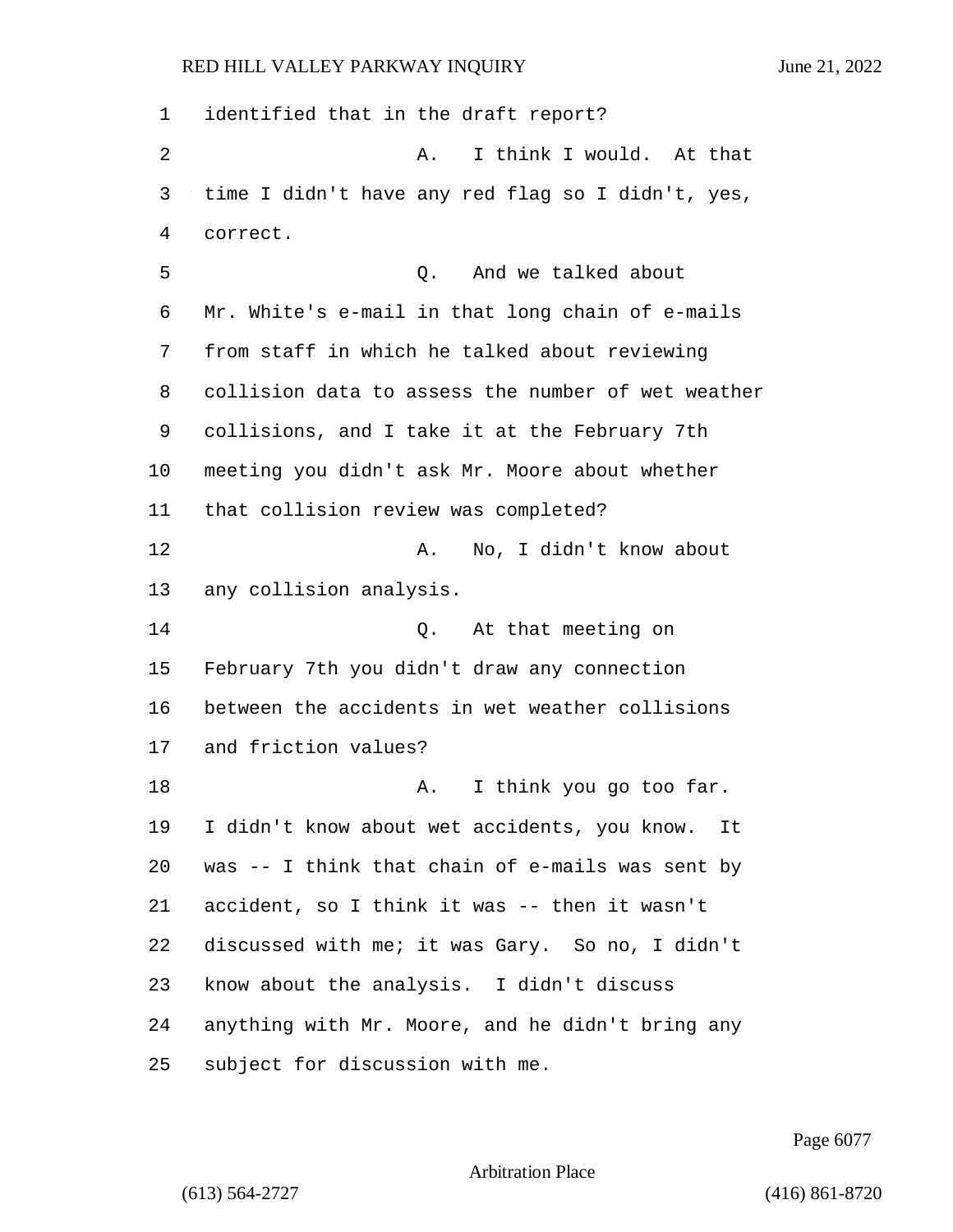identified that in the draft report?

A. I think I would. At that time I didn't have any red flag so I didn't, yes, correct.

Q. And we talked about Mr. White's e-mail in that long chain of e-mails from staff in which he talked about reviewing collision data to assess the number of wet weather collisions, and I take it at the February 7th meeting you didn't ask Mr. Moore about whether that collision review was completed?

A. No, I didn't know about any collision analysis.

Q. At that meeting on February 7th you didn't draw any connection between the accidents in wet weather collisions and friction values?

A. I think you go too far. I didn't know about wet accidents, you know. It was -- I think that chain of e-mails was sent by accident, so I think it was -- then it wasn't discussed with me; it was Gary. So no, I didn't know about the analysis. I didn't discuss anything with Mr. Moore, and he didn't bring any subject for discussion with me.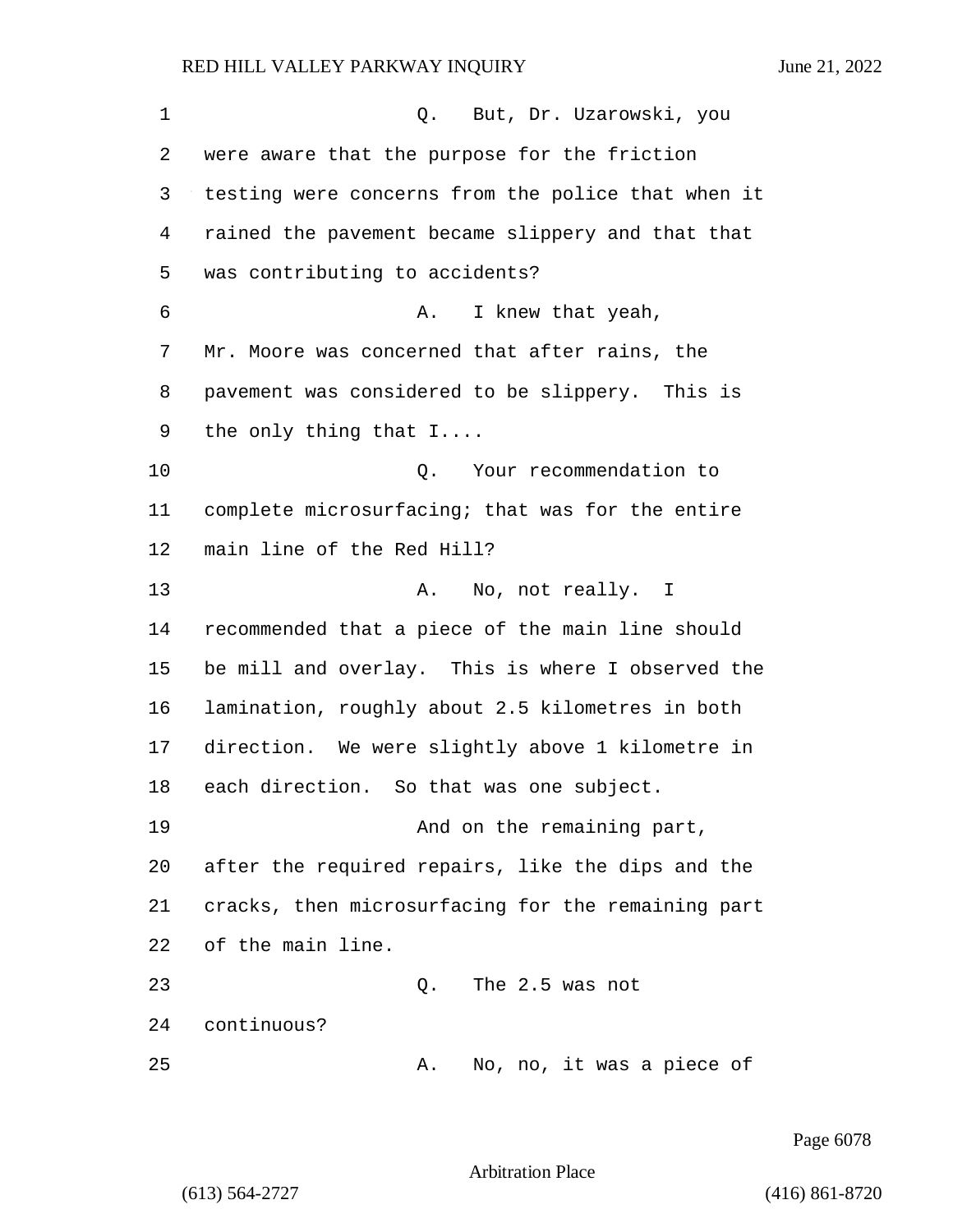Q. But, Dr. Uzarowski, you were aware that the purpose for the friction testing were concerns from the police that when it rained the pavement became slippery and that that was contributing to accidents?

A. I knew that yeah, Mr. Moore was concerned that after rains, the pavement was considered to be slippery. This is the only thing that I....

Q. Your recommendation to complete microsurfacing; that was for the entire main line of the Red Hill?

A. No, not really. I recommended that a piece of the main line should be mill and overlay. This is where I observed the lamination, roughly about 2.5 kilometres in both direction. We were slightly above 1 kilometre in each direction. So that was one subject.

And on the remaining part, after the required repairs, like the dips and the cracks, then microsurfacing for the remaining part of the main line.

Q. The 2.5 was not continuous?

A. No, no, it was a piece of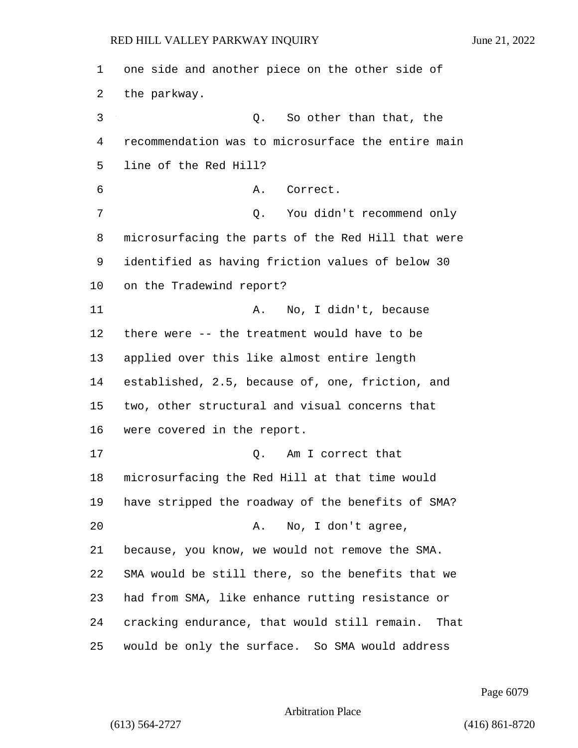one side and another piece on the other side of the parkway.

Q. So other than that, the recommendation was to microsurface the entire main line of the Red Hill?

A. Correct.

Q. You didn't recommend only microsurfacing the parts of the Red Hill that were identified as having friction values of below 30 on the Tradewind report?

A. No, I didn't, because there were -- the treatment would have to be applied over this like almost entire length established, 2.5, because of, one, friction, and two, other structural and visual concerns that were covered in the report.

Q. Am I correct that microsurfacing the Red Hill at that time would have stripped the roadway of the benefits of SMA?

A. No, I don't agree, because, you know, we would not remove the SMA. SMA would be still there, so the benefits that we had from SMA, like enhance rutting resistance or cracking endurance, that would still remain. That would be only the surface. So SMA would address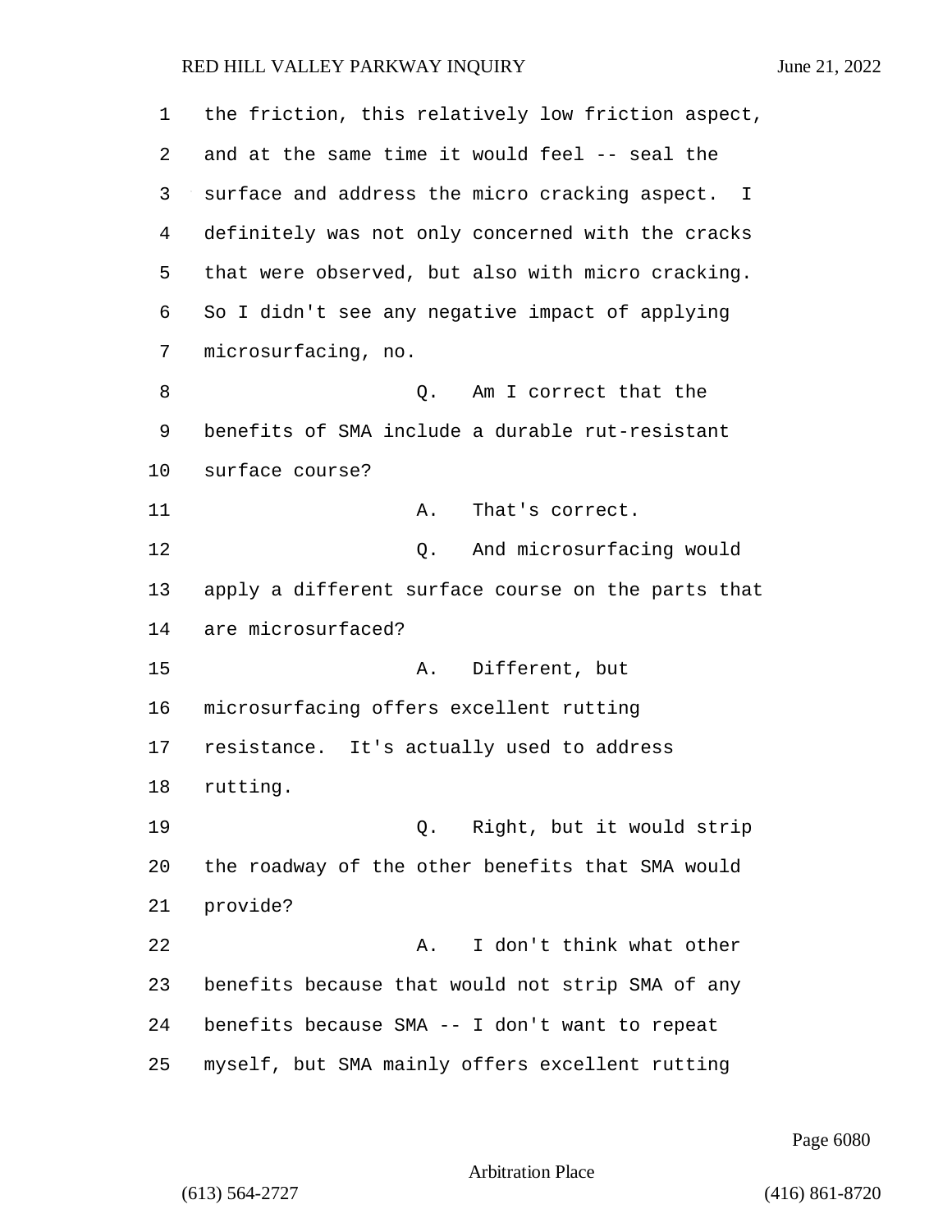the friction, this relatively low friction aspect, and at the same time it would feel -- seal the surface and address the micro cracking aspect. I definitely was not only concerned with the cracks that were observed, but also with micro cracking. So I didn't see any negative impact of applying microsurfacing, no.

Q. Am I correct that the benefits of SMA include a durable rut-resistant surface course?

A. That's correct.

Q. And microsurfacing would apply a different surface course on the parts that are microsurfaced?

A. Different, but microsurfacing offers excellent rutting resistance. It's actually used to address rutting.

Q. Right, but it would strip the roadway of the other benefits that SMA would provide?

A. I don't think what other benefits because that would not strip SMA of any benefits because SMA -- I don't want to repeat myself, but SMA mainly offers excellent rutting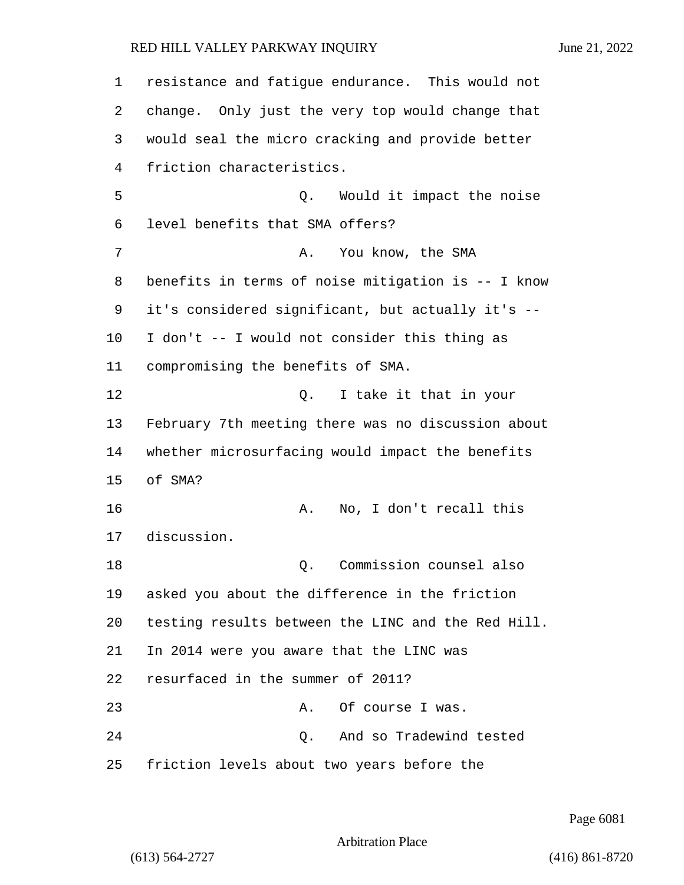resistance and fatigue endurance. This would not change. Only just the very top would change that would seal the micro cracking and provide better friction characteristics.

Q. Would it impact the noise level benefits that SMA offers?

A. You know, the SMA benefits in terms of noise mitigation is -- I know it's considered significant, but actually it's -- I don't -- I would not consider this thing as compromising the benefits of SMA.

Q. I take it that in your February 7th meeting there was no discussion about whether microsurfacing would impact the benefits of SMA?

A. No, I don't recall this discussion.

Q. Commission counsel also asked you about the difference in the friction testing results between the LINC and the Red Hill. In 2014 were you aware that the LINC was resurfaced in the summer of 2011?

A. Of course I was.

Q. And so Tradewind tested friction levels about two years before the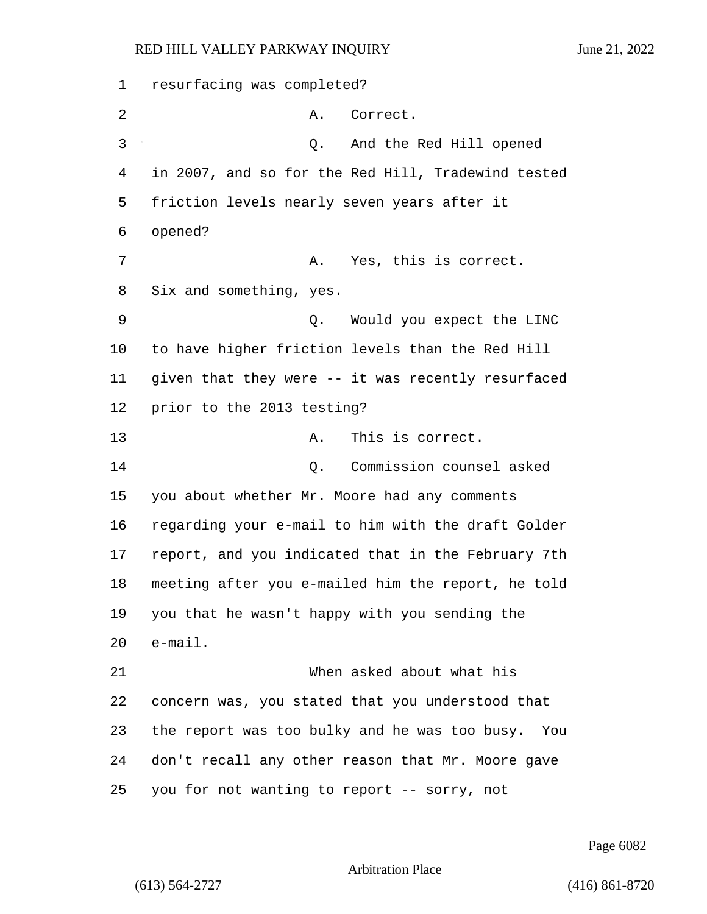resurfacing was completed?

A. Correct.

Q. And the Red Hill opened in 2007, and so for the Red Hill, Tradewind tested friction levels nearly seven years after it opened?

A. Yes, this is correct. Six and something, yes.

Q. Would you expect the LINC to have higher friction levels than the Red Hill given that they were -- it was recently resurfaced prior to the 2013 testing?

A. This is correct.

Q. Commission counsel asked you about whether Mr. Moore had any comments regarding your e-mail to him with the draft Golder report, and you indicated that in the February 7th meeting after you e-mailed him the report, he told you that he wasn't happy with you sending the e-mail.

When asked about what his concern was, you stated that you understood that the report was too bulky and he was too busy. You don't recall any other reason that Mr. Moore gave you for not wanting to report -- sorry, not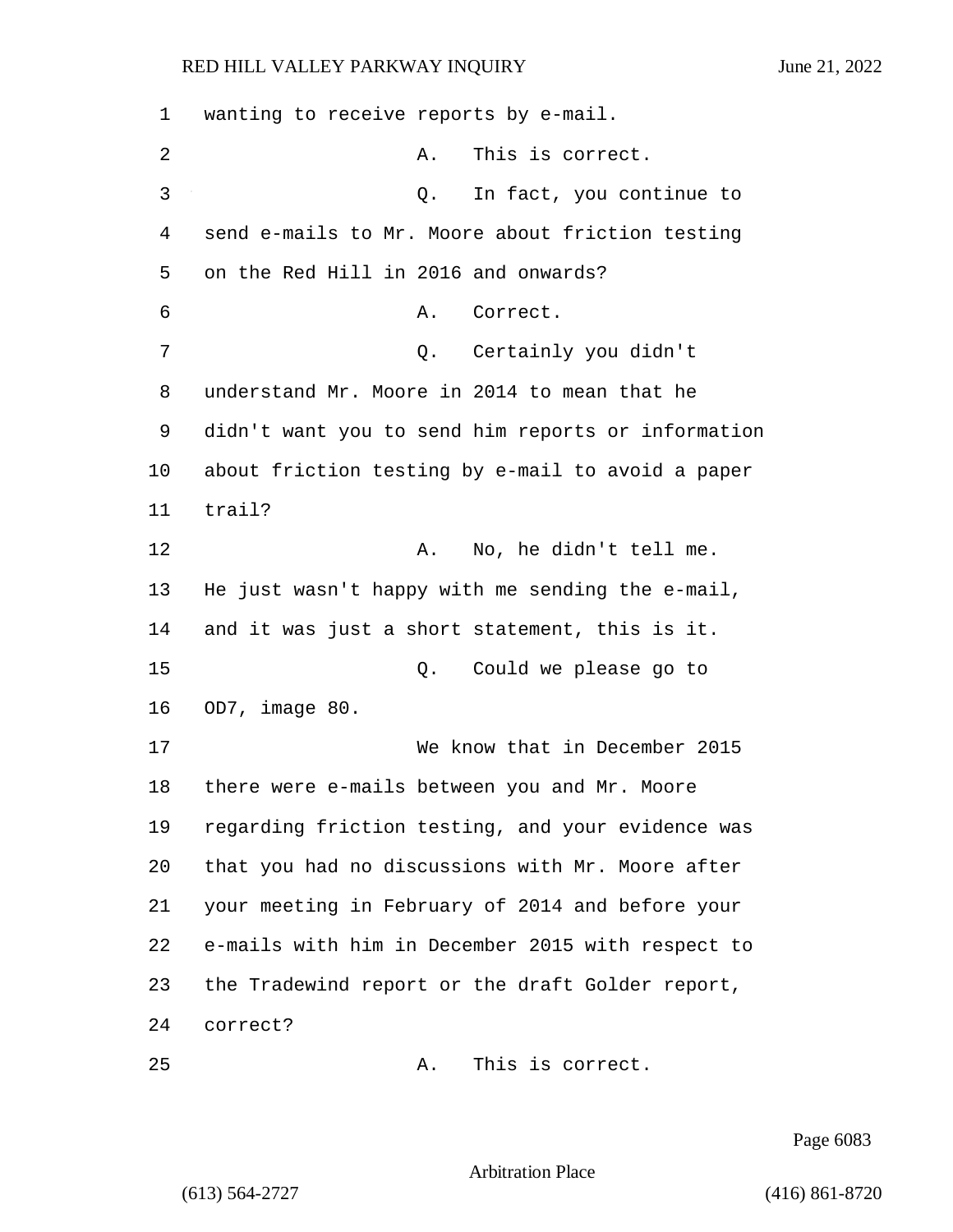wanting to receive reports by e-mail.

A. This is correct.

Q. In fact, you continue to send e-mails to Mr. Moore about friction testing on the Red Hill in 2016 and onwards?

A. Correct.

Q. Certainly you didn't understand Mr. Moore in 2014 to mean that he didn't want you to send him reports or information about friction testing by e-mail to avoid a paper trail?

A. No, he didn't tell me. He just wasn't happy with me sending the e-mail, and it was just a short statement, this is it.

Q. Could we please go to OD7, image 80.

We know that in December 2015 there were e-mails between you and Mr. Moore regarding friction testing, and your evidence was that you had no discussions with Mr. Moore after your meeting in February of 2014 and before your e-mails with him in December 2015 with respect to the Tradewind report or the draft Golder report, correct?

A. This is correct.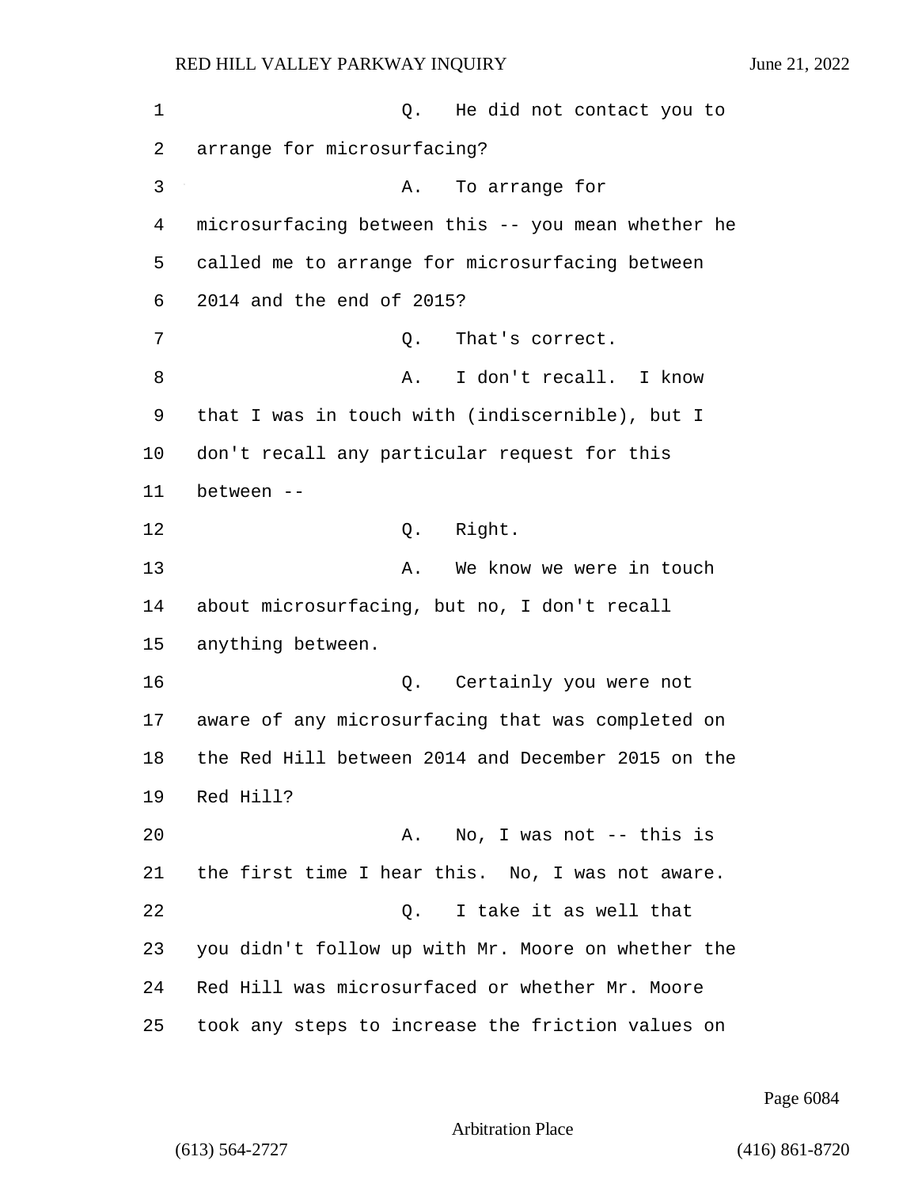Q. He did not contact you to arrange for microsurfacing?

A. To arrange for microsurfacing between this -- you mean whether he called me to arrange for microsurfacing between 2014 and the end of 2015?

Q. That's correct.

A. I don't recall. I know that I was in touch with (indiscernible), but I don't recall any particular request for this between --

Q. Right.

A. We know we were in touch about microsurfacing, but no, I don't recall anything between.

Q. Certainly you were not aware of any microsurfacing that was completed on the Red Hill between 2014 and December 2015 on the Red Hill?

A. No, I was not -- this is the first time I hear this. No, I was not aware.

Q. I take it as well that you didn't follow up with Mr. Moore on whether the Red Hill was microsurfaced or whether Mr. Moore took any steps to increase the friction values on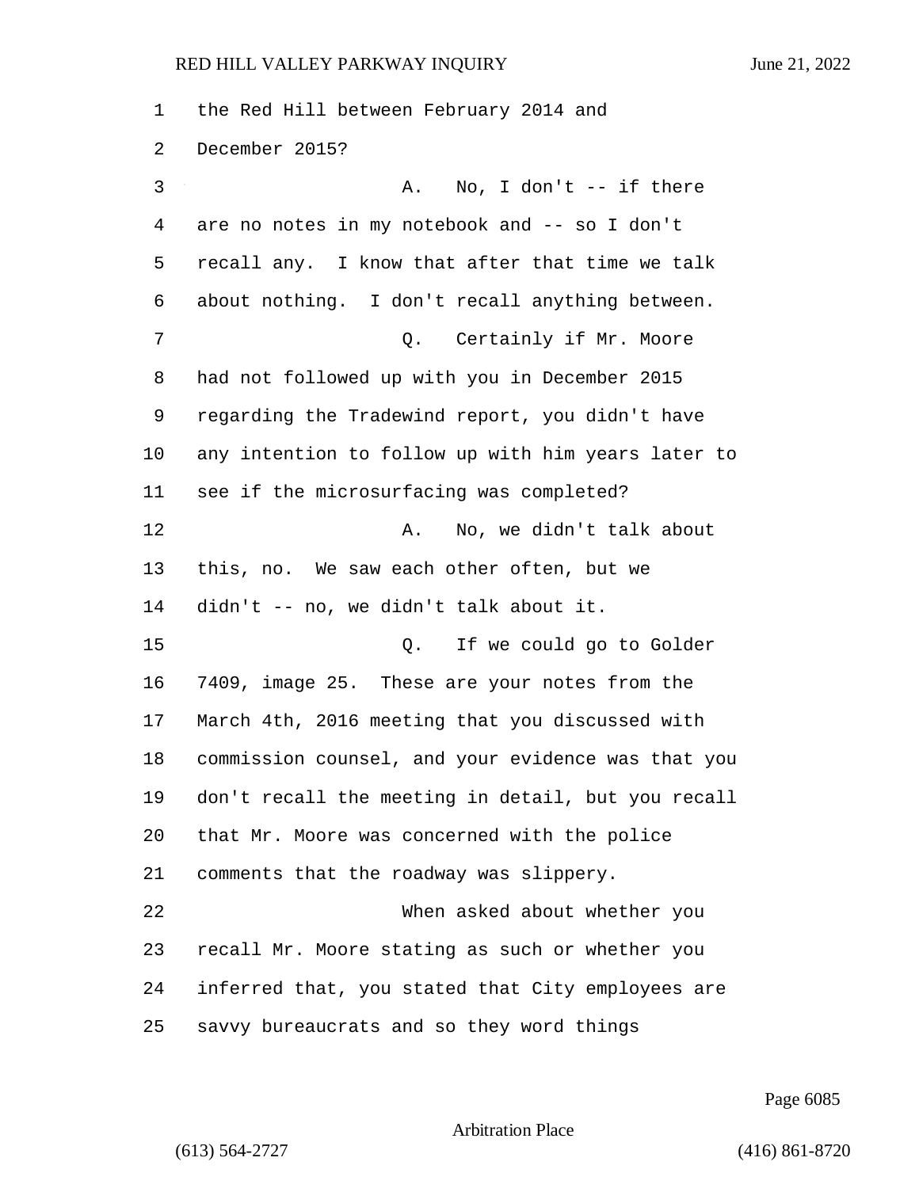the Red Hill between February 2014 and December 2015?

A. No, I don't -- if there are no notes in my notebook and -- so I don't recall any. I know that after that time we talk about nothing. I don't recall anything between.

Q. Certainly if Mr. Moore had not followed up with you in December 2015 regarding the Tradewind report, you didn't have any intention to follow up with him years later to see if the microsurfacing was completed?

A. No, we didn't talk about this, no. We saw each other often, but we didn't -- no, we didn't talk about it.

Q. If we could go to Golder 7409, image 25. These are your notes from the March 4th, 2016 meeting that you discussed with commission counsel, and your evidence was that you don't recall the meeting in detail, but you recall that Mr. Moore was concerned with the police comments that the roadway was slippery.

When asked about whether you recall Mr. Moore stating as such or whether you inferred that, you stated that City employees are savvy bureaucrats and so they word things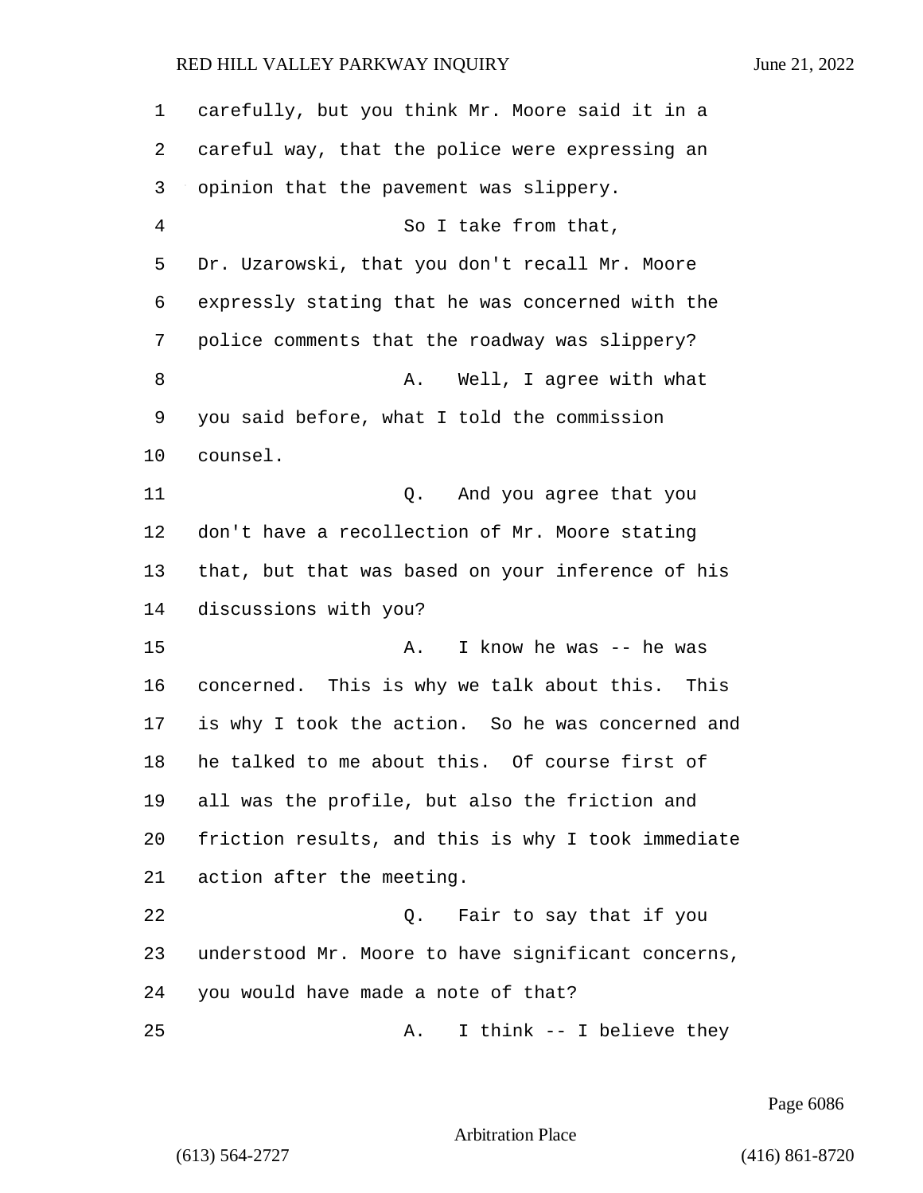carefully, but you think Mr. Moore said it in a careful way, that the police were expressing an opinion that the pavement was slippery.

So I take from that, Dr. Uzarowski, that you don't recall Mr. Moore expressly stating that he was concerned with the police comments that the roadway was slippery?

A. Well, I agree with what you said before, what I told the commission counsel.

Q. And you agree that you don't have a recollection of Mr. Moore stating that, but that was based on your inference of his discussions with you?

A. I know he was -- he was concerned. This is why we talk about this. This is why I took the action. So he was concerned and he talked to me about this. Of course first of all was the profile, but also the friction and friction results, and this is why I took immediate action after the meeting.

Q. Fair to say that if you understood Mr. Moore to have significant concerns, you would have made a note of that?

A. I think -- I believe they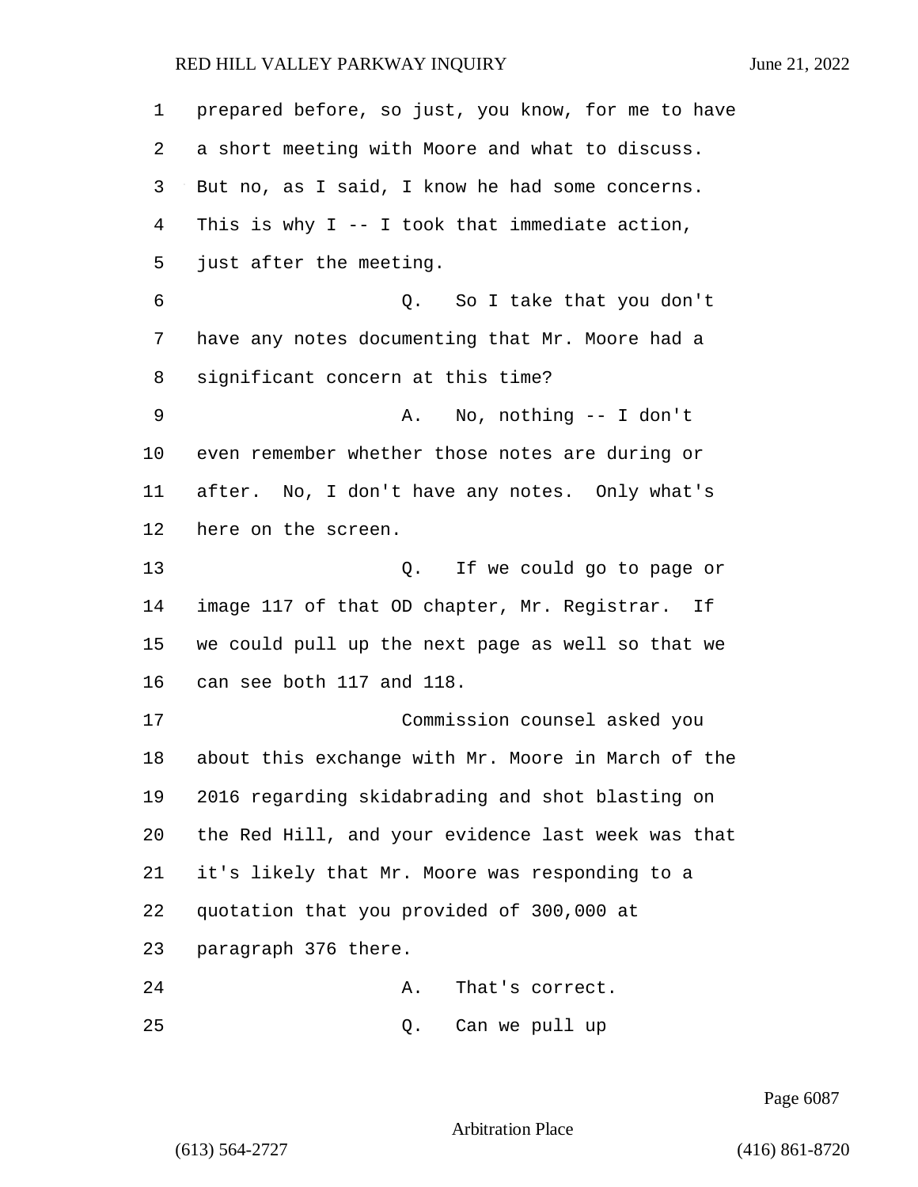prepared before, so just, you know, for me to have a short meeting with Moore and what to discuss. But no, as I said, I know he had some concerns. This is why I -- I took that immediate action, just after the meeting.

Q. So I take that you don't have any notes documenting that Mr. Moore had a significant concern at this time?

A. No, nothing -- I don't even remember whether those notes are during or after. No, I don't have any notes. Only what's here on the screen.

Q. If we could go to page or image 117 of that OD chapter, Mr. Registrar. If we could pull up the next page as well so that we can see both 117 and 118.

Commission counsel asked you about this exchange with Mr. Moore in March of the 2016 regarding skidabrading and shot blasting on the Red Hill, and your evidence last week was that it's likely that Mr. Moore was responding to a quotation that you provided of 300,000 at paragraph 376 there.

A. That's correct.

Q. Can we pull up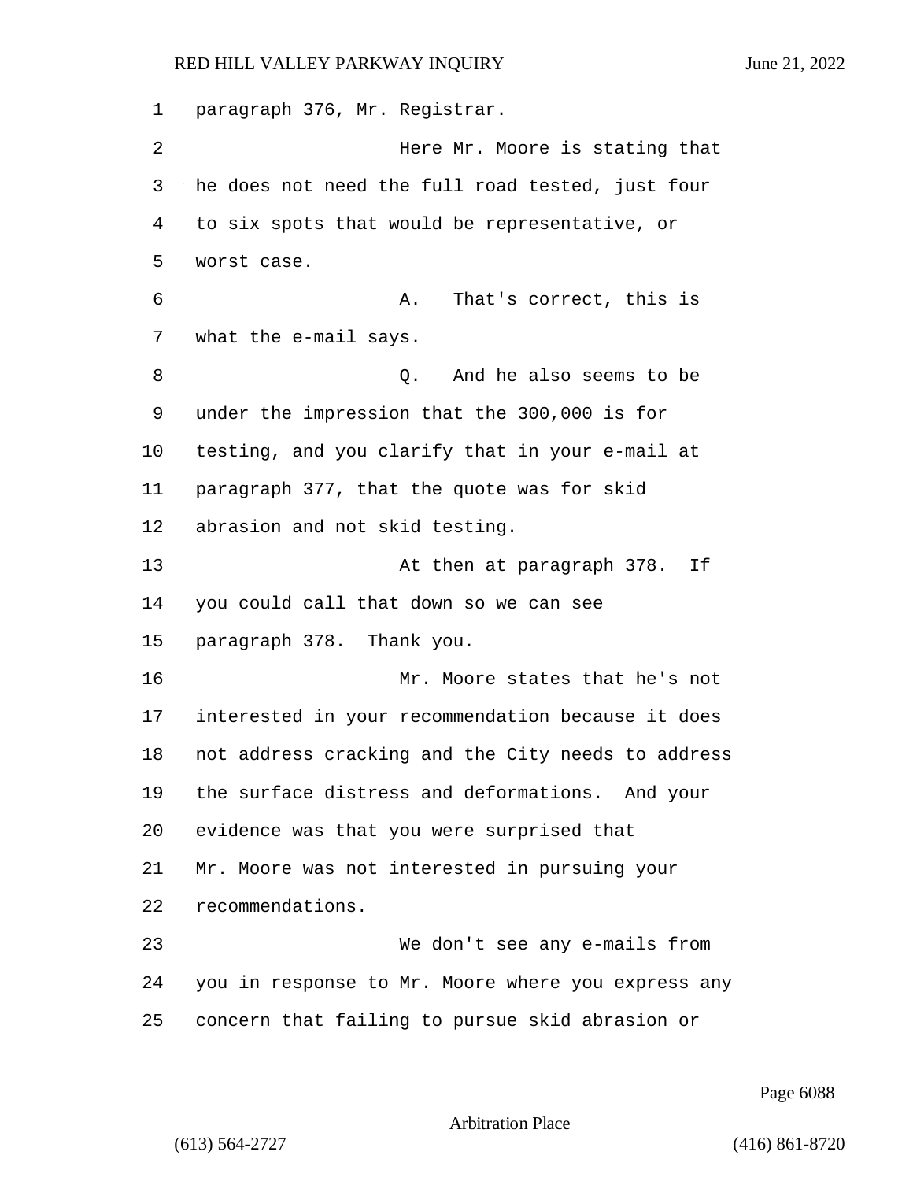paragraph 376, Mr. Registrar.

Here Mr. Moore is stating that he does not need the full road tested, just four to six spots that would be representative, or worst case.

A. That's correct, this is what the e-mail says.

Q. And he also seems to be under the impression that the 300,000 is for testing, and you clarify that in your e-mail at paragraph 377, that the quote was for skid abrasion and not skid testing.

At then at paragraph 378. If you could call that down so we can see paragraph 378. Thank you.

Mr. Moore states that he's not interested in your recommendation because it does not address cracking and the City needs to address the surface distress and deformations. And your evidence was that you were surprised that Mr. Moore was not interested in pursuing your recommendations.

We don't see any e-mails from you in response to Mr. Moore where you express any concern that failing to pursue skid abrasion or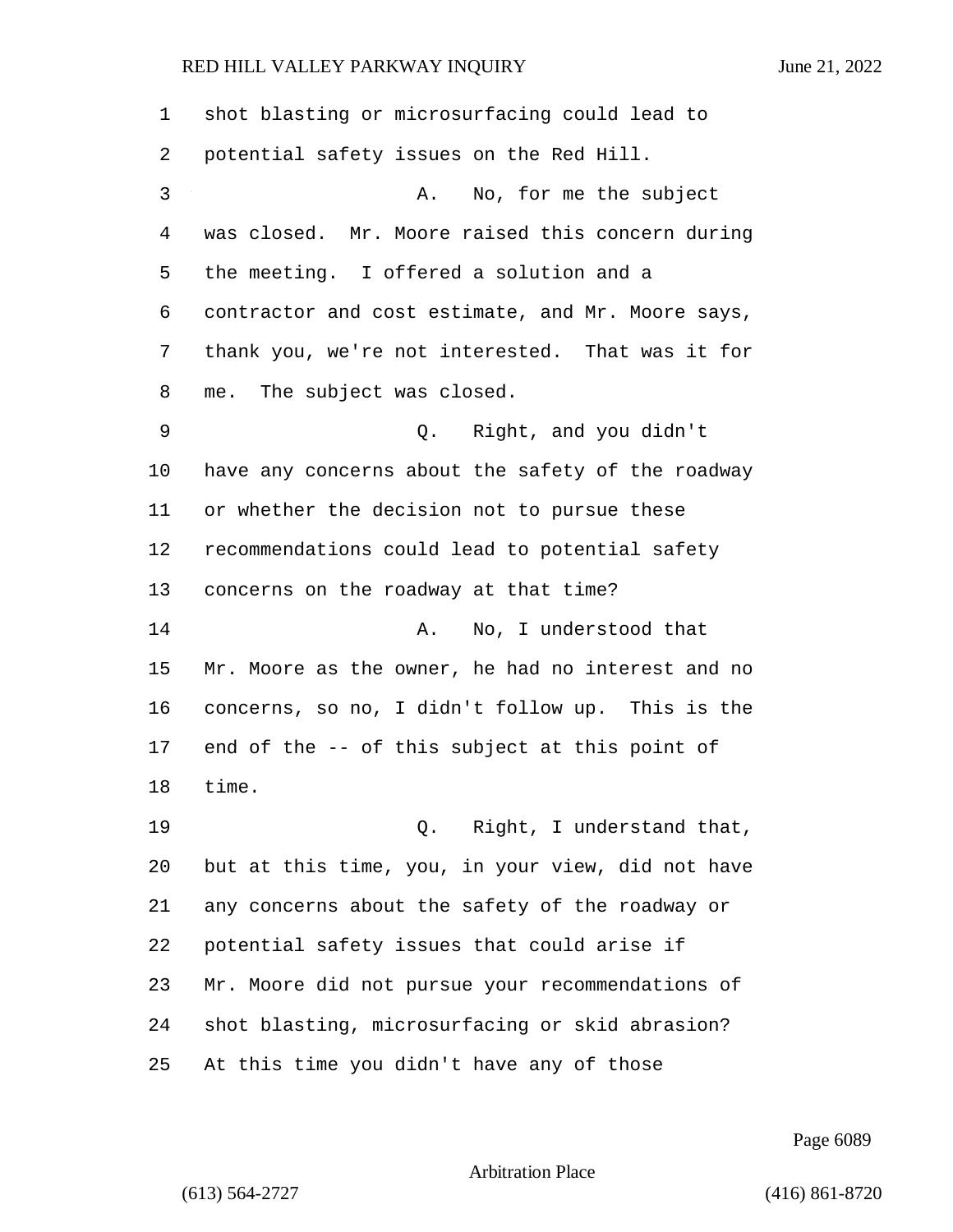shot blasting or microsurfacing could lead to potential safety issues on the Red Hill.

A. No, for me the subject was closed. Mr. Moore raised this concern during the meeting. I offered a solution and a contractor and cost estimate, and Mr. Moore says, thank you, we're not interested. That was it for me. The subject was closed.

Q. Right, and you didn't have any concerns about the safety of the roadway or whether the decision not to pursue these recommendations could lead to potential safety concerns on the roadway at that time?

A. No, I understood that Mr. Moore as the owner, he had no interest and no concerns, so no, I didn't follow up. This is the end of the -- of this subject at this point of time.

Q. Right, I understand that, but at this time, you, in your view, did not have any concerns about the safety of the roadway or potential safety issues that could arise if Mr. Moore did not pursue your recommendations of shot blasting, microsurfacing or skid abrasion? At this time you didn't have any of those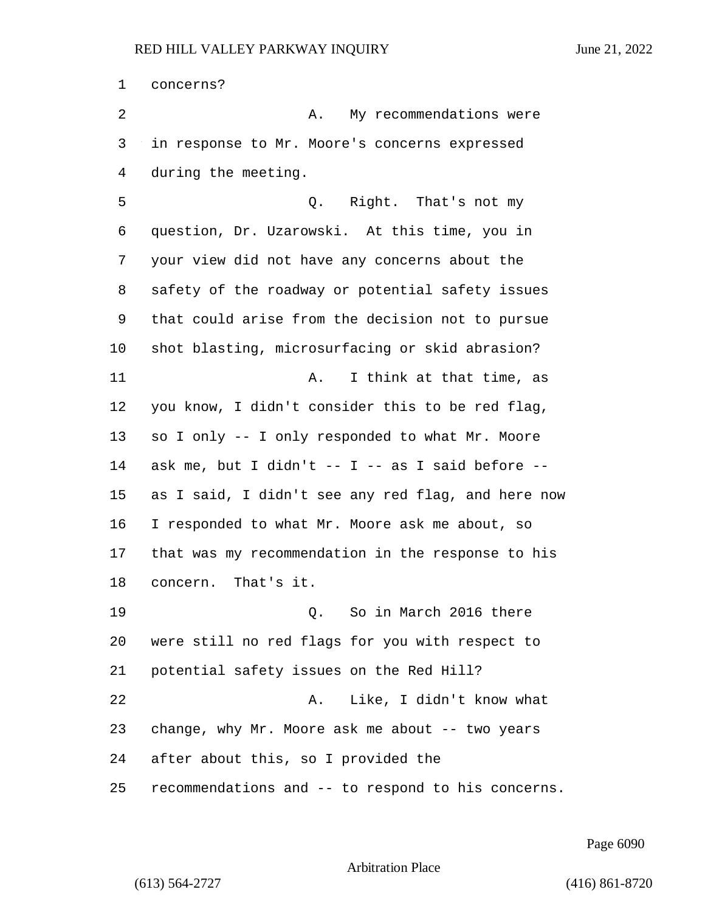concerns?

A. My recommendations were in response to Mr. Moore's concerns expressed during the meeting.

Q. Right. That's not my question, Dr. Uzarowski. At this time, you in your view did not have any concerns about the safety of the roadway or potential safety issues that could arise from the decision not to pursue shot blasting, microsurfacing or skid abrasion?

A. I think at that time, as you know, I didn't consider this to be red flag, so I only -- I only responded to what Mr. Moore ask me, but I didn't -- I -- as I said before -- as I said, I didn't see any red flag, and here now I responded to what Mr. Moore ask me about, so that was my recommendation in the response to his concern. That's it.

Q. So in March 2016 there were still no red flags for you with respect to potential safety issues on the Red Hill?

A. Like, I didn't know what change, why Mr. Moore ask me about -- two years after about this, so I provided the recommendations and -- to respond to his concerns.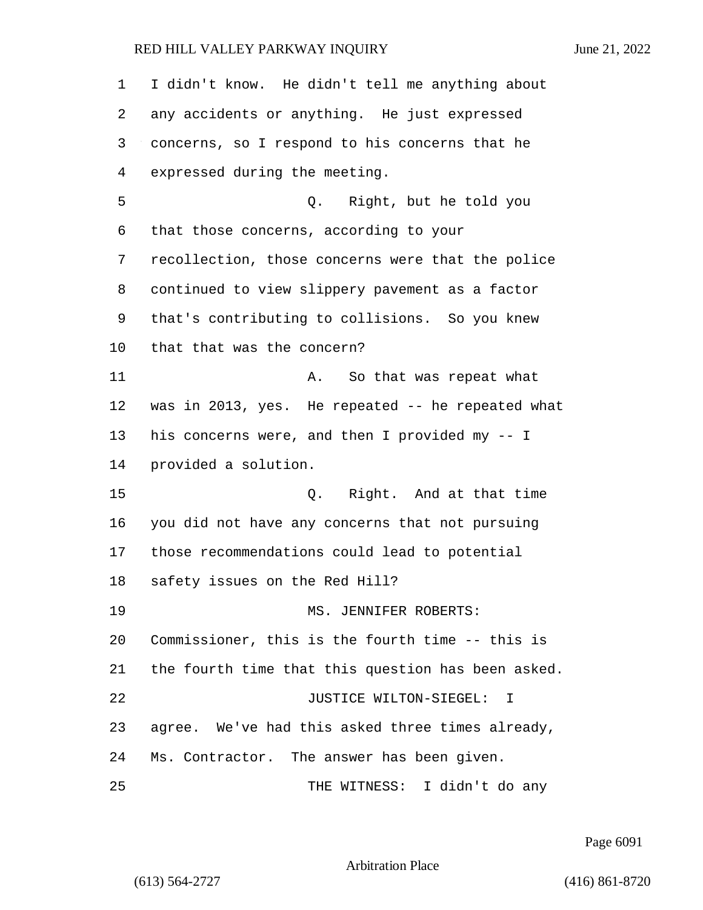I didn't know. He didn't tell me anything about any accidents or anything. He just expressed concerns, so I respond to his concerns that he expressed during the meeting.

Q. Right, but he told you that those concerns, according to your recollection, those concerns were that the police continued to view slippery pavement as a factor that's contributing to collisions. So you knew that that was the concern?

A. So that was repeat what was in 2013, yes. He repeated -- he repeated what his concerns were, and then I provided my -- I provided a solution.

Q. Right. And at that time you did not have any concerns that not pursuing those recommendations could lead to potential safety issues on the Red Hill?

MS. JENNIFER ROBERTS: Commissioner, this is the fourth time -- this is the fourth time that this question has been asked.

JUSTICE WILTON-SIEGEL: I agree. We've had this asked three times already, Ms. Contractor. The answer has been given.

THE WITNESS: I didn't do any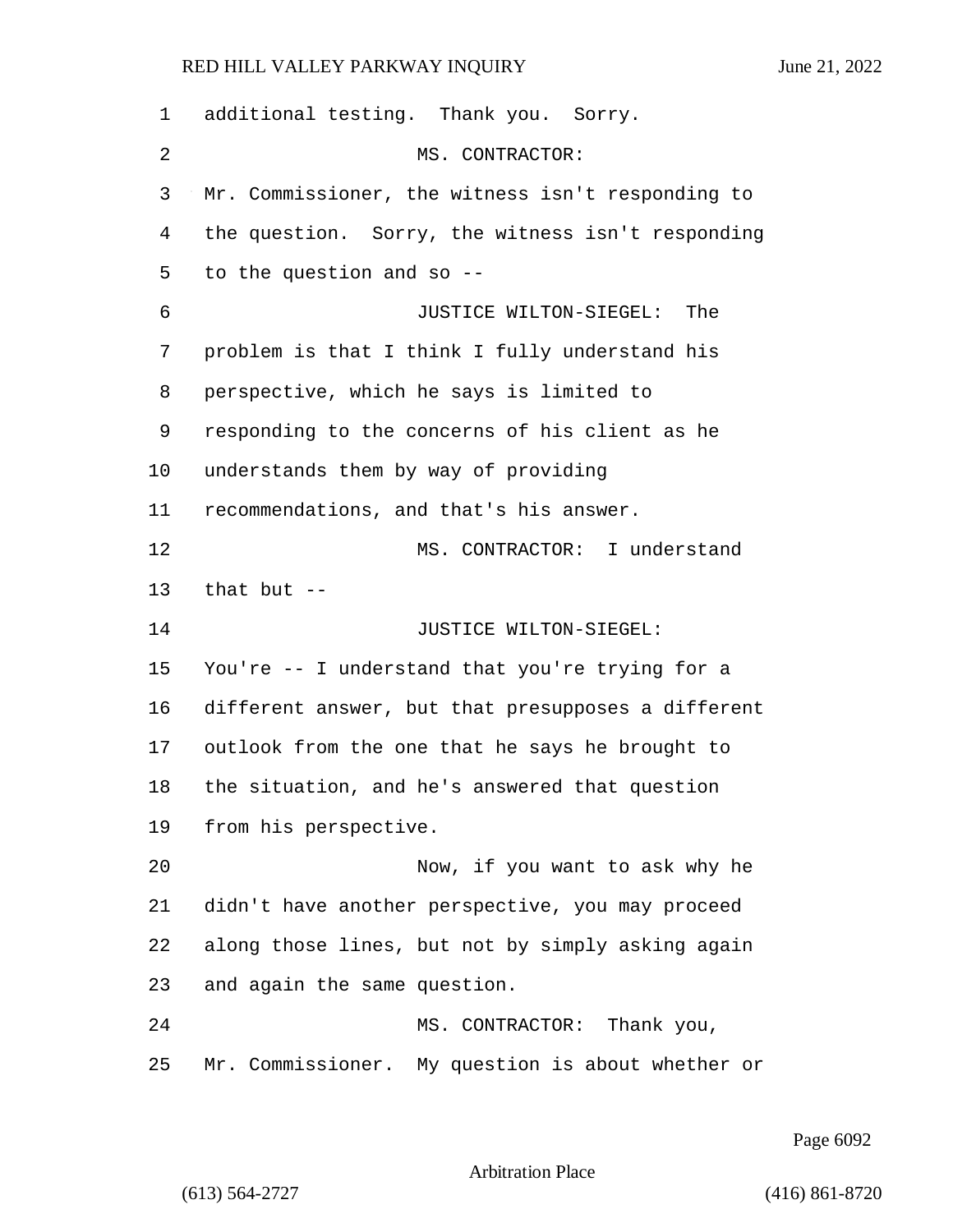additional testing. Thank you. Sorry.

MS. CONTRACTOR: Mr. Commissioner, the witness isn't responding to the question. Sorry, the witness isn't responding to the question and so --

JUSTICE WILTON-SIEGEL: The problem is that I think I fully understand his perspective, which he says is limited to responding to the concerns of his client as he understands them by way of providing recommendations, and that's his answer.

MS. CONTRACTOR: I understand that but --

JUSTICE WILTON-SIEGEL: You're -- I understand that you're trying for a different answer, but that presupposes a different outlook from the one that he says he brought to the situation, and he's answered that question from his perspective.

Now, if you want to ask why he didn't have another perspective, you may proceed along those lines, but not by simply asking again and again the same question.

MS. CONTRACTOR: Thank you, Mr. Commissioner. My question is about whether or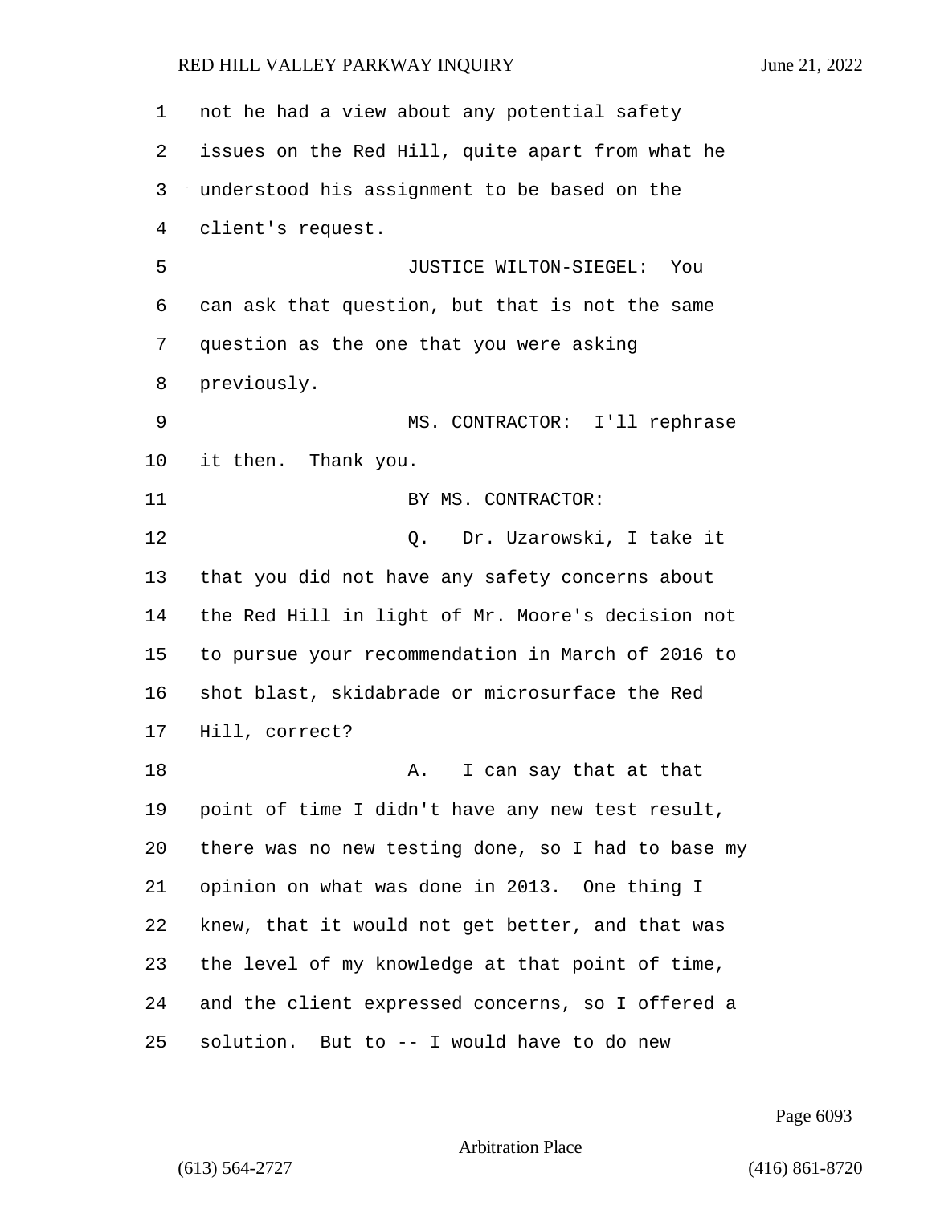not he had a view about any potential safety issues on the Red Hill, quite apart from what he understood his assignment to be based on the client's request.

JUSTICE WILTON-SIEGEL: You can ask that question, but that is not the same question as the one that you were asking previously.

MS. CONTRACTOR: I'll rephrase it then. Thank you.

BY MS. CONTRACTOR:

Q. Dr. Uzarowski, I take it that you did not have any safety concerns about the Red Hill in light of Mr. Moore's decision not to pursue your recommendation in March of 2016 to shot blast, skidabrade or microsurface the Red Hill, correct?

A. I can say that at that point of time I didn't have any new test result, there was no new testing done, so I had to base my opinion on what was done in 2013. One thing I knew, that it would not get better, and that was the level of my knowledge at that point of time, and the client expressed concerns, so I offered a solution. But to -- I would have to do new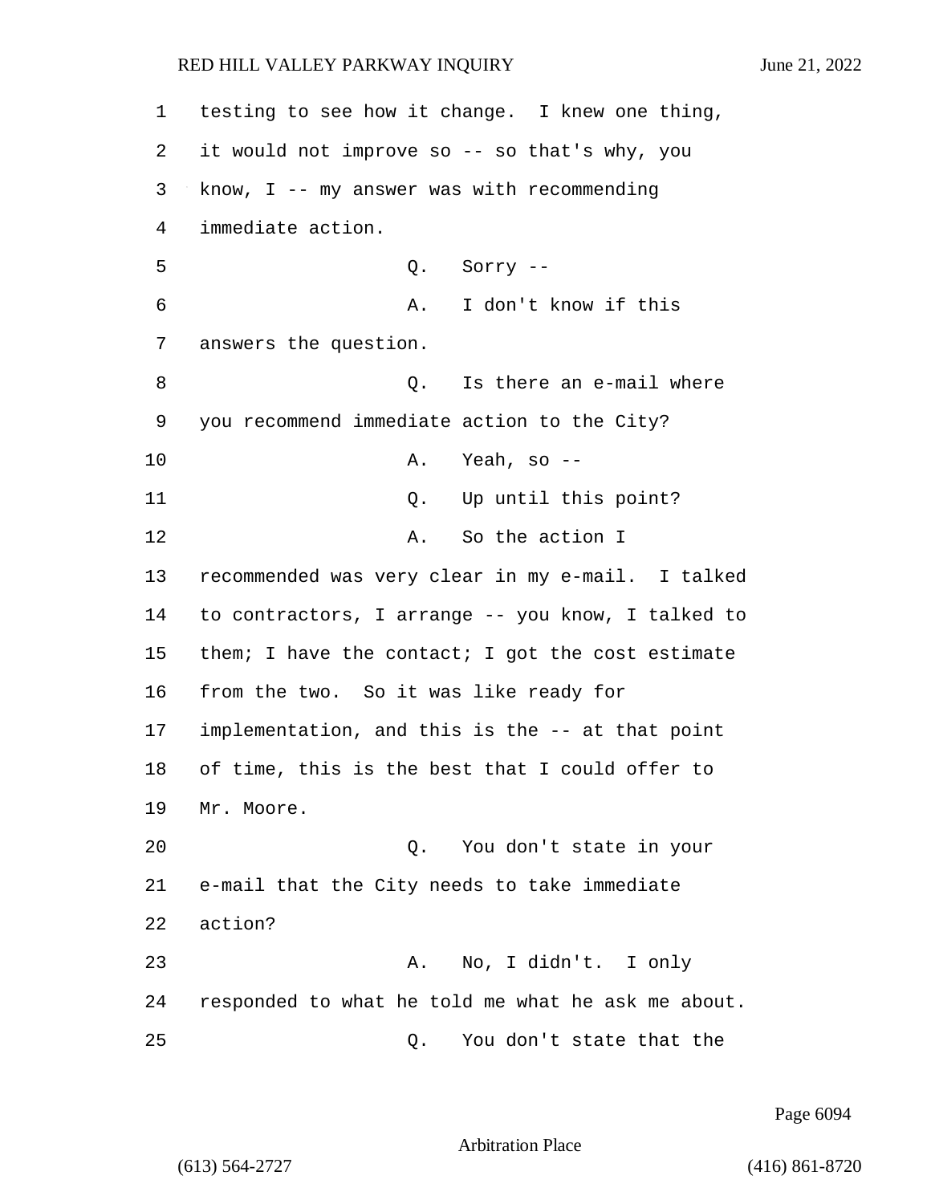testing to see how it change. I knew one thing, it would not improve so -- so that's why, you know, I -- my answer was with recommending immediate action.

Q. Sorry --

A. I don't know if this answers the question.

Q. Is there an e-mail where you recommend immediate action to the City?

A. Yeah, so --

Q. Up until this point?

A. So the action I recommended was very clear in my e-mail. I talked to contractors, I arrange -- you know, I talked to them; I have the contact; I got the cost estimate from the two. So it was like ready for implementation, and this is the -- at that point of time, this is the best that I could offer to Mr. Moore.

Q. You don't state in your e-mail that the City needs to take immediate action?

A. No, I didn't. I only responded to what he told me what he ask me about.

Q. You don't state that the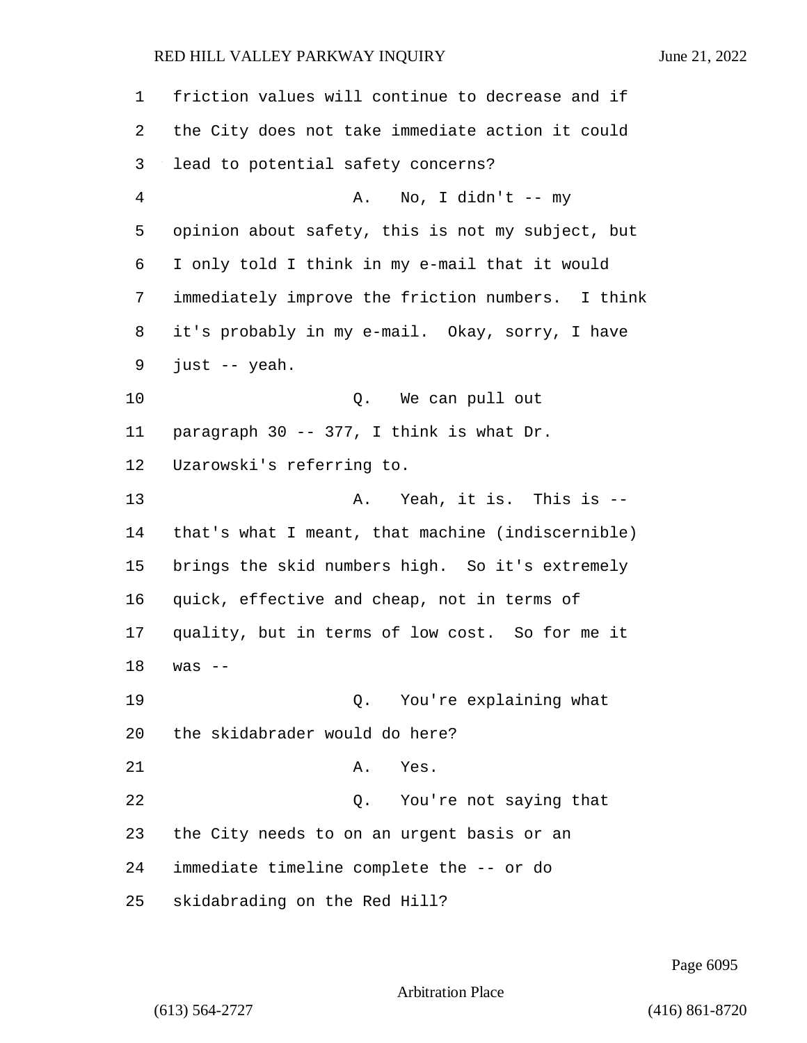friction values will continue to decrease and if the City does not take immediate action it could lead to potential safety concerns?

A. No, I didn't -- my opinion about safety, this is not my subject, but I only told I think in my e-mail that it would immediately improve the friction numbers. I think it's probably in my e-mail. Okay, sorry, I have just -- yeah.

Q. We can pull out paragraph 30 -- 377, I think is what Dr. Uzarowski's referring to.

A. Yeah, it is. This is -- that's what I meant, that machine (indiscernible) brings the skid numbers high. So it's extremely quick, effective and cheap, not in terms of quality, but in terms of low cost. So for me it was --

Q. You're explaining what the skidabrader would do here?

A. Yes.

Q. You're not saying that the City needs to on an urgent basis or an immediate timeline complete the -- or do skidabrading on the Red Hill?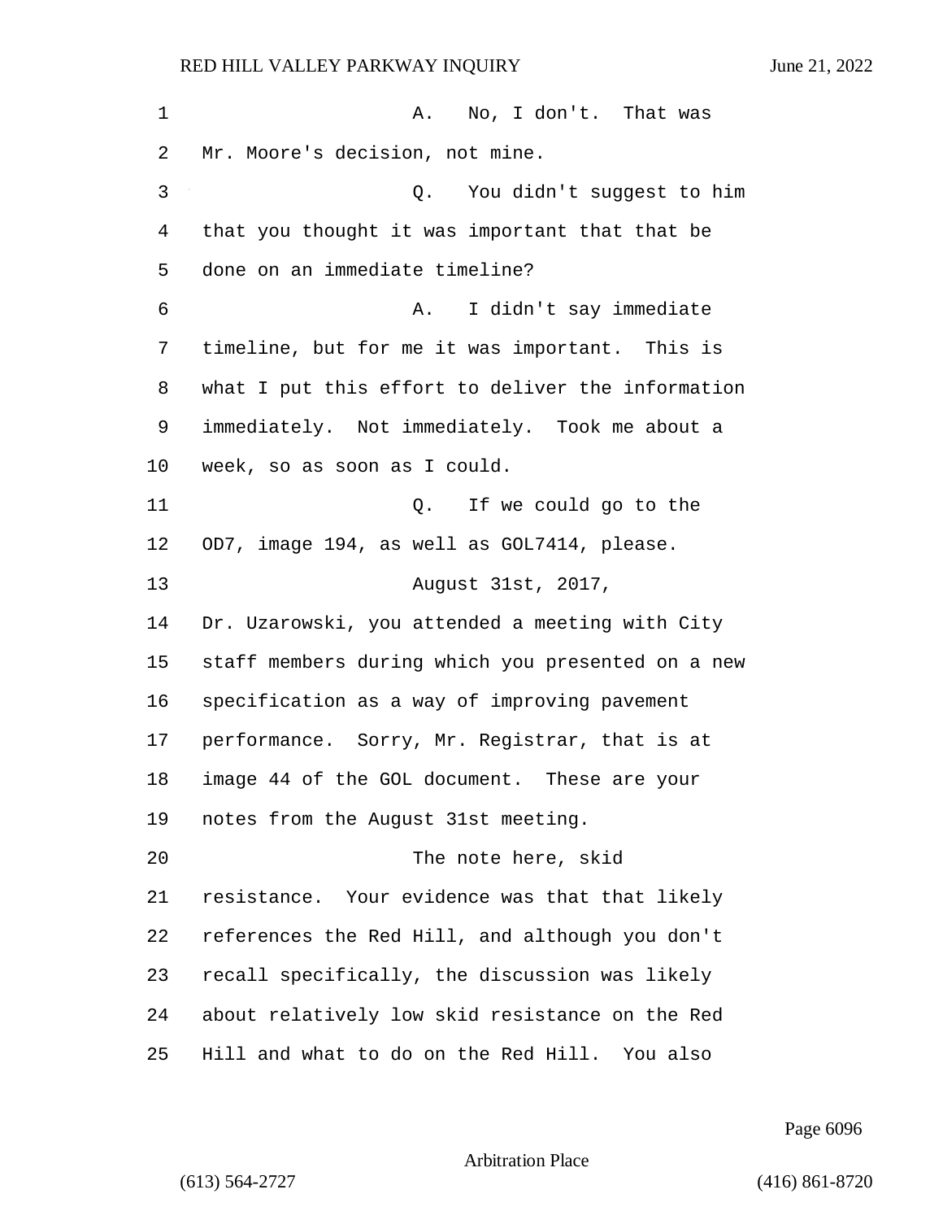A. No, I don't. That was Mr. Moore's decision, not mine.

Q. You didn't suggest to him that you thought it was important that that be done on an immediate timeline?

A. I didn't say immediate timeline, but for me it was important. This is what I put this effort to deliver the information immediately. Not immediately. Took me about a week, so as soon as I could.

Q. If we could go to the OD7, image 194, as well as GOL7414, please.

August 31st, 2017, Dr. Uzarowski, you attended a meeting with City staff members during which you presented on a new specification as a way of improving pavement performance. Sorry, Mr. Registrar, that is at image 44 of the GOL document. These are your notes from the August 31st meeting.

The note here, skid resistance. Your evidence was that that likely references the Red Hill, and although you don't recall specifically, the discussion was likely about relatively low skid resistance on the Red Hill and what to do on the Red Hill. You also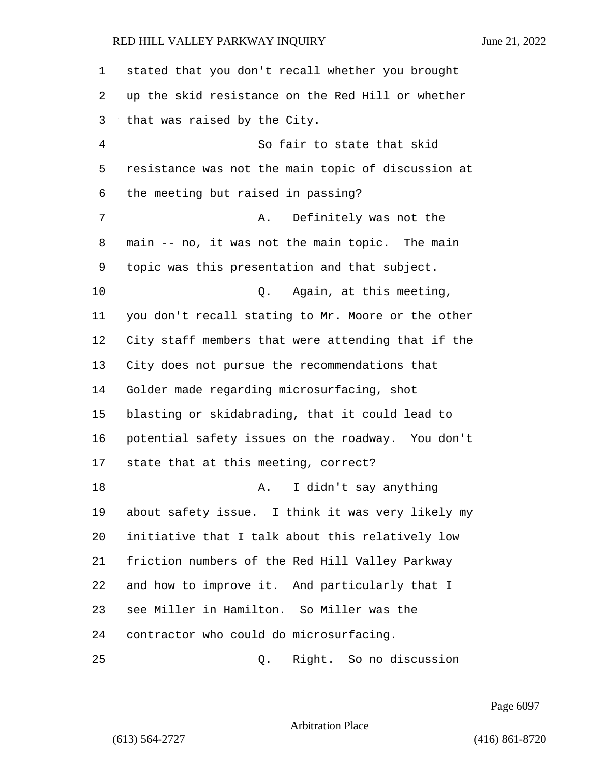stated that you don't recall whether you brought up the skid resistance on the Red Hill or whether that was raised by the City.

So fair to state that skid resistance was not the main topic of discussion at the meeting but raised in passing?

A. Definitely was not the main -- no, it was not the main topic. The main topic was this presentation and that subject.

Q. Again, at this meeting, you don't recall stating to Mr. Moore or the other City staff members that were attending that if the City does not pursue the recommendations that Golder made regarding microsurfacing, shot blasting or skidabrading, that it could lead to potential safety issues on the roadway. You don't state that at this meeting, correct?

A. I didn't say anything about safety issue. I think it was very likely my initiative that I talk about this relatively low friction numbers of the Red Hill Valley Parkway and how to improve it. And particularly that I see Miller in Hamilton. So Miller was the contractor who could do microsurfacing.

Q. Right. So no discussion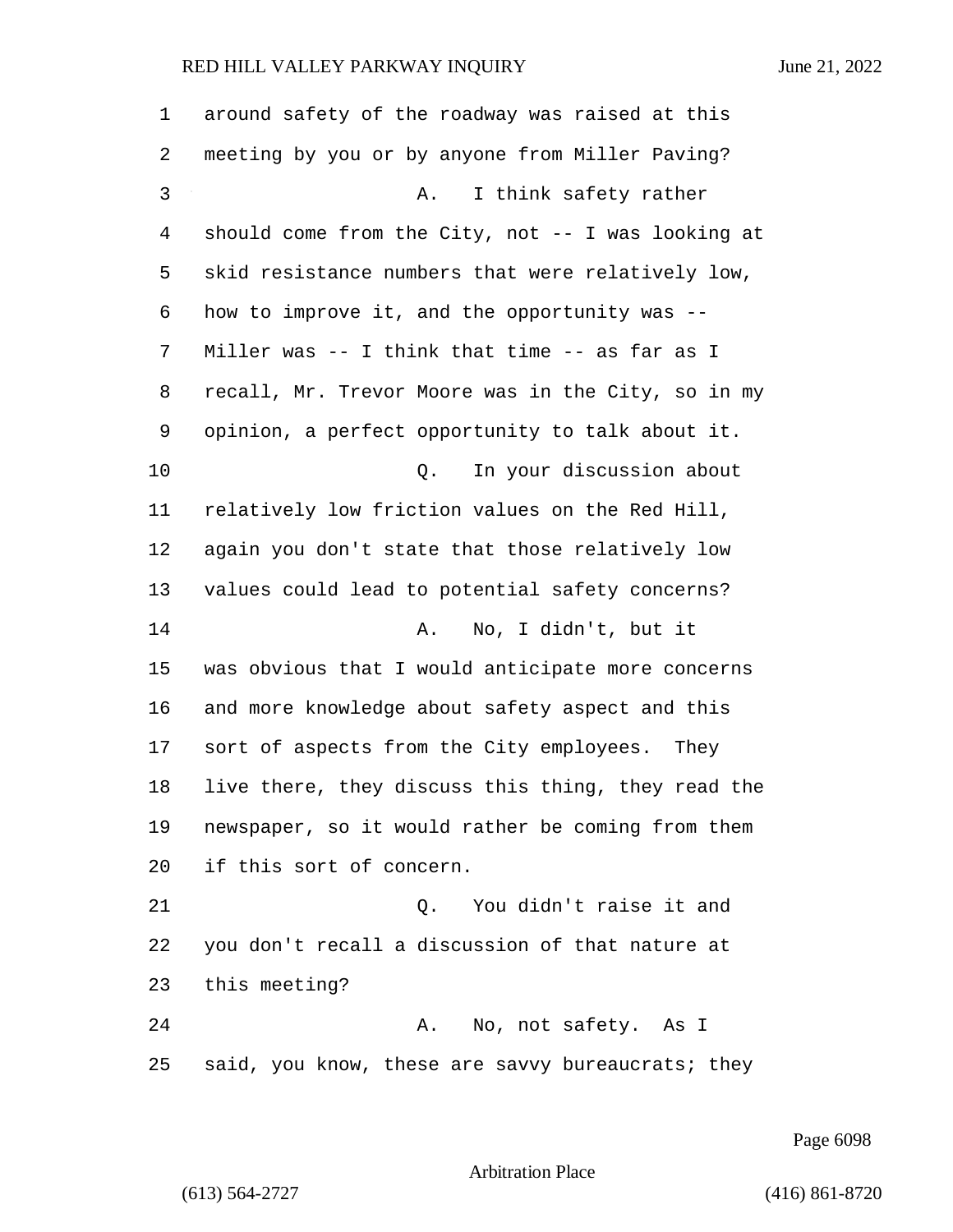around safety of the roadway was raised at this meeting by you or by anyone from Miller Paving?

A. I think safety rather should come from the City, not -- I was looking at skid resistance numbers that were relatively low, how to improve it, and the opportunity was -- Miller was -- I think that time -- as far as I recall, Mr. Trevor Moore was in the City, so in my opinion, a perfect opportunity to talk about it.

Q. In your discussion about relatively low friction values on the Red Hill, again you don't state that those relatively low values could lead to potential safety concerns?

A. No, I didn't, but it was obvious that I would anticipate more concerns and more knowledge about safety aspect and this sort of aspects from the City employees. They live there, they discuss this thing, they read the newspaper, so it would rather be coming from them if this sort of concern.

Q. You didn't raise it and you don't recall a discussion of that nature at this meeting?

A. No, not safety. As I said, you know, these are savvy bureaucrats; they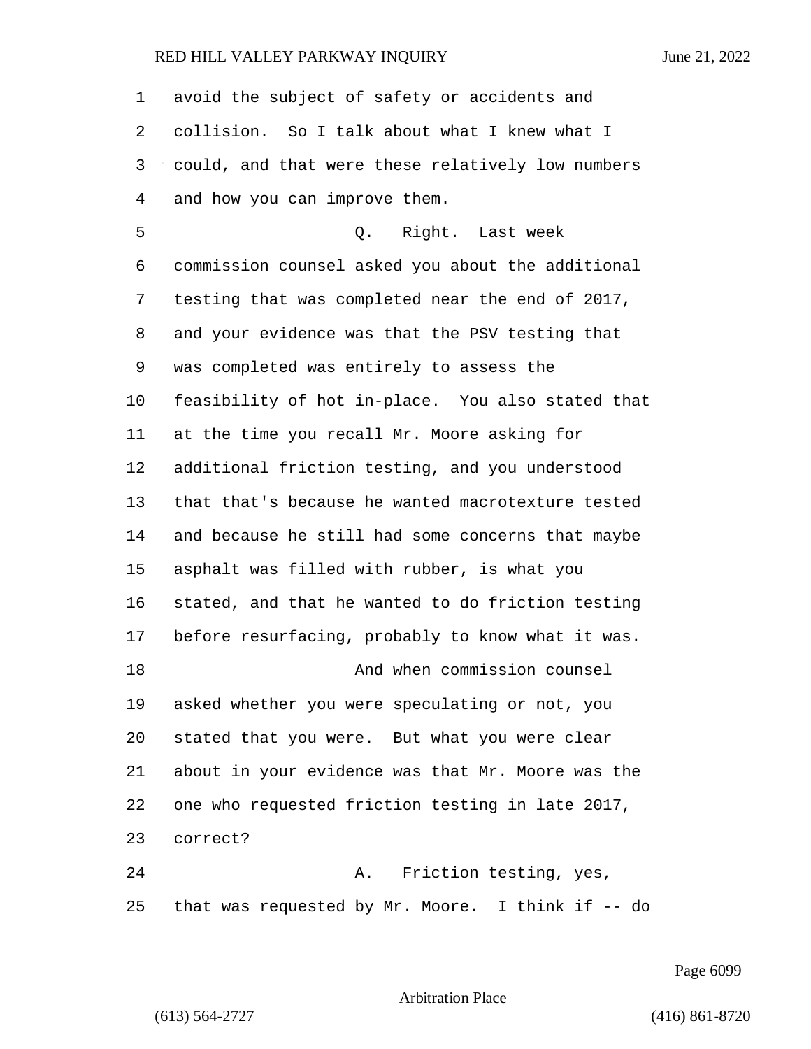avoid the subject of safety or accidents and collision. So I talk about what I knew what I could, and that were these relatively low numbers and how you can improve them.

Q. Right. Last week commission counsel asked you about the additional testing that was completed near the end of 2017, and your evidence was that the PSV testing that was completed was entirely to assess the feasibility of hot in-place. You also stated that at the time you recall Mr. Moore asking for additional friction testing, and you understood that that's because he wanted macrotexture tested and because he still had some concerns that maybe asphalt was filled with rubber, is what you stated, and that he wanted to do friction testing before resurfacing, probably to know what it was.

And when commission counsel asked whether you were speculating or not, you stated that you were. But what you were clear about in your evidence was that Mr. Moore was the one who requested friction testing in late 2017, correct?

A. Friction testing, yes, that was requested by Mr. Moore. I think if -- do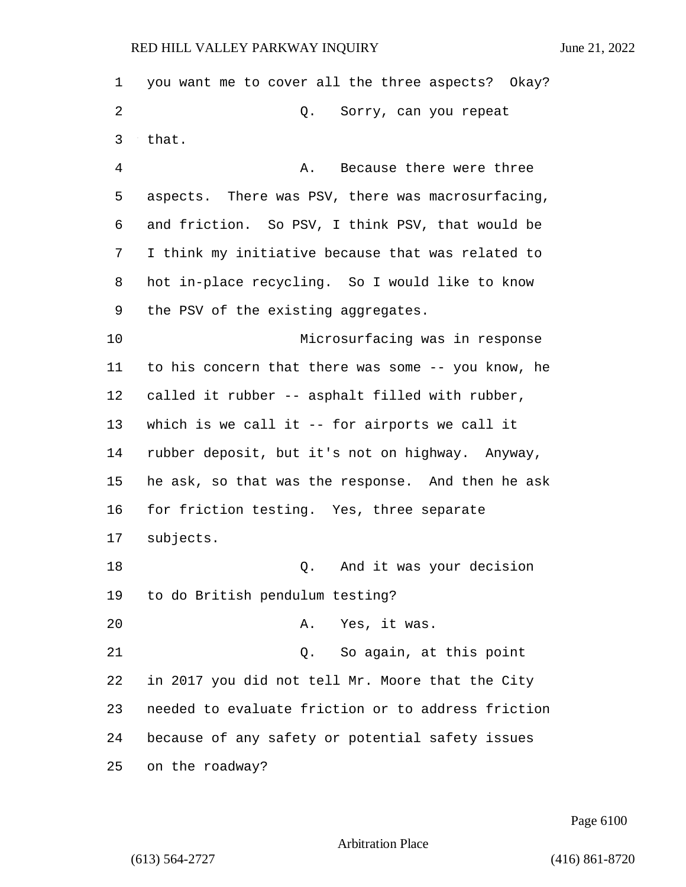you want me to cover all the three aspects? Okay?

Q. Sorry, can you repeat that.

A. Because there were three aspects. There was PSV, there was macrosurfacing, and friction. So PSV, I think PSV, that would be I think my initiative because that was related to hot in-place recycling. So I would like to know the PSV of the existing aggregates.

Microsurfacing was in response to his concern that there was some -- you know, he called it rubber -- asphalt filled with rubber, which is we call it -- for airports we call it rubber deposit, but it's not on highway. Anyway, he ask, so that was the response. And then he ask for friction testing. Yes, three separate subjects.

Q. And it was your decision to do British pendulum testing?

A. Yes, it was.

Q. So again, at this point in 2017 you did not tell Mr. Moore that the City needed to evaluate friction or to address friction because of any safety or potential safety issues on the roadway?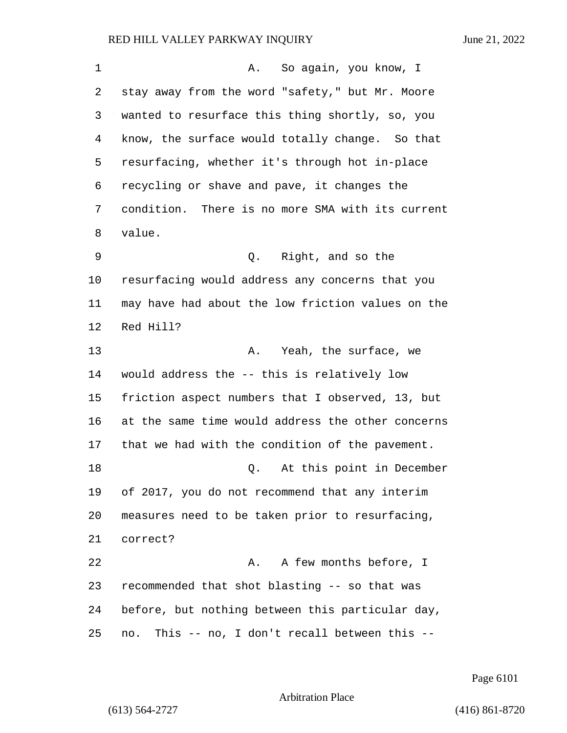A. So again, you know, I stay away from the word "safety," but Mr. Moore wanted to resurface this thing shortly, so, you know, the surface would totally change. So that resurfacing, whether it's through hot in-place recycling or shave and pave, it changes the condition. There is no more SMA with its current value.

Q. Right, and so the resurfacing would address any concerns that you may have had about the low friction values on the Red Hill?

A. Yeah, the surface, we would address the -- this is relatively low friction aspect numbers that I observed, 13, but at the same time would address the other concerns that we had with the condition of the pavement.

Q. At this point in December of 2017, you do not recommend that any interim measures need to be taken prior to resurfacing, correct?

A. A few months before, I recommended that shot blasting -- so that was before, but nothing between this particular day, no. This -- no, I don't recall between this --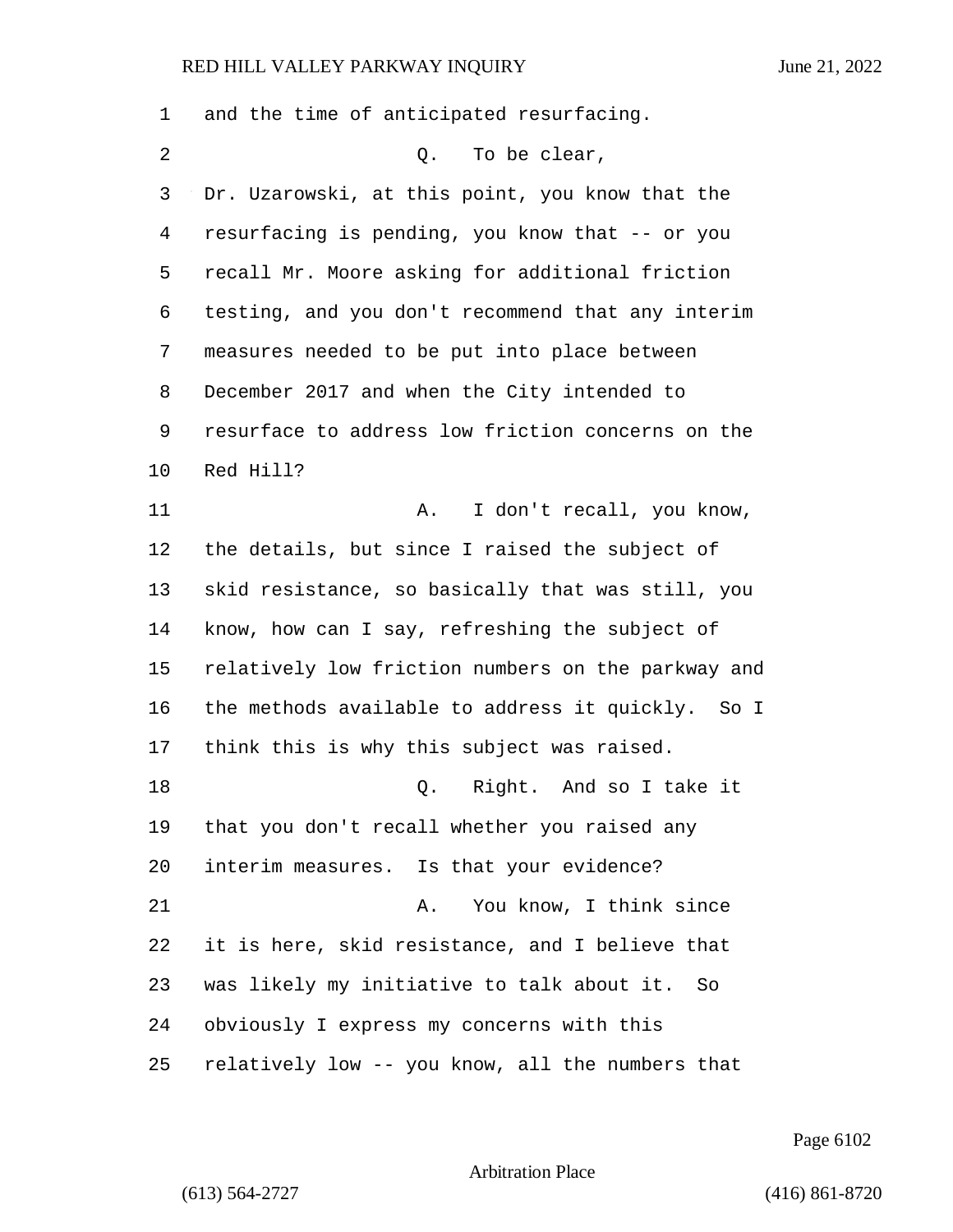and the time of anticipated resurfacing.

Q. To be clear, Dr. Uzarowski, at this point, you know that the resurfacing is pending, you know that -- or you recall Mr. Moore asking for additional friction testing, and you don't recommend that any interim measures needed to be put into place between December 2017 and when the City intended to resurface to address low friction concerns on the Red Hill?

A. I don't recall, you know, the details, but since I raised the subject of skid resistance, so basically that was still, you know, how can I say, refreshing the subject of relatively low friction numbers on the parkway and the methods available to address it quickly. So I think this is why this subject was raised.

Q. Right. And so I take it that you don't recall whether you raised any interim measures. Is that your evidence?

A. You know, I think since it is here, skid resistance, and I believe that was likely my initiative to talk about it. So obviously I express my concerns with this relatively low -- you know, all the numbers that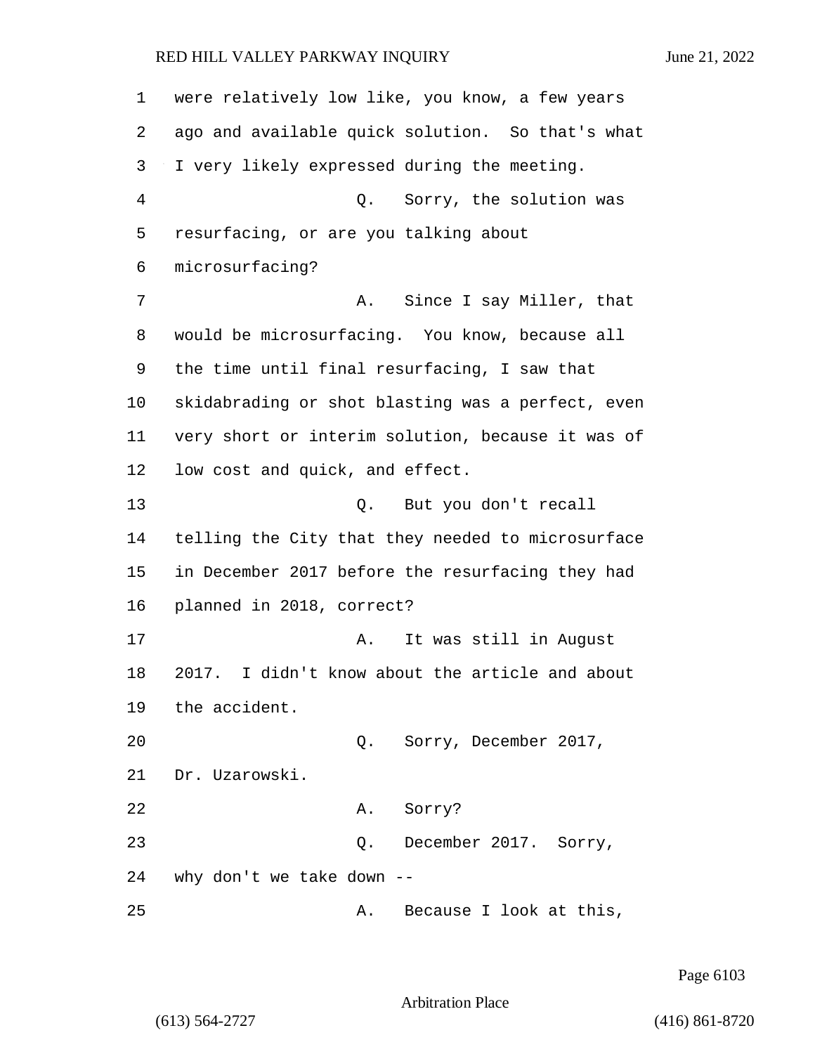were relatively low like, you know, a few years ago and available quick solution. So that's what I very likely expressed during the meeting.

Q. Sorry, the solution was resurfacing, or are you talking about microsurfacing?

A. Since I say Miller, that would be microsurfacing. You know, because all the time until final resurfacing, I saw that skidabrading or shot blasting was a perfect, even very short or interim solution, because it was of low cost and quick, and effect.

Q. But you don't recall telling the City that they needed to microsurface in December 2017 before the resurfacing they had planned in 2018, correct?

A. It was still in August 2017. I didn't know about the article and about the accident.

Q. Sorry, December 2017, Dr. Uzarowski.

A. Sorry?

Q. December 2017. Sorry, why don't we take down --

A. Because I look at this,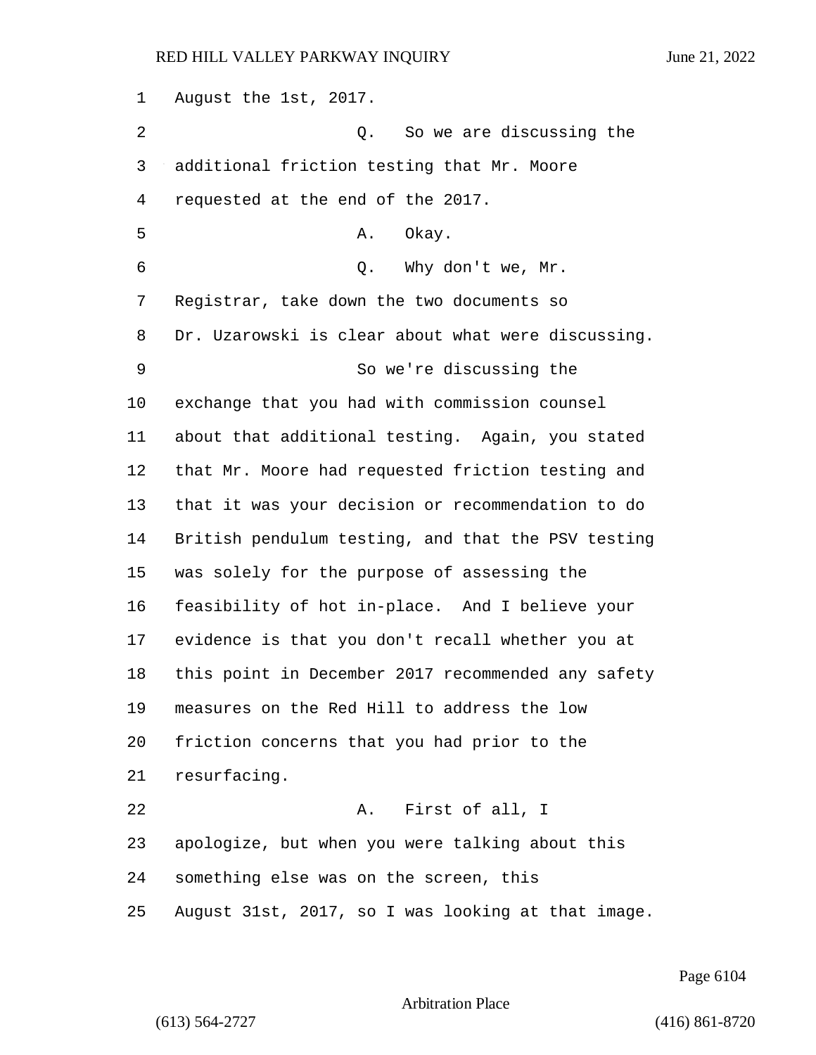August the 1st, 2017.

Q. So we are discussing the additional friction testing that Mr. Moore requested at the end of the 2017.

A. Okay.

Q. Why don't we, Mr. Registrar, take down the two documents so Dr. Uzarowski is clear about what were discussing.

So we're discussing the exchange that you had with commission counsel about that additional testing. Again, you stated that Mr. Moore had requested friction testing and that it was your decision or recommendation to do British pendulum testing, and that the PSV testing was solely for the purpose of assessing the feasibility of hot in-place. And I believe your evidence is that you don't recall whether you at this point in December 2017 recommended any safety measures on the Red Hill to address the low friction concerns that you had prior to the resurfacing.

A. First of all, I apologize, but when you were talking about this something else was on the screen, this August 31st, 2017, so I was looking at that image.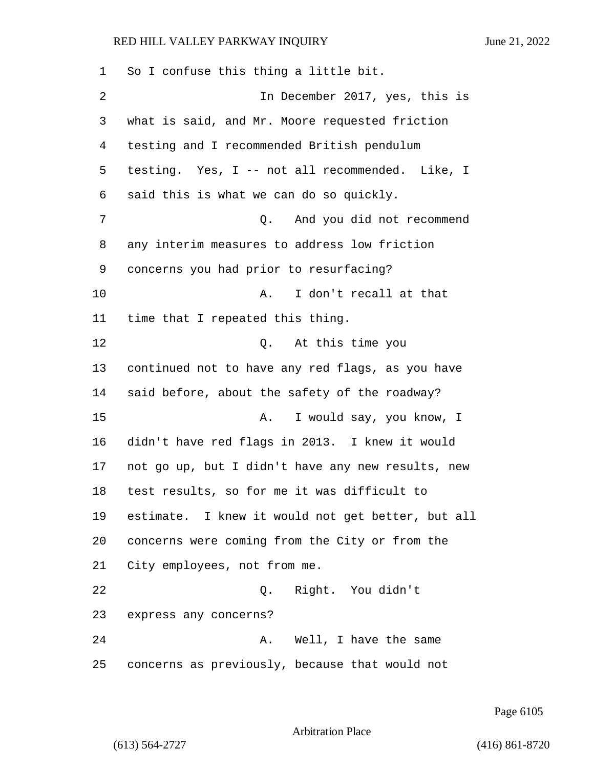So I confuse this thing a little bit.

In December 2017, yes, this is what is said, and Mr. Moore requested friction testing and I recommended British pendulum testing. Yes, I -- not all recommended. Like, I said this is what we can do so quickly.

Q. And you did not recommend any interim measures to address low friction concerns you had prior to resurfacing?

A. I don't recall at that time that I repeated this thing.

Q. At this time you continued not to have any red flags, as you have said before, about the safety of the roadway?

A. I would say, you know, I didn't have red flags in 2013. I knew it would not go up, but I didn't have any new results, new test results, so for me it was difficult to estimate. I knew it would not get better, but all concerns were coming from the City or from the City employees, not from me.

Q. Right. You didn't express any concerns?

A. Well, I have the same concerns as previously, because that would not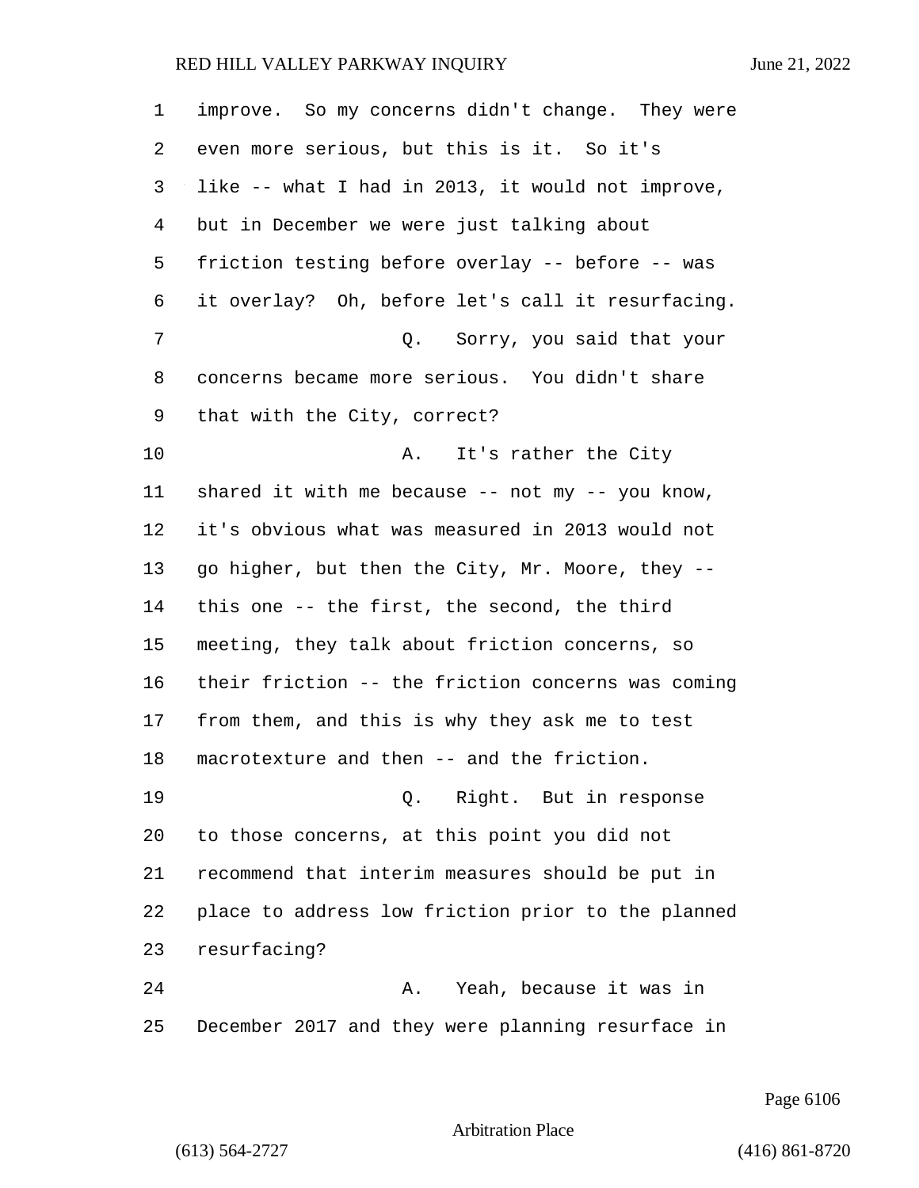improve. So my concerns didn't change. They were even more serious, but this is it. So it's like -- what I had in 2013, it would not improve, but in December we were just talking about friction testing before overlay -- before -- was it overlay? Oh, before let's call it resurfacing.

Q. Sorry, you said that your concerns became more serious. You didn't share that with the City, correct?

A. It's rather the City shared it with me because -- not my -- you know, it's obvious what was measured in 2013 would not go higher, but then the City, Mr. Moore, they -- this one -- the first, the second, the third meeting, they talk about friction concerns, so their friction -- the friction concerns was coming from them, and this is why they ask me to test macrotexture and then -- and the friction.

Q. Right. But in response to those concerns, at this point you did not recommend that interim measures should be put in place to address low friction prior to the planned resurfacing?

A. Yeah, because it was in December 2017 and they were planning resurface in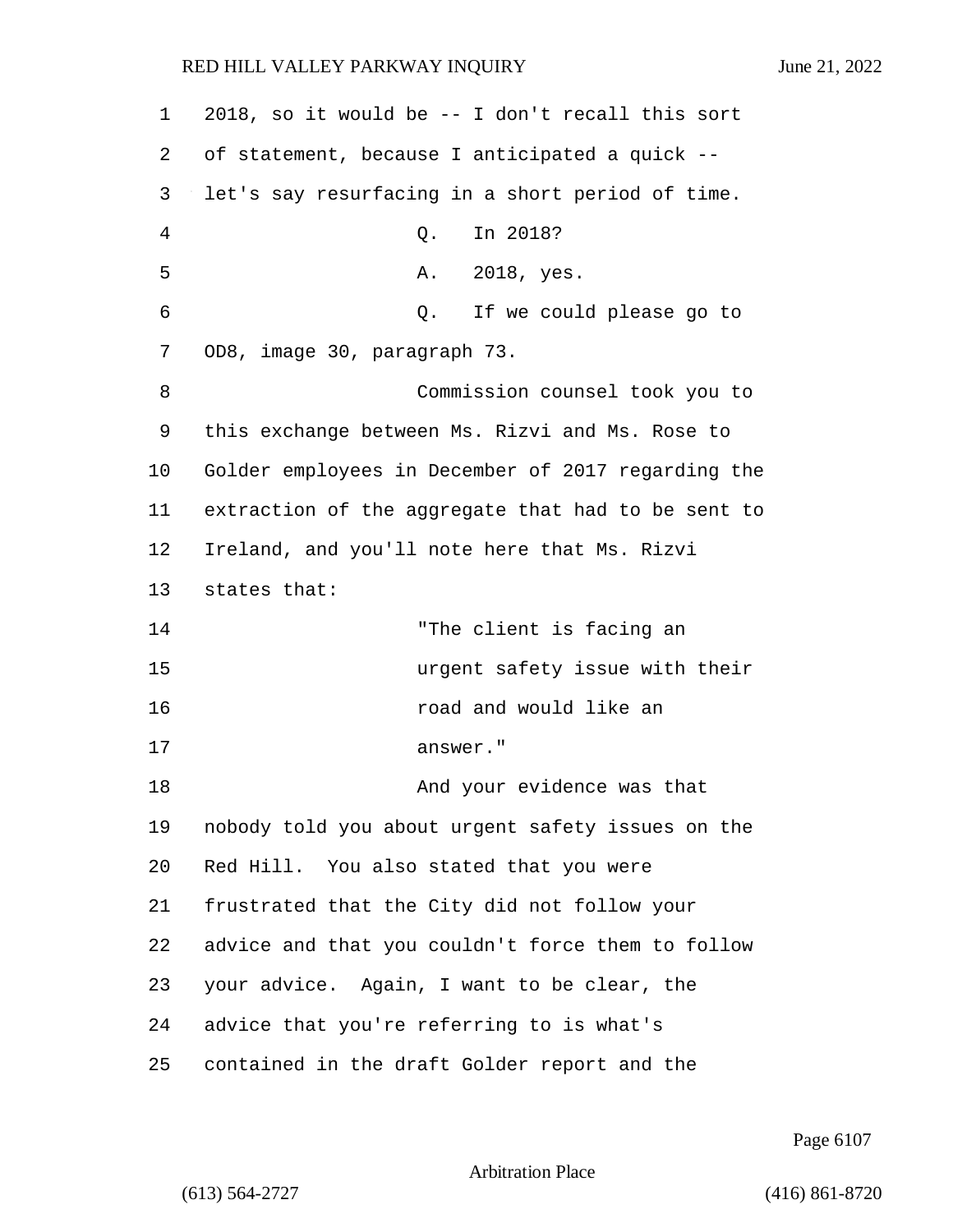2018, so it would be -- I don't recall this sort of statement, because I anticipated a quick -- let's say resurfacing in a short period of time.

Q. In 2018?

A. 2018, yes.

Q. If we could please go to OD8, image 30, paragraph 73.

Commission counsel took you to this exchange between Ms. Rizvi and Ms. Rose to Golder employees in December of 2017 regarding the extraction of the aggregate that had to be sent to Ireland, and you'll note here that Ms. Rizvi states that:

> "The client is facing an urgent safety issue with their road and would like an answer."

And your evidence was that nobody told you about urgent safety issues on the Red Hill. You also stated that you were frustrated that the City did not follow your advice and that you couldn't force them to follow your advice. Again, I want to be clear, the advice that you're referring to is what's contained in the draft Golder report and the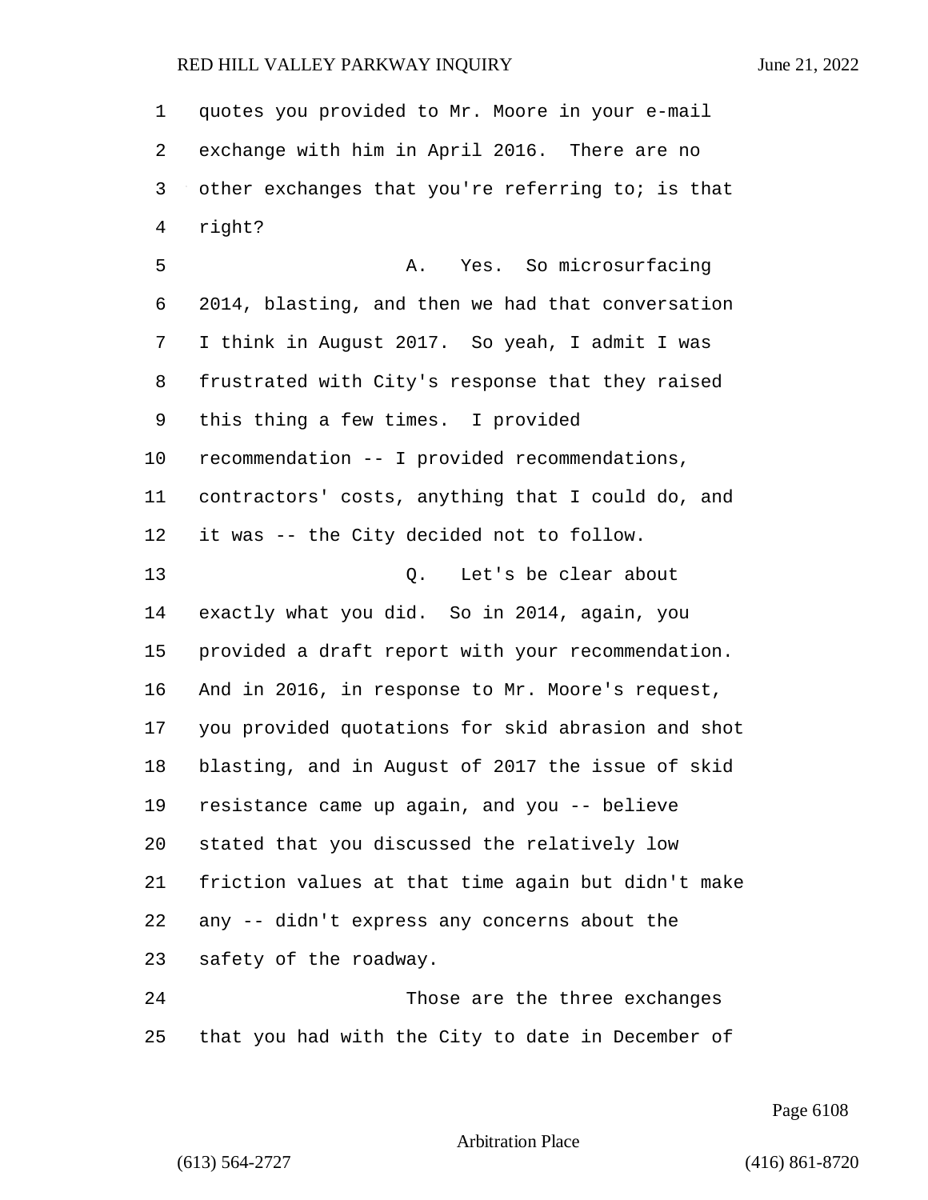quotes you provided to Mr. Moore in your e-mail exchange with him in April 2016. There are no other exchanges that you're referring to; is that right?

A. Yes. So microsurfacing 2014, blasting, and then we had that conversation I think in August 2017. So yeah, I admit I was frustrated with City's response that they raised this thing a few times. I provided recommendation -- I provided recommendations, contractors' costs, anything that I could do, and it was -- the City decided not to follow.

Q. Let's be clear about exactly what you did. So in 2014, again, you provided a draft report with your recommendation. And in 2016, in response to Mr. Moore's request, you provided quotations for skid abrasion and shot blasting, and in August of 2017 the issue of skid resistance came up again, and you -- believe stated that you discussed the relatively low friction values at that time again but didn't make any -- didn't express any concerns about the safety of the roadway.

Those are the three exchanges that you had with the City to date in December of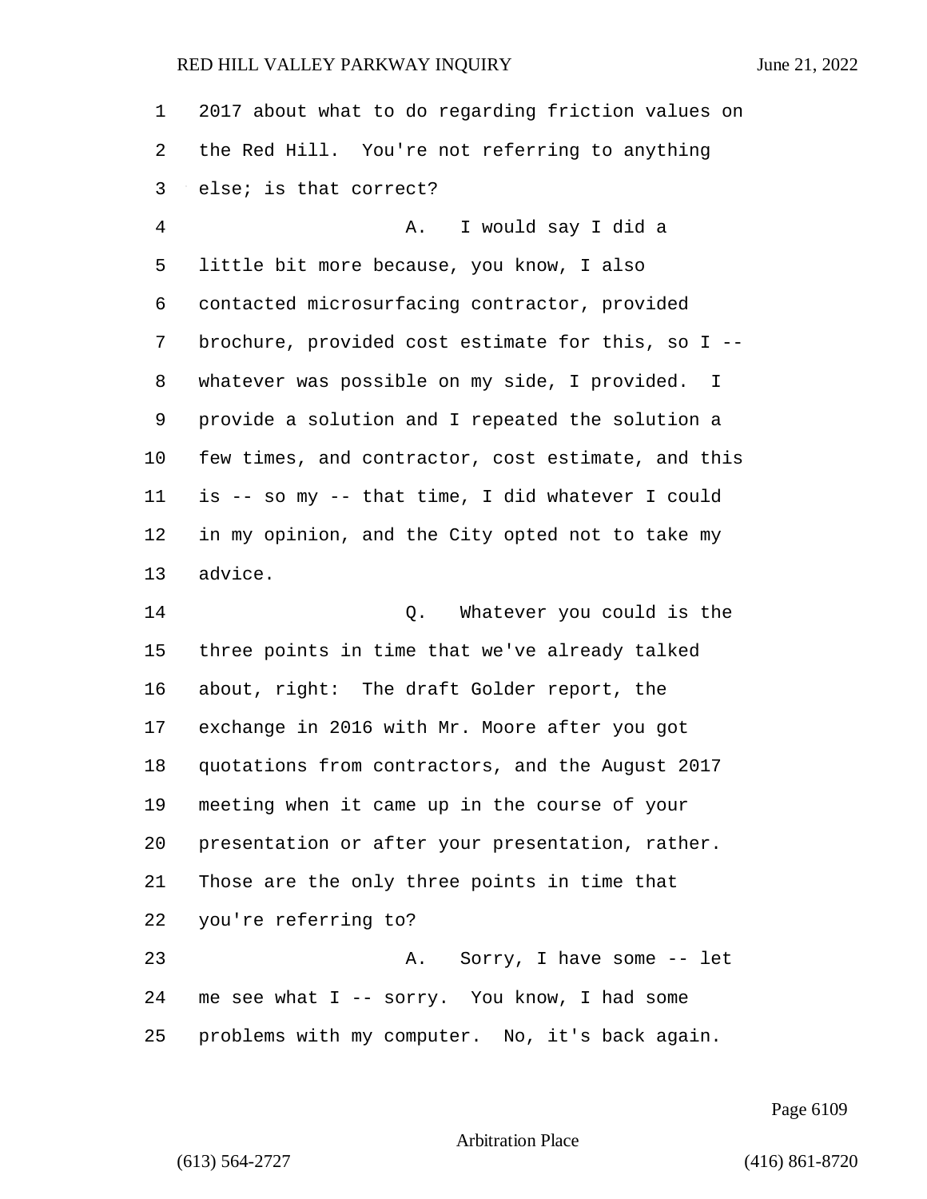2017 about what to do regarding friction values on the Red Hill. You're not referring to anything else; is that correct?

A. I would say I did a little bit more because, you know, I also contacted microsurfacing contractor, provided brochure, provided cost estimate for this, so I -- whatever was possible on my side, I provided. I provide a solution and I repeated the solution a few times, and contractor, cost estimate, and this is -- so my -- that time, I did whatever I could in my opinion, and the City opted not to take my advice.

Q. Whatever you could is the three points in time that we've already talked about, right: The draft Golder report, the exchange in 2016 with Mr. Moore after you got quotations from contractors, and the August 2017 meeting when it came up in the course of your presentation or after your presentation, rather. Those are the only three points in time that you're referring to?

A. Sorry, I have some -- let me see what I -- sorry. You know, I had some problems with my computer. No, it's back again.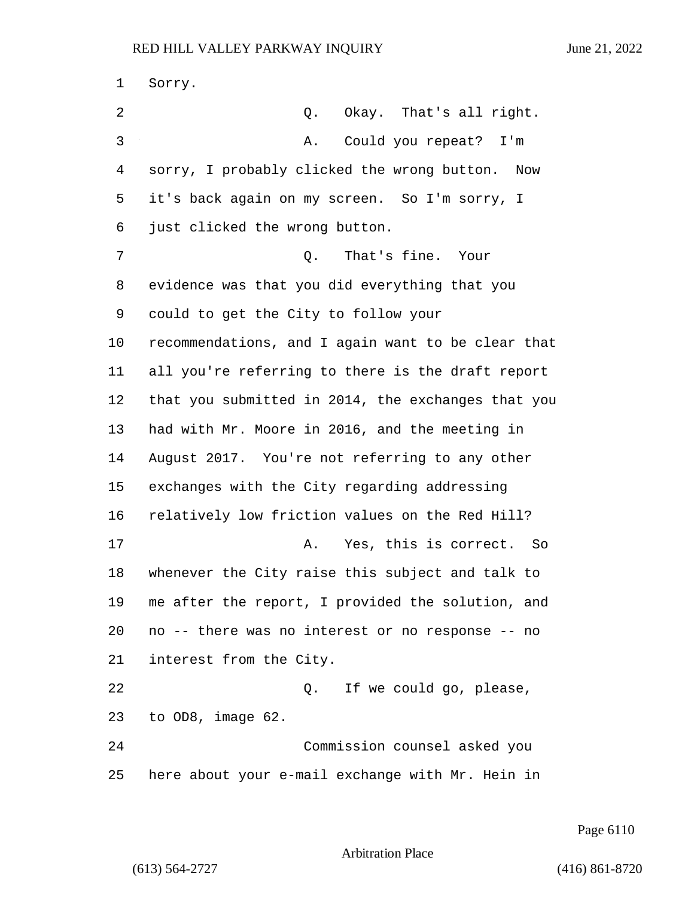Sorry.

Q. Okay. That's all right.

A. Could you repeat? I'm sorry, I probably clicked the wrong button. Now it's back again on my screen. So I'm sorry, I just clicked the wrong button.

Q. That's fine. Your evidence was that you did everything that you could to get the City to follow your recommendations, and I again want to be clear that all you're referring to there is the draft report that you submitted in 2014, the exchanges that you had with Mr. Moore in 2016, and the meeting in August 2017. You're not referring to any other exchanges with the City regarding addressing relatively low friction values on the Red Hill?

A. Yes, this is correct. So whenever the City raise this subject and talk to me after the report, I provided the solution, and no -- there was no interest or no response -- no interest from the City.

Q. If we could go, please, to OD8, image 62.

Commission counsel asked you here about your e-mail exchange with Mr. Hein in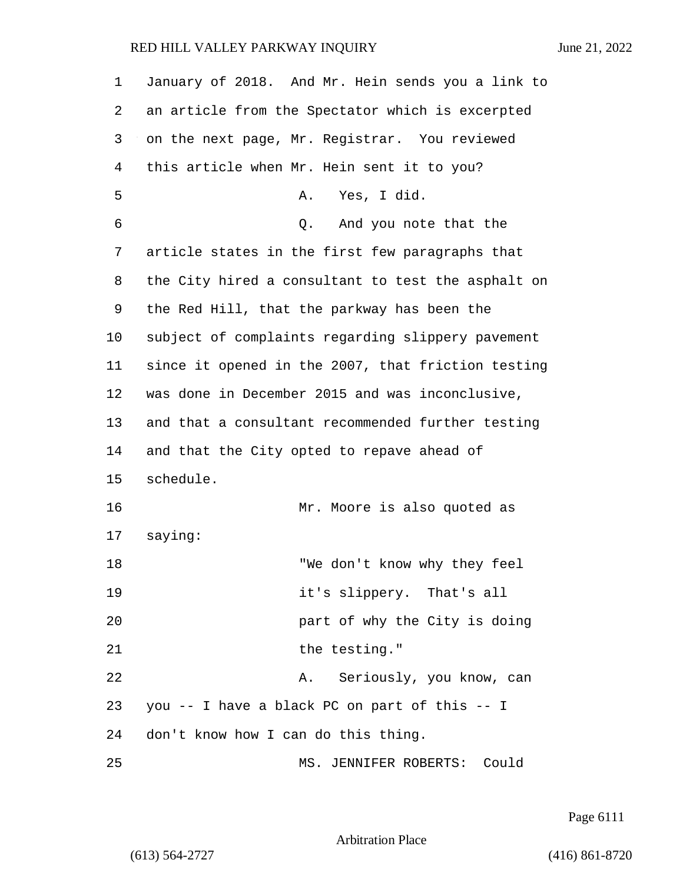January of 2018. And Mr. Hein sends you a link to an article from the Spectator which is excerpted on the next page, Mr. Registrar. You reviewed this article when Mr. Hein sent it to you?

A. Yes, I did.

Q. And you note that the article states in the first few paragraphs that the City hired a consultant to test the asphalt on the Red Hill, that the parkway has been the subject of complaints regarding slippery pavement since it opened in the 2007, that friction testing was done in December 2015 and was inconclusive, and that a consultant recommended further testing and that the City opted to repave ahead of schedule.

Mr. Moore is also quoted as saying:

> "We don't know why they feel it's slippery. That's all part of why the City is doing the testing."

A. Seriously, you know, can you -- I have a black PC on part of this -- I don't know how I can do this thing.

MS. JENNIFER ROBERTS: Could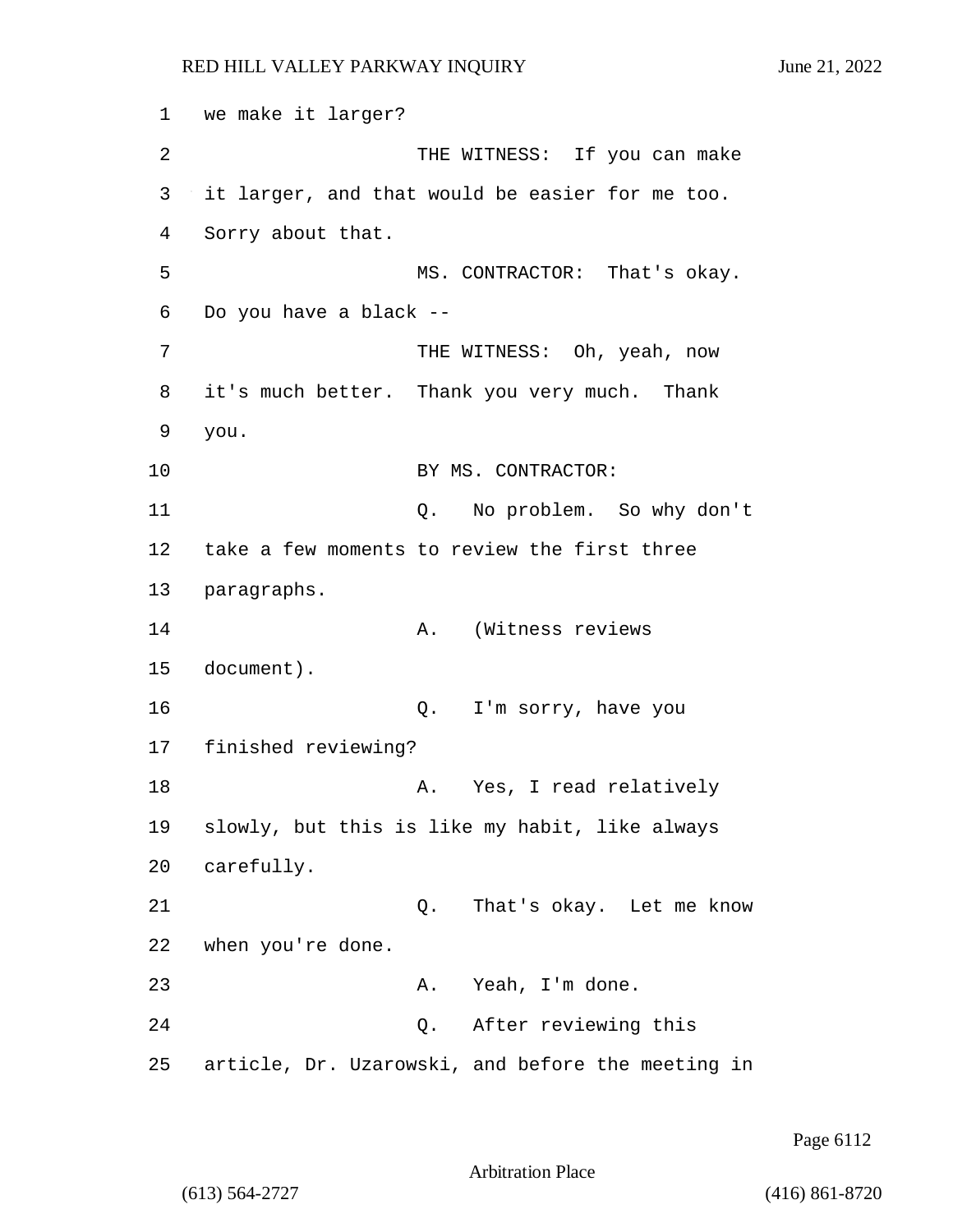1 we make it larger?

2 THE WITNESS: If you can make

3 it larger, and that would be easier for me too.

4 Sorry about that.

5 MS. CONTRACTOR: That's okay.

6 Do you have a black --

7 THE WITNESS: Oh, yeah, now

8 it's much better. Thank you very much. Thank

9 you.

10 BY MS. CONTRACTOR:

11 Q. No problem. So why don't

12 take a few moments to review the first three

13 paragraphs.

14 A. (Witness reviews

15 document).

16 Q. I'm sorry, have you

17 finished reviewing?

18 A. Yes, I read relatively

19 slowly, but this is like my habit, like always

20 carefully.

21 Q. That's okay. Let me know

22 when you're done.

23 A. Yeah, I'm done.

24 Q. After reviewing this

25 article, Dr. Uzarowski, and before the meeting in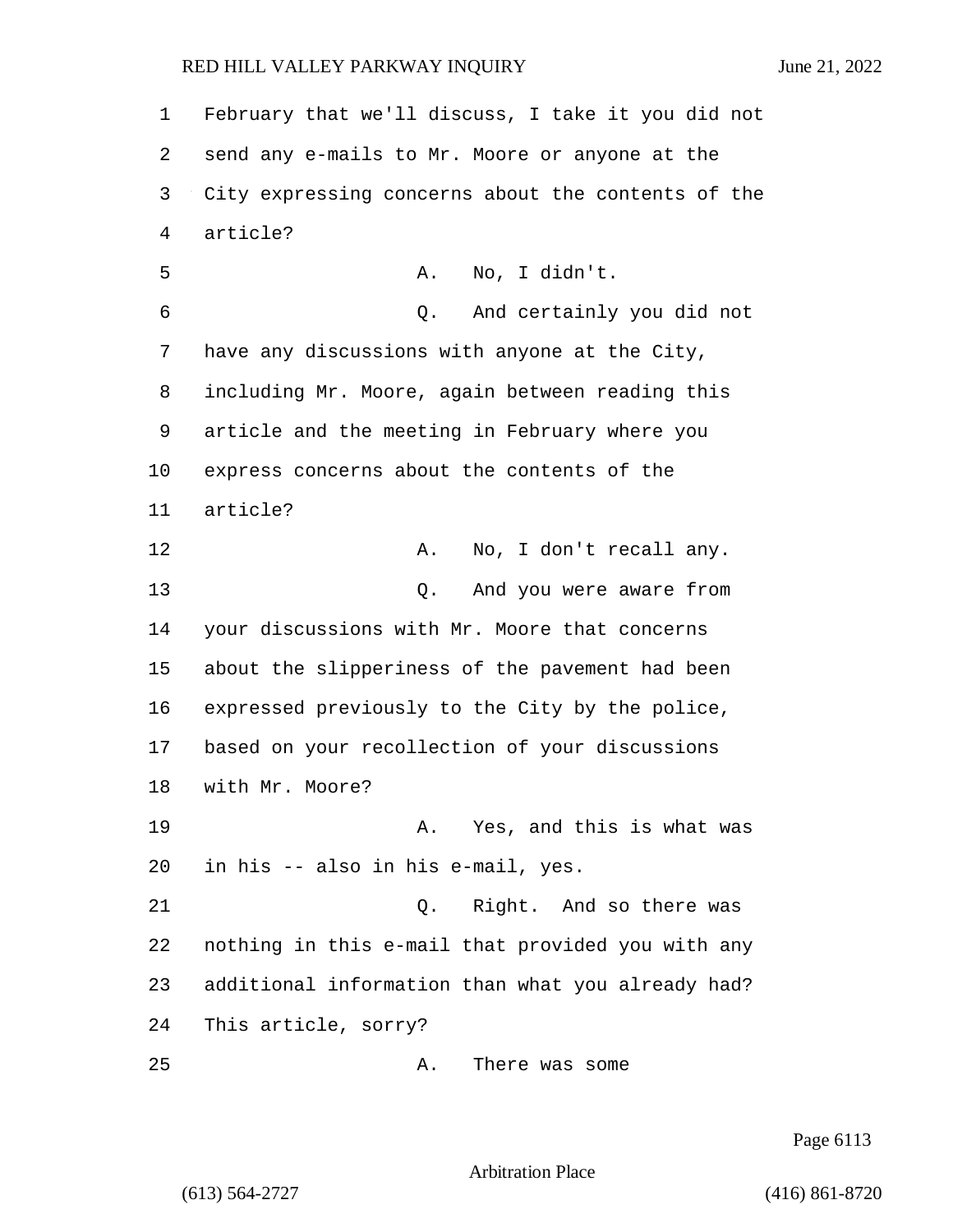February that we'll discuss, I take it you did not send any e-mails to Mr. Moore or anyone at the City expressing concerns about the contents of the article?

A. No, I didn't.

Q. And certainly you did not have any discussions with anyone at the City, including Mr. Moore, again between reading this article and the meeting in February where you express concerns about the contents of the article?

A. No, I don't recall any.

Q. And you were aware from your discussions with Mr. Moore that concerns about the slipperiness of the pavement had been expressed previously to the City by the police, based on your recollection of your discussions with Mr. Moore?

A. Yes, and this is what was in his -- also in his e-mail, yes.

Q. Right. And so there was nothing in this e-mail that provided you with any additional information than what you already had? This article, sorry?

A. There was some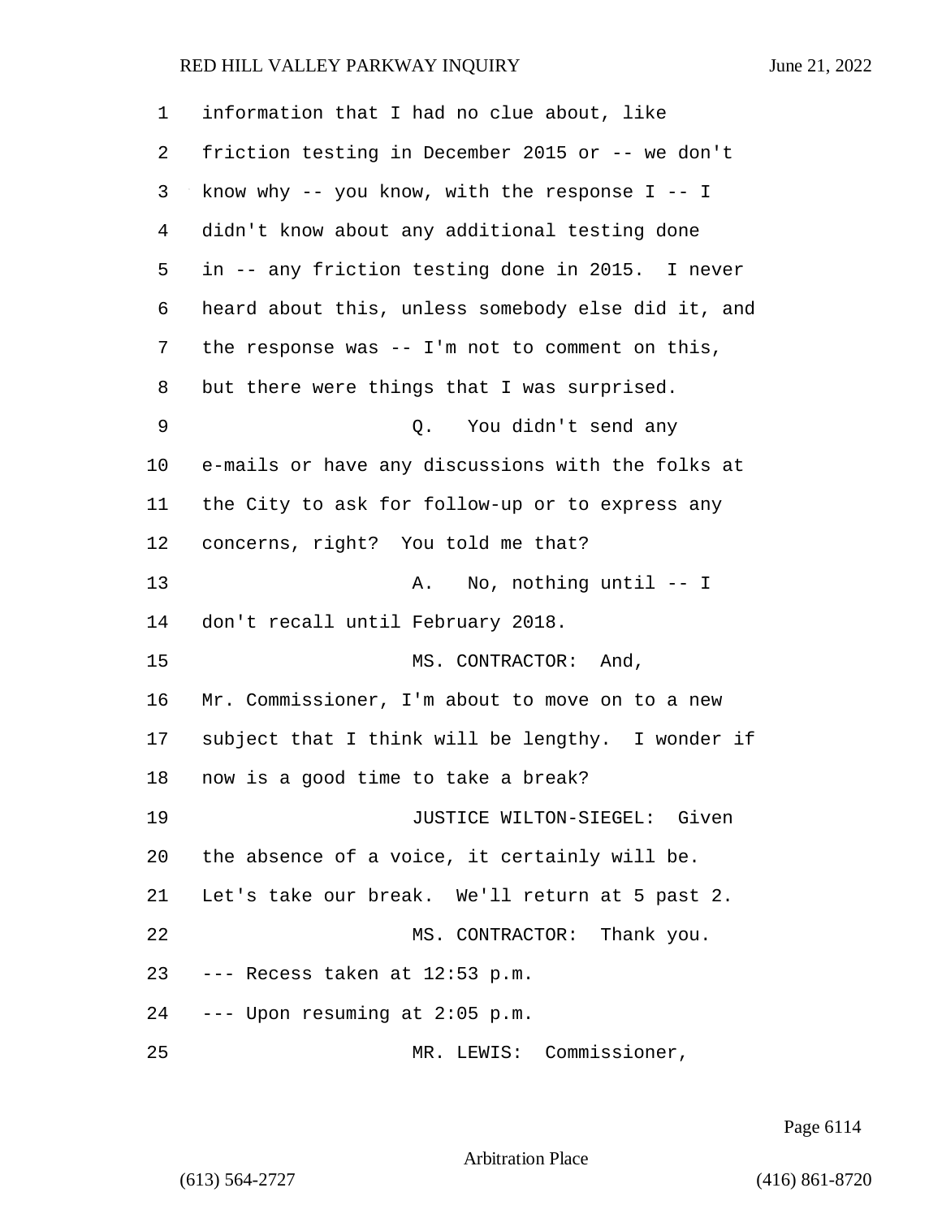information that I had no clue about, like friction testing in December 2015 or -- we don't know why -- you know, with the response I -- I didn't know about any additional testing done in -- any friction testing done in 2015. I never heard about this, unless somebody else did it, and the response was -- I'm not to comment on this, but there were things that I was surprised.

Q. You didn't send any e-mails or have any discussions with the folks at the City to ask for follow-up or to express any concerns, right? You told me that?

A. No, nothing until -- I don't recall until February 2018.

MS. CONTRACTOR: And, Mr. Commissioner, I'm about to move on to a new subject that I think will be lengthy. I wonder if now is a good time to take a break?

JUSTICE WILTON-SIEGEL: Given the absence of a voice, it certainly will be. Let's take our break. We'll return at 5 past 2.

MS. CONTRACTOR: Thank you.

--- Recess taken at 12:53 p.m.

--- Upon resuming at 2:05 p.m.

MR. LEWIS: Commissioner,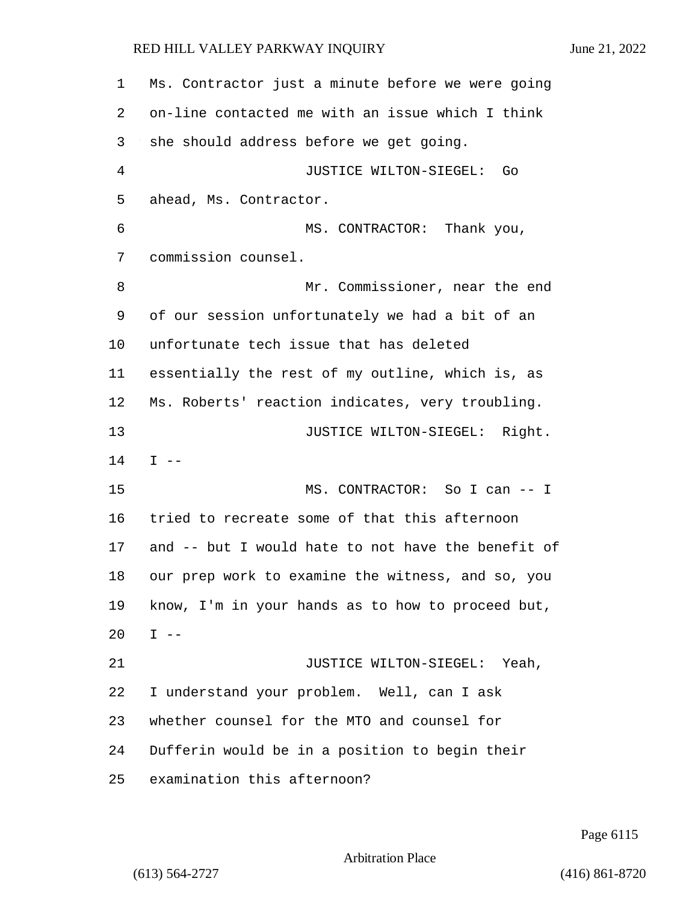Ms. Contractor just a minute before we were going on-line contacted me with an issue which I think she should address before we get going.

JUSTICE WILTON-SIEGEL: Go ahead, Ms. Contractor.

MS. CONTRACTOR: Thank you, commission counsel.

Mr. Commissioner, near the end of our session unfortunately we had a bit of an unfortunate tech issue that has deleted essentially the rest of my outline, which is, as Ms. Roberts' reaction indicates, very troubling.

JUSTICE WILTON-SIEGEL: Right. I --

MS. CONTRACTOR: So I can -- I tried to recreate some of that this afternoon and -- but I would hate to not have the benefit of our prep work to examine the witness, and so, you know, I'm in your hands as to how to proceed but, I --

JUSTICE WILTON-SIEGEL: Yeah, I understand your problem. Well, can I ask whether counsel for the MTO and counsel for Dufferin would be in a position to begin their examination this afternoon?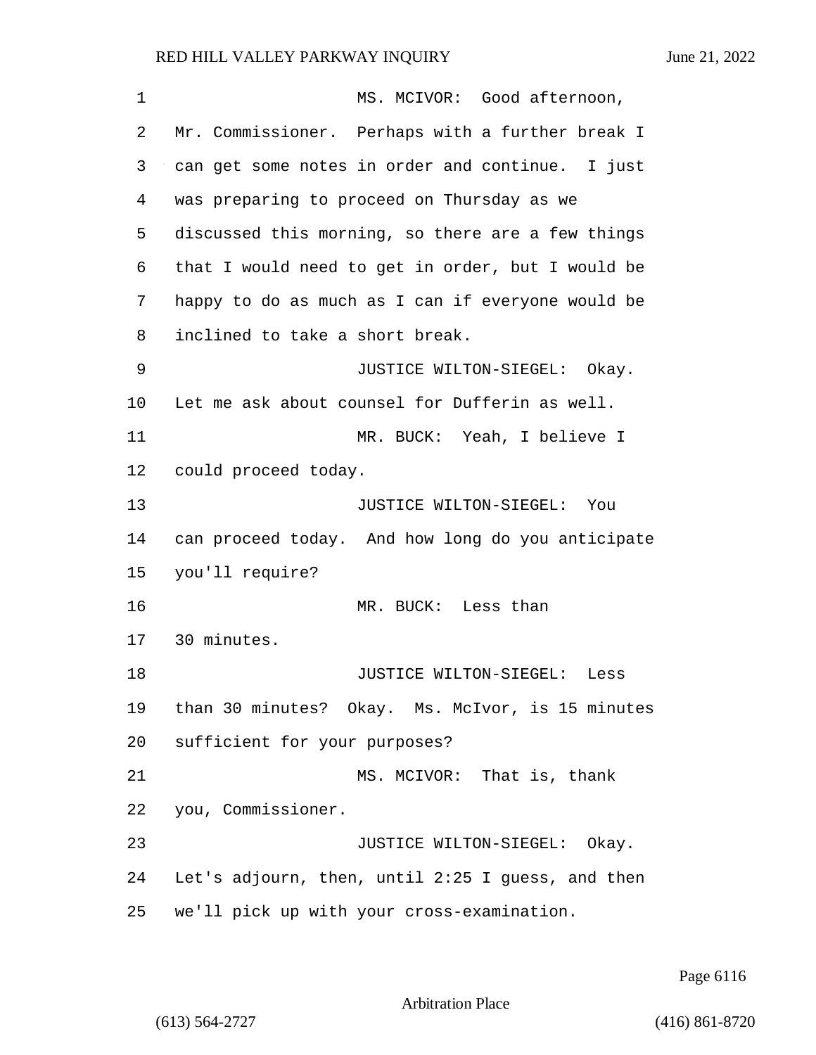MS. MCIVOR: Good afternoon, Mr. Commissioner. Perhaps with a further break I can get some notes in order and continue. I just was preparing to proceed on Thursday as we discussed this morning, so there are a few things that I would need to get in order, but I would be happy to do as much as I can if everyone would be inclined to take a short break.

JUSTICE WILTON-SIEGEL: Okay. Let me ask about counsel for Dufferin as well.

MR. BUCK: Yeah, I believe I could proceed today.

JUSTICE WILTON-SIEGEL: You can proceed today. And how long do you anticipate you'll require?

MR. BUCK: Less than 30 minutes.

JUSTICE WILTON-SIEGEL: Less than 30 minutes? Okay. Ms. McIvor, is 15 minutes sufficient for your purposes?

MS. MCIVOR: That is, thank you, Commissioner.

JUSTICE WILTON-SIEGEL: Okay. Let's adjourn, then, until 2:25 I guess, and then we'll pick up with your cross-examination.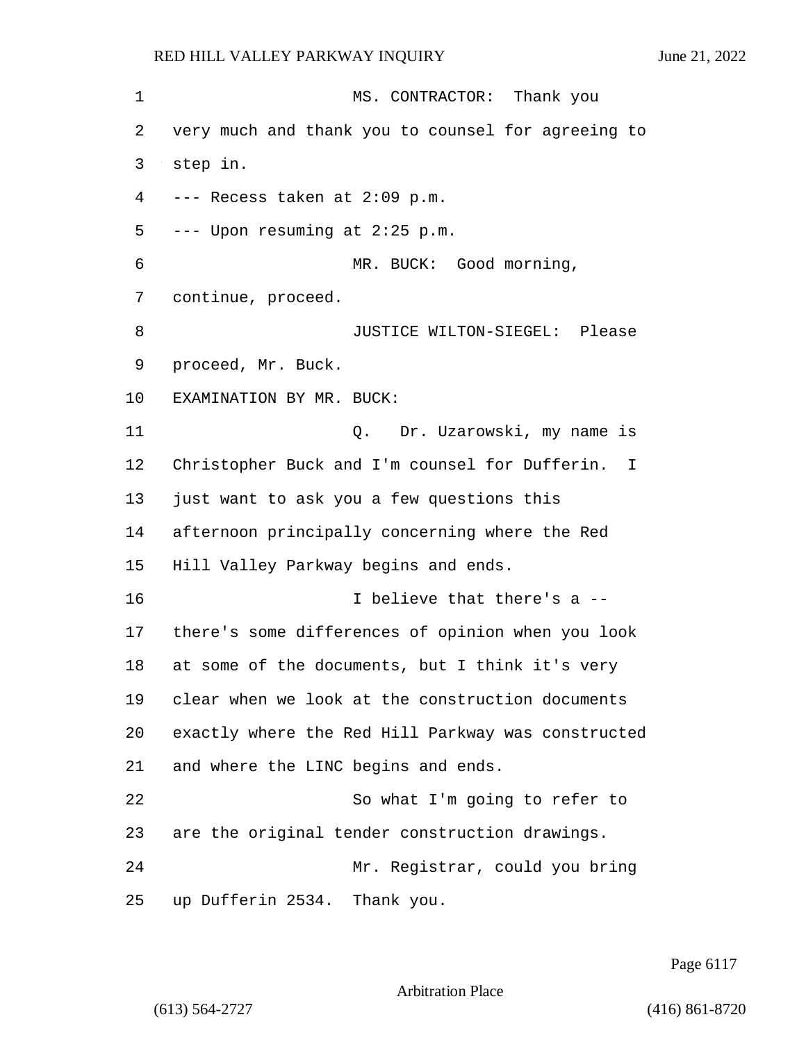MS. CONTRACTOR: Thank you very much and thank you to counsel for agreeing to step in.

--- Recess taken at 2:09 p.m.

--- Upon resuming at 2:25 p.m.

MR. BUCK: Good morning, continue, proceed.

JUSTICE WILTON-SIEGEL: Please proceed, Mr. Buck.

EXAMINATION BY MR. BUCK:

Q. Dr. Uzarowski, my name is Christopher Buck and I'm counsel for Dufferin. I just want to ask you a few questions this afternoon principally concerning where the Red Hill Valley Parkway begins and ends.

I believe that there's a -- there's some differences of opinion when you look at some of the documents, but I think it's very clear when we look at the construction documents exactly where the Red Hill Parkway was constructed and where the LINC begins and ends.

So what I'm going to refer to are the original tender construction drawings.

Mr. Registrar, could you bring up Dufferin 2534. Thank you.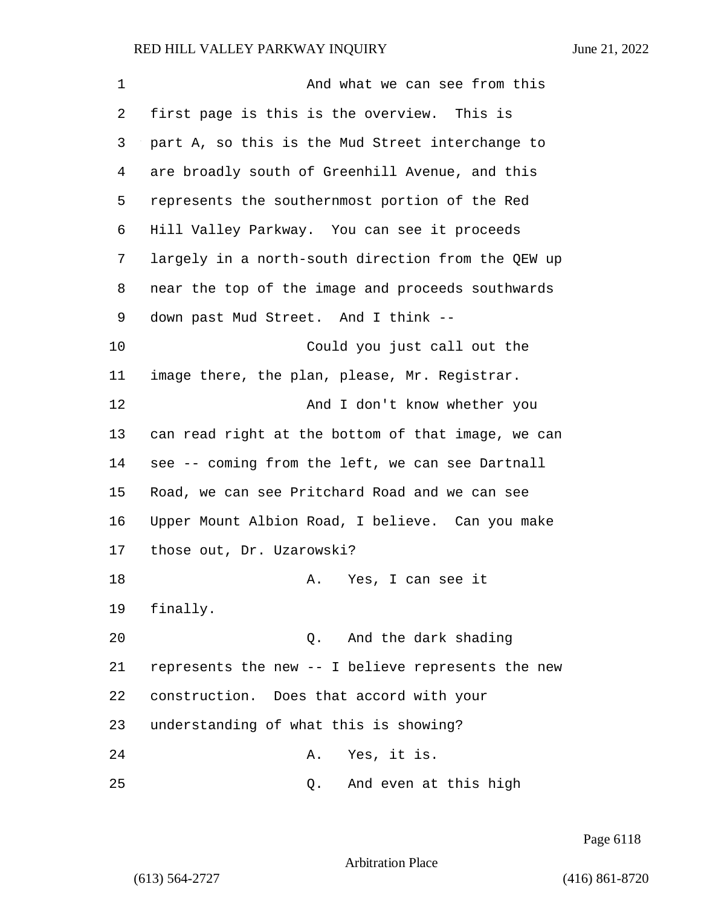And what we can see from this first page is this is the overview. This is part A, so this is the Mud Street interchange to are broadly south of Greenhill Avenue, and this represents the southernmost portion of the Red Hill Valley Parkway. You can see it proceeds largely in a north-south direction from the QEW up near the top of the image and proceeds southwards down past Mud Street. And I think --

Could you just call out the image there, the plan, please, Mr. Registrar.

And I don't know whether you can read right at the bottom of that image, we can see -- coming from the left, we can see Dartnall Road, we can see Pritchard Road and we can see Upper Mount Albion Road, I believe. Can you make those out, Dr. Uzarowski?

A. Yes, I can see it finally.

Q. And the dark shading represents the new -- I believe represents the new construction. Does that accord with your understanding of what this is showing?

A. Yes, it is.

Q. And even at this high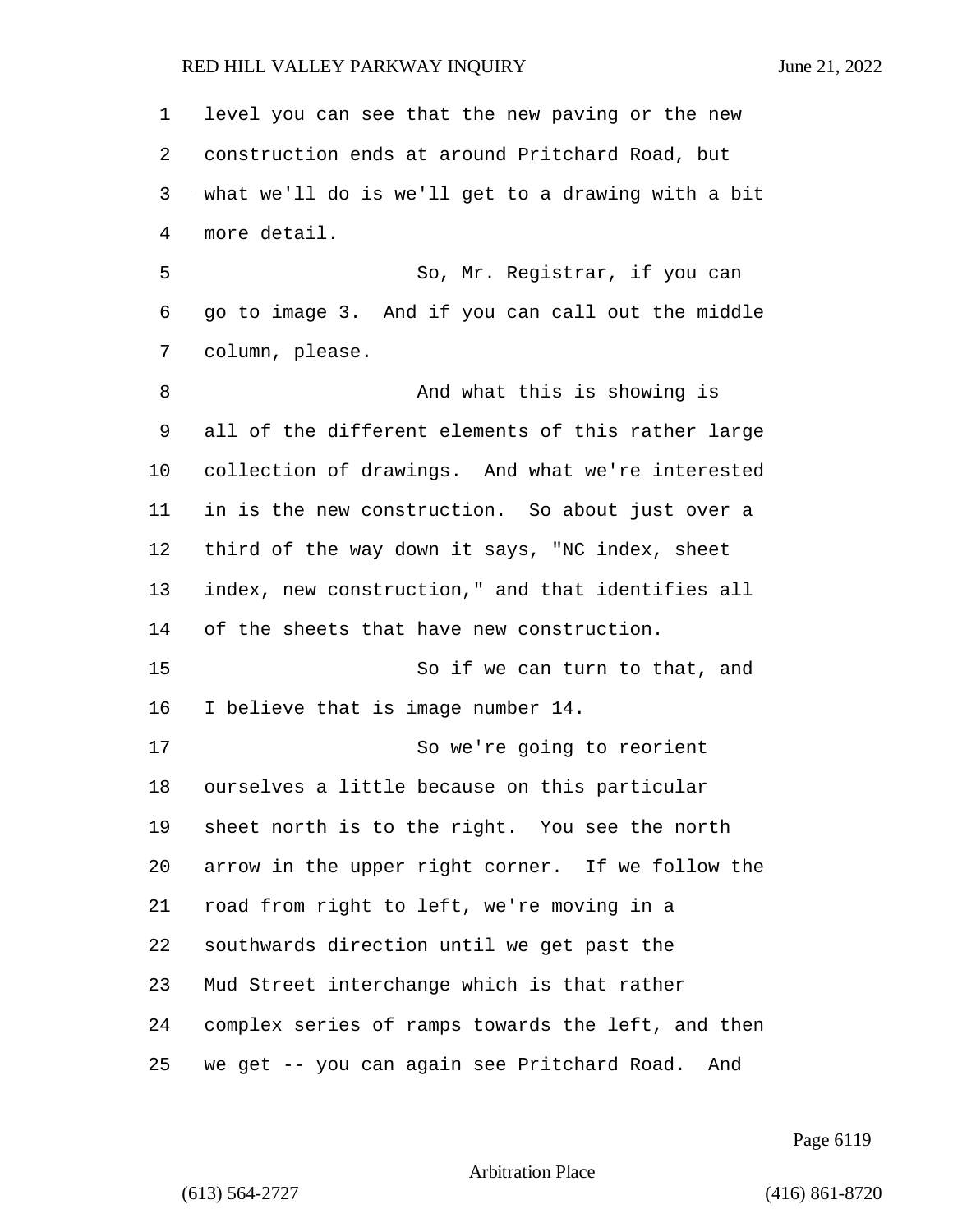level you can see that the new paving or the new construction ends at around Pritchard Road, but what we'll do is we'll get to a drawing with a bit more detail.

So, Mr. Registrar, if you can go to image 3. And if you can call out the middle column, please.

And what this is showing is all of the different elements of this rather large collection of drawings. And what we're interested in is the new construction. So about just over a third of the way down it says, "NC index, sheet index, new construction," and that identifies all of the sheets that have new construction.

So if we can turn to that, and I believe that is image number 14.

So we're going to reorient ourselves a little because on this particular sheet north is to the right. You see the north arrow in the upper right corner. If we follow the road from right to left, we're moving in a southwards direction until we get past the Mud Street interchange which is that rather complex series of ramps towards the left, and then we get -- you can again see Pritchard Road. And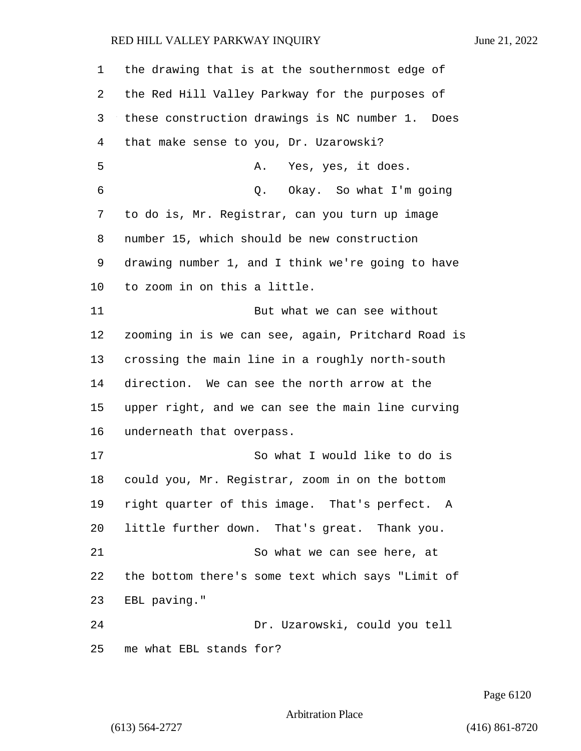the drawing that is at the southernmost edge of the Red Hill Valley Parkway for the purposes of these construction drawings is NC number 1. Does that make sense to you, Dr. Uzarowski?

A. Yes, yes, it does.

Q. Okay. So what I'm going to do is, Mr. Registrar, can you turn up image number 15, which should be new construction drawing number 1, and I think we're going to have to zoom in on this a little.

But what we can see without zooming in is we can see, again, Pritchard Road is crossing the main line in a roughly north-south direction. We can see the north arrow at the upper right, and we can see the main line curving underneath that overpass.

So what I would like to do is could you, Mr. Registrar, zoom in on the bottom right quarter of this image. That's perfect. A little further down. That's great. Thank you.

So what we can see here, at the bottom there's some text which says "Limit of EBL paving."

Dr. Uzarowski, could you tell me what EBL stands for?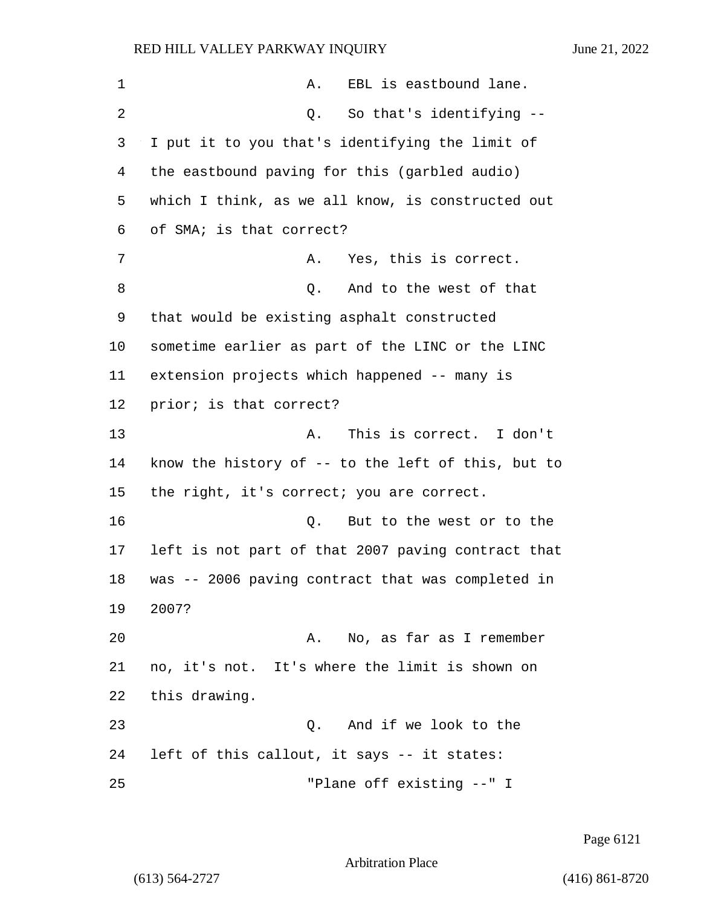1 A. EBL is eastbound lane.

2 Q. So that's identifying --

3 I put it to you that's identifying the limit of

4 the eastbound paving for this (garbled audio)

5 which I think, as we all know, is constructed out

6 of SMA; is that correct?

7 A. Yes, this is correct.

8 Q. And to the west of that

9 that would be existing asphalt constructed

10 sometime earlier as part of the LINC or the LINC

11 extension projects which happened -- many is

12 prior; is that correct?

13 A. This is correct. I don't

14 know the history of -- to the left of this, but to

15 the right, it's correct; you are correct.

16 Q. But to the west or to the

17 left is not part of that 2007 paving contract that

18 was -- 2006 paving contract that was completed in

19 2007?

20 A. No, as far as I remember

21 no, it's not. It's where the limit is shown on

22 this drawing.

23 Q. And if we look to the

24 left of this callout, it says -- it states:

25 "Plane off existing --" I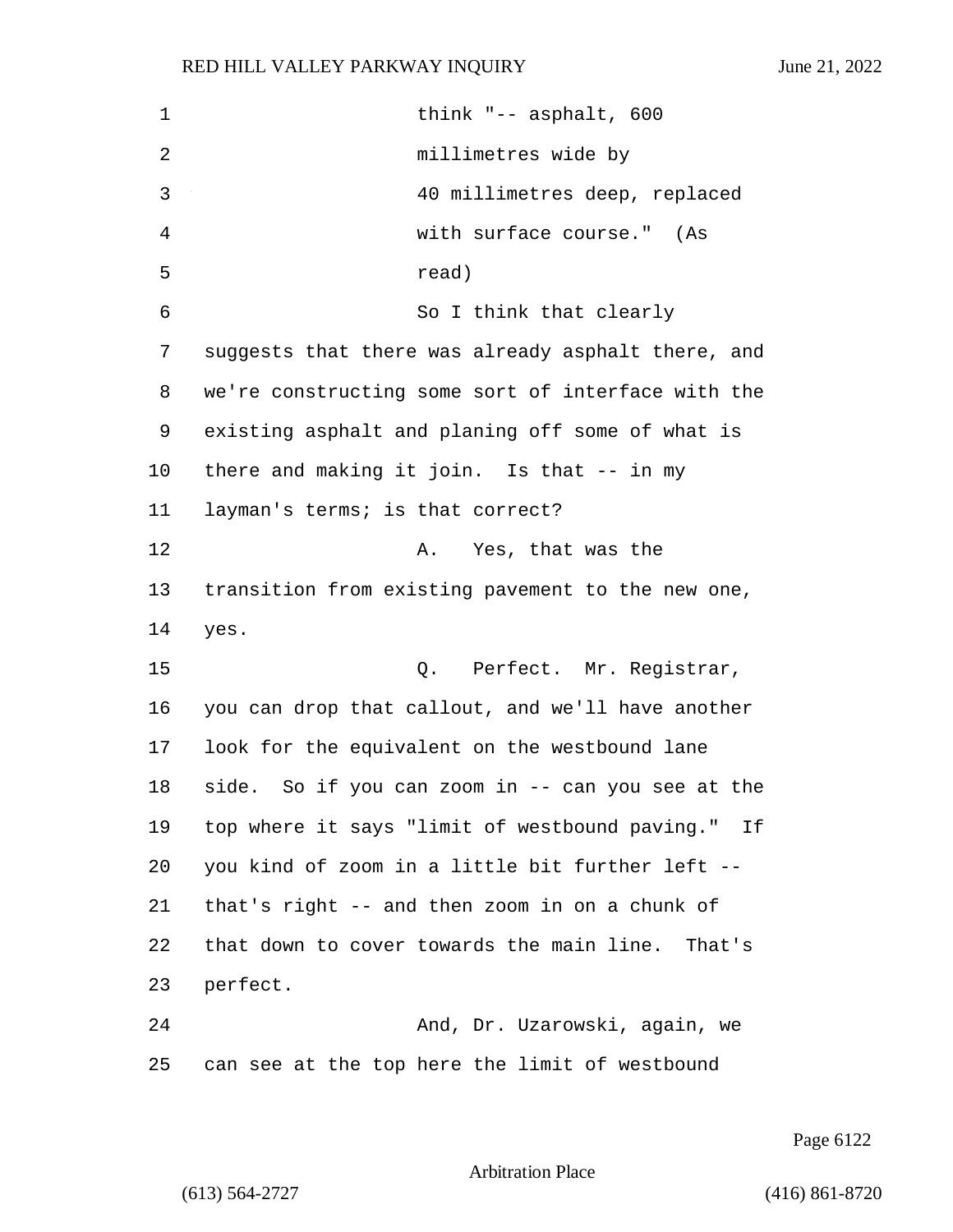think "-- asphalt, 600 millimetres wide by 40 millimetres deep, replaced with surface course." (As read)

So I think that clearly suggests that there was already asphalt there, and we're constructing some sort of interface with the existing asphalt and planing off some of what is there and making it join. Is that -- in my layman's terms; is that correct?

A. Yes, that was the transition from existing pavement to the new one, yes.

Q. Perfect. Mr. Registrar, you can drop that callout, and we'll have another look for the equivalent on the westbound lane side. So if you can zoom in -- can you see at the top where it says "limit of westbound paving." If you kind of zoom in a little bit further left -- that's right -- and then zoom in on a chunk of that down to cover towards the main line. That's perfect.

And, Dr. Uzarowski, again, we can see at the top here the limit of westbound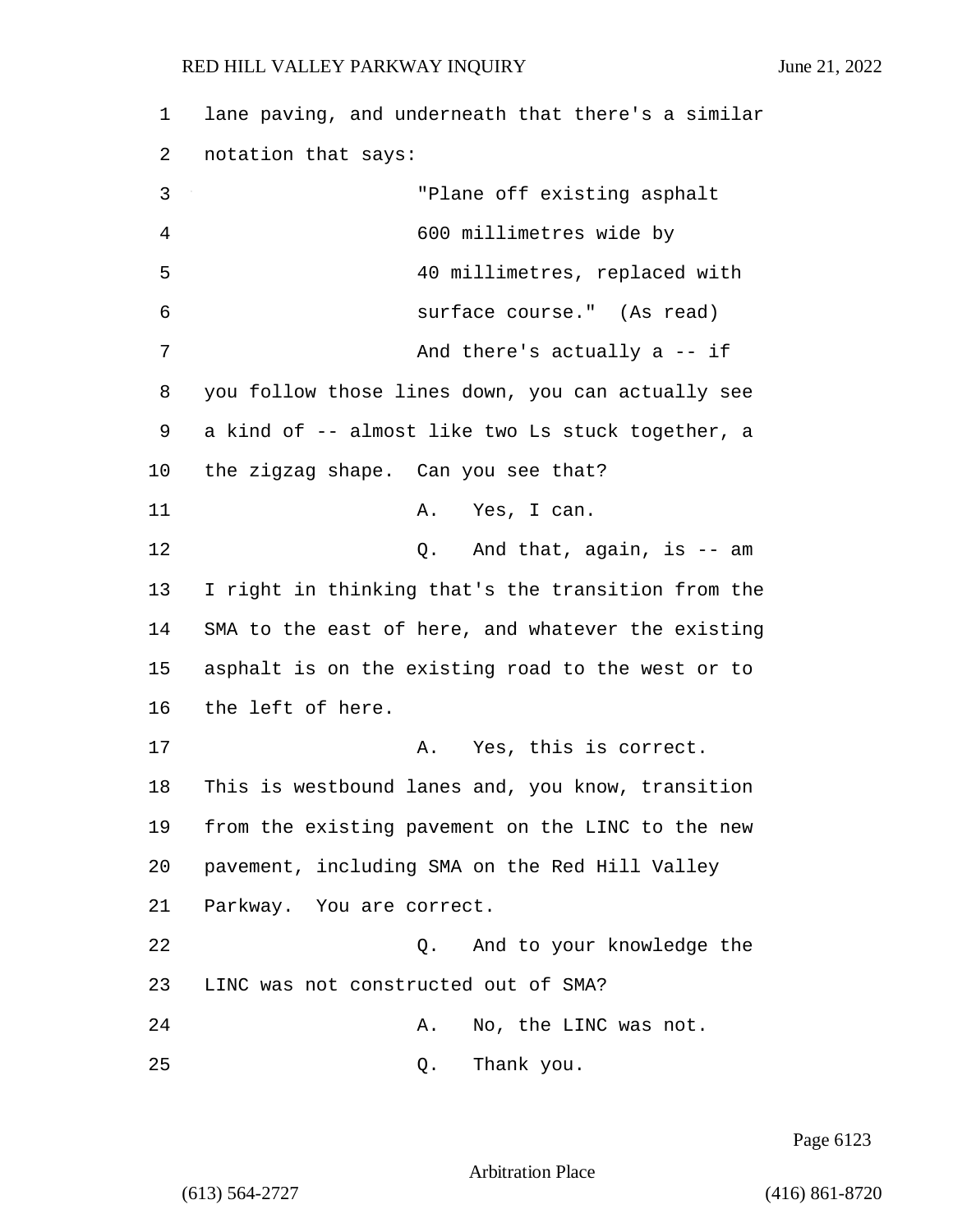lane paving, and underneath that there's a similar notation that says:

> "Plane off existing asphalt 600 millimetres wide by 40 millimetres, replaced with surface course." (As read)

And there's actually a -- if you follow those lines down, you can actually see a kind of -- almost like two Ls stuck together, a the zigzag shape. Can you see that?

A. Yes, I can.

Q. And that, again, is -- am I right in thinking that's the transition from the SMA to the east of here, and whatever the existing asphalt is on the existing road to the west or to the left of here.

A. Yes, this is correct. This is westbound lanes and, you know, transition from the existing pavement on the LINC to the new pavement, including SMA on the Red Hill Valley Parkway. You are correct.

Q. And to your knowledge the LINC was not constructed out of SMA?

A. No, the LINC was not.

Q. Thank you.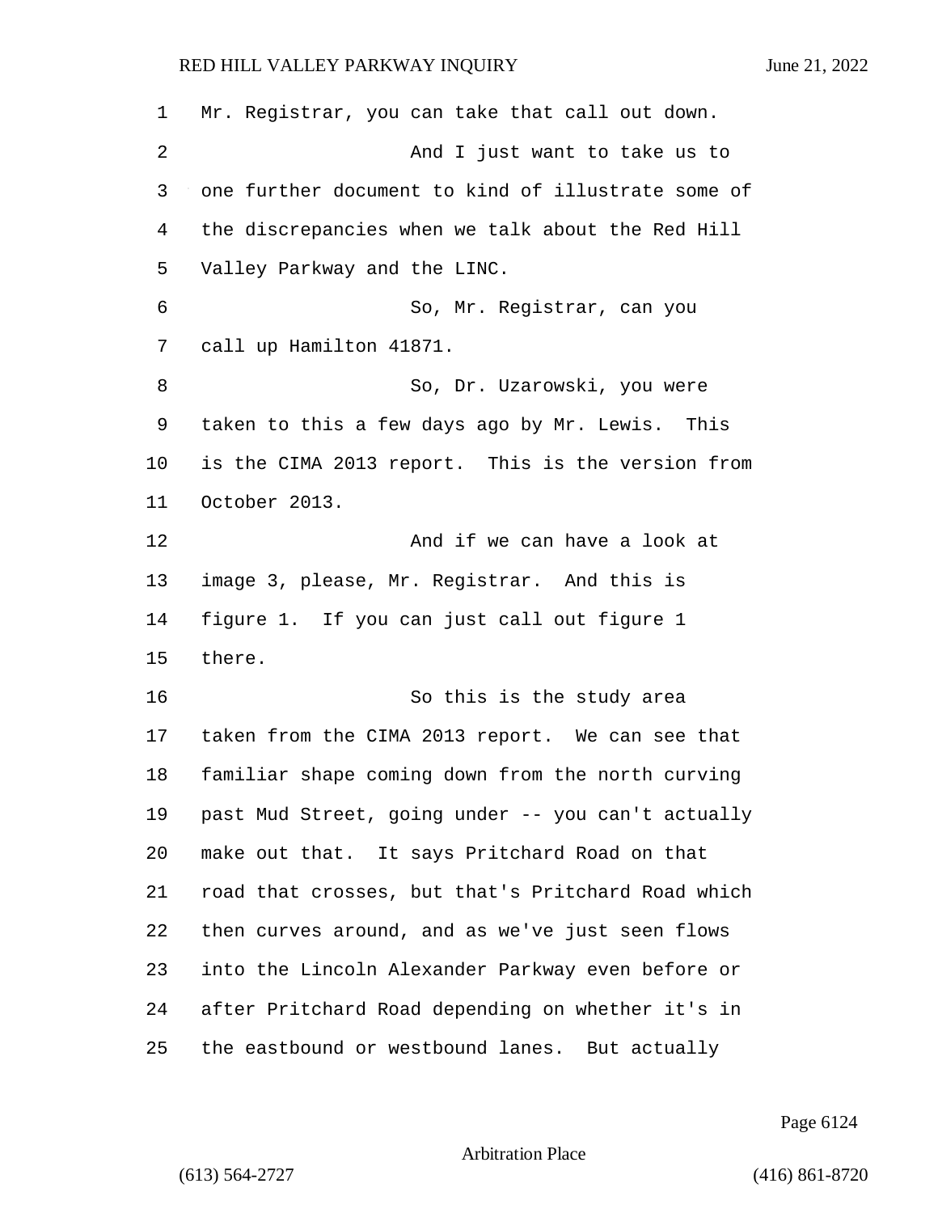Mr. Registrar, you can take that call out down.

And I just want to take us to one further document to kind of illustrate some of the discrepancies when we talk about the Red Hill Valley Parkway and the LINC.

So, Mr. Registrar, can you call up Hamilton 41871.

So, Dr. Uzarowski, you were taken to this a few days ago by Mr. Lewis. This is the CIMA 2013 report. This is the version from October 2013.

And if we can have a look at image 3, please, Mr. Registrar. And this is figure 1. If you can just call out figure 1 there.

So this is the study area taken from the CIMA 2013 report. We can see that familiar shape coming down from the north curving past Mud Street, going under -- you can't actually make out that. It says Pritchard Road on that road that crosses, but that's Pritchard Road which then curves around, and as we've just seen flows into the Lincoln Alexander Parkway even before or after Pritchard Road depending on whether it's in the eastbound or westbound lanes. But actually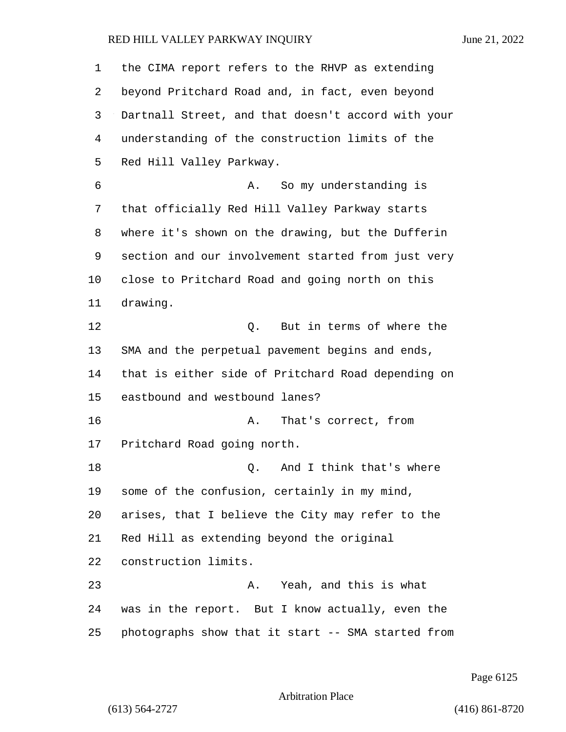the CIMA report refers to the RHVP as extending beyond Pritchard Road and, in fact, even beyond Dartnall Street, and that doesn't accord with your understanding of the construction limits of the Red Hill Valley Parkway.

A. So my understanding is that officially Red Hill Valley Parkway starts where it's shown on the drawing, but the Dufferin section and our involvement started from just very close to Pritchard Road and going north on this drawing.

Q. But in terms of where the SMA and the perpetual pavement begins and ends, that is either side of Pritchard Road depending on eastbound and westbound lanes?

A. That's correct, from Pritchard Road going north.

Q. And I think that's where some of the confusion, certainly in my mind, arises, that I believe the City may refer to the Red Hill as extending beyond the original construction limits.

A. Yeah, and this is what was in the report. But I know actually, even the photographs show that it start -- SMA started from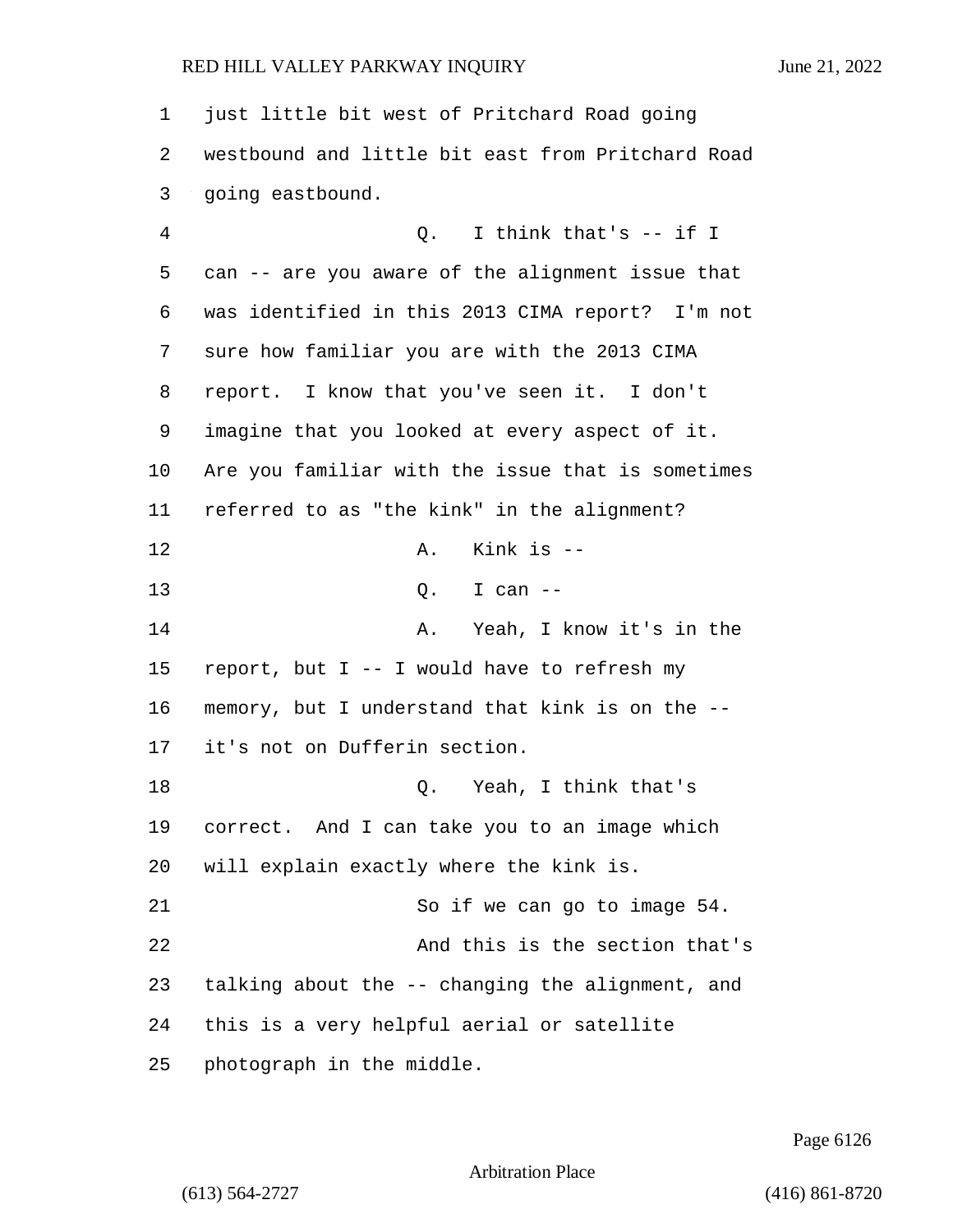just little bit west of Pritchard Road going westbound and little bit east from Pritchard Road going eastbound.

Q. I think that's -- if I can -- are you aware of the alignment issue that was identified in this 2013 CIMA report? I'm not sure how familiar you are with the 2013 CIMA report. I know that you've seen it. I don't imagine that you looked at every aspect of it. Are you familiar with the issue that is sometimes referred to as "the kink" in the alignment?

A. Kink is --

Q. I can --

A. Yeah, I know it's in the report, but I -- I would have to refresh my memory, but I understand that kink is on the -- it's not on Dufferin section.

Q. Yeah, I think that's correct. And I can take you to an image which will explain exactly where the kink is.

So if we can go to image 54.

And this is the section that's talking about the -- changing the alignment, and this is a very helpful aerial or satellite photograph in the middle.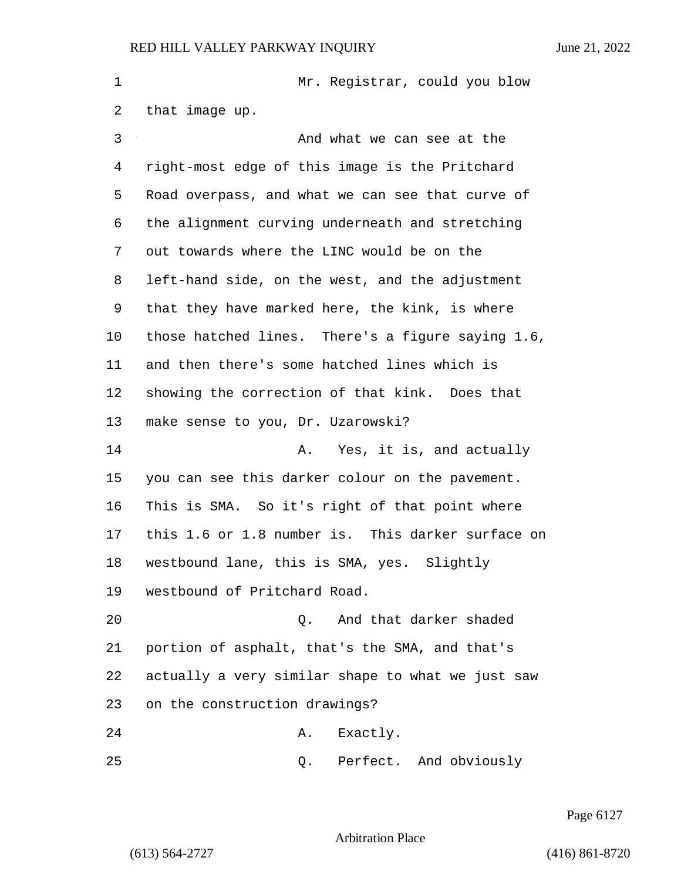Mr. Registrar, could you blow that image up.

And what we can see at the right-most edge of this image is the Pritchard Road overpass, and what we can see that curve of the alignment curving underneath and stretching out towards where the LINC would be on the left-hand side, on the west, and the adjustment that they have marked here, the kink, is where those hatched lines. There's a figure saying 1.6, and then there's some hatched lines which is showing the correction of that kink. Does that make sense to you, Dr. Uzarowski?

A. Yes, it is, and actually you can see this darker colour on the pavement. This is SMA. So it's right of that point where this 1.6 or 1.8 number is. This darker surface on westbound lane, this is SMA, yes. Slightly westbound of Pritchard Road.

Q. And that darker shaded portion of asphalt, that's the SMA, and that's actually a very similar shape to what we just saw on the construction drawings?

A. Exactly.

Q. Perfect. And obviously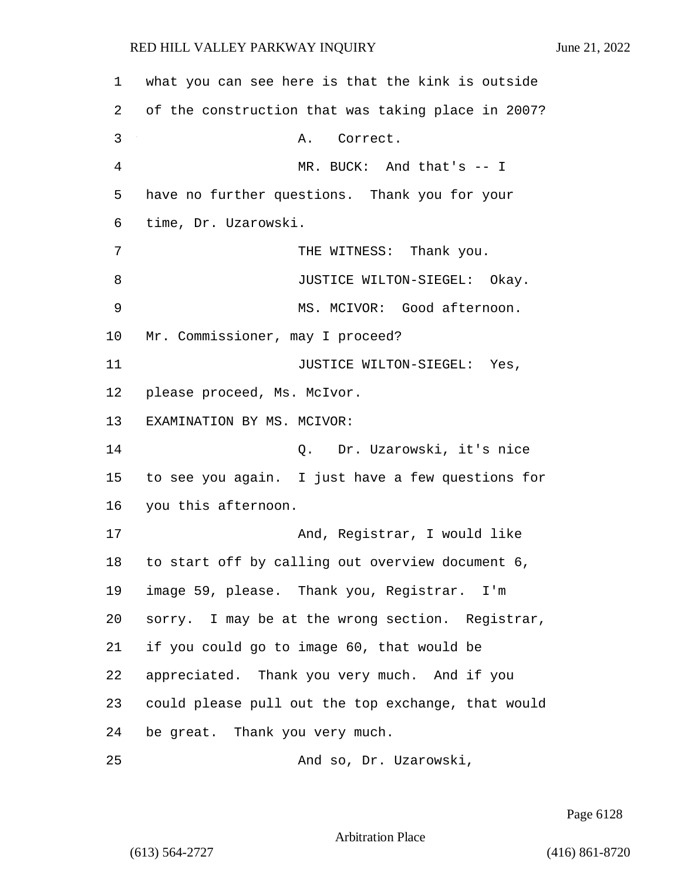what you can see here is that the kink is outside of the construction that was taking place in 2007?

A. Correct.

MR. BUCK: And that's -- I have no further questions. Thank you for your time, Dr. Uzarowski.

THE WITNESS: Thank you.

JUSTICE WILTON-SIEGEL: Okay.

MS. MCIVOR: Good afternoon. Mr. Commissioner, may I proceed?

JUSTICE WILTON-SIEGEL: Yes, please proceed, Ms. McIvor.

EXAMINATION BY MS. MCIVOR:

Q. Dr. Uzarowski, it's nice to see you again. I just have a few questions for you this afternoon.

And, Registrar, I would like to start off by calling out overview document 6, image 59, please. Thank you, Registrar. I'm sorry. I may be at the wrong section. Registrar, if you could go to image 60, that would be appreciated. Thank you very much. And if you could please pull out the top exchange, that would be great. Thank you very much.

And so, Dr. Uzarowski,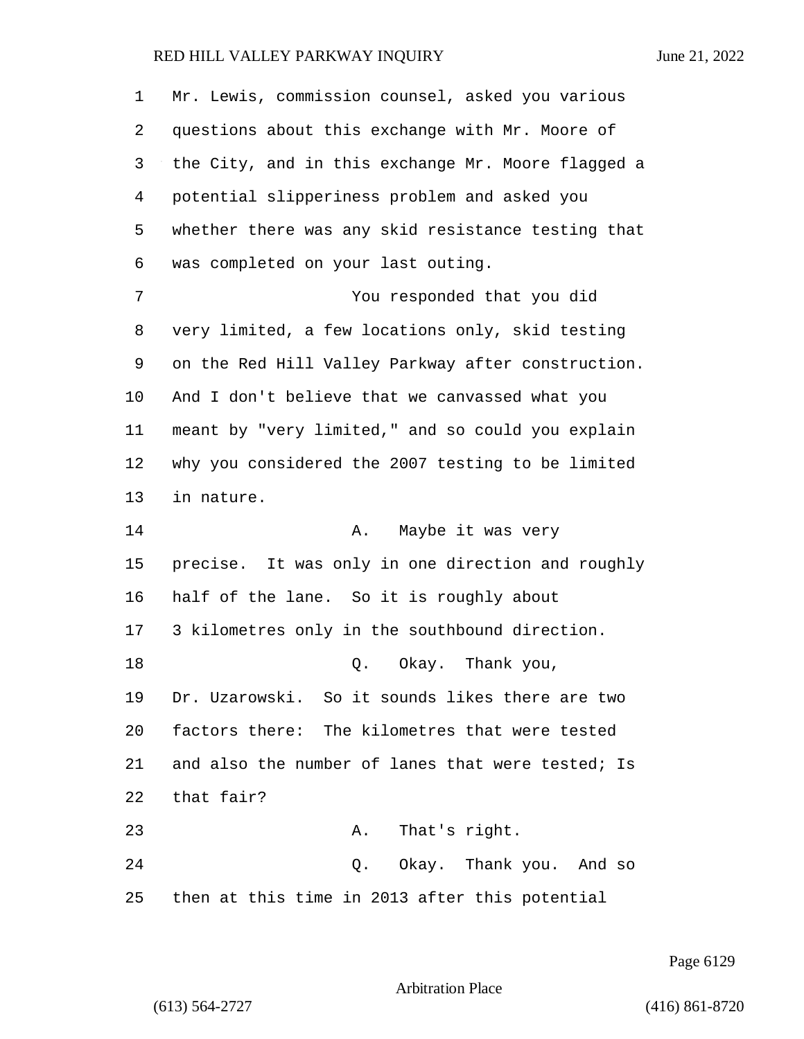Mr. Lewis, commission counsel, asked you various questions about this exchange with Mr. Moore of the City, and in this exchange Mr. Moore flagged a potential slipperiness problem and asked you whether there was any skid resistance testing that was completed on your last outing.

You responded that you did very limited, a few locations only, skid testing on the Red Hill Valley Parkway after construction. And I don't believe that we canvassed what you meant by "very limited," and so could you explain why you considered the 2007 testing to be limited in nature.

A. Maybe it was very precise. It was only in one direction and roughly half of the lane. So it is roughly about 3 kilometres only in the southbound direction.

Q. Okay. Thank you, Dr. Uzarowski. So it sounds likes there are two factors there: The kilometres that were tested and also the number of lanes that were tested; Is that fair?

A. That's right.

Q. Okay. Thank you. And so then at this time in 2013 after this potential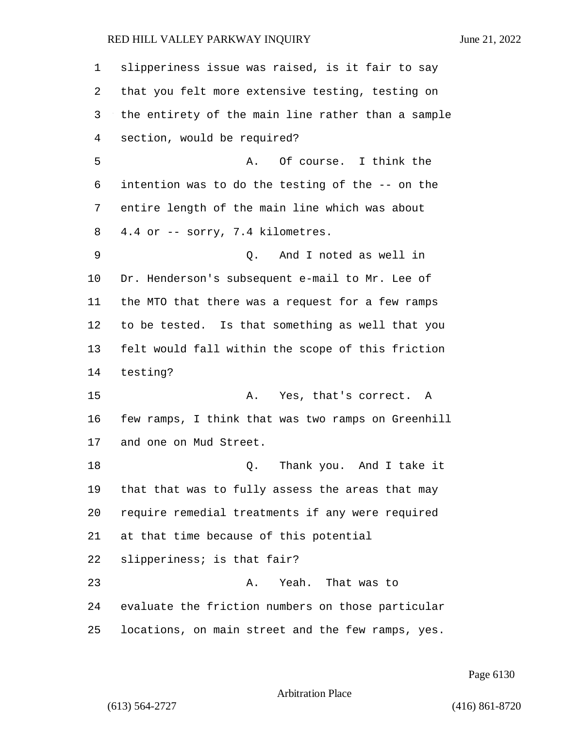slipperiness issue was raised, is it fair to say that you felt more extensive testing, testing on the entirety of the main line rather than a sample section, would be required?

A. Of course. I think the intention was to do the testing of the -- on the entire length of the main line which was about 4.4 or -- sorry, 7.4 kilometres.

Q. And I noted as well in Dr. Henderson's subsequent e-mail to Mr. Lee of the MTO that there was a request for a few ramps to be tested. Is that something as well that you felt would fall within the scope of this friction testing?

A. Yes, that's correct. A few ramps, I think that was two ramps on Greenhill and one on Mud Street.

Q. Thank you. And I take it that that was to fully assess the areas that may require remedial treatments if any were required at that time because of this potential slipperiness; is that fair?

A. Yeah. That was to evaluate the friction numbers on those particular locations, on main street and the few ramps, yes.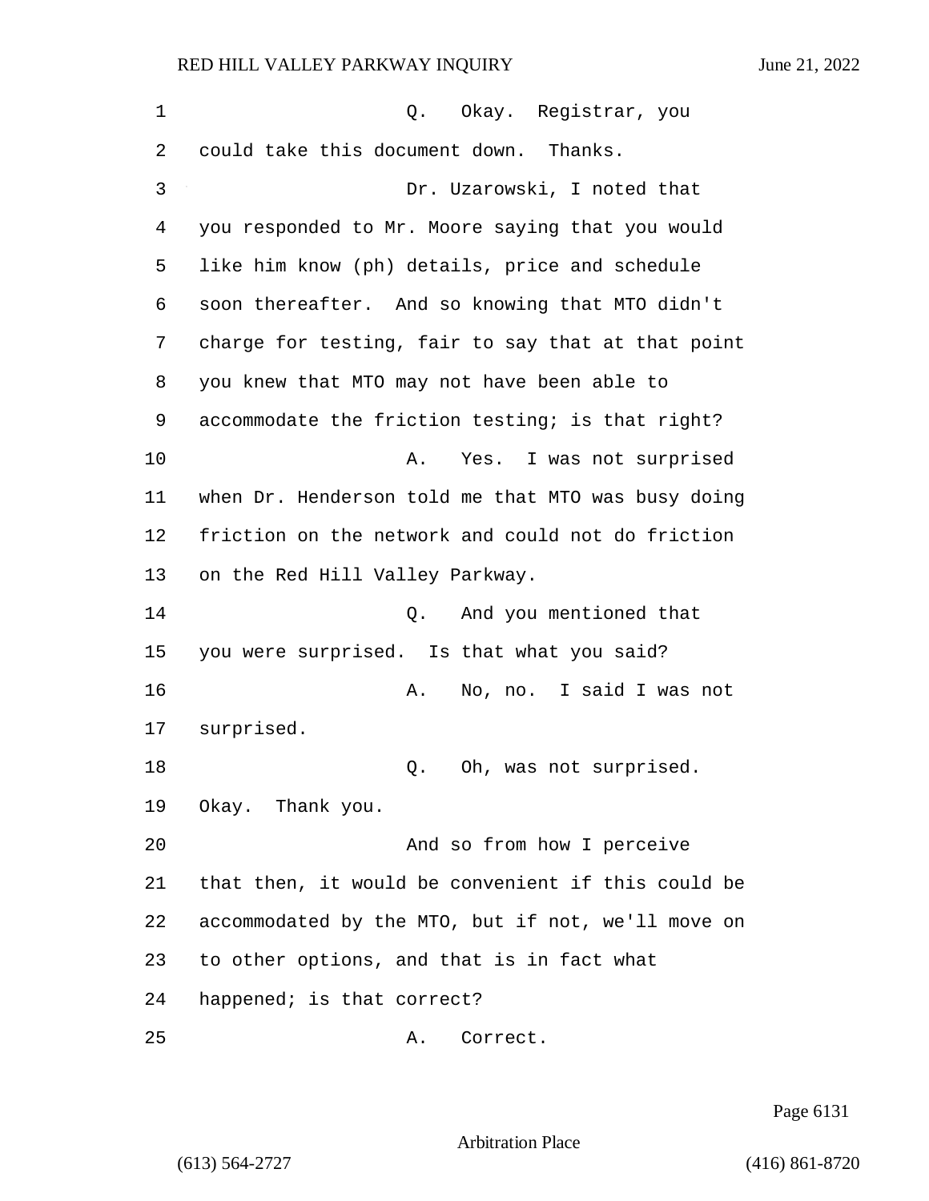Q. Okay. Registrar, you could take this document down. Thanks.

Dr. Uzarowski, I noted that you responded to Mr. Moore saying that you would like him know (ph) details, price and schedule soon thereafter. And so knowing that MTO didn't charge for testing, fair to say that at that point you knew that MTO may not have been able to accommodate the friction testing; is that right?

A. Yes. I was not surprised when Dr. Henderson told me that MTO was busy doing friction on the network and could not do friction on the Red Hill Valley Parkway.

Q. And you mentioned that you were surprised. Is that what you said?

A. No, no. I said I was not surprised.

Q. Oh, was not surprised. Okay. Thank you.

And so from how I perceive that then, it would be convenient if this could be accommodated by the MTO, but if not, we'll move on to other options, and that is in fact what happened; is that correct?

A. Correct.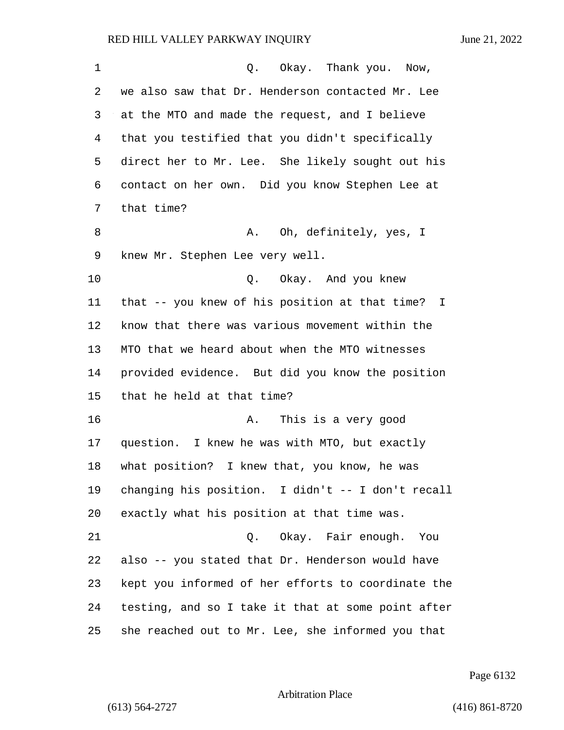Q. Okay. Thank you. Now, we also saw that Dr. Henderson contacted Mr. Lee at the MTO and made the request, and I believe that you testified that you didn't specifically direct her to Mr. Lee. She likely sought out his contact on her own. Did you know Stephen Lee at that time?

A. Oh, definitely, yes, I knew Mr. Stephen Lee very well.

Q. Okay. And you knew that -- you knew of his position at that time? I know that there was various movement within the MTO that we heard about when the MTO witnesses provided evidence. But did you know the position that he held at that time?

A. This is a very good question. I knew he was with MTO, but exactly what position? I knew that, you know, he was changing his position. I didn't -- I don't recall exactly what his position at that time was.

Q. Okay. Fair enough. You also -- you stated that Dr. Henderson would have kept you informed of her efforts to coordinate the testing, and so I take it that at some point after she reached out to Mr. Lee, she informed you that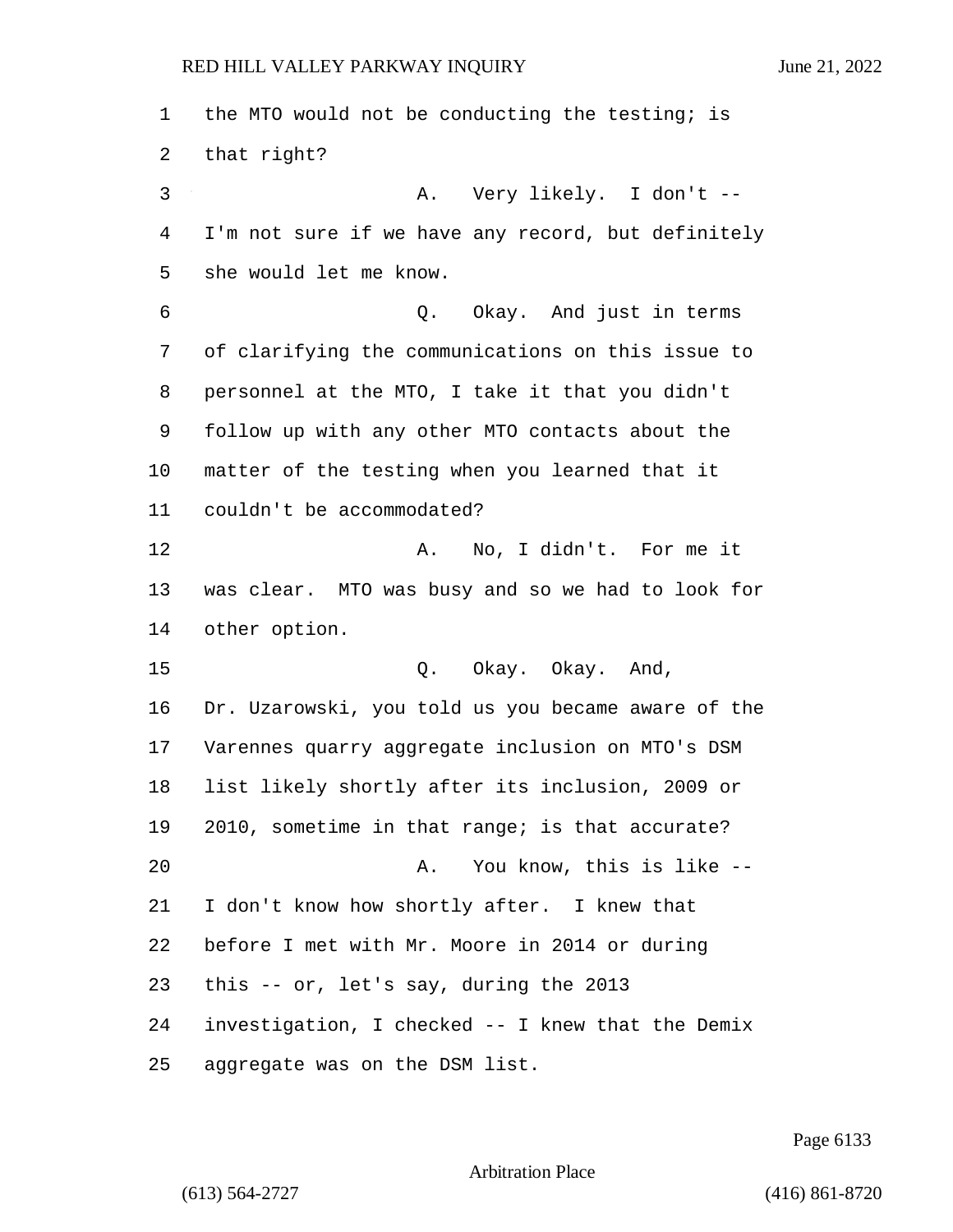the MTO would not be conducting the testing; is that right?

A. Very likely. I don't -- I'm not sure if we have any record, but definitely she would let me know.

Q. Okay. And just in terms of clarifying the communications on this issue to personnel at the MTO, I take it that you didn't follow up with any other MTO contacts about the matter of the testing when you learned that it couldn't be accommodated?

A. No, I didn't. For me it was clear. MTO was busy and so we had to look for other option.

Q. Okay. Okay. And, Dr. Uzarowski, you told us you became aware of the Varennes quarry aggregate inclusion on MTO's DSM list likely shortly after its inclusion, 2009 or 2010, sometime in that range; is that accurate?

A. You know, this is like -- I don't know how shortly after. I knew that before I met with Mr. Moore in 2014 or during this -- or, let's say, during the 2013 investigation, I checked -- I knew that the Demix aggregate was on the DSM list.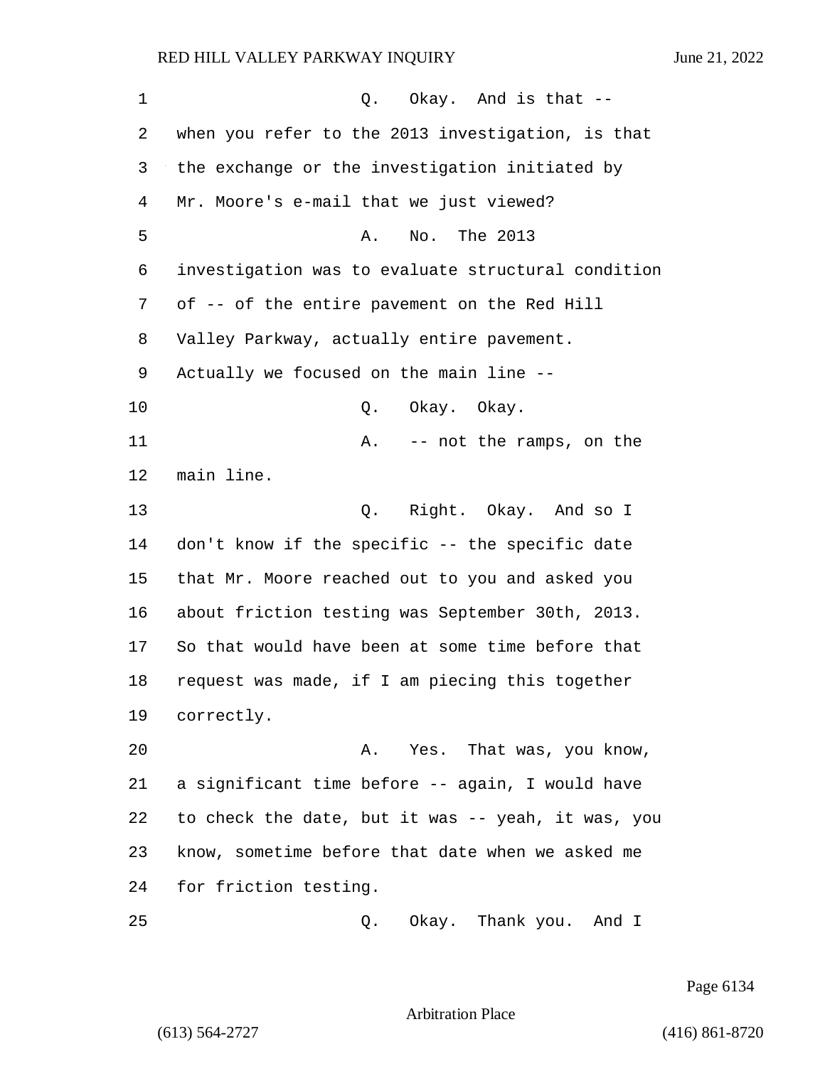Q. Okay. And is that -- when you refer to the 2013 investigation, is that the exchange or the investigation initiated by Mr. Moore's e-mail that we just viewed?

A. No. The 2013 investigation was to evaluate structural condition of -- of the entire pavement on the Red Hill Valley Parkway, actually entire pavement. Actually we focused on the main line --

Q. Okay. Okay.

A. -- not the ramps, on the main line.

Q. Right. Okay. And so I don't know if the specific -- the specific date that Mr. Moore reached out to you and asked you about friction testing was September 30th, 2013. So that would have been at some time before that request was made, if I am piecing this together correctly.

A. Yes. That was, you know, a significant time before -- again, I would have to check the date, but it was -- yeah, it was, you know, sometime before that date when we asked me for friction testing.

Q. Okay. Thank you. And I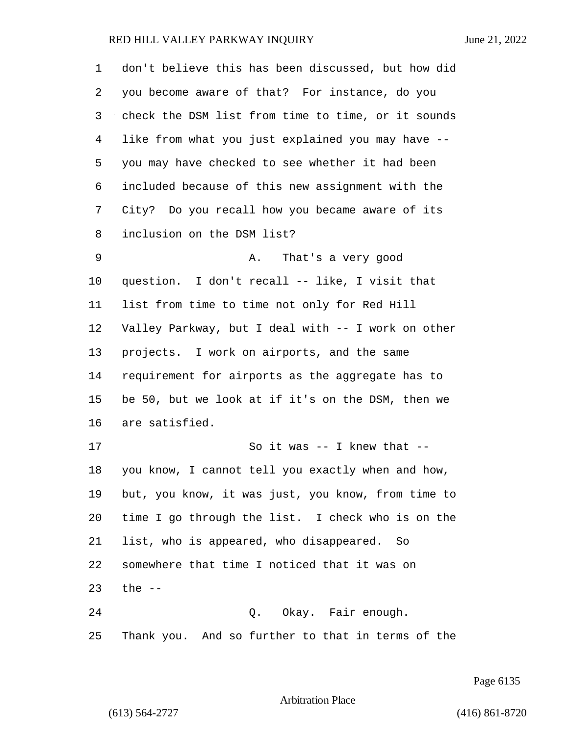don't believe this has been discussed, but how did you become aware of that? For instance, do you check the DSM list from time to time, or it sounds like from what you just explained you may have -- you may have checked to see whether it had been included because of this new assignment with the City? Do you recall how you became aware of its inclusion on the DSM list?

A. That's a very good question. I don't recall -- like, I visit that list from time to time not only for Red Hill Valley Parkway, but I deal with -- I work on other projects. I work on airports, and the same requirement for airports as the aggregate has to be 50, but we look at if it's on the DSM, then we are satisfied.

So it was -- I knew that -- you know, I cannot tell you exactly when and how, but, you know, it was just, you know, from time to time I go through the list. I check who is on the list, who is appeared, who disappeared. So somewhere that time I noticed that it was on the --

Q. Okay. Fair enough. Thank you. And so further to that in terms of the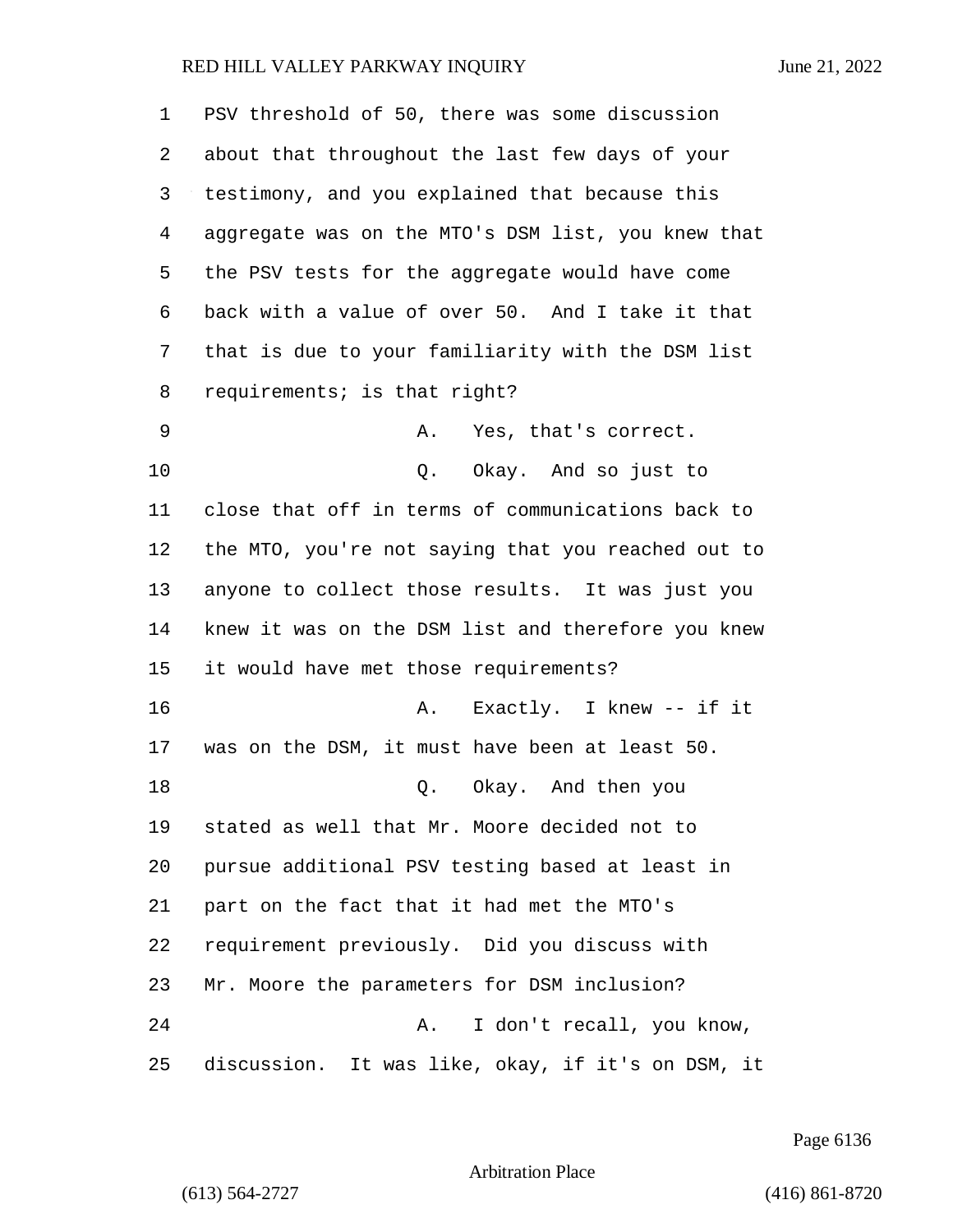PSV threshold of 50, there was some discussion about that throughout the last few days of your testimony, and you explained that because this aggregate was on the MTO's DSM list, you knew that the PSV tests for the aggregate would have come back with a value of over 50. And I take it that that is due to your familiarity with the DSM list requirements; is that right?

A. Yes, that's correct.

Q. Okay. And so just to close that off in terms of communications back to the MTO, you're not saying that you reached out to anyone to collect those results. It was just you knew it was on the DSM list and therefore you knew it would have met those requirements?

A. Exactly. I knew -- if it was on the DSM, it must have been at least 50.

Q. Okay. And then you stated as well that Mr. Moore decided not to pursue additional PSV testing based at least in part on the fact that it had met the MTO's requirement previously. Did you discuss with Mr. Moore the parameters for DSM inclusion?

A. I don't recall, you know, discussion. It was like, okay, if it's on DSM, it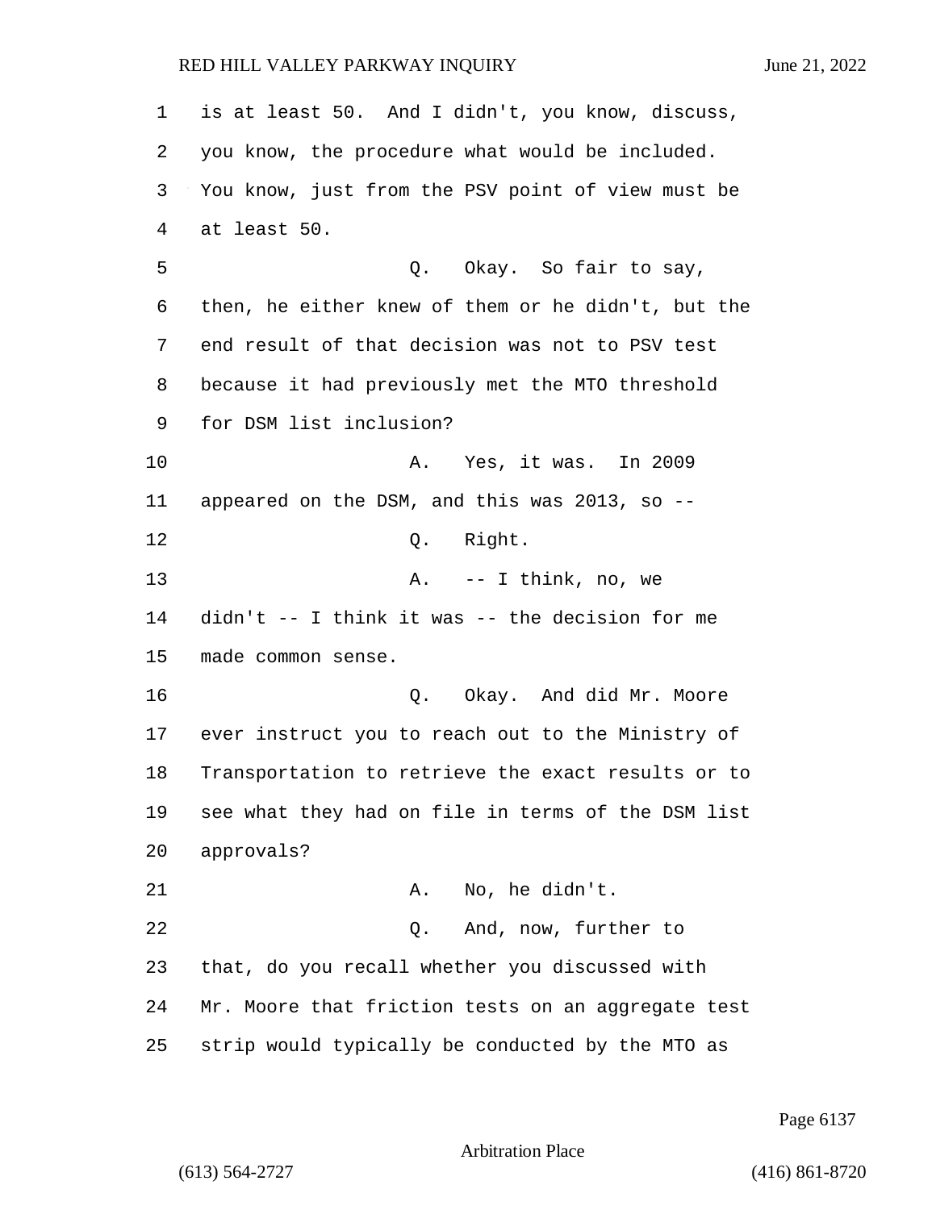is at least 50. And I didn't, you know, discuss, you know, the procedure what would be included. You know, just from the PSV point of view must be at least 50.

Q. Okay. So fair to say, then, he either knew of them or he didn't, but the end result of that decision was not to PSV test because it had previously met the MTO threshold for DSM list inclusion?

A. Yes, it was. In 2009 appeared on the DSM, and this was 2013, so --

Q. Right.

A. -- I think, no, we didn't -- I think it was -- the decision for me made common sense.

Q. Okay. And did Mr. Moore ever instruct you to reach out to the Ministry of Transportation to retrieve the exact results or to see what they had on file in terms of the DSM list approvals?

A. No, he didn't.

Q. And, now, further to that, do you recall whether you discussed with Mr. Moore that friction tests on an aggregate test strip would typically be conducted by the MTO as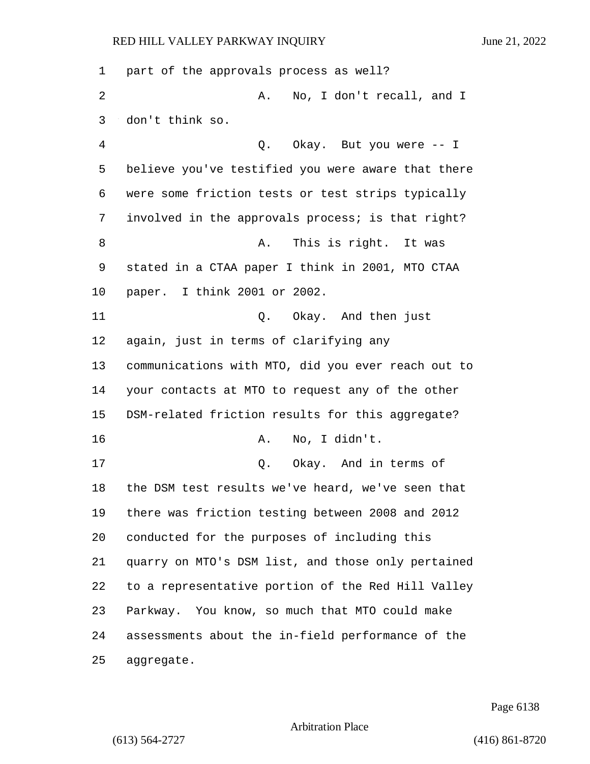part of the approvals process as well?

A. No, I don't recall, and I don't think so.

Q. Okay. But you were -- I believe you've testified you were aware that there were some friction tests or test strips typically involved in the approvals process; is that right?

A. This is right. It was stated in a CTAA paper I think in 2001, MTO CTAA paper. I think 2001 or 2002.

Q. Okay. And then just again, just in terms of clarifying any communications with MTO, did you ever reach out to your contacts at MTO to request any of the other DSM-related friction results for this aggregate?

A. No, I didn't.

Q. Okay. And in terms of the DSM test results we've heard, we've seen that there was friction testing between 2008 and 2012 conducted for the purposes of including this quarry on MTO's DSM list, and those only pertained to a representative portion of the Red Hill Valley Parkway. You know, so much that MTO could make assessments about the in-field performance of the aggregate.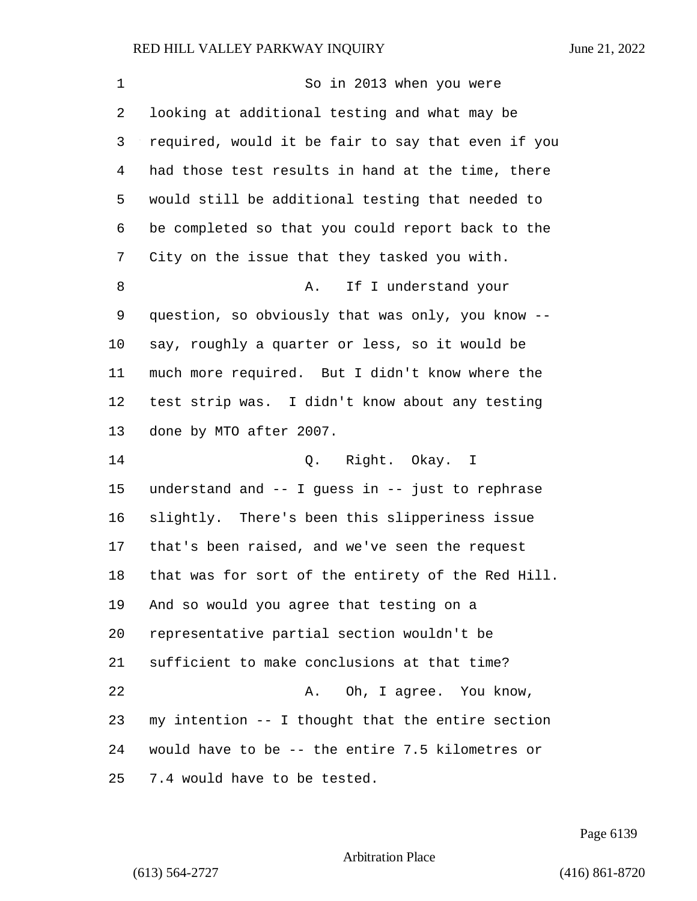So in 2013 when you were looking at additional testing and what may be required, would it be fair to say that even if you had those test results in hand at the time, there would still be additional testing that needed to be completed so that you could report back to the City on the issue that they tasked you with.

A. If I understand your question, so obviously that was only, you know -- say, roughly a quarter or less, so it would be much more required. But I didn't know where the test strip was. I didn't know about any testing done by MTO after 2007.

Q. Right. Okay. I understand and -- I guess in -- just to rephrase slightly. There's been this slipperiness issue that's been raised, and we've seen the request that was for sort of the entirety of the Red Hill. And so would you agree that testing on a representative partial section wouldn't be sufficient to make conclusions at that time?

A. Oh, I agree. You know, my intention -- I thought that the entire section would have to be -- the entire 7.5 kilometres or 7.4 would have to be tested.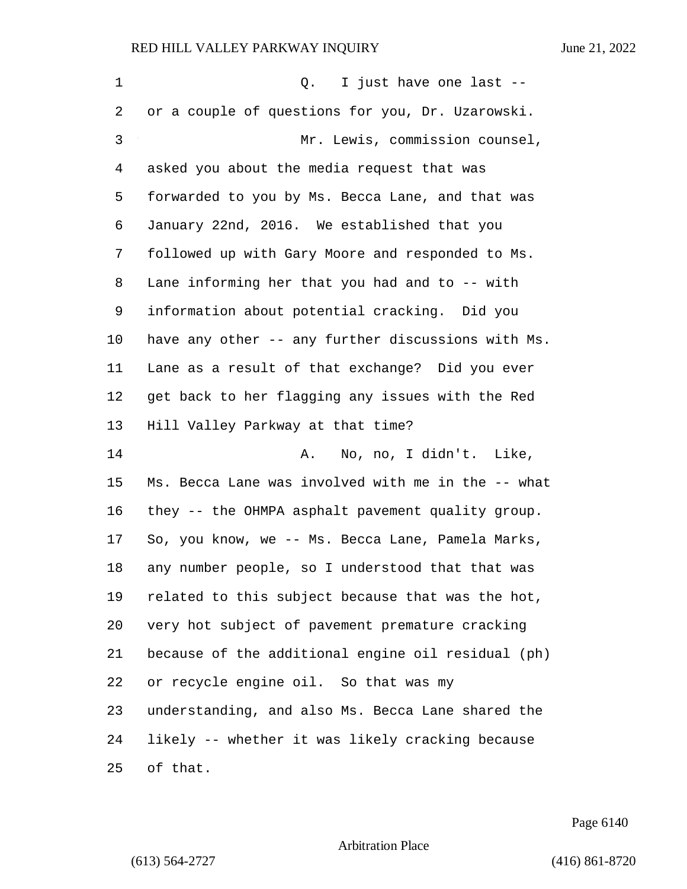Q. I just have one last -- or a couple of questions for you, Dr. Uzarowski.

Mr. Lewis, commission counsel, asked you about the media request that was forwarded to you by Ms. Becca Lane, and that was January 22nd, 2016. We established that you followed up with Gary Moore and responded to Ms. Lane informing her that you had and to -- with information about potential cracking. Did you have any other -- any further discussions with Ms. Lane as a result of that exchange? Did you ever get back to her flagging any issues with the Red Hill Valley Parkway at that time?

A. No, no, I didn't. Like, Ms. Becca Lane was involved with me in the -- what they -- the OHMPA asphalt pavement quality group. So, you know, we -- Ms. Becca Lane, Pamela Marks, any number people, so I understood that that was related to this subject because that was the hot, very hot subject of pavement premature cracking because of the additional engine oil residual (ph) or recycle engine oil. So that was my understanding, and also Ms. Becca Lane shared the likely -- whether it was likely cracking because of that.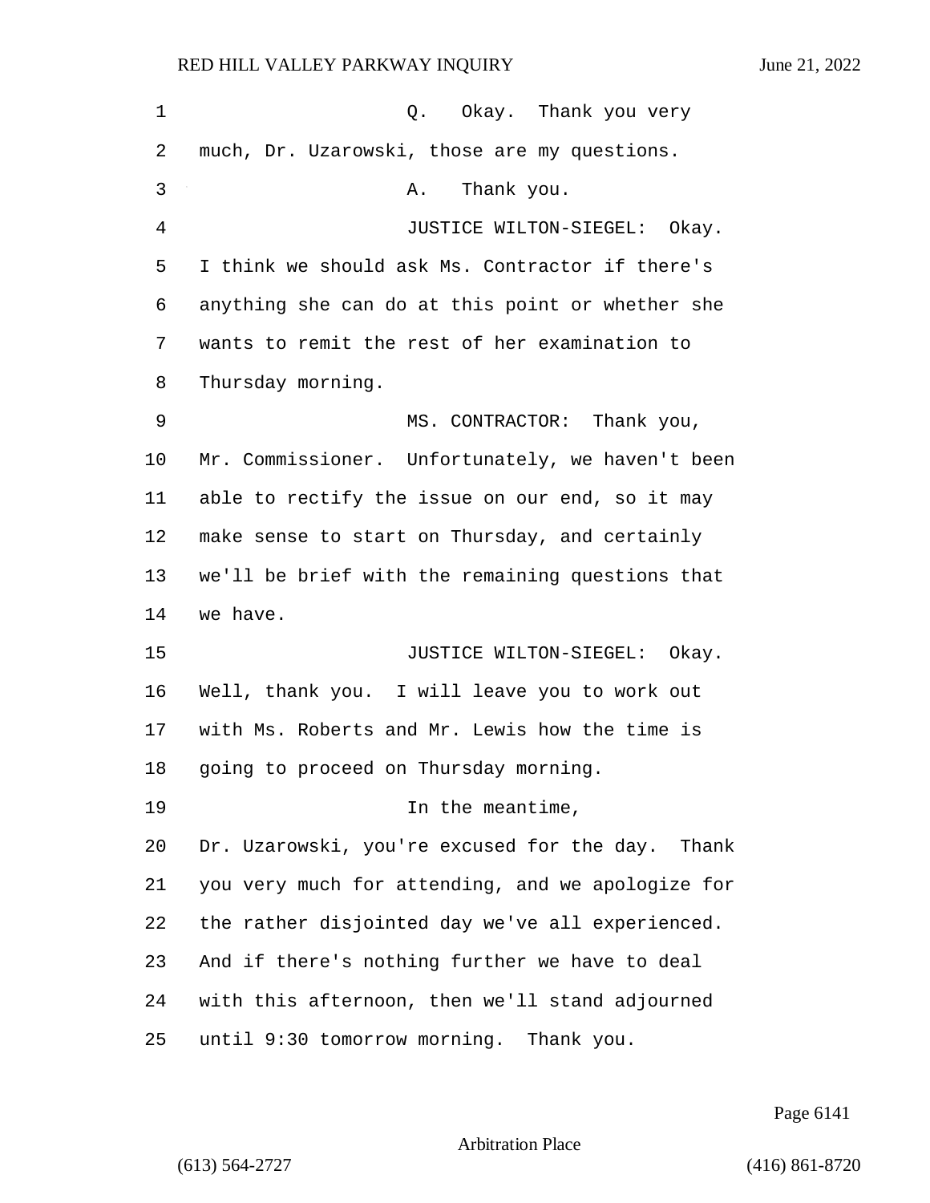Q. Okay. Thank you very much, Dr. Uzarowski, those are my questions.

A. Thank you.

JUSTICE WILTON-SIEGEL: Okay. I think we should ask Ms. Contractor if there's anything she can do at this point or whether she wants to remit the rest of her examination to Thursday morning.

MS. CONTRACTOR: Thank you, Mr. Commissioner. Unfortunately, we haven't been able to rectify the issue on our end, so it may make sense to start on Thursday, and certainly we'll be brief with the remaining questions that we have.

JUSTICE WILTON-SIEGEL: Okay. Well, thank you. I will leave you to work out with Ms. Roberts and Mr. Lewis how the time is going to proceed on Thursday morning.

In the meantime, Dr. Uzarowski, you're excused for the day. Thank you very much for attending, and we apologize for the rather disjointed day we've all experienced. And if there's nothing further we have to deal with this afternoon, then we'll stand adjourned until 9:30 tomorrow morning. Thank you.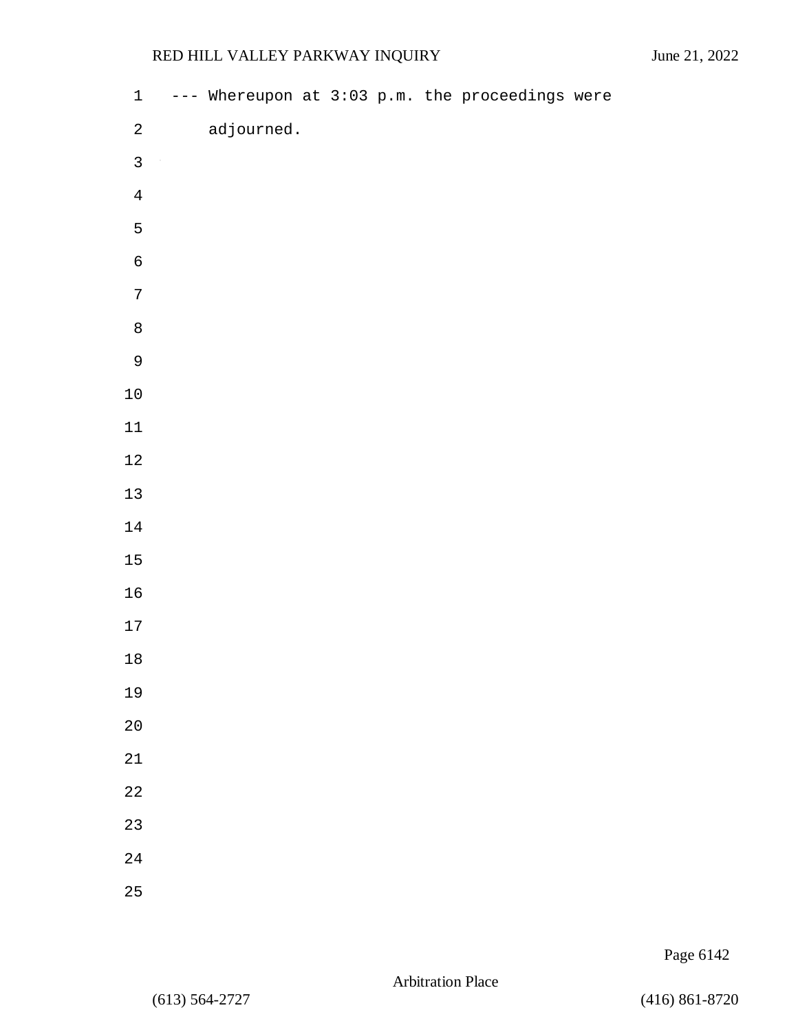--- Whereupon at 3:03 p.m. the proceedings were adjourned.